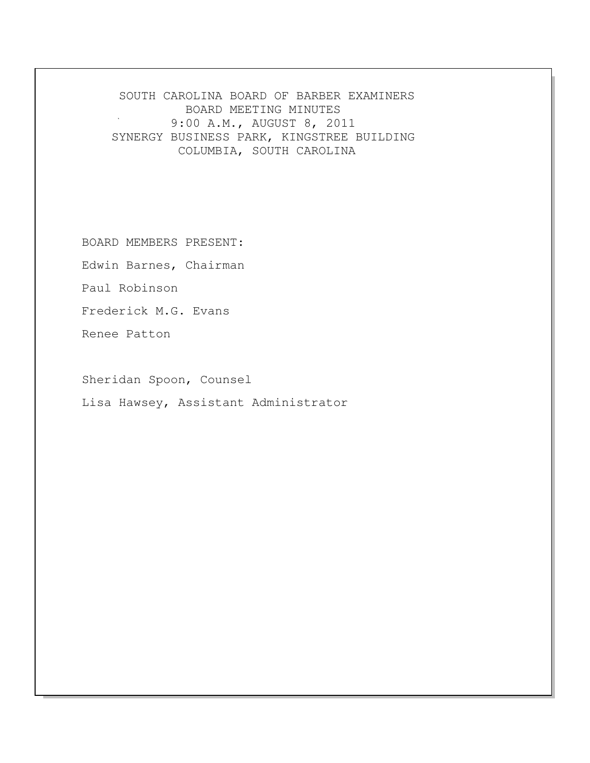# SOUTH CAROLINA BOARD OF BARBER EXAMINERS

## BOARD MEETING MINUTES

## 9:00 A.M., AUGUST 8, 2011

## SYNERGY BUSINESS PARK, KINGSTREE BUILDING

## COLUMBIA, SOUTH CAROLINA

BOARD MEMBERS PRESENT:

Edwin Barnes, Chairman

Paul Robinson

Frederick M.G. Evans

Renee Patton

Sheridan Spoon, Counsel

Lisa Hawsey, Assistant Administrator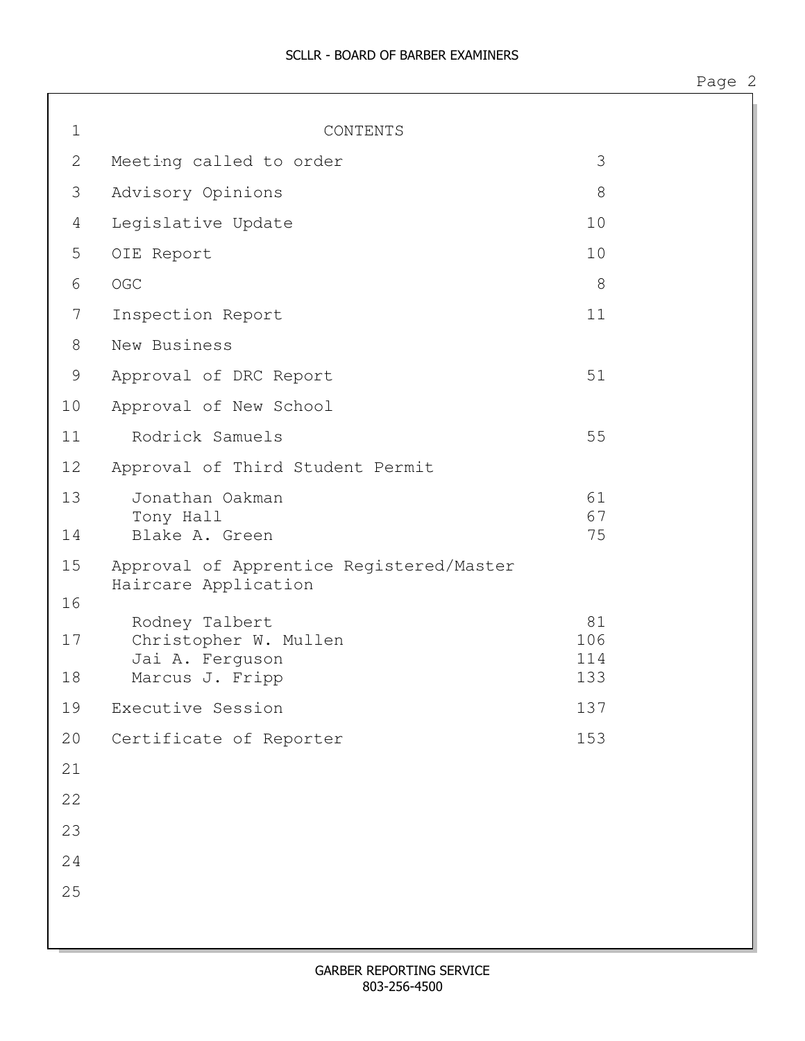# CONTENTS

| | |
|---|---|
| Meeting called to order | 3 |
| Advisory Opinions | 8 |
| Legislative Update | 10 |
| OIE Report | 10 |
| OGC | 8 |
| Inspection Report | 11 |
| New Business | |
| Approval of DRC Report | 51 |
| Approval of New School | |
| Rodrick Samuels | 55 |
| Approval of Third Student Permit | |
| Jonathan Oakman | 61 |
| Tony Hall | 67 |
| Blake A. Green | 75 |
| Approval of Apprentice Registered/Master Haircare Application | |
| Rodney Talbert | 81 |
| Christopher W. Mullen | 106 |
| Jai A. Ferguson | 114 |
| Marcus J. Fripp | 133 |
| Executive Session | 137 |
| Certificate of Reporter | 153 |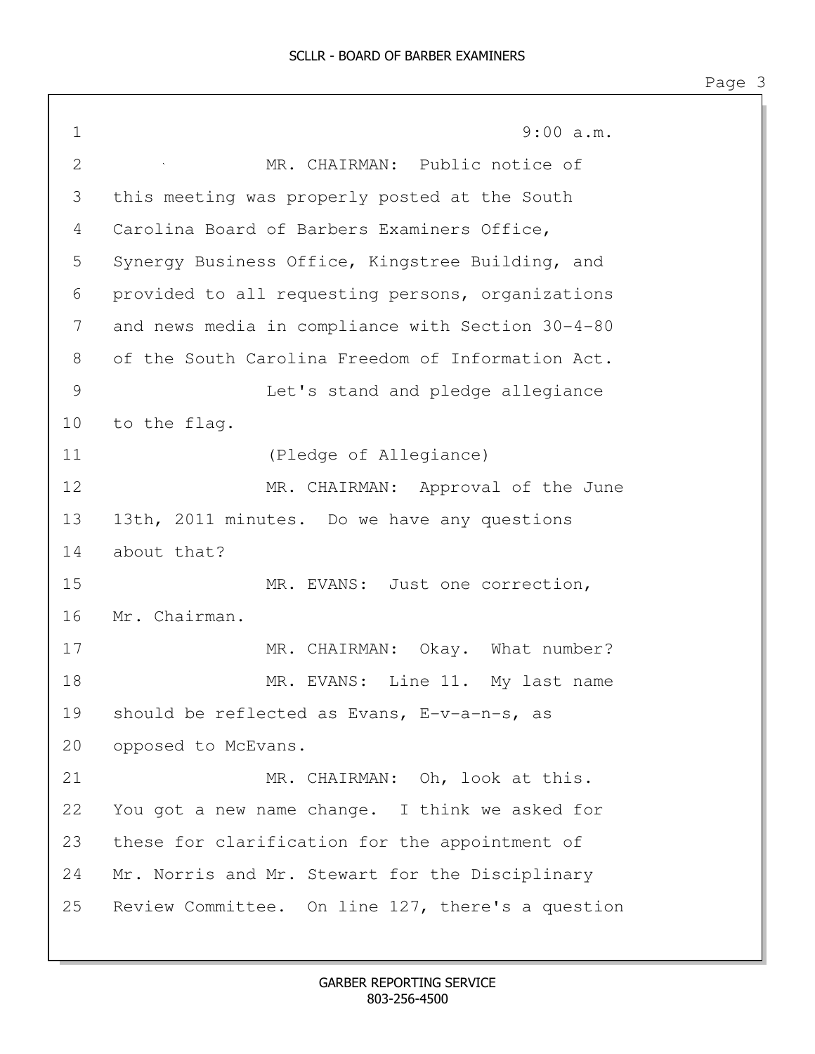9:00 a.m.

MR. CHAIRMAN: Public notice of this meeting was properly posted at the South Carolina Board of Barbers Examiners Office, Synergy Business Office, Kingstree Building, and provided to all requesting persons, organizations and news media in compliance with Section 30-4-80 of the South Carolina Freedom of Information Act.

Let's stand and pledge allegiance to the flag.

(Pledge of Allegiance)

MR. CHAIRMAN: Approval of the June 13th, 2011 minutes. Do we have any questions about that?

MR. EVANS: Just one correction, Mr. Chairman.

MR. CHAIRMAN: Okay. What number?

MR. EVANS: Line 11. My last name should be reflected as Evans, E-v-a-n-s, as opposed to McEvans.

MR. CHAIRMAN: Oh, look at this. You got a new name change. I think we asked for these for clarification for the appointment of Mr. Norris and Mr. Stewart for the Disciplinary Review Committee. On line 127, there's a question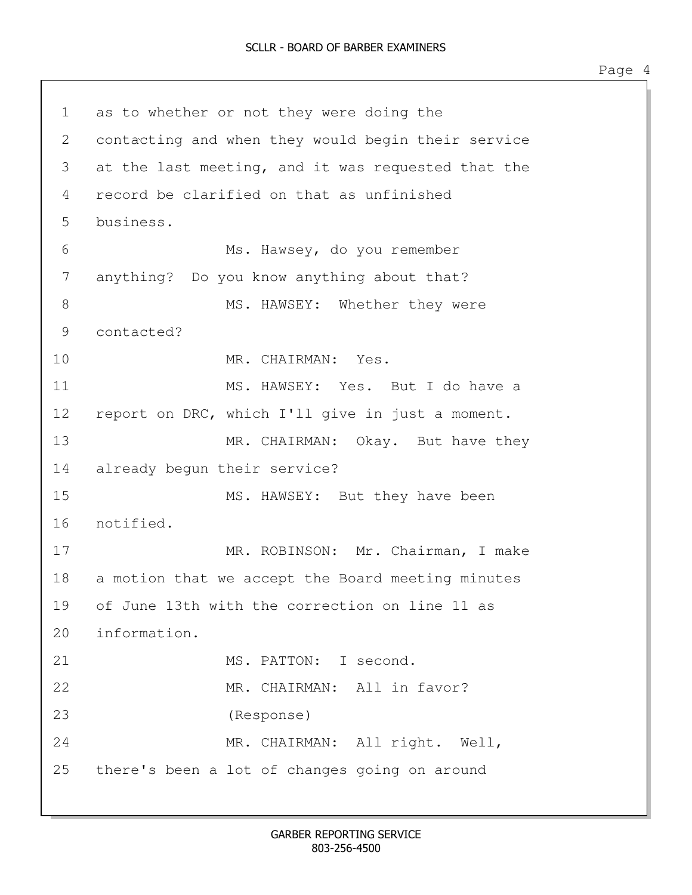as to whether or not they were doing the contacting and when they would begin their service at the last meeting, and it was requested that the record be clarified on that as unfinished business.

Ms. Hawsey, do you remember anything? Do you know anything about that?

MS. HAWSEY: Whether they were contacted?

MR. CHAIRMAN: Yes.

MS. HAWSEY: Yes. But I do have a report on DRC, which I'll give in just a moment.

MR. CHAIRMAN: Okay. But have they already begun their service?

MS. HAWSEY: But they have been notified.

MR. ROBINSON: Mr. Chairman, I make a motion that we accept the Board meeting minutes of June 13th with the correction on line 11 as information.

MS. PATTON: I second.

MR. CHAIRMAN: All in favor?

(Response)

MR. CHAIRMAN: All right. Well, there's been a lot of changes going on around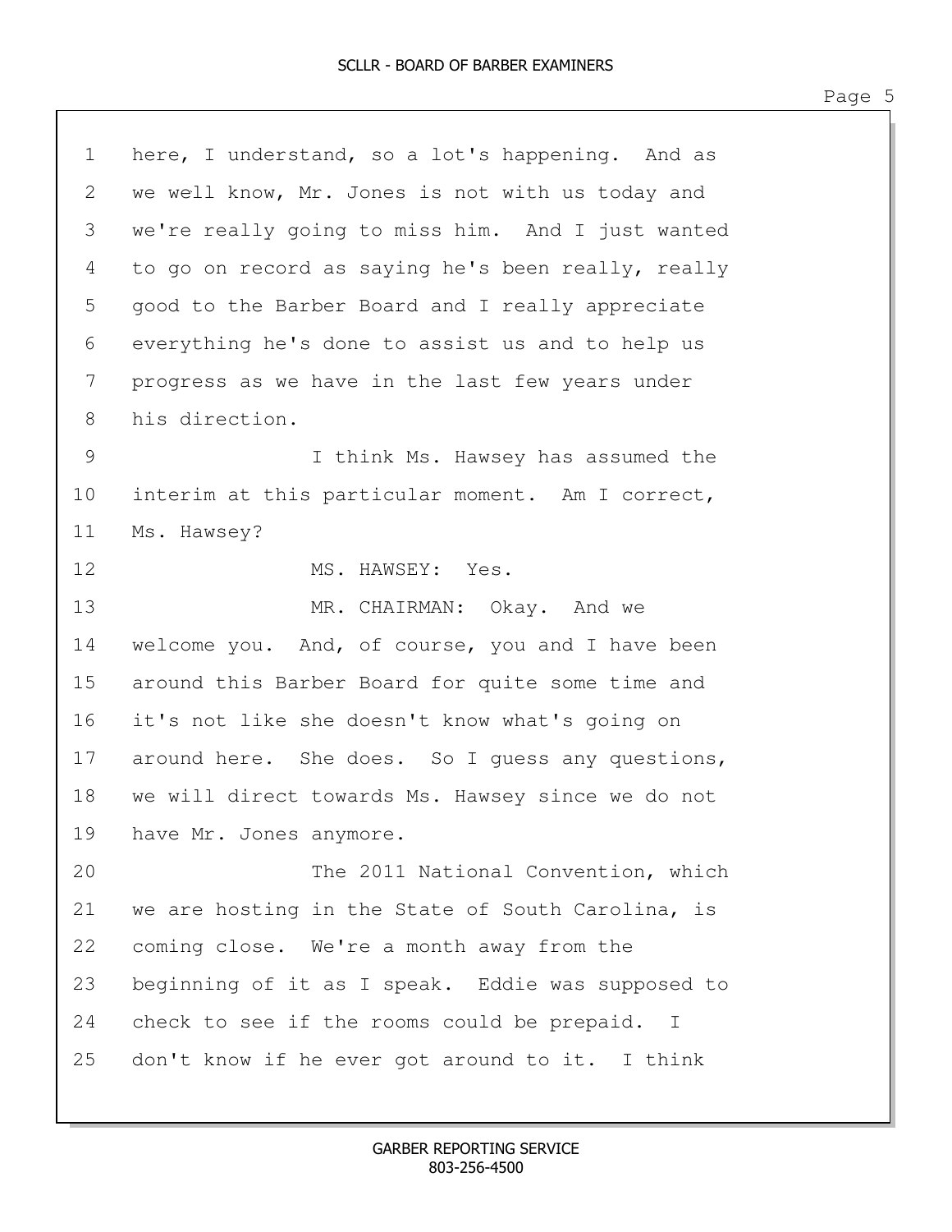here, I understand, so a lot's happening. And as we well know, Mr. Jones is not with us today and we're really going to miss him. And I just wanted to go on record as saying he's been really, really good to the Barber Board and I really appreciate everything he's done to assist us and to help us progress as we have in the last few years under his direction.

I think Ms. Hawsey has assumed the interim at this particular moment. Am I correct, Ms. Hawsey?

MS. HAWSEY: Yes.

MR. CHAIRMAN: Okay. And we welcome you. And, of course, you and I have been around this Barber Board for quite some time and it's not like she doesn't know what's going on around here. She does. So I guess any questions, we will direct towards Ms. Hawsey since we do not have Mr. Jones anymore.

The 2011 National Convention, which we are hosting in the State of South Carolina, is coming close. We're a month away from the beginning of it as I speak. Eddie was supposed to check to see if the rooms could be prepaid. I don't know if he ever got around to it. I think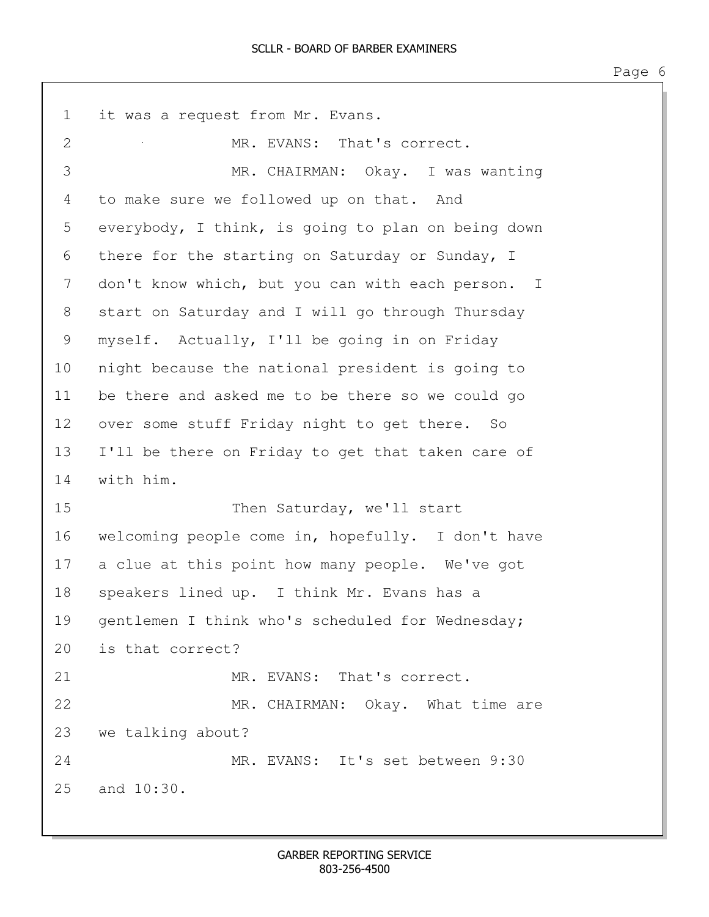it was a request from Mr. Evans.

MR. EVANS: That's correct.

MR. CHAIRMAN: Okay. I was wanting to make sure we followed up on that. And everybody, I think, is going to plan on being down there for the starting on Saturday or Sunday, I don't know which, but you can with each person. I start on Saturday and I will go through Thursday myself. Actually, I'll be going in on Friday night because the national president is going to be there and asked me to be there so we could go over some stuff Friday night to get there. So I'll be there on Friday to get that taken care of with him.

Then Saturday, we'll start welcoming people come in, hopefully. I don't have a clue at this point how many people. We've got speakers lined up. I think Mr. Evans has a gentlemen I think who's scheduled for Wednesday; is that correct?

MR. EVANS: That's correct.

MR. CHAIRMAN: Okay. What time are we talking about?

MR. EVANS: It's set between 9:30 and 10:30.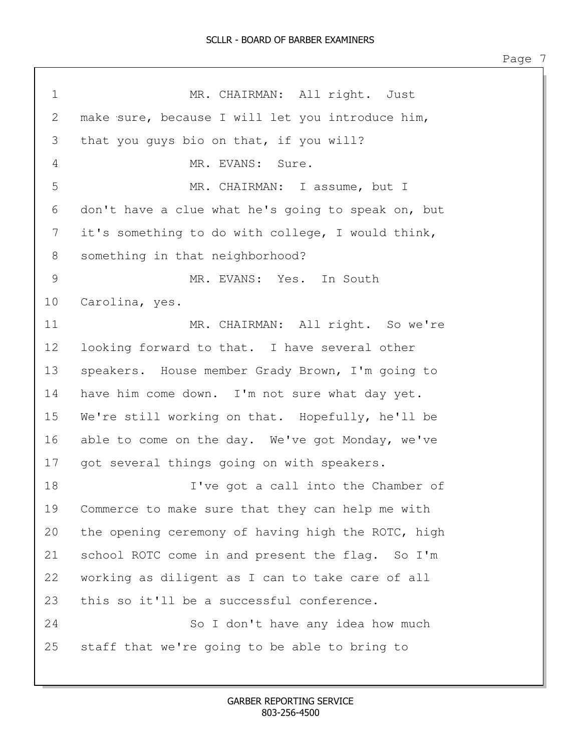MR. CHAIRMAN: All right. Just make sure, because I will let you introduce him, that you guys bio on that, if you will?

MR. EVANS: Sure.

MR. CHAIRMAN: I assume, but I don't have a clue what he's going to speak on, but it's something to do with college, I would think, something in that neighborhood?

MR. EVANS: Yes. In South Carolina, yes.

MR. CHAIRMAN: All right. So we're looking forward to that. I have several other speakers. House member Grady Brown, I'm going to have him come down. I'm not sure what day yet. We're still working on that. Hopefully, he'll be able to come on the day. We've got Monday, we've got several things going on with speakers.

I've got a call into the Chamber of Commerce to make sure that they can help me with the opening ceremony of having high the ROTC, high school ROTC come in and present the flag. So I'm working as diligent as I can to take care of all this so it'll be a successful conference.

So I don't have any idea how much staff that we're going to be able to bring to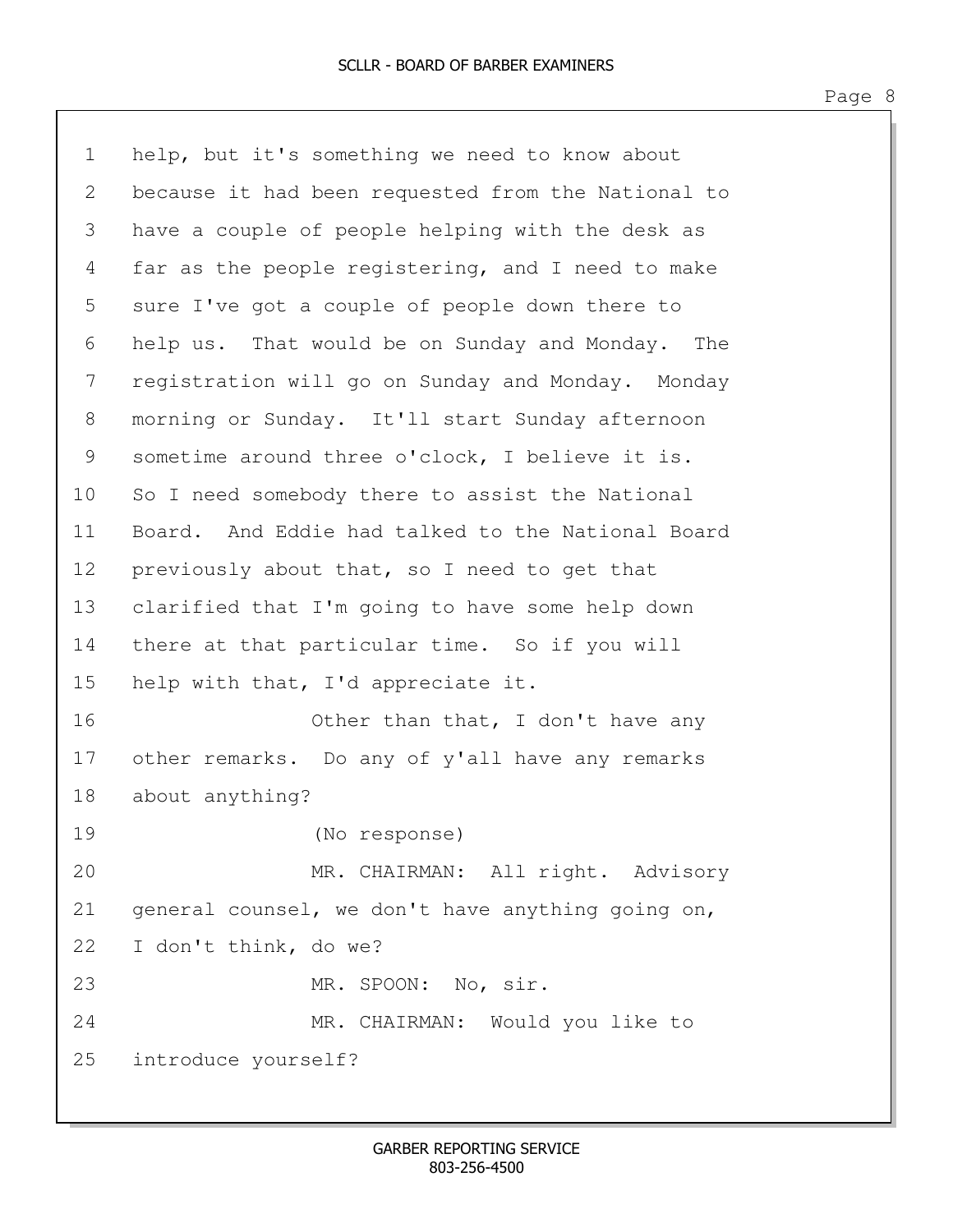help, but it's something we need to know about because it had been requested from the National to have a couple of people helping with the desk as far as the people registering, and I need to make sure I've got a couple of people down there to help us. That would be on Sunday and Monday. The registration will go on Sunday and Monday. Monday morning or Sunday. It'll start Sunday afternoon sometime around three o'clock, I believe it is. So I need somebody there to assist the National Board. And Eddie had talked to the National Board previously about that, so I need to get that clarified that I'm going to have some help down there at that particular time. So if you will help with that, I'd appreciate it.

Other than that, I don't have any other remarks. Do any of y'all have any remarks about anything?

(No response)

MR. CHAIRMAN: All right. Advisory general counsel, we don't have anything going on, I don't think, do we?

MR. SPOON: No, sir.

MR. CHAIRMAN: Would you like to introduce yourself?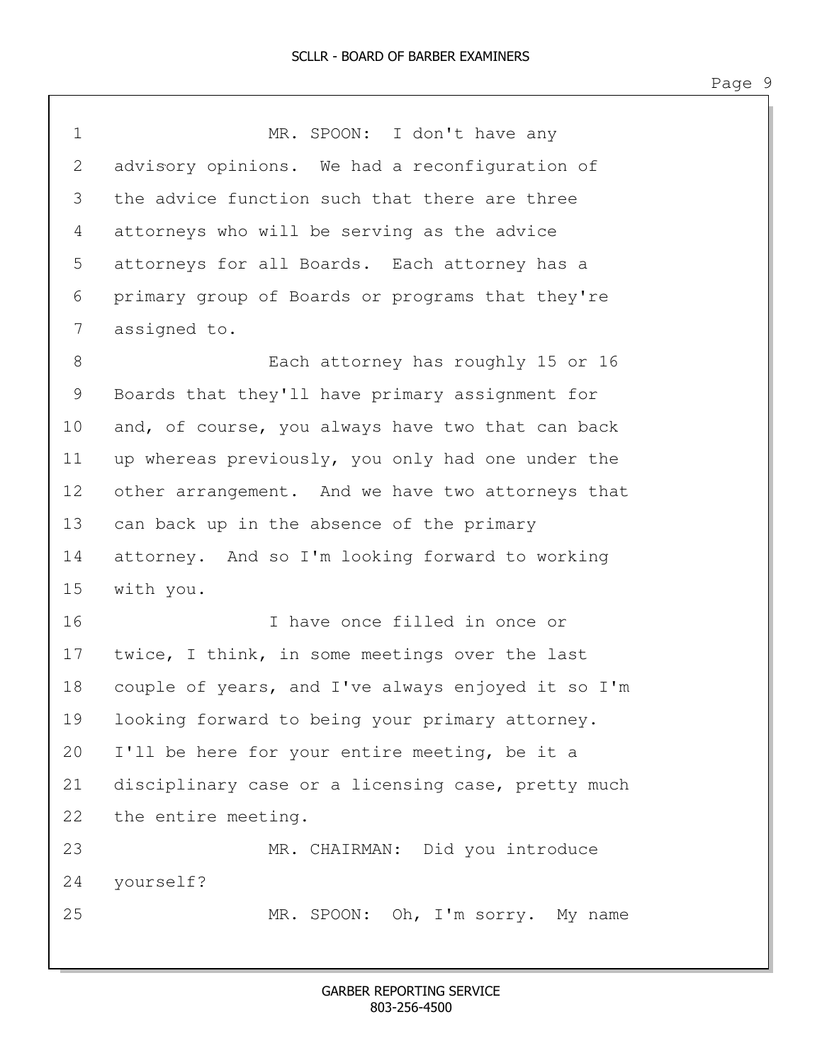MR. SPOON: I don't have any advisory opinions. We had a reconfiguration of the advice function such that there are three attorneys who will be serving as the advice attorneys for all Boards. Each attorney has a primary group of Boards or programs that they're assigned to.

Each attorney has roughly 15 or 16 Boards that they'll have primary assignment for and, of course, you always have two that can back up whereas previously, you only had one under the other arrangement. And we have two attorneys that can back up in the absence of the primary attorney. And so I'm looking forward to working with you.

I have once filled in once or twice, I think, in some meetings over the last couple of years, and I've always enjoyed it so I'm looking forward to being your primary attorney. I'll be here for your entire meeting, be it a disciplinary case or a licensing case, pretty much the entire meeting.

MR. CHAIRMAN: Did you introduce yourself?

MR. SPOON: Oh, I'm sorry. My name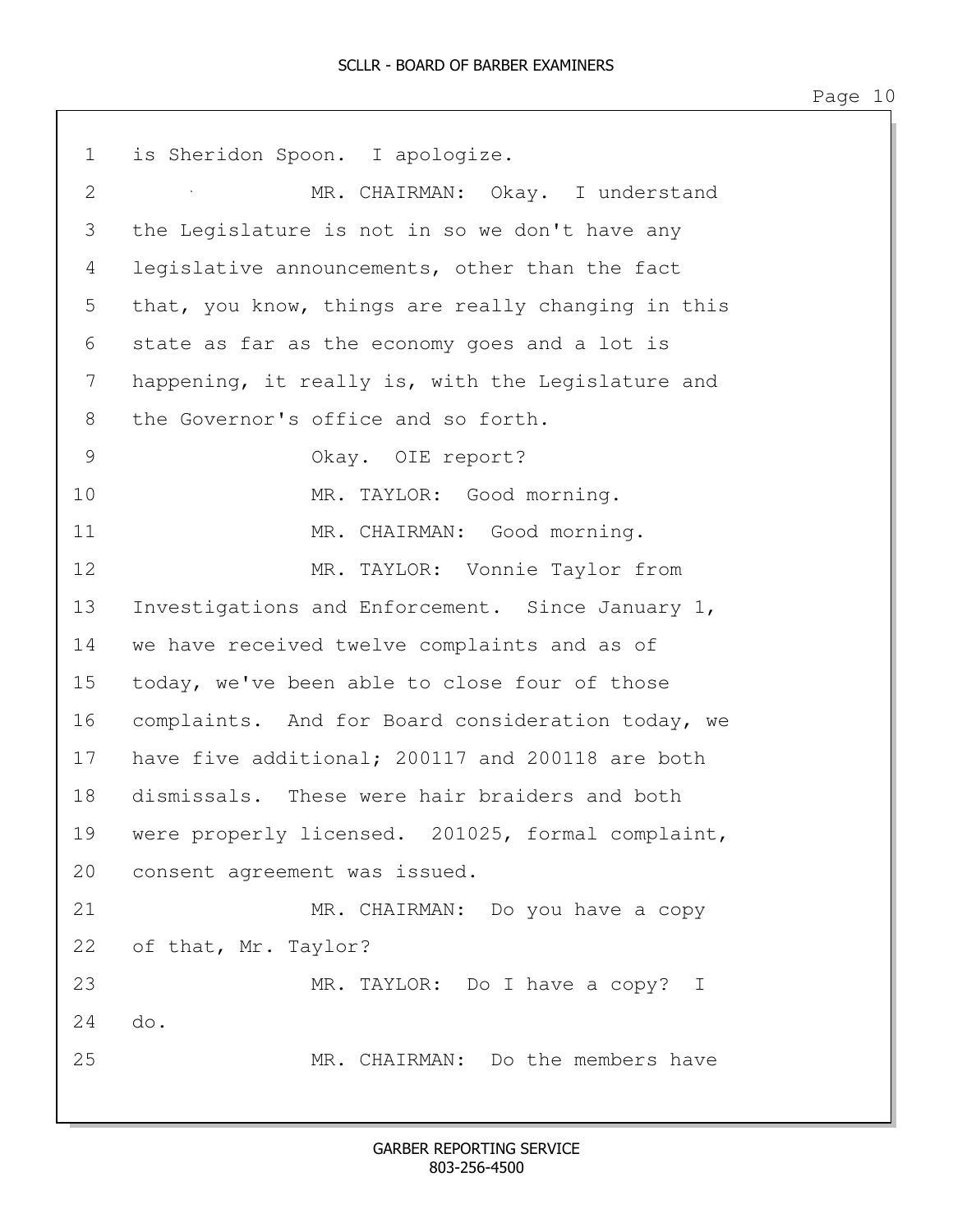1 is Sheridon Spoon. I apologize.

2 MR. CHAIRMAN: Okay. I understand

3 the Legislature is not in so we don't have any

4 legislative announcements, other than the fact

5 that, you know, things are really changing in this

6 state as far as the economy goes and a lot is

7 happening, it really is, with the Legislature and

8 the Governor's office and so forth.

9 Okay. OIE report?

10 MR. TAYLOR: Good morning.

11 MR. CHAIRMAN: Good morning.

12 MR. TAYLOR: Vonnie Taylor from

13 Investigations and Enforcement. Since January 1,

14 we have received twelve complaints and as of

15 today, we've been able to close four of those

16 complaints. And for Board consideration today, we

17 have five additional; 200117 and 200118 are both

18 dismissals. These were hair braiders and both

19 were properly licensed. 201025, formal complaint,

20 consent agreement was issued.

21 MR. CHAIRMAN: Do you have a copy

22 of that, Mr. Taylor?

23 MR. TAYLOR: Do I have a copy? I

24 do.

25 MR. CHAIRMAN: Do the members have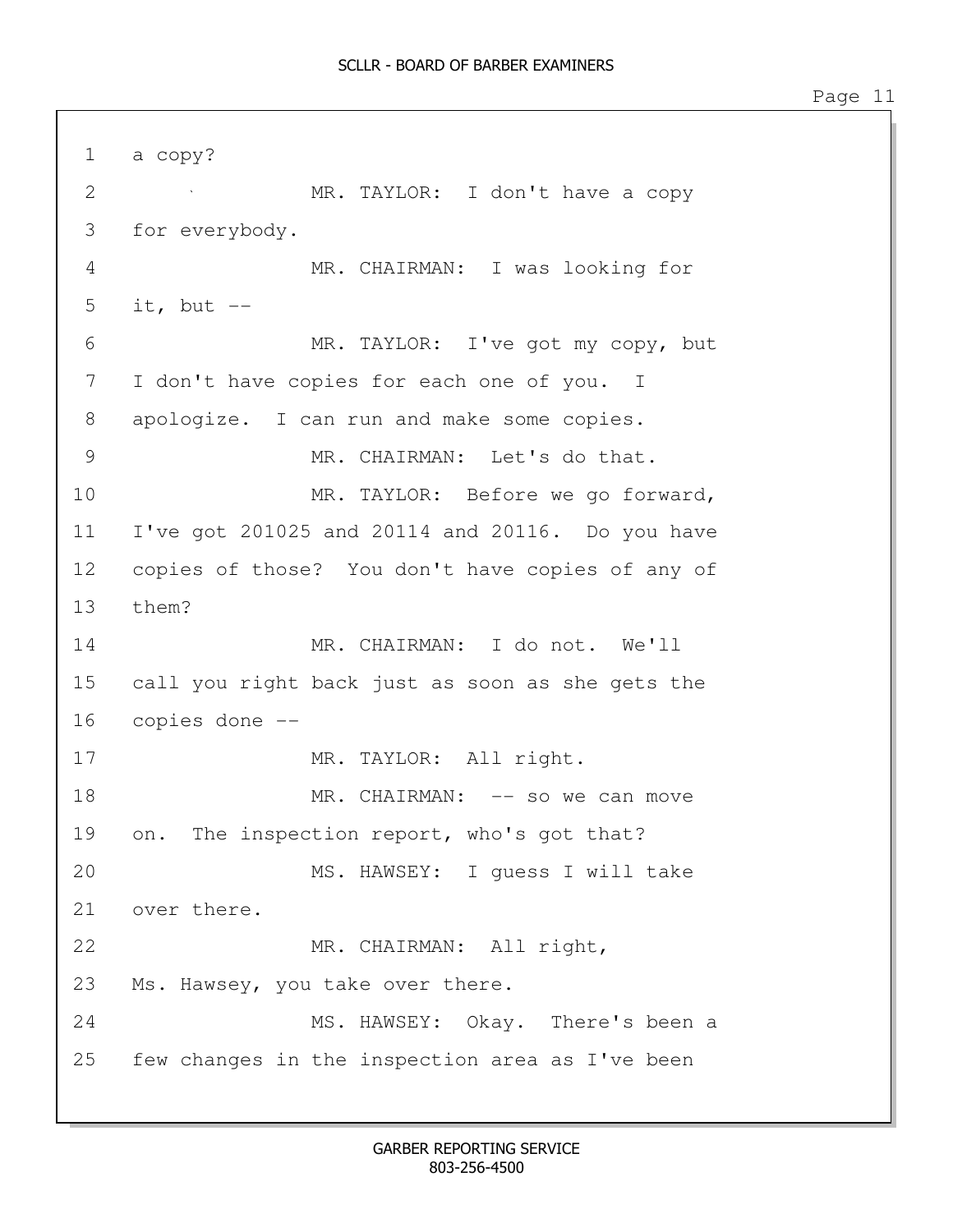1 a copy?

2 MR. TAYLOR: I don't have a copy

3 for everybody.

4 MR. CHAIRMAN: I was looking for

5 it, but --

6 MR. TAYLOR: I've got my copy, but

7 I don't have copies for each one of you. I

8 apologize. I can run and make some copies.

9 MR. CHAIRMAN: Let's do that.

10 MR. TAYLOR: Before we go forward,

11 I've got 201025 and 20114 and 20116. Do you have

12 copies of those? You don't have copies of any of

13 them?

14 MR. CHAIRMAN: I do not. We'll

15 call you right back just as soon as she gets the

16 copies done --

17 MR. TAYLOR: All right.

18 MR. CHAIRMAN: -- so we can move

19 on. The inspection report, who's got that?

20 MS. HAWSEY: I guess I will take

21 over there.

22 MR. CHAIRMAN: All right,

23 Ms. Hawsey, you take over there.

24 MS. HAWSEY: Okay. There's been a

25 few changes in the inspection area as I've been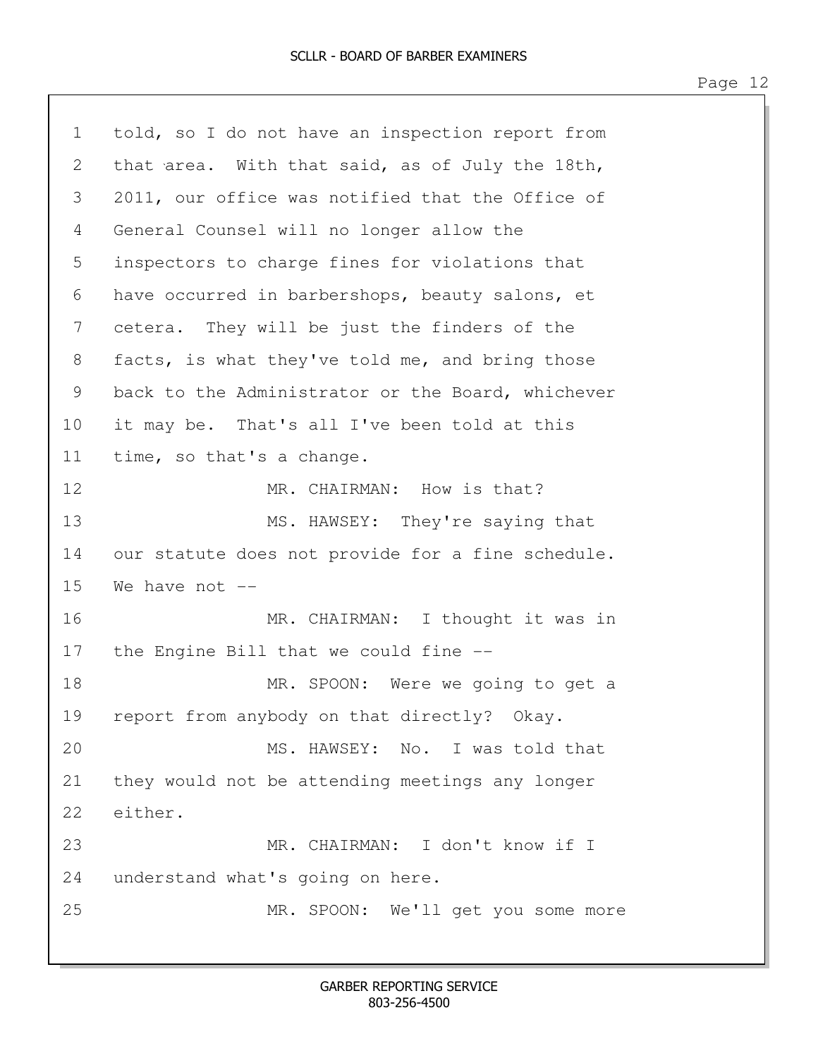told, so I do not have an inspection report from that area. With that said, as of July the 18th, 2011, our office was notified that the Office of General Counsel will no longer allow the inspectors to charge fines for violations that have occurred in barbershops, beauty salons, et cetera. They will be just the finders of the facts, is what they've told me, and bring those back to the Administrator or the Board, whichever it may be. That's all I've been told at this time, so that's a change.

MR. CHAIRMAN: How is that?

MS. HAWSEY: They're saying that our statute does not provide for a fine schedule. We have not --

MR. CHAIRMAN: I thought it was in the Engine Bill that we could fine --

MR. SPOON: Were we going to get a report from anybody on that directly? Okay.

MS. HAWSEY: No. I was told that they would not be attending meetings any longer either.

MR. CHAIRMAN: I don't know if I understand what's going on here.

MR. SPOON: We'll get you some more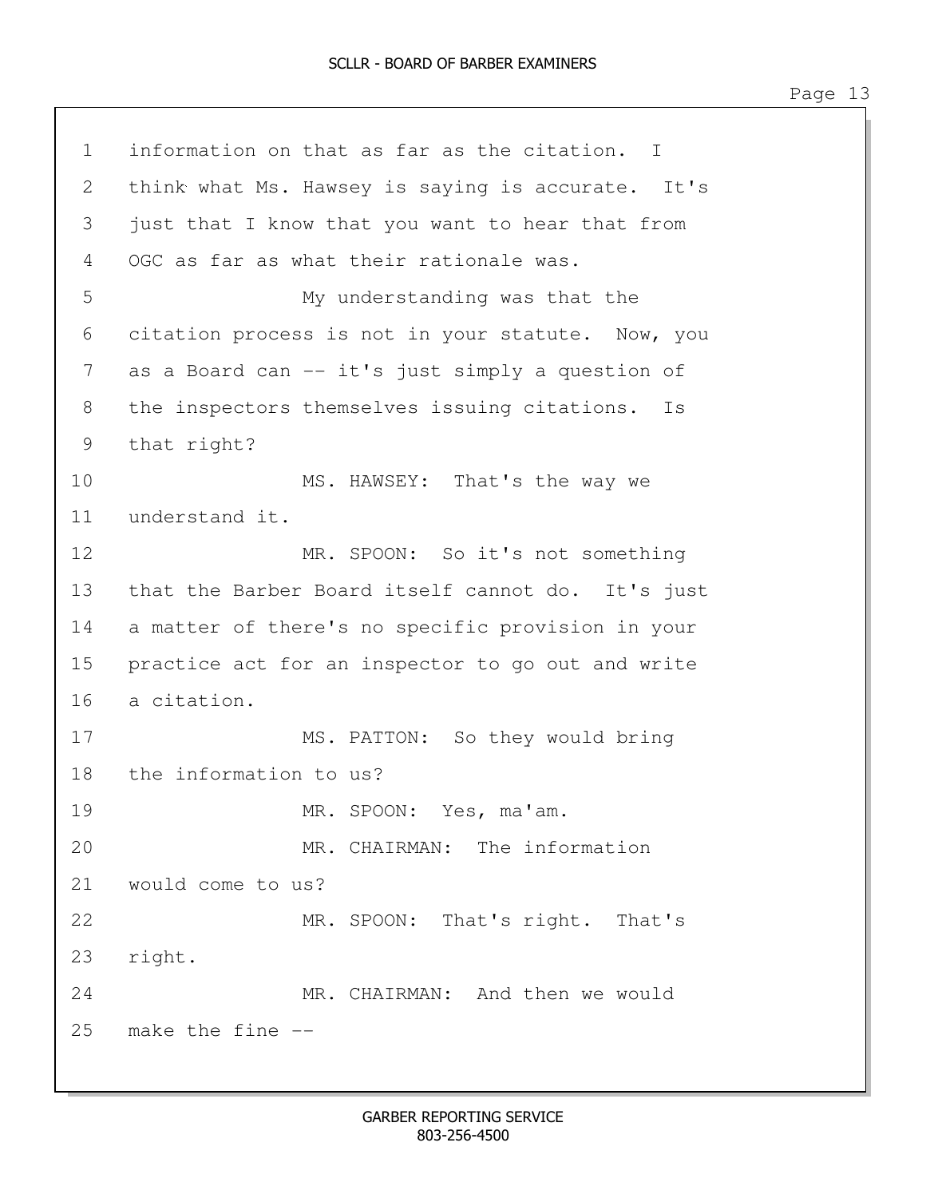information on that as far as the citation. I think what Ms. Hawsey is saying is accurate. It's just that I know that you want to hear that from OGC as far as what their rationale was.

My understanding was that the citation process is not in your statute. Now, you as a Board can -- it's just simply a question of the inspectors themselves issuing citations. Is that right?

MS. HAWSEY: That's the way we understand it.

MR. SPOON: So it's not something that the Barber Board itself cannot do. It's just a matter of there's no specific provision in your practice act for an inspector to go out and write a citation.

MS. PATTON: So they would bring the information to us?

MR. SPOON: Yes, ma'am.

MR. CHAIRMAN: The information would come to us?

MR. SPOON: That's right. That's right.

MR. CHAIRMAN: And then we would make the fine --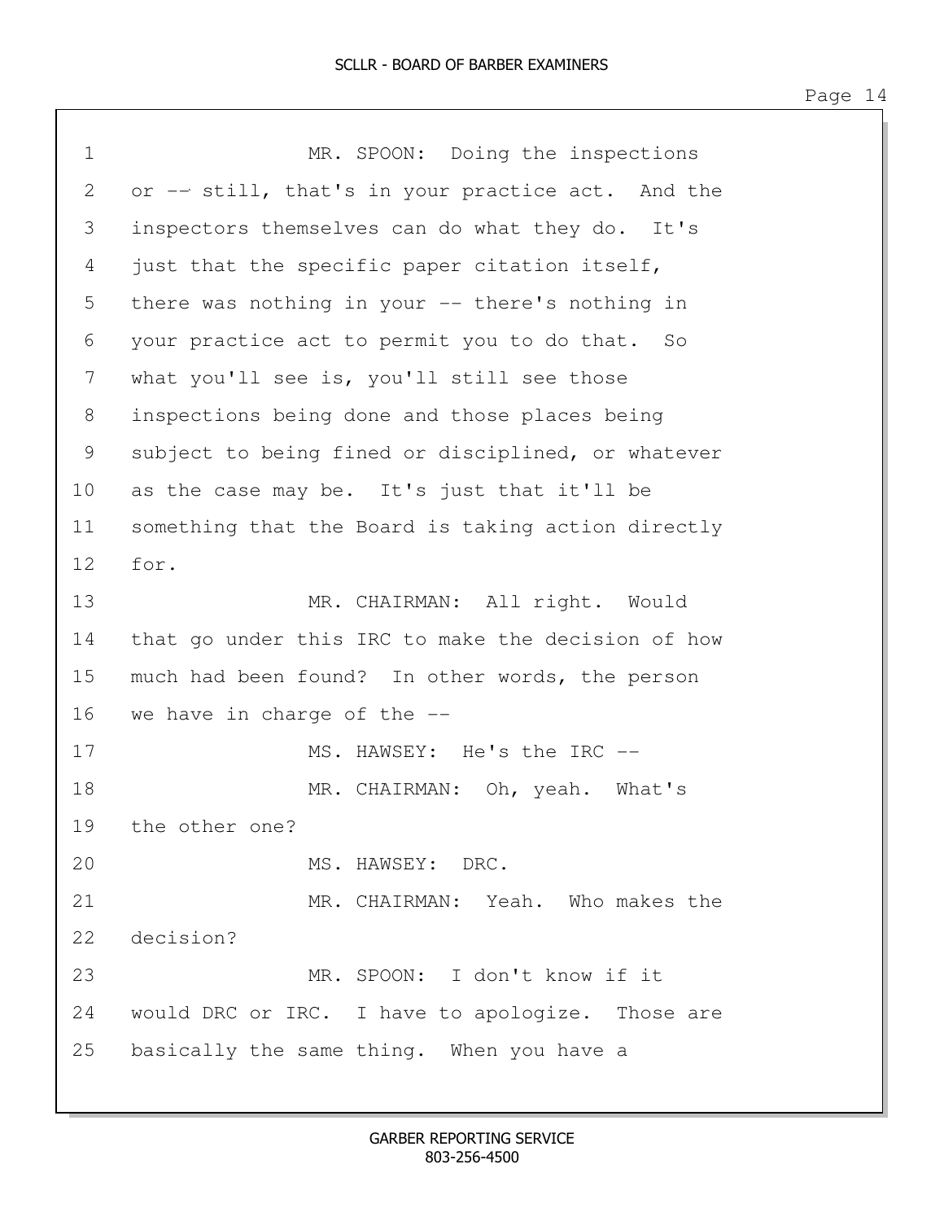MR. SPOON: Doing the inspections or -- still, that's in your practice act. And the inspectors themselves can do what they do. It's just that the specific paper citation itself, there was nothing in your -- there's nothing in your practice act to permit you to do that. So what you'll see is, you'll still see those inspections being done and those places being subject to being fined or disciplined, or whatever as the case may be. It's just that it'll be something that the Board is taking action directly for.

MR. CHAIRMAN: All right. Would that go under this IRC to make the decision of how much had been found? In other words, the person we have in charge of the --

MS. HAWSEY: He's the IRC --

MR. CHAIRMAN: Oh, yeah. What's the other one?

MS. HAWSEY: DRC.

MR. CHAIRMAN: Yeah. Who makes the decision?

MR. SPOON: I don't know if it would DRC or IRC. I have to apologize. Those are basically the same thing. When you have a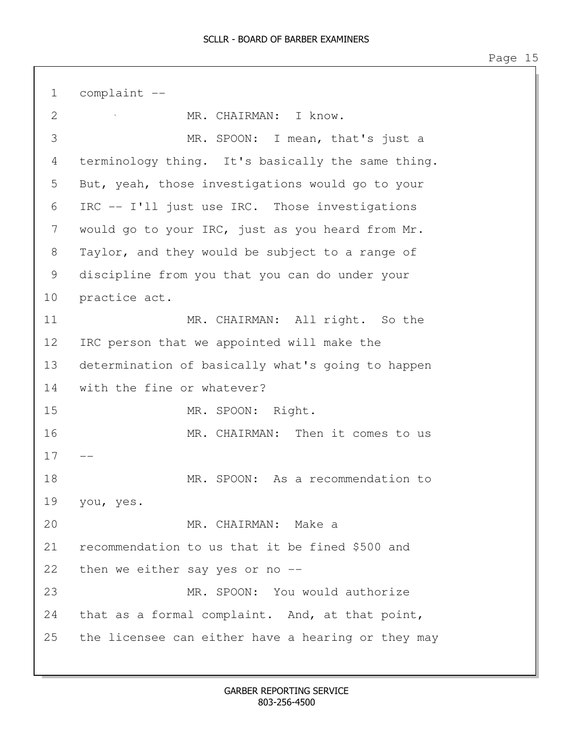1 complaint --

2 MR. CHAIRMAN: I know.

3 MR. SPOON: I mean, that's just a

4 terminology thing. It's basically the same thing.

5 But, yeah, those investigations would go to your

6 IRC -- I'll just use IRC. Those investigations

7 would go to your IRC, just as you heard from Mr.

8 Taylor, and they would be subject to a range of

9 discipline from you that you can do under your

10 practice act.

11 MR. CHAIRMAN: All right. So the

12 IRC person that we appointed will make the

13 determination of basically what's going to happen

14 with the fine or whatever?

15 MR. SPOON: Right.

16 MR. CHAIRMAN: Then it comes to us

17 --

18 MR. SPOON: As a recommendation to

19 you, yes.

20 MR. CHAIRMAN: Make a

21 recommendation to us that it be fined $500 and

22 then we either say yes or no --

23 MR. SPOON: You would authorize

24 that as a formal complaint. And, at that point,

25 the licensee can either have a hearing or they may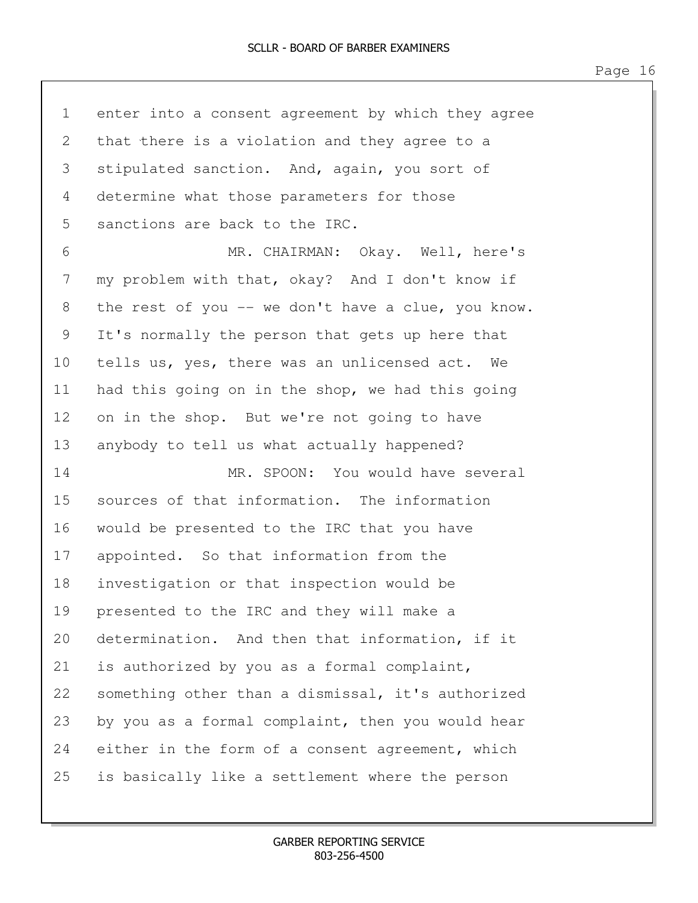enter into a consent agreement by which they agree that there is a violation and they agree to a stipulated sanction. And, again, you sort of determine what those parameters for those sanctions are back to the IRC.

MR. CHAIRMAN: Okay. Well, here's my problem with that, okay? And I don't know if the rest of you -- we don't have a clue, you know. It's normally the person that gets up here that tells us, yes, there was an unlicensed act. We had this going on in the shop, we had this going on in the shop. But we're not going to have anybody to tell us what actually happened?

MR. SPOON: You would have several sources of that information. The information would be presented to the IRC that you have appointed. So that information from the investigation or that inspection would be presented to the IRC and they will make a determination. And then that information, if it is authorized by you as a formal complaint, something other than a dismissal, it's authorized by you as a formal complaint, then you would hear either in the form of a consent agreement, which is basically like a settlement where the person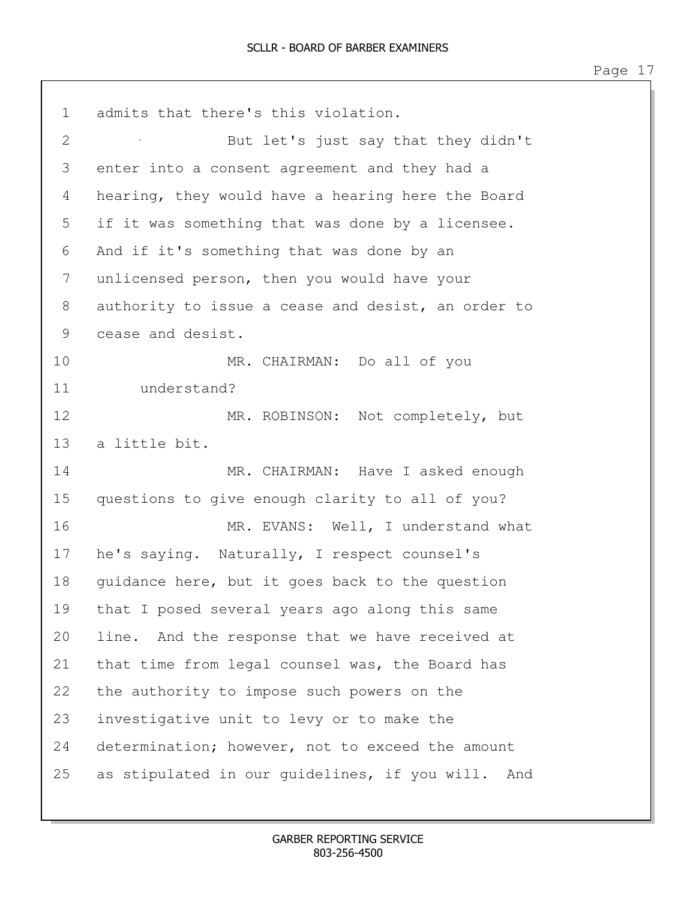admits that there's this violation.

But let's just say that they didn't enter into a consent agreement and they had a hearing, they would have a hearing here the Board if it was something that was done by a licensee. And if it's something that was done by an unlicensed person, then you would have your authority to issue a cease and desist, an order to cease and desist.

MR. CHAIRMAN: Do all of you understand?

MR. ROBINSON: Not completely, but a little bit.

MR. CHAIRMAN: Have I asked enough questions to give enough clarity to all of you?

MR. EVANS: Well, I understand what he's saying. Naturally, I respect counsel's guidance here, but it goes back to the question that I posed several years ago along this same line. And the response that we have received at that time from legal counsel was, the Board has the authority to impose such powers on the investigative unit to levy or to make the determination; however, not to exceed the amount as stipulated in our guidelines, if you will. And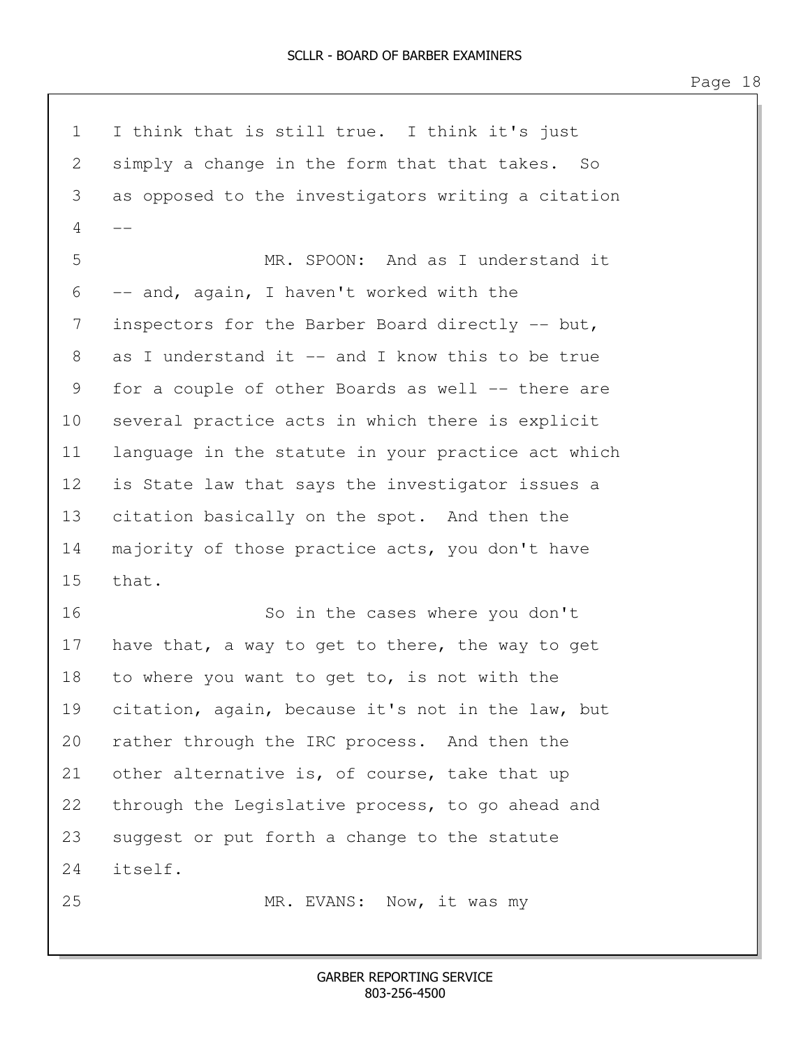I think that is still true. I think it's just simply a change in the form that that takes. So as opposed to the investigators writing a citation --

MR. SPOON: And as I understand it -- and, again, I haven't worked with the inspectors for the Barber Board directly -- but, as I understand it -- and I know this to be true for a couple of other Boards as well -- there are several practice acts in which there is explicit language in the statute in your practice act which is State law that says the investigator issues a citation basically on the spot. And then the majority of those practice acts, you don't have that.

So in the cases where you don't have that, a way to get to there, the way to get to where you want to get to, is not with the citation, again, because it's not in the law, but rather through the IRC process. And then the other alternative is, of course, take that up through the Legislative process, to go ahead and suggest or put forth a change to the statute itself.

MR. EVANS: Now, it was my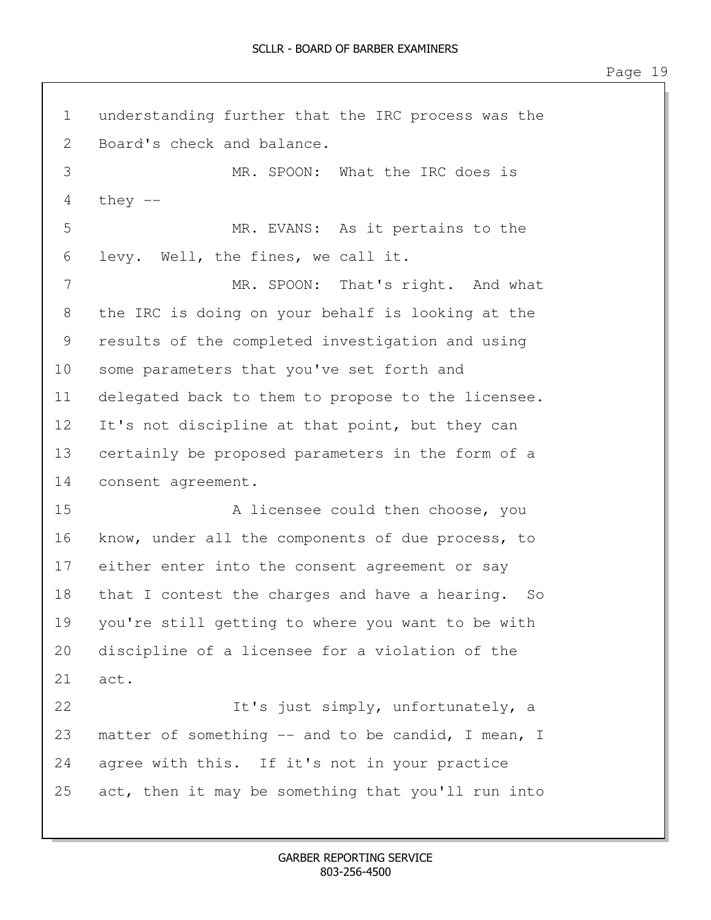1 understanding further that the IRC process was the
2 Board's check and balance.
3 MR. SPOON: What the IRC does is
4 they --
5 MR. EVANS: As it pertains to the
6 levy. Well, the fines, we call it.
7 MR. SPOON: That's right. And what
8 the IRC is doing on your behalf is looking at the
9 results of the completed investigation and using
10 some parameters that you've set forth and
11 delegated back to them to propose to the licensee.
12 It's not discipline at that point, but they can
13 certainly be proposed parameters in the form of a
14 consent agreement.
15 A licensee could then choose, you
16 know, under all the components of due process, to
17 either enter into the consent agreement or say
18 that I contest the charges and have a hearing. So
19 you're still getting to where you want to be with
20 discipline of a licensee for a violation of the
21 act.
22 It's just simply, unfortunately, a
23 matter of something -- and to be candid, I mean, I
24 agree with this. If it's not in your practice
25 act, then it may be something that you'll run into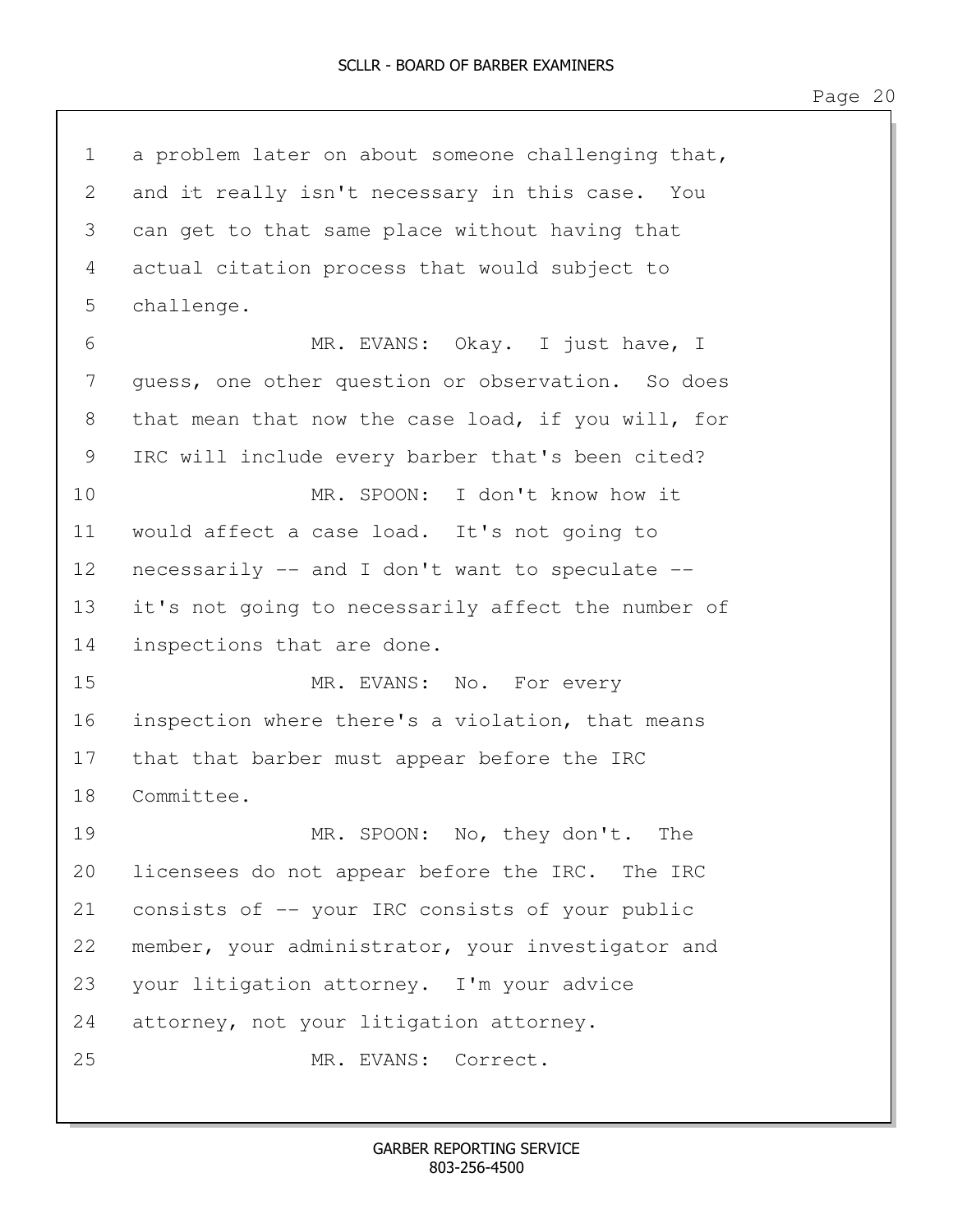a problem later on about someone challenging that, and it really isn't necessary in this case. You can get to that same place without having that actual citation process that would subject to challenge.

MR. EVANS: Okay. I just have, I guess, one other question or observation. So does that mean that now the case load, if you will, for IRC will include every barber that's been cited?

MR. SPOON: I don't know how it would affect a case load. It's not going to necessarily -- and I don't want to speculate -- it's not going to necessarily affect the number of inspections that are done.

MR. EVANS: No. For every inspection where there's a violation, that means that that barber must appear before the IRC Committee.

MR. SPOON: No, they don't. The licensees do not appear before the IRC. The IRC consists of -- your IRC consists of your public member, your administrator, your investigator and your litigation attorney. I'm your advice attorney, not your litigation attorney.

MR. EVANS: Correct.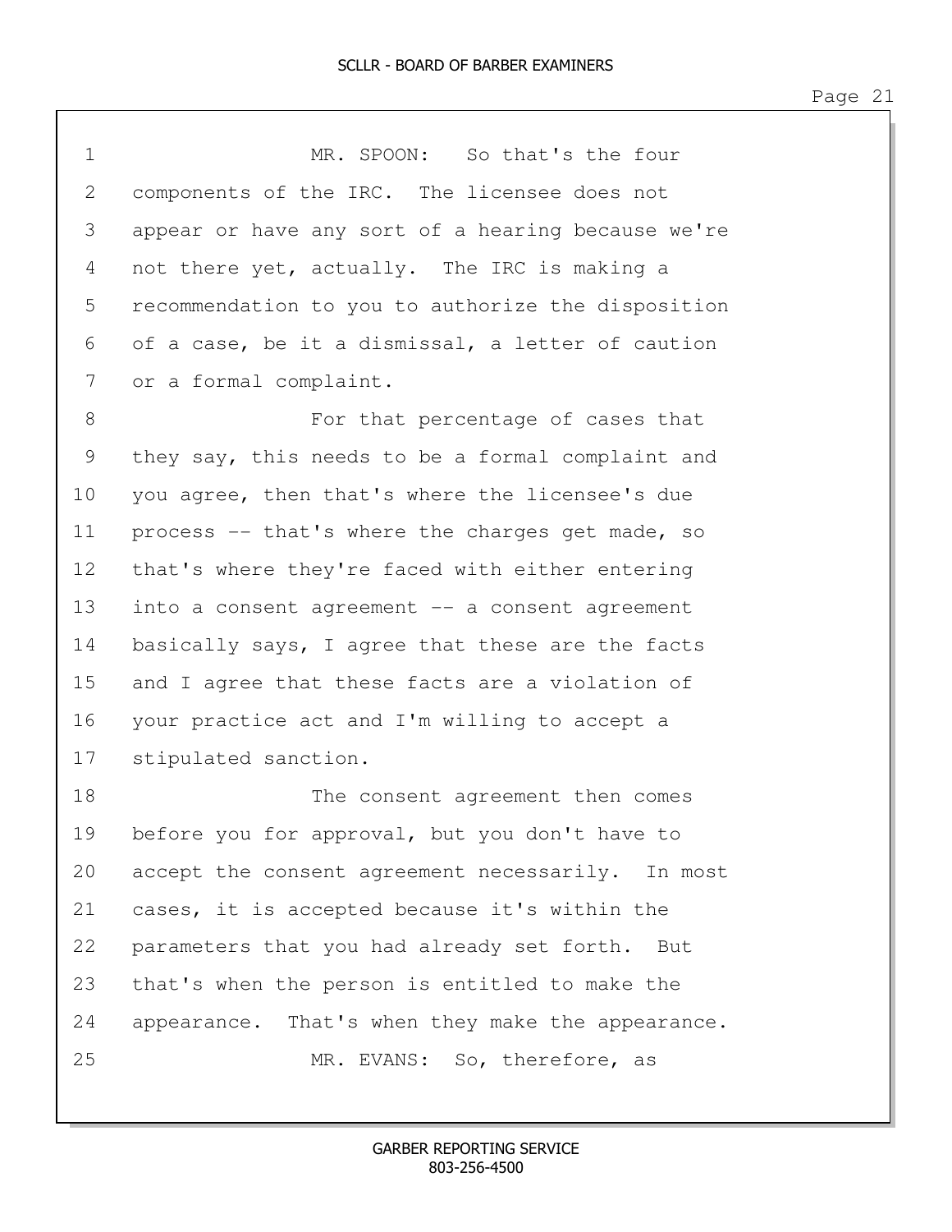MR. SPOON: So that's the four components of the IRC. The licensee does not appear or have any sort of a hearing because we're not there yet, actually. The IRC is making a recommendation to you to authorize the disposition of a case, be it a dismissal, a letter of caution or a formal complaint.

For that percentage of cases that they say, this needs to be a formal complaint and you agree, then that's where the licensee's due process -- that's where the charges get made, so that's where they're faced with either entering into a consent agreement -- a consent agreement basically says, I agree that these are the facts and I agree that these facts are a violation of your practice act and I'm willing to accept a stipulated sanction.

The consent agreement then comes before you for approval, but you don't have to accept the consent agreement necessarily. In most cases, it is accepted because it's within the parameters that you had already set forth. But that's when the person is entitled to make the appearance. That's when they make the appearance.

MR. EVANS: So, therefore, as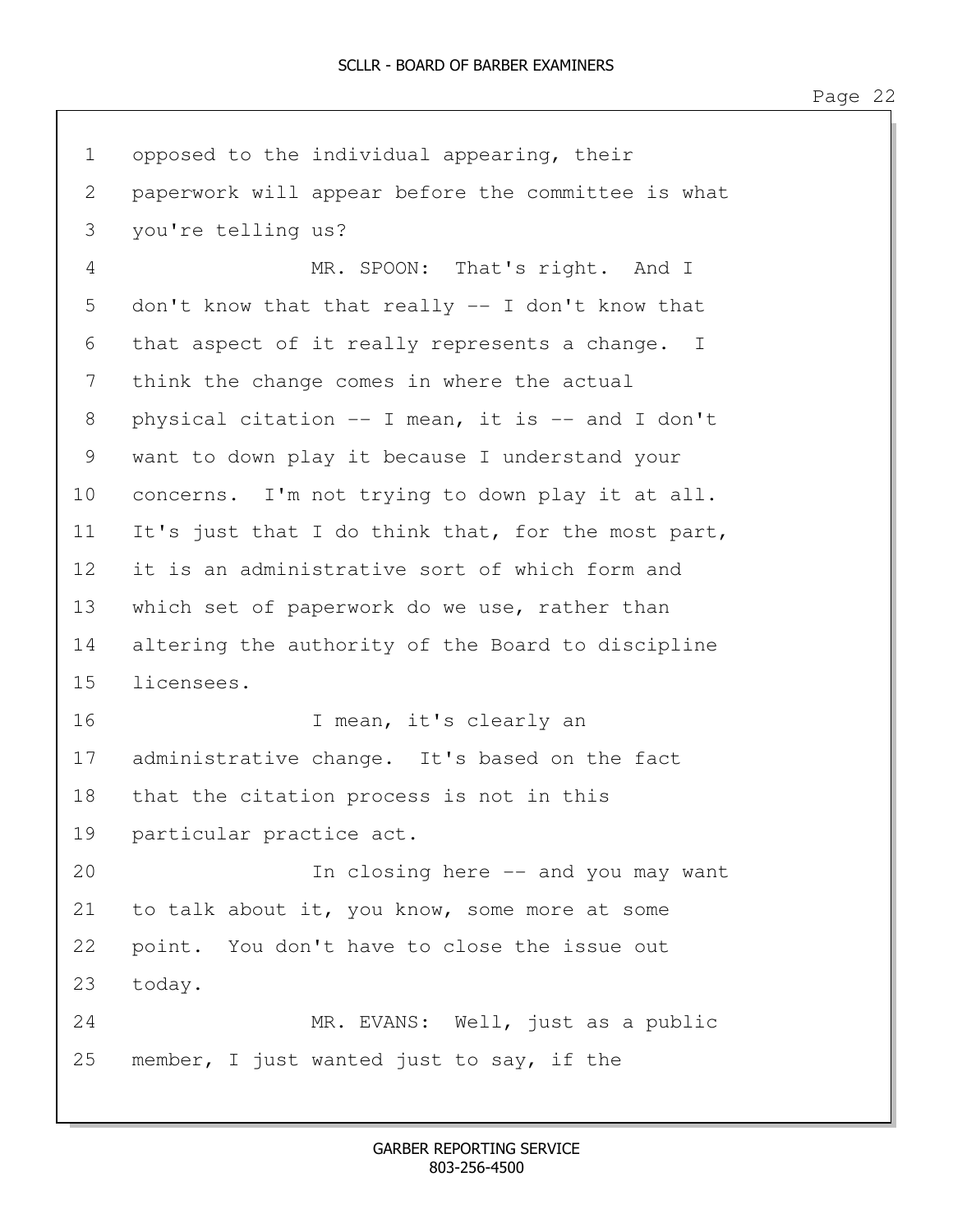opposed to the individual appearing, their paperwork will appear before the committee is what you're telling us?

MR. SPOON: That's right. And I don't know that that really -- I don't know that that aspect of it really represents a change. I think the change comes in where the actual physical citation -- I mean, it is -- and I don't want to down play it because I understand your concerns. I'm not trying to down play it at all. It's just that I do think that, for the most part, it is an administrative sort of which form and which set of paperwork do we use, rather than altering the authority of the Board to discipline licensees.

I mean, it's clearly an administrative change. It's based on the fact that the citation process is not in this particular practice act.

In closing here -- and you may want to talk about it, you know, some more at some point. You don't have to close the issue out today.

MR. EVANS: Well, just as a public member, I just wanted just to say, if the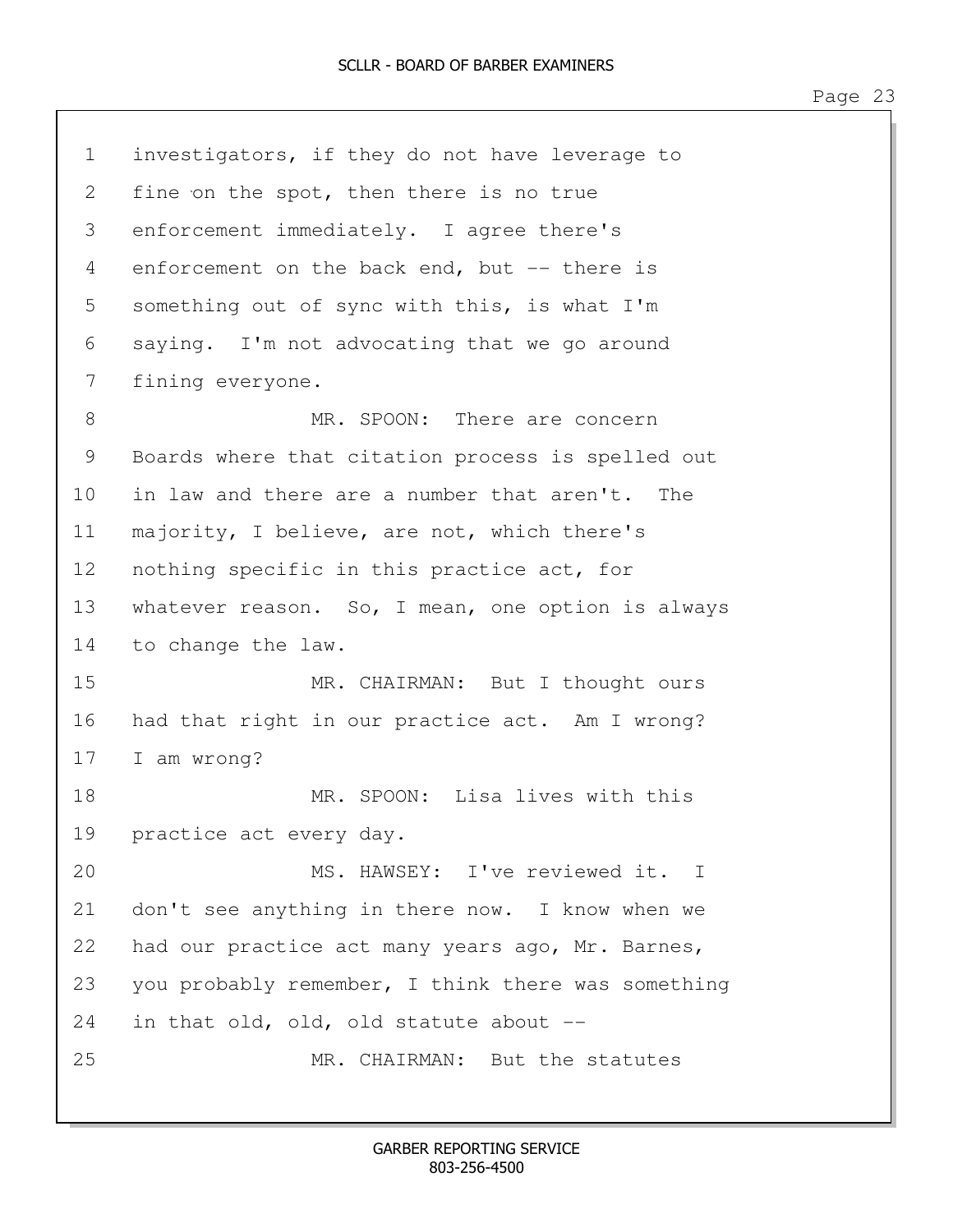investigators, if they do not have leverage to fine on the spot, then there is no true enforcement immediately. I agree there's enforcement on the back end, but -- there is something out of sync with this, is what I'm saying. I'm not advocating that we go around fining everyone.

MR. SPOON: There are concern Boards where that citation process is spelled out in law and there are a number that aren't. The majority, I believe, are not, which there's nothing specific in this practice act, for whatever reason. So, I mean, one option is always to change the law.

MR. CHAIRMAN: But I thought ours had that right in our practice act. Am I wrong? I am wrong?

MR. SPOON: Lisa lives with this practice act every day.

MS. HAWSEY: I've reviewed it. I don't see anything in there now. I know when we had our practice act many years ago, Mr. Barnes, you probably remember, I think there was something in that old, old, old statute about --

MR. CHAIRMAN: But the statutes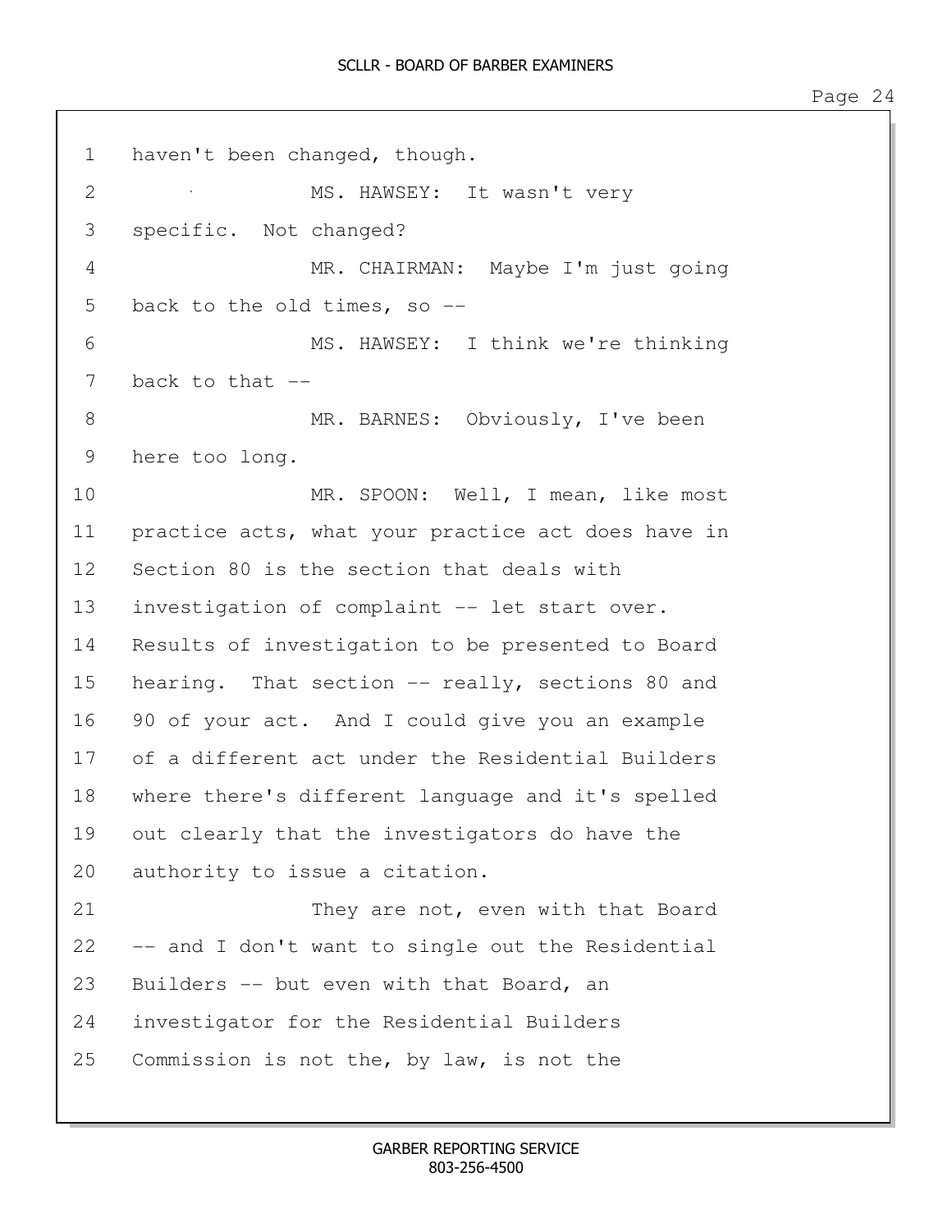haven't been changed, though.

MS. HAWSEY: It wasn't very specific. Not changed?

MR. CHAIRMAN: Maybe I'm just going back to the old times, so --

MS. HAWSEY: I think we're thinking back to that --

MR. BARNES: Obviously, I've been here too long.

MR. SPOON: Well, I mean, like most practice acts, what your practice act does have in Section 80 is the section that deals with investigation of complaint -- let start over. Results of investigation to be presented to Board hearing. That section -- really, sections 80 and 90 of your act. And I could give you an example of a different act under the Residential Builders where there's different language and it's spelled out clearly that the investigators do have the authority to issue a citation.

They are not, even with that Board -- and I don't want to single out the Residential Builders -- but even with that Board, an investigator for the Residential Builders Commission is not the, by law, is not the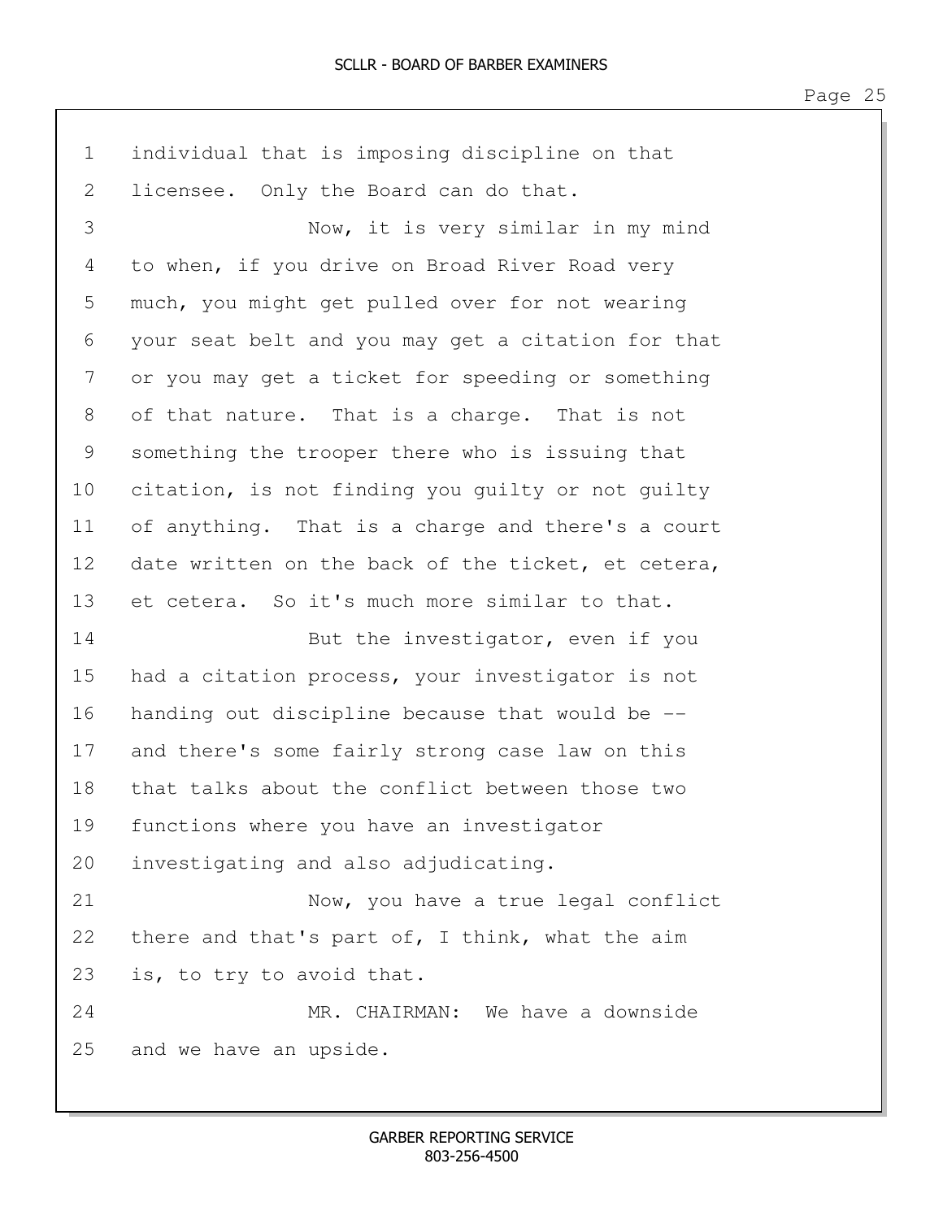individual that is imposing discipline on that licensee. Only the Board can do that.

Now, it is very similar in my mind to when, if you drive on Broad River Road very much, you might get pulled over for not wearing your seat belt and you may get a citation for that or you may get a ticket for speeding or something of that nature. That is a charge. That is not something the trooper there who is issuing that citation, is not finding you guilty or not guilty of anything. That is a charge and there's a court date written on the back of the ticket, et cetera, et cetera. So it's much more similar to that.

But the investigator, even if you had a citation process, your investigator is not handing out discipline because that would be -- and there's some fairly strong case law on this that talks about the conflict between those two functions where you have an investigator investigating and also adjudicating.

Now, you have a true legal conflict there and that's part of, I think, what the aim is, to try to avoid that.

MR. CHAIRMAN: We have a downside and we have an upside.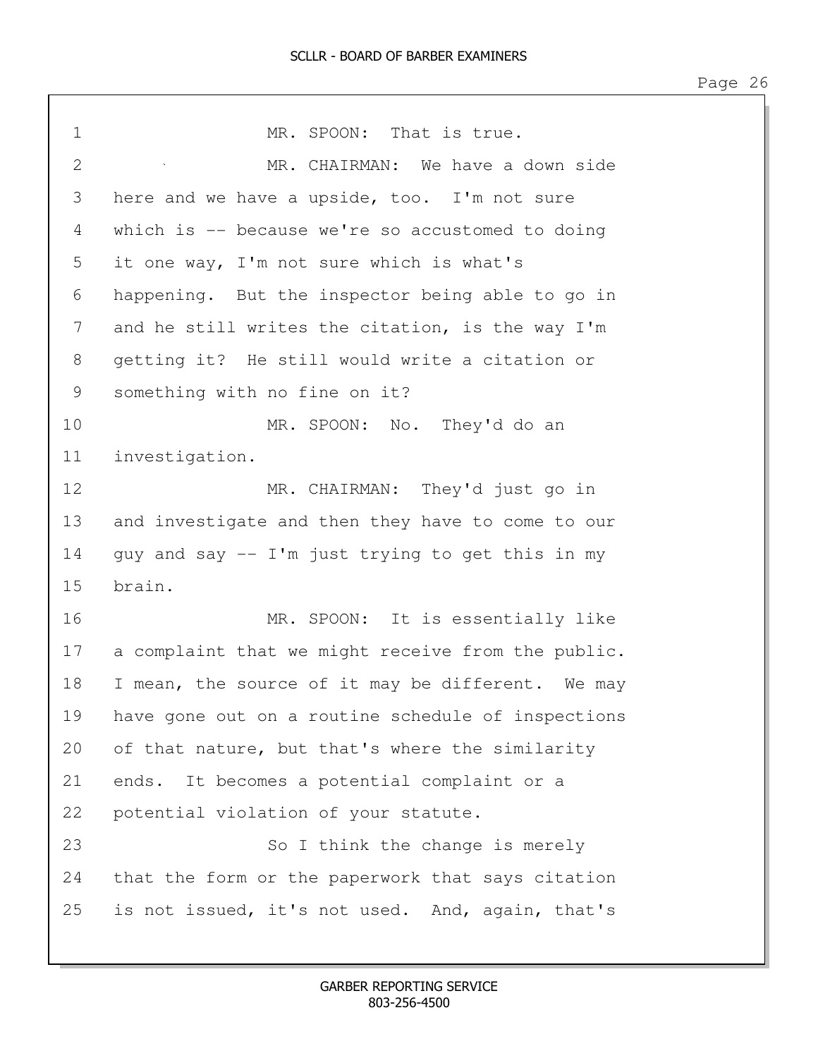MR. SPOON: That is true.

MR. CHAIRMAN: We have a down side here and we have a upside, too. I'm not sure which is -- because we're so accustomed to doing it one way, I'm not sure which is what's happening. But the inspector being able to go in and he still writes the citation, is the way I'm getting it? He still would write a citation or something with no fine on it?

MR. SPOON: No. They'd do an investigation.

MR. CHAIRMAN: They'd just go in and investigate and then they have to come to our guy and say -- I'm just trying to get this in my brain.

MR. SPOON: It is essentially like a complaint that we might receive from the public. I mean, the source of it may be different. We may have gone out on a routine schedule of inspections of that nature, but that's where the similarity ends. It becomes a potential complaint or a potential violation of your statute.

So I think the change is merely that the form or the paperwork that says citation is not issued, it's not used. And, again, that's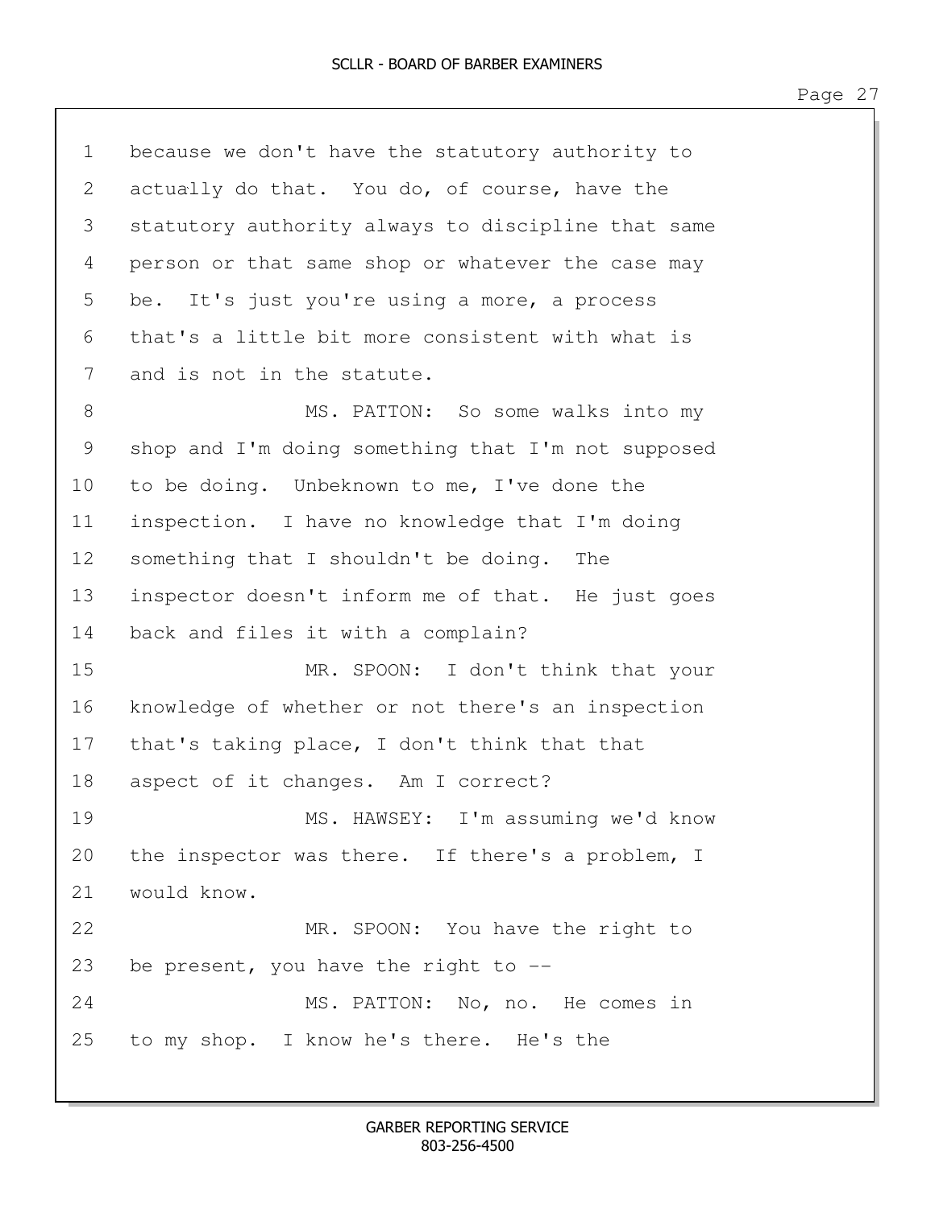because we don't have the statutory authority to actually do that. You do, of course, have the statutory authority always to discipline that same person or that same shop or whatever the case may be. It's just you're using a more, a process that's a little bit more consistent with what is and is not in the statute.

MS. PATTON: So some walks into my shop and I'm doing something that I'm not supposed to be doing. Unbeknown to me, I've done the inspection. I have no knowledge that I'm doing something that I shouldn't be doing. The inspector doesn't inform me of that. He just goes back and files it with a complain?

MR. SPOON: I don't think that your knowledge of whether or not there's an inspection that's taking place, I don't think that that aspect of it changes. Am I correct?

MS. HAWSEY: I'm assuming we'd know the inspector was there. If there's a problem, I would know.

MR. SPOON: You have the right to be present, you have the right to --

MS. PATTON: No, no. He comes in to my shop. I know he's there. He's the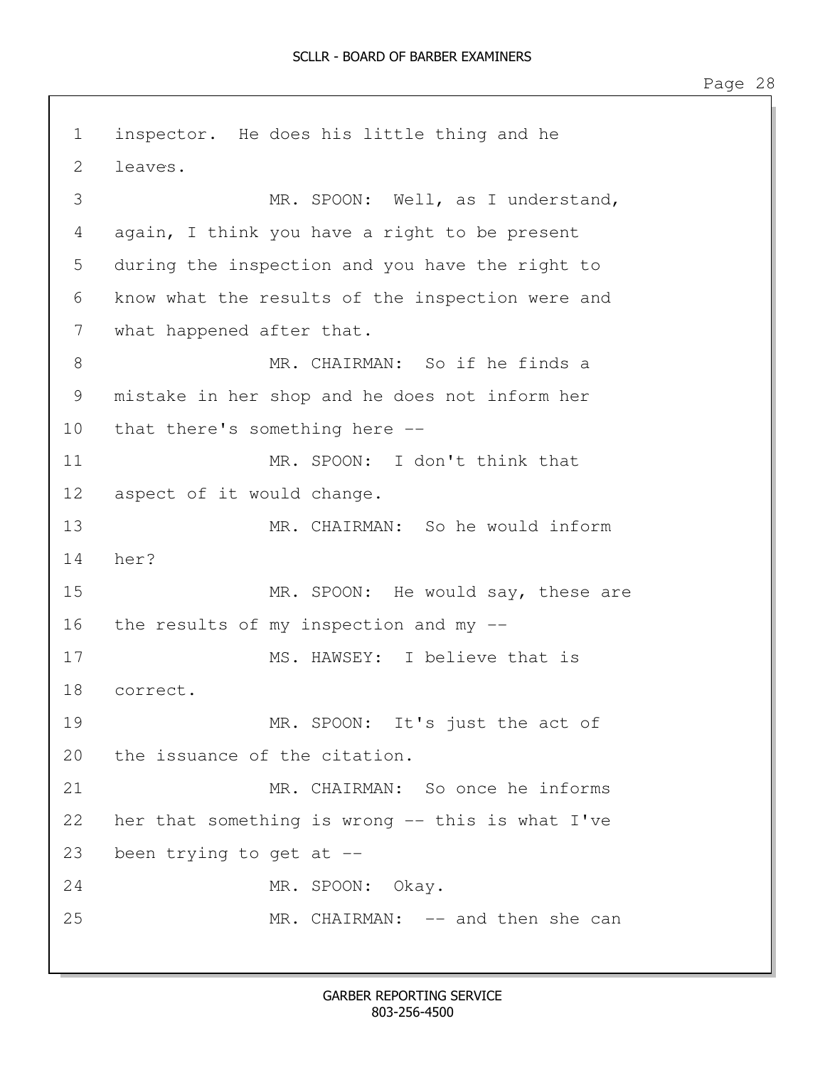inspector. He does his little thing and he leaves.

MR. SPOON: Well, as I understand, again, I think you have a right to be present during the inspection and you have the right to know what the results of the inspection were and what happened after that.

MR. CHAIRMAN: So if he finds a mistake in her shop and he does not inform her that there's something here --

MR. SPOON: I don't think that aspect of it would change.

MR. CHAIRMAN: So he would inform her?

MR. SPOON: He would say, these are the results of my inspection and my --

MS. HAWSEY: I believe that is correct.

MR. SPOON: It's just the act of the issuance of the citation.

MR. CHAIRMAN: So once he informs her that something is wrong -- this is what I've been trying to get at --

MR. SPOON: Okay.

MR. CHAIRMAN: -- and then she can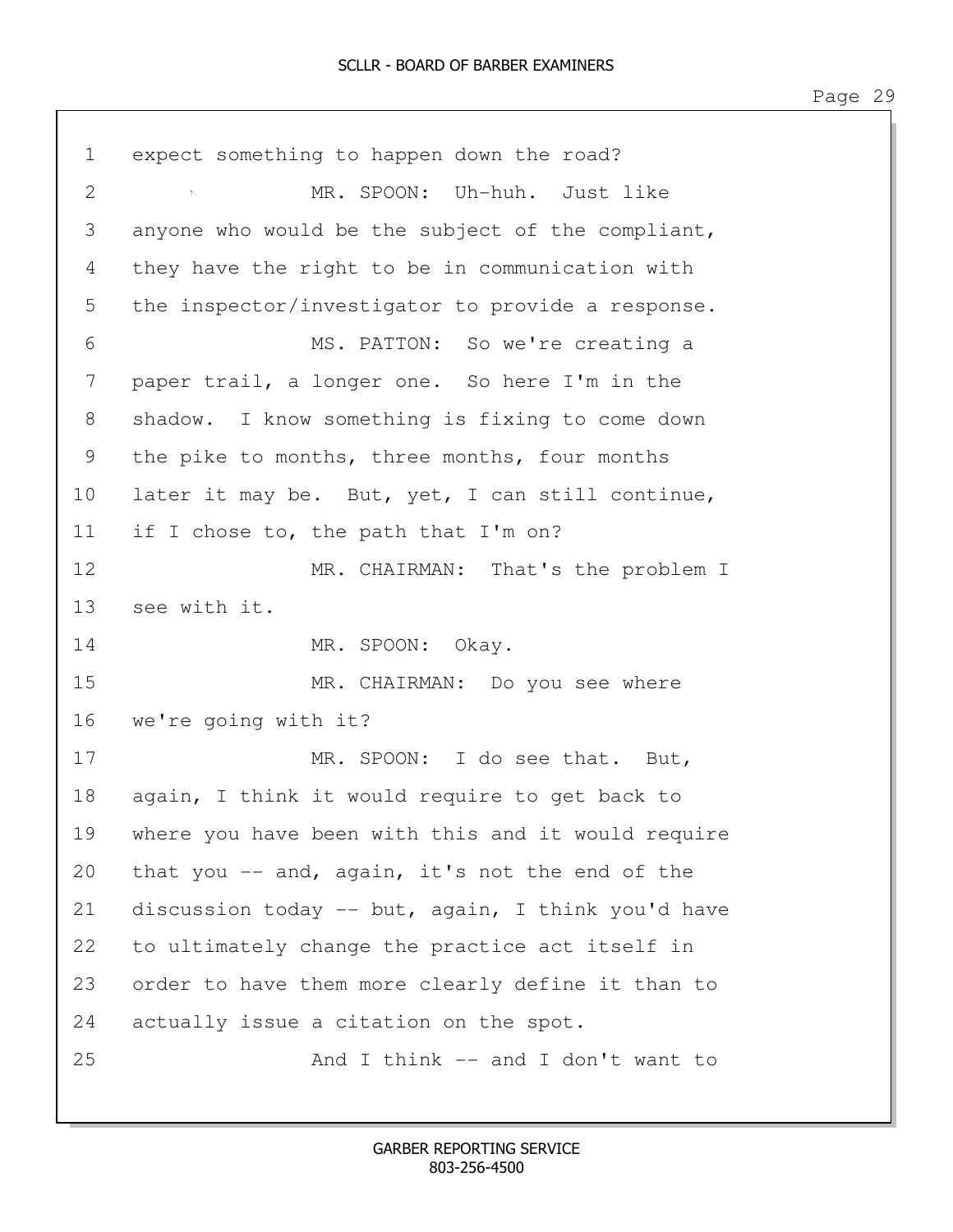1 expect something to happen down the road?

2 MR. SPOON: Uh-huh. Just like

3 anyone who would be the subject of the compliant,

4 they have the right to be in communication with

5 the inspector/investigator to provide a response.

6 MS. PATTON: So we're creating a

7 paper trail, a longer one. So here I'm in the

8 shadow. I know something is fixing to come down

9 the pike to months, three months, four months

10 later it may be. But, yet, I can still continue,

11 if I chose to, the path that I'm on?

12 MR. CHAIRMAN: That's the problem I

13 see with it.

14 MR. SPOON: Okay.

15 MR. CHAIRMAN: Do you see where

16 we're going with it?

17 MR. SPOON: I do see that. But,

18 again, I think it would require to get back to

19 where you have been with this and it would require

20 that you -- and, again, it's not the end of the

21 discussion today -- but, again, I think you'd have

22 to ultimately change the practice act itself in

23 order to have them more clearly define it than to

24 actually issue a citation on the spot.

25 And I think -- and I don't want to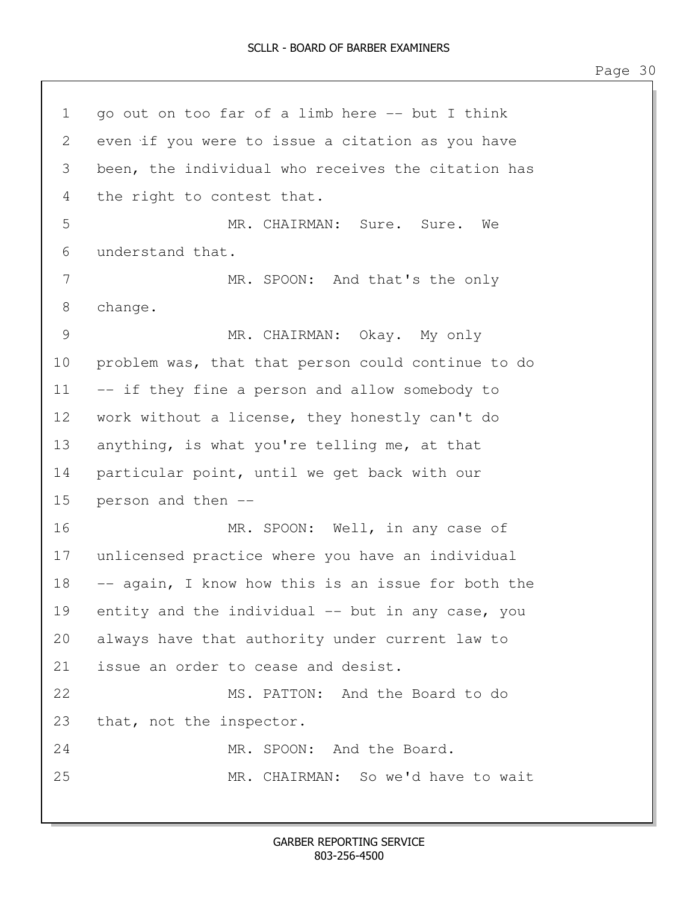go out on too far of a limb here -- but I think even if you were to issue a citation as you have been, the individual who receives the citation has the right to contest that.

MR. CHAIRMAN: Sure. Sure. We understand that.

MR. SPOON: And that's the only change.

MR. CHAIRMAN: Okay. My only problem was, that that person could continue to do -- if they fine a person and allow somebody to work without a license, they honestly can't do anything, is what you're telling me, at that particular point, until we get back with our person and then --

MR. SPOON: Well, in any case of unlicensed practice where you have an individual -- again, I know how this is an issue for both the entity and the individual -- but in any case, you always have that authority under current law to issue an order to cease and desist.

MS. PATTON: And the Board to do that, not the inspector.

MR. SPOON: And the Board.

MR. CHAIRMAN: So we'd have to wait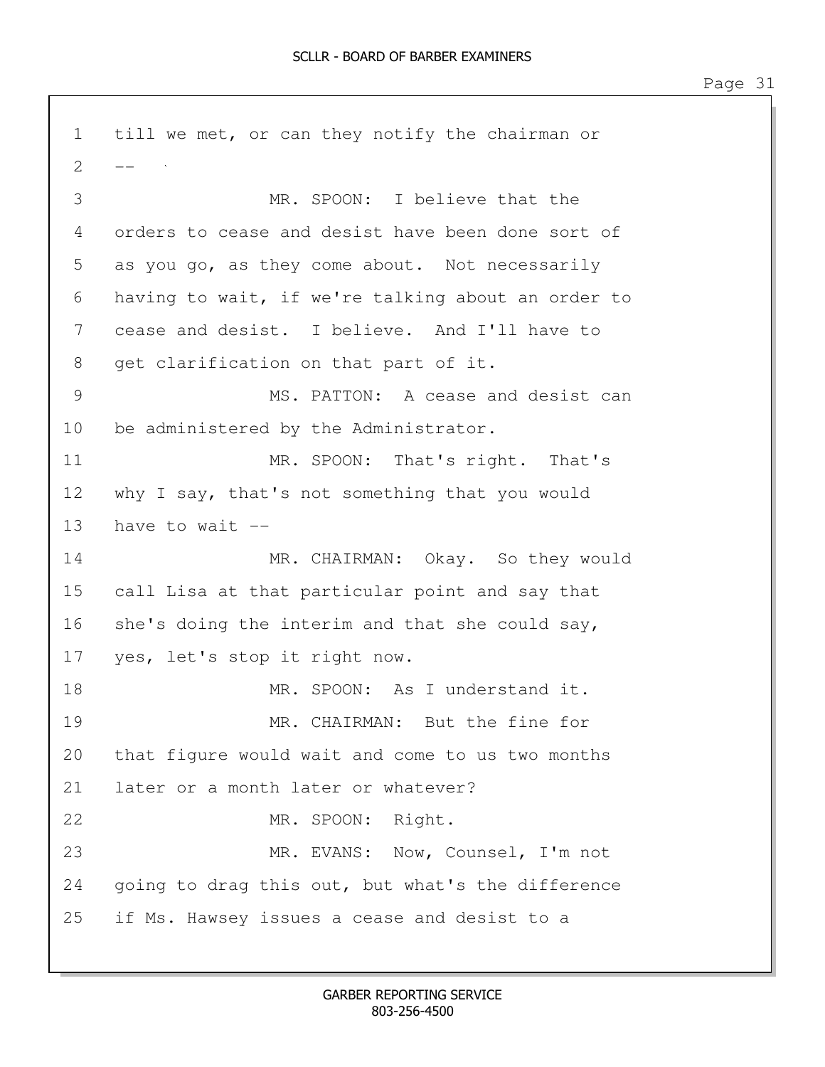till we met, or can they notify the chairman or --

MR. SPOON: I believe that the orders to cease and desist have been done sort of as you go, as they come about. Not necessarily having to wait, if we're talking about an order to cease and desist. I believe. And I'll have to get clarification on that part of it.

MS. PATTON: A cease and desist can be administered by the Administrator.

MR. SPOON: That's right. That's why I say, that's not something that you would have to wait --

MR. CHAIRMAN: Okay. So they would call Lisa at that particular point and say that she's doing the interim and that she could say, yes, let's stop it right now.

MR. SPOON: As I understand it.

MR. CHAIRMAN: But the fine for that figure would wait and come to us two months later or a month later or whatever?

MR. SPOON: Right.

MR. EVANS: Now, Counsel, I'm not going to drag this out, but what's the difference if Ms. Hawsey issues a cease and desist to a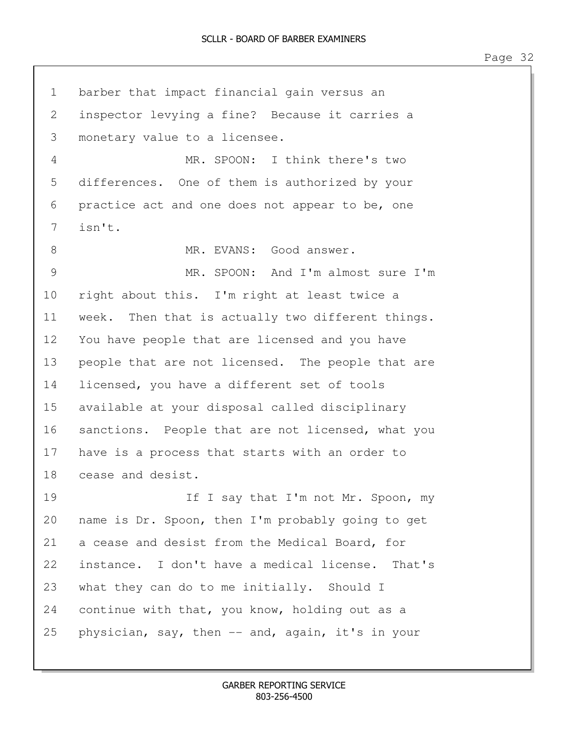barber that impact financial gain versus an inspector levying a fine? Because it carries a monetary value to a licensee.

MR. SPOON: I think there's two differences. One of them is authorized by your practice act and one does not appear to be, one isn't.

MR. EVANS: Good answer.

MR. SPOON: And I'm almost sure I'm right about this. I'm right at least twice a week. Then that is actually two different things. You have people that are licensed and you have people that are not licensed. The people that are licensed, you have a different set of tools available at your disposal called disciplinary sanctions. People that are not licensed, what you have is a process that starts with an order to cease and desist.

If I say that I'm not Mr. Spoon, my name is Dr. Spoon, then I'm probably going to get a cease and desist from the Medical Board, for instance. I don't have a medical license. That's what they can do to me initially. Should I continue with that, you know, holding out as a physician, say, then -- and, again, it's in your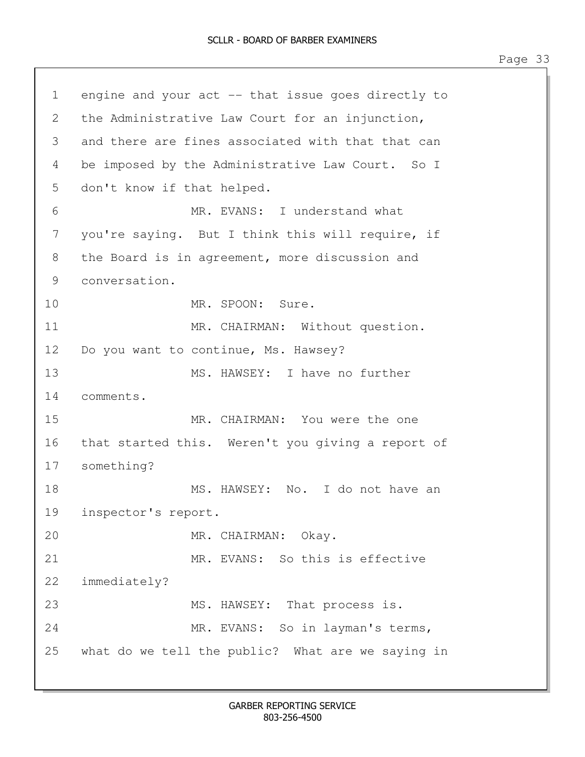engine and your act -- that issue goes directly to the Administrative Law Court for an injunction, and there are fines associated with that that can be imposed by the Administrative Law Court. So I don't know if that helped.

MR. EVANS: I understand what you're saying. But I think this will require, if the Board is in agreement, more discussion and conversation.

MR. SPOON: Sure.

MR. CHAIRMAN: Without question. Do you want to continue, Ms. Hawsey?

MS. HAWSEY: I have no further comments.

MR. CHAIRMAN: You were the one that started this. Weren't you giving a report of something?

MS. HAWSEY: No. I do not have an inspector's report.

MR. CHAIRMAN: Okay.

MR. EVANS: So this is effective immediately?

MS. HAWSEY: That process is.

MR. EVANS: So in layman's terms, what do we tell the public? What are we saying in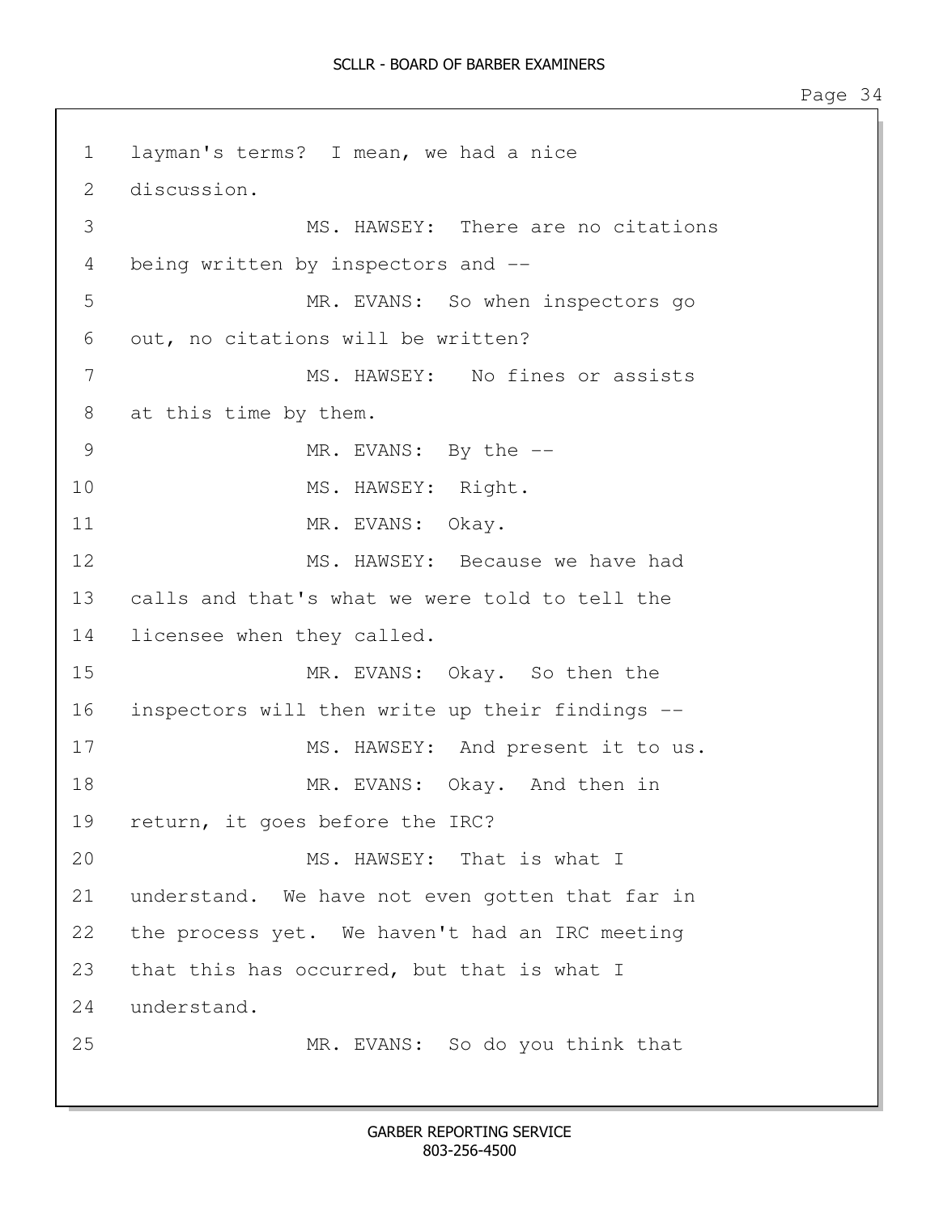layman's terms? I mean, we had a nice discussion.

MS. HAWSEY: There are no citations being written by inspectors and --

MR. EVANS: So when inspectors go out, no citations will be written?

MS. HAWSEY: No fines or assists at this time by them.

MR. EVANS: By the --

MS. HAWSEY: Right.

MR. EVANS: Okay.

MS. HAWSEY: Because we have had calls and that's what we were told to tell the licensee when they called.

MR. EVANS: Okay. So then the inspectors will then write up their findings --

MS. HAWSEY: And present it to us.

MR. EVANS: Okay. And then in return, it goes before the IRC?

MS. HAWSEY: That is what I understand. We have not even gotten that far in the process yet. We haven't had an IRC meeting that this has occurred, but that is what I understand.

MR. EVANS: So do you think that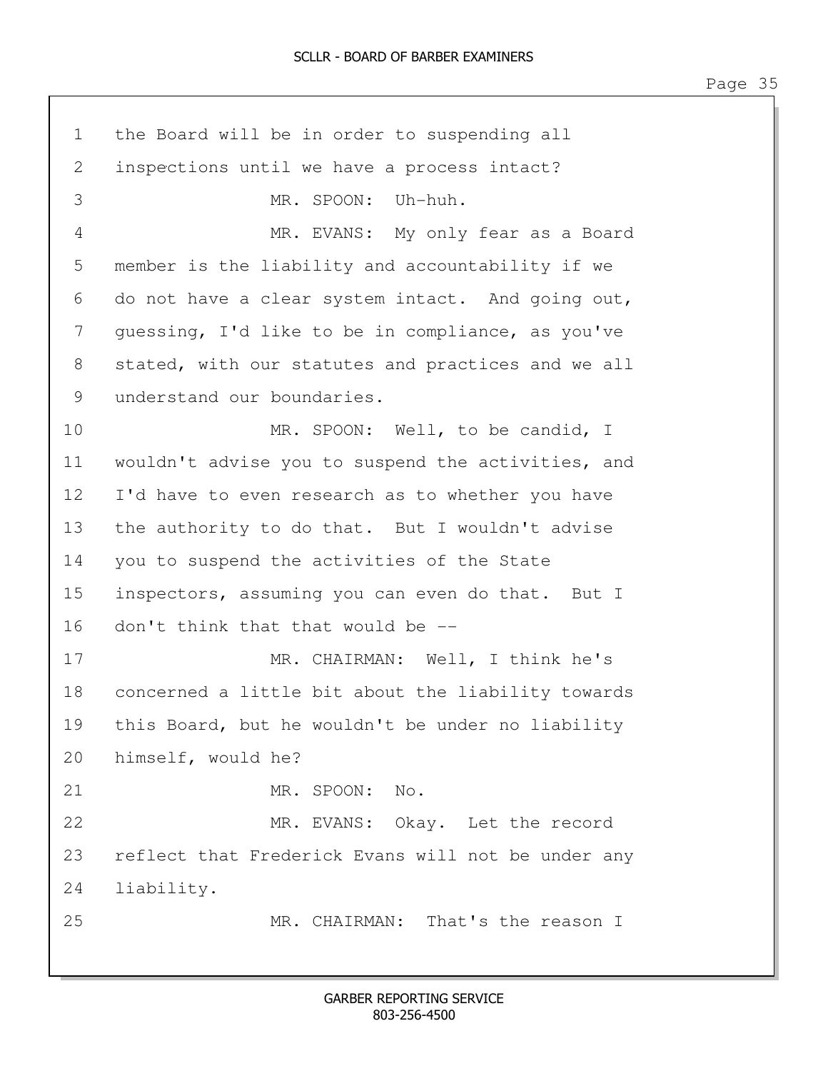the Board will be in order to suspending all inspections until we have a process intact?

MR. SPOON: Uh-huh.

MR. EVANS: My only fear as a Board member is the liability and accountability if we do not have a clear system intact. And going out, guessing, I'd like to be in compliance, as you've stated, with our statutes and practices and we all understand our boundaries.

MR. SPOON: Well, to be candid, I wouldn't advise you to suspend the activities, and I'd have to even research as to whether you have the authority to do that. But I wouldn't advise you to suspend the activities of the State inspectors, assuming you can even do that. But I don't think that that would be --

MR. CHAIRMAN: Well, I think he's concerned a little bit about the liability towards this Board, but he wouldn't be under no liability himself, would he?

MR. SPOON: No.

MR. EVANS: Okay. Let the record reflect that Frederick Evans will not be under any liability.

MR. CHAIRMAN: That's the reason I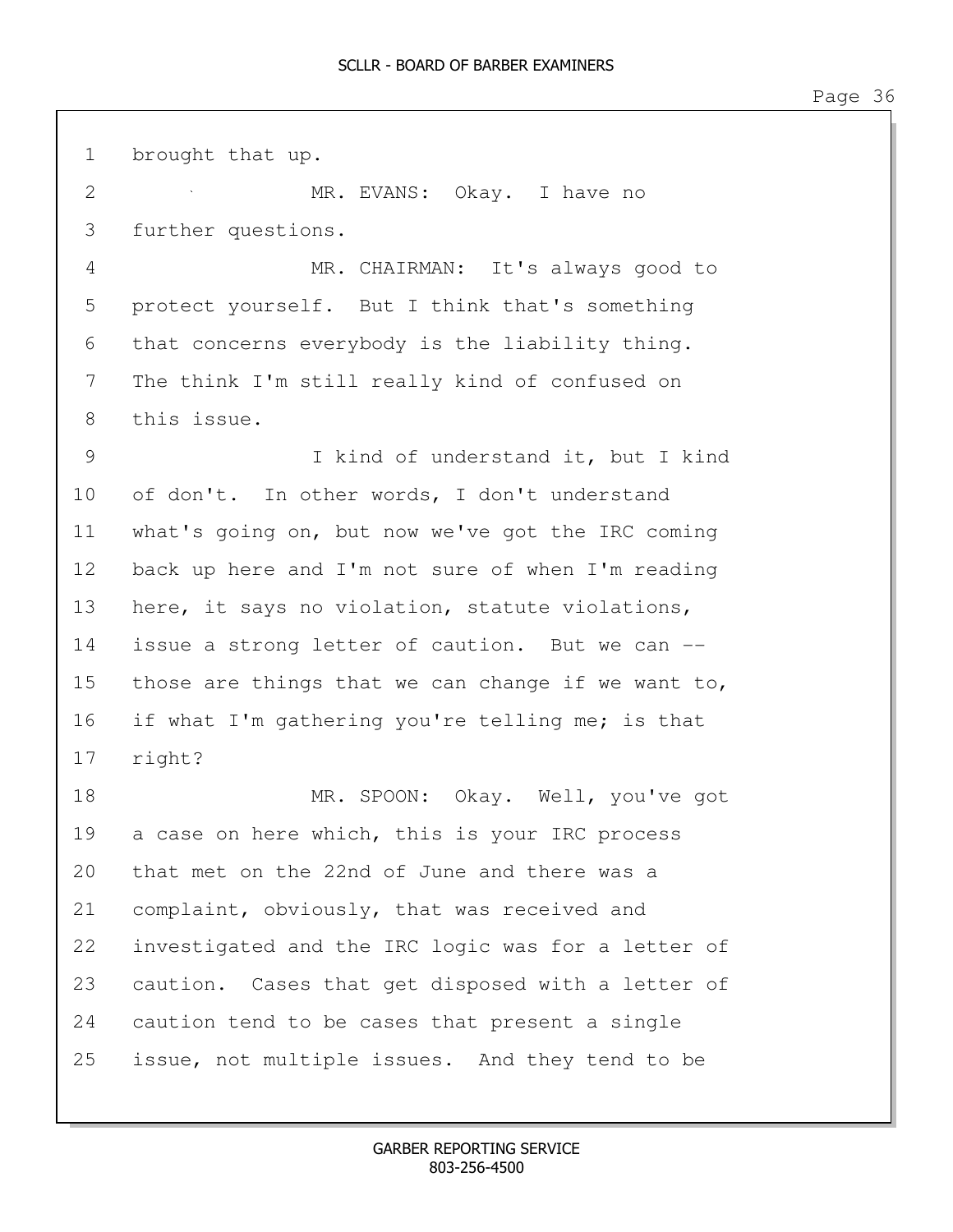brought that up.

MR. EVANS: Okay. I have no further questions.

MR. CHAIRMAN: It's always good to protect yourself. But I think that's something that concerns everybody is the liability thing. The think I'm still really kind of confused on this issue.

I kind of understand it, but I kind of don't. In other words, I don't understand what's going on, but now we've got the IRC coming back up here and I'm not sure of when I'm reading here, it says no violation, statute violations, issue a strong letter of caution. But we can -- those are things that we can change if we want to, if what I'm gathering you're telling me; is that right?

MR. SPOON: Okay. Well, you've got a case on here which, this is your IRC process that met on the 22nd of June and there was a complaint, obviously, that was received and investigated and the IRC logic was for a letter of caution. Cases that get disposed with a letter of caution tend to be cases that present a single issue, not multiple issues. And they tend to be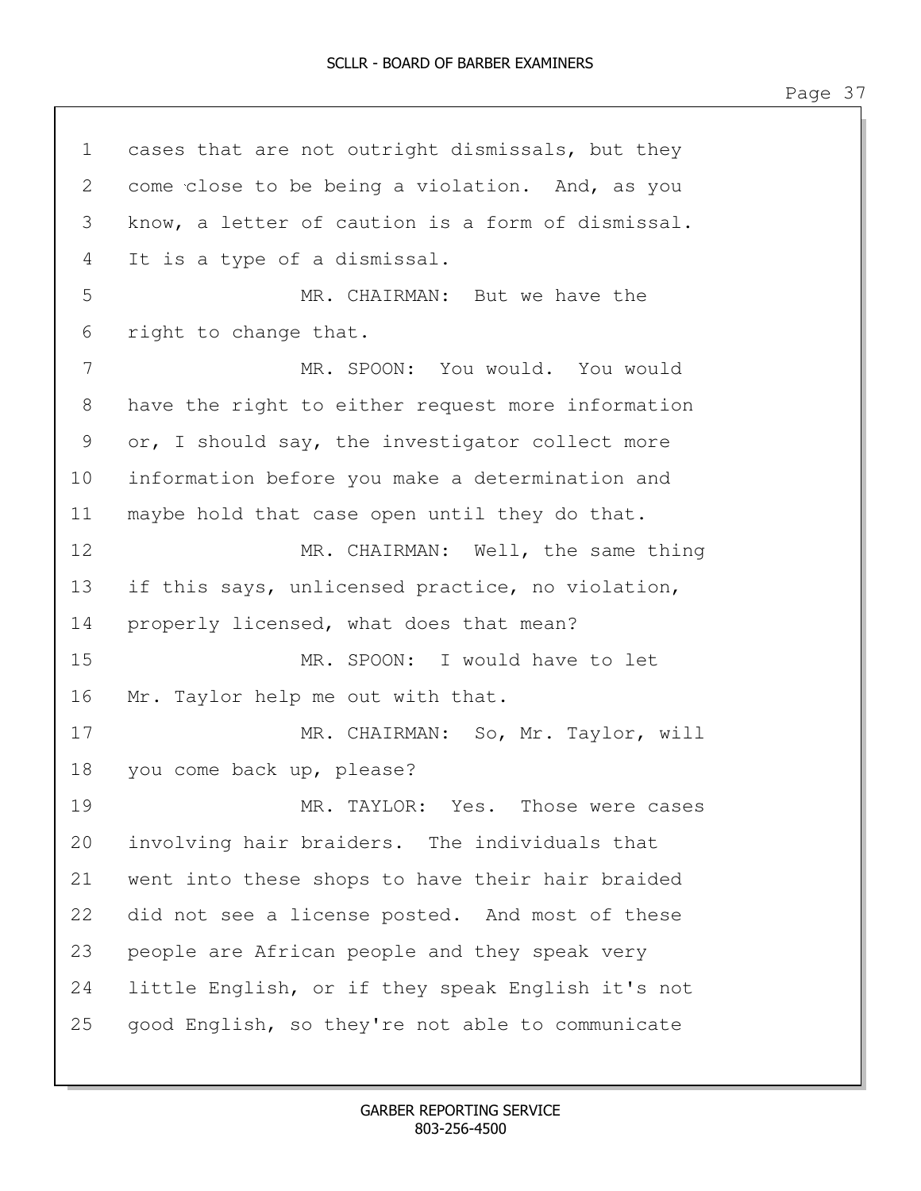cases that are not outright dismissals, but they come close to be being a violation. And, as you know, a letter of caution is a form of dismissal. It is a type of a dismissal.

MR. CHAIRMAN: But we have the right to change that.

MR. SPOON: You would. You would have the right to either request more information or, I should say, the investigator collect more information before you make a determination and maybe hold that case open until they do that.

MR. CHAIRMAN: Well, the same thing if this says, unlicensed practice, no violation, properly licensed, what does that mean?

MR. SPOON: I would have to let Mr. Taylor help me out with that.

MR. CHAIRMAN: So, Mr. Taylor, will you come back up, please?

MR. TAYLOR: Yes. Those were cases involving hair braiders. The individuals that went into these shops to have their hair braided did not see a license posted. And most of these people are African people and they speak very little English, or if they speak English it's not good English, so they're not able to communicate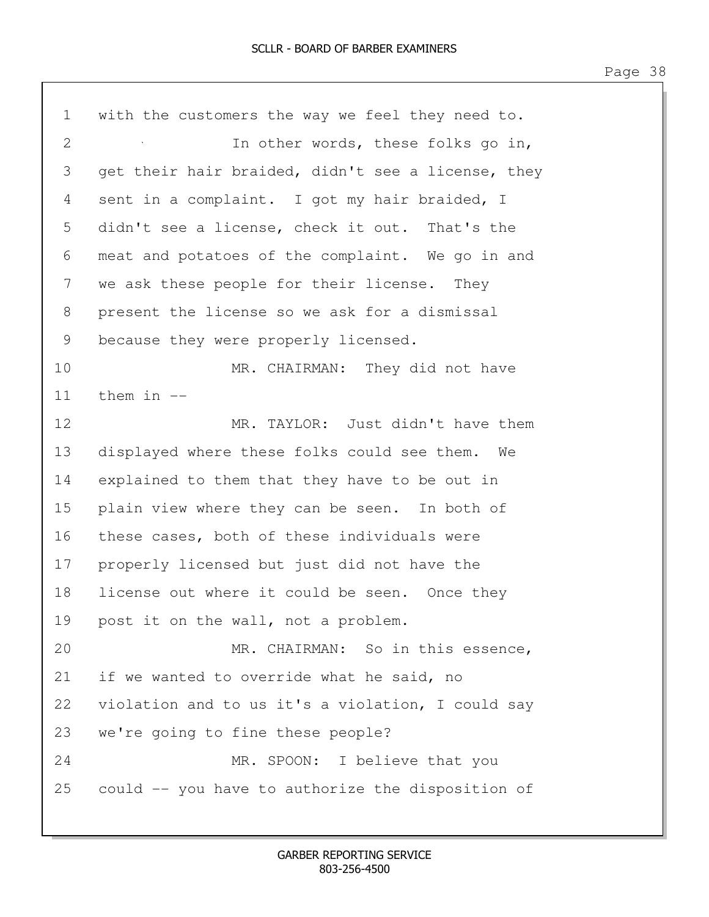1 with the customers the way we feel they need to.

2 In other words, these folks go in,

3 get their hair braided, didn't see a license, they

4 sent in a complaint. I got my hair braided, I

5 didn't see a license, check it out. That's the

6 meat and potatoes of the complaint. We go in and

7 we ask these people for their license. They

8 present the license so we ask for a dismissal

9 because they were properly licensed.

10 MR. CHAIRMAN: They did not have

11 them in --

12 MR. TAYLOR: Just didn't have them

13 displayed where these folks could see them. We

14 explained to them that they have to be out in

15 plain view where they can be seen. In both of

16 these cases, both of these individuals were

17 properly licensed but just did not have the

18 license out where it could be seen. Once they

19 post it on the wall, not a problem.

20 MR. CHAIRMAN: So in this essence,

21 if we wanted to override what he said, no

22 violation and to us it's a violation, I could say

23 we're going to fine these people?

24 MR. SPOON: I believe that you

25 could -- you have to authorize the disposition of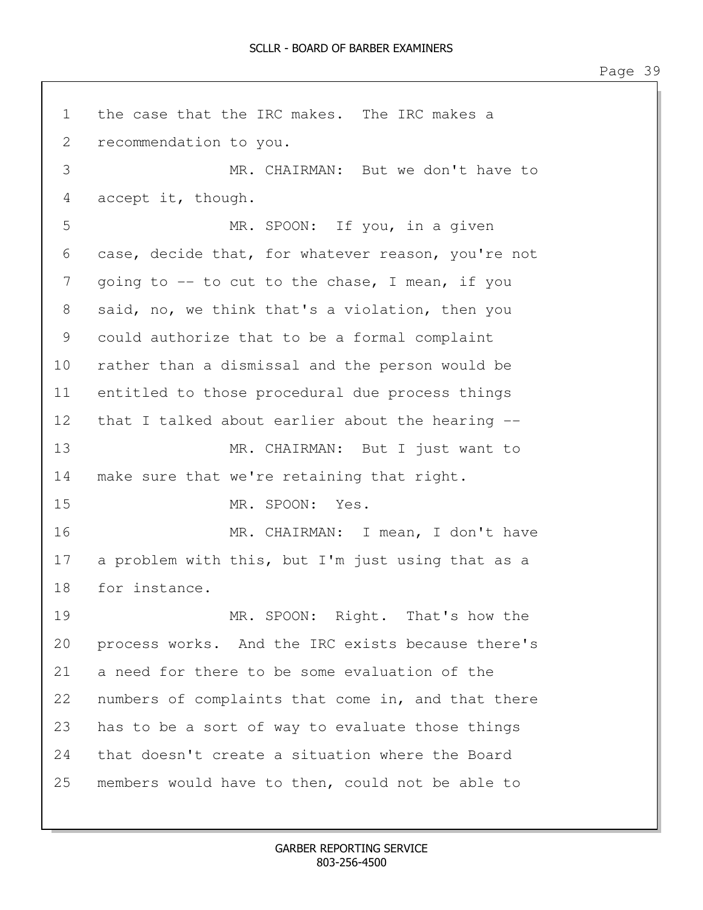the case that the IRC makes. The IRC makes a recommendation to you.

MR. CHAIRMAN: But we don't have to accept it, though.

MR. SPOON: If you, in a given case, decide that, for whatever reason, you're not going to -- to cut to the chase, I mean, if you said, no, we think that's a violation, then you could authorize that to be a formal complaint rather than a dismissal and the person would be entitled to those procedural due process things that I talked about earlier about the hearing --

MR. CHAIRMAN: But I just want to make sure that we're retaining that right.

MR. SPOON: Yes.

MR. CHAIRMAN: I mean, I don't have a problem with this, but I'm just using that as a for instance.

MR. SPOON: Right. That's how the process works. And the IRC exists because there's a need for there to be some evaluation of the numbers of complaints that come in, and that there has to be a sort of way to evaluate those things that doesn't create a situation where the Board members would have to then, could not be able to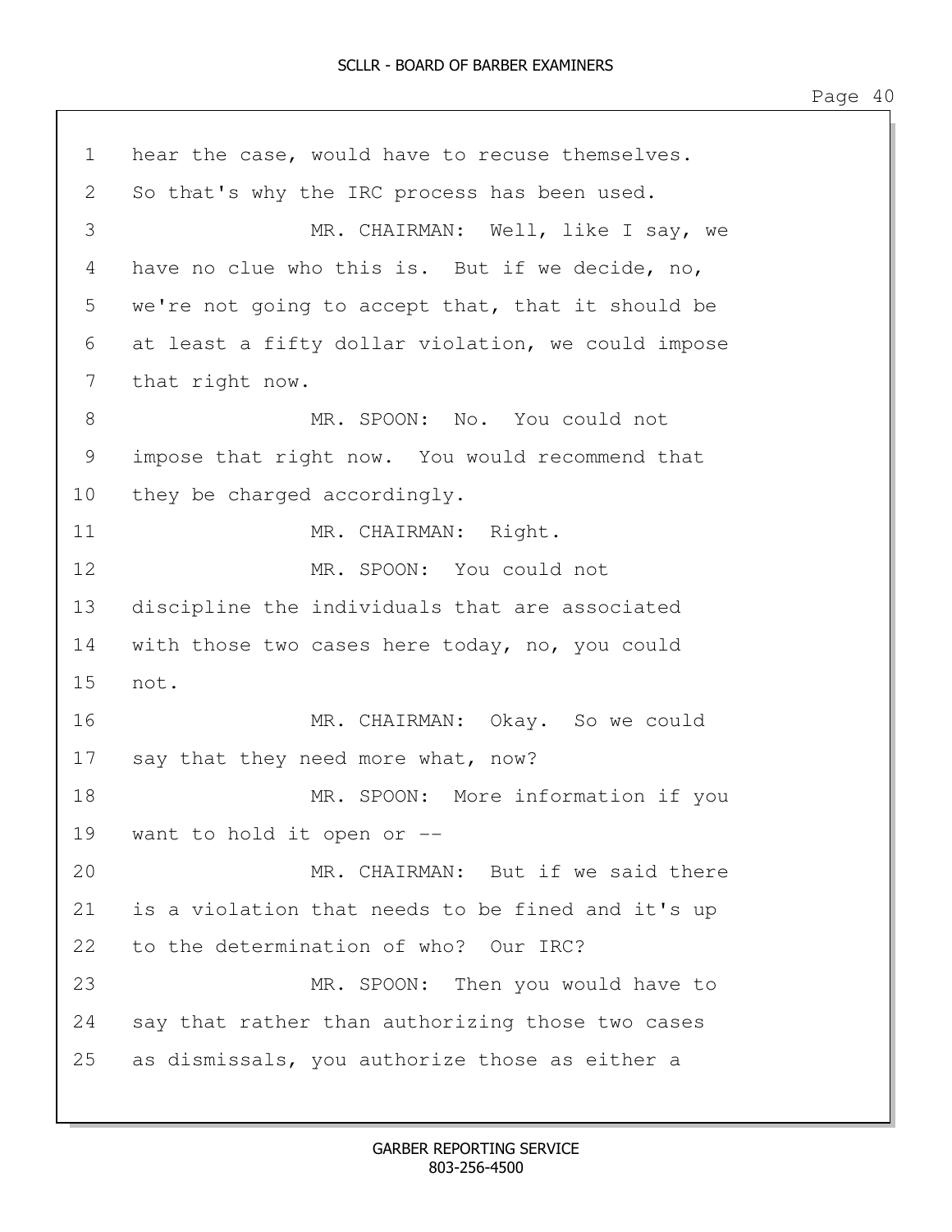hear the case, would have to recuse themselves. So that's why the IRC process has been used.

MR. CHAIRMAN: Well, like I say, we have no clue who this is. But if we decide, no, we're not going to accept that, that it should be at least a fifty dollar violation, we could impose that right now.

MR. SPOON: No. You could not impose that right now. You would recommend that they be charged accordingly.

MR. CHAIRMAN: Right.

MR. SPOON: You could not discipline the individuals that are associated with those two cases here today, no, you could not.

MR. CHAIRMAN: Okay. So we could say that they need more what, now?

MR. SPOON: More information if you want to hold it open or --

MR. CHAIRMAN: But if we said there is a violation that needs to be fined and it's up to the determination of who? Our IRC?

MR. SPOON: Then you would have to say that rather than authorizing those two cases as dismissals, you authorize those as either a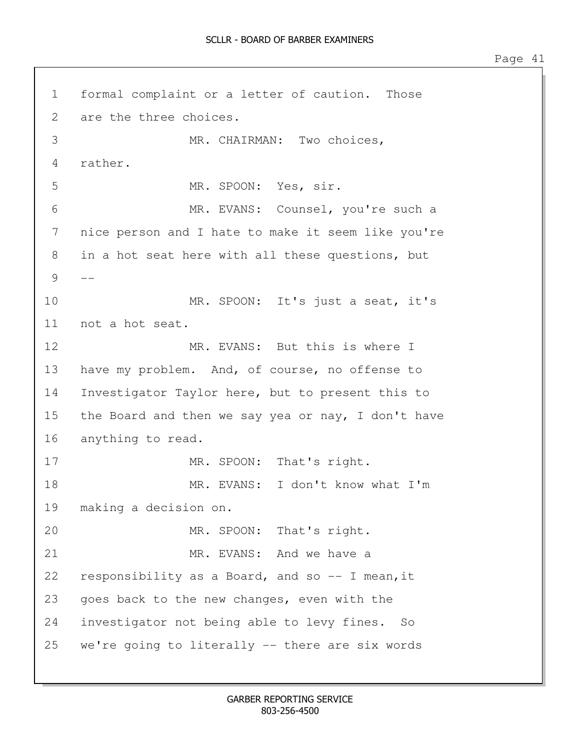formal complaint or a letter of caution. Those are the three choices.

MR. CHAIRMAN: Two choices, rather.

MR. SPOON: Yes, sir.

MR. EVANS: Counsel, you're such a nice person and I hate to make it seem like you're in a hot seat here with all these questions, but --

MR. SPOON: It's just a seat, it's not a hot seat.

MR. EVANS: But this is where I have my problem. And, of course, no offense to Investigator Taylor here, but to present this to the Board and then we say yea or nay, I don't have anything to read.

MR. SPOON: That's right.

MR. EVANS: I don't know what I'm making a decision on.

MR. SPOON: That's right.

MR. EVANS: And we have a responsibility as a Board, and so -- I mean,it goes back to the new changes, even with the investigator not being able to levy fines. So we're going to literally -- there are six words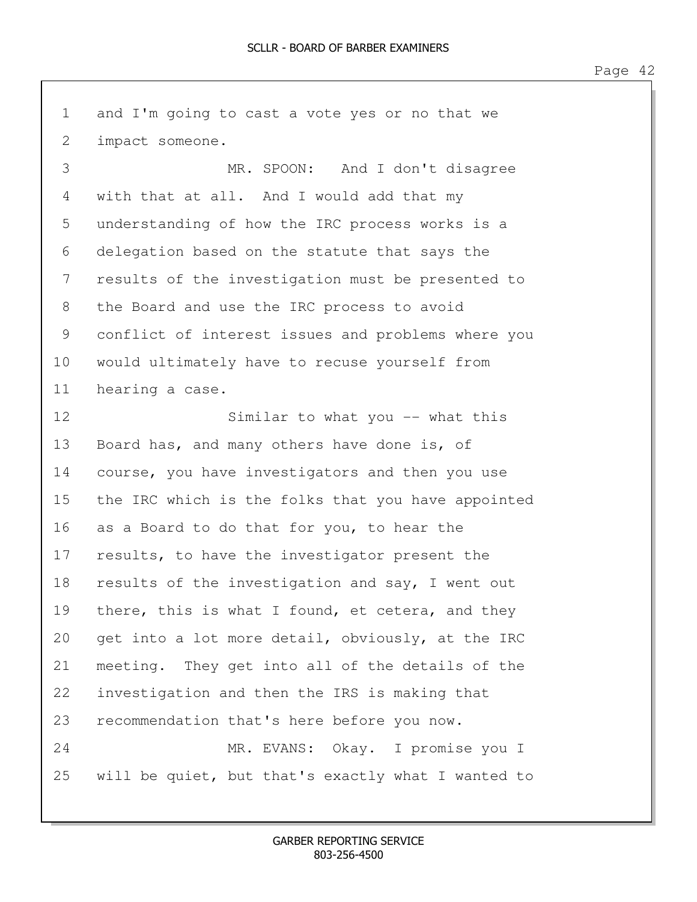1 and I'm going to cast a vote yes or no that we
2 impact someone.
3 MR. SPOON: And I don't disagree
4 with that at all. And I would add that my
5 understanding of how the IRC process works is a
6 delegation based on the statute that says the
7 results of the investigation must be presented to
8 the Board and use the IRC process to avoid
9 conflict of interest issues and problems where you
10 would ultimately have to recuse yourself from
11 hearing a case.
12 Similar to what you -- what this
13 Board has, and many others have done is, of
14 course, you have investigators and then you use
15 the IRC which is the folks that you have appointed
16 as a Board to do that for you, to hear the
17 results, to have the investigator present the
18 results of the investigation and say, I went out
19 there, this is what I found, et cetera, and they
20 get into a lot more detail, obviously, at the IRC
21 meeting. They get into all of the details of the
22 investigation and then the IRS is making that
23 recommendation that's here before you now.
24 MR. EVANS: Okay. I promise you I
25 will be quiet, but that's exactly what I wanted to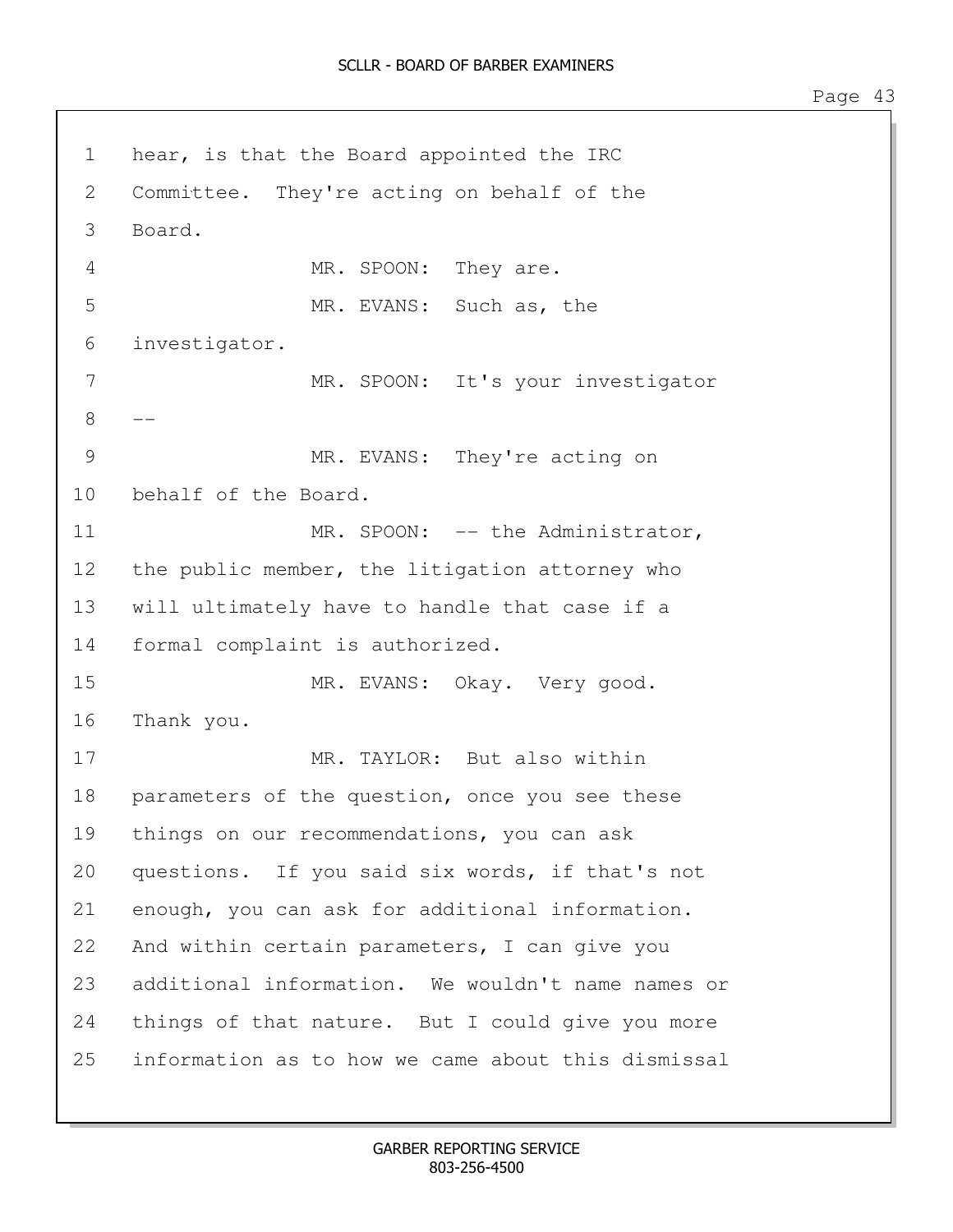hear, is that the Board appointed the IRC Committee. They're acting on behalf of the Board.

MR. SPOON: They are.

MR. EVANS: Such as, the investigator.

MR. SPOON: It's your investigator --

MR. EVANS: They're acting on behalf of the Board.

MR. SPOON: -- the Administrator, the public member, the litigation attorney who will ultimately have to handle that case if a formal complaint is authorized.

MR. EVANS: Okay. Very good. Thank you.

MR. TAYLOR: But also within parameters of the question, once you see these things on our recommendations, you can ask questions. If you said six words, if that's not enough, you can ask for additional information. And within certain parameters, I can give you additional information. We wouldn't name names or things of that nature. But I could give you more information as to how we came about this dismissal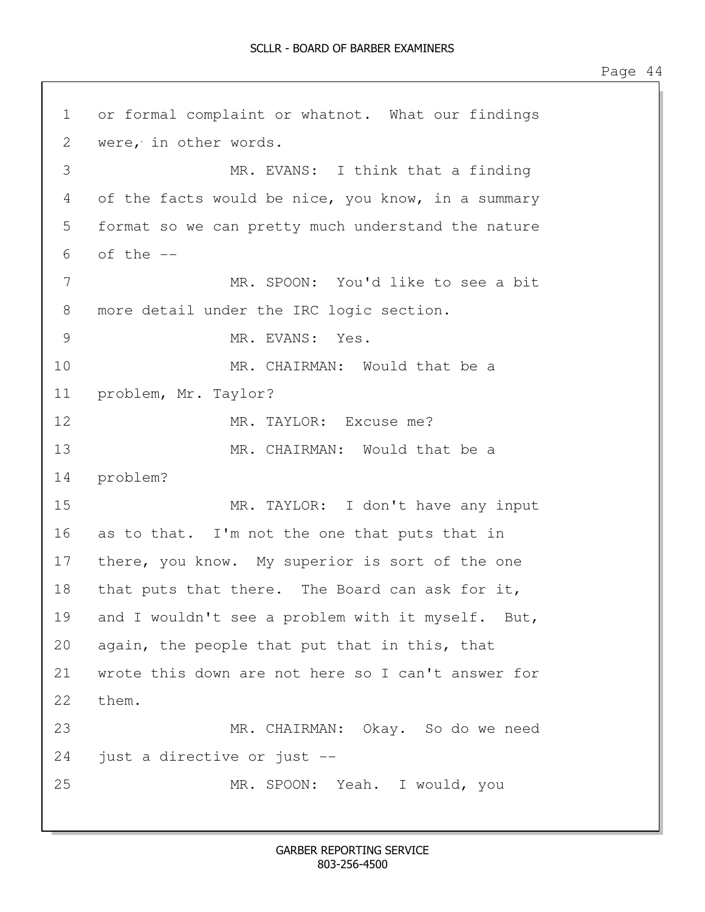1 or formal complaint or whatnot. What our findings
2 were, in other words.
3 MR. EVANS: I think that a finding
4 of the facts would be nice, you know, in a summary
5 format so we can pretty much understand the nature
6 of the --
7 MR. SPOON: You'd like to see a bit
8 more detail under the IRC logic section.
9 MR. EVANS: Yes.
10 MR. CHAIRMAN: Would that be a
11 problem, Mr. Taylor?
12 MR. TAYLOR: Excuse me?
13 MR. CHAIRMAN: Would that be a
14 problem?
15 MR. TAYLOR: I don't have any input
16 as to that. I'm not the one that puts that in
17 there, you know. My superior is sort of the one
18 that puts that there. The Board can ask for it,
19 and I wouldn't see a problem with it myself. But,
20 again, the people that put that in this, that
21 wrote this down are not here so I can't answer for
22 them.
23 MR. CHAIRMAN: Okay. So do we need
24 just a directive or just --
25 MR. SPOON: Yeah. I would, you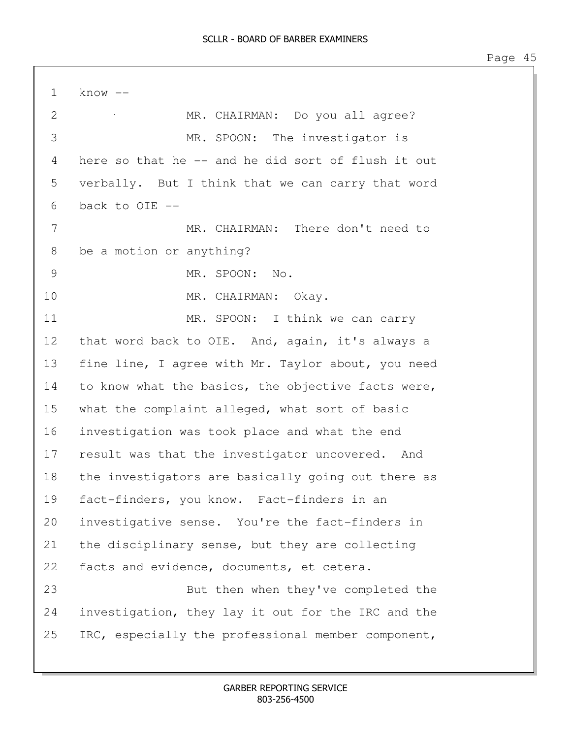know --

MR. CHAIRMAN: Do you all agree?

MR. SPOON: The investigator is here so that he -- and he did sort of flush it out verbally. But I think that we can carry that word back to OIE --

MR. CHAIRMAN: There don't need to be a motion or anything?

MR. SPOON: No.

MR. CHAIRMAN: Okay.

MR. SPOON: I think we can carry that word back to OIE. And, again, it's always a fine line, I agree with Mr. Taylor about, you need to know what the basics, the objective facts were, what the complaint alleged, what sort of basic investigation was took place and what the end result was that the investigator uncovered. And the investigators are basically going out there as fact-finders, you know. Fact-finders in an investigative sense. You're the fact-finders in the disciplinary sense, but they are collecting facts and evidence, documents, et cetera.

But then when they've completed the investigation, they lay it out for the IRC and the IRC, especially the professional member component,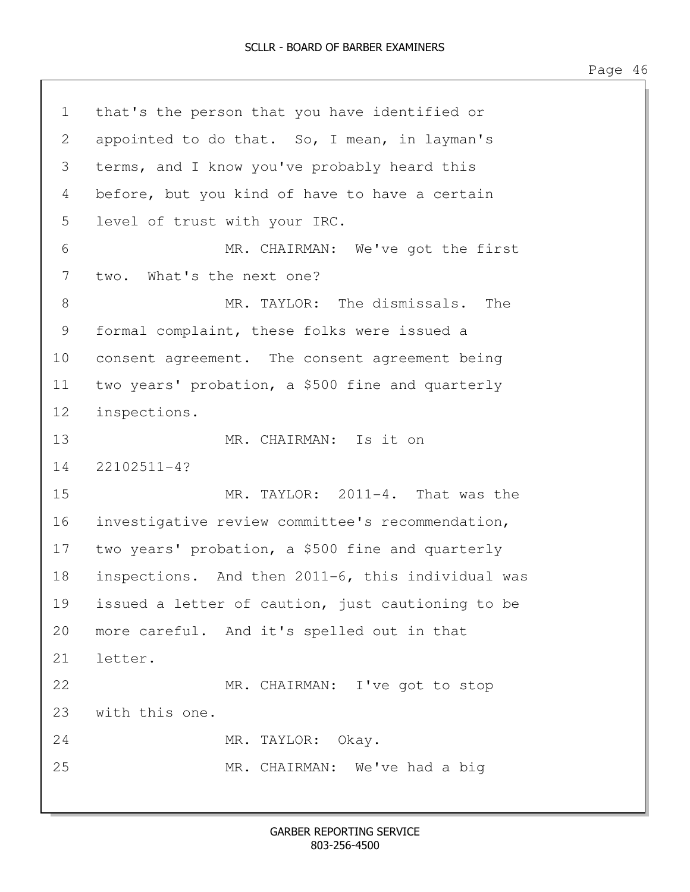that's the person that you have identified or appointed to do that. So, I mean, in layman's terms, and I know you've probably heard this before, but you kind of have to have a certain level of trust with your IRC.

MR. CHAIRMAN: We've got the first two. What's the next one?

MR. TAYLOR: The dismissals. The formal complaint, these folks were issued a consent agreement. The consent agreement being two years' probation, a $500 fine and quarterly inspections.

MR. CHAIRMAN: Is it on 22102511-4?

MR. TAYLOR: 2011-4. That was the investigative review committee's recommendation, two years' probation, a $500 fine and quarterly inspections. And then 2011-6, this individual was issued a letter of caution, just cautioning to be more careful. And it's spelled out in that letter.

MR. CHAIRMAN: I've got to stop with this one.

MR. TAYLOR: Okay.

MR. CHAIRMAN: We've had a big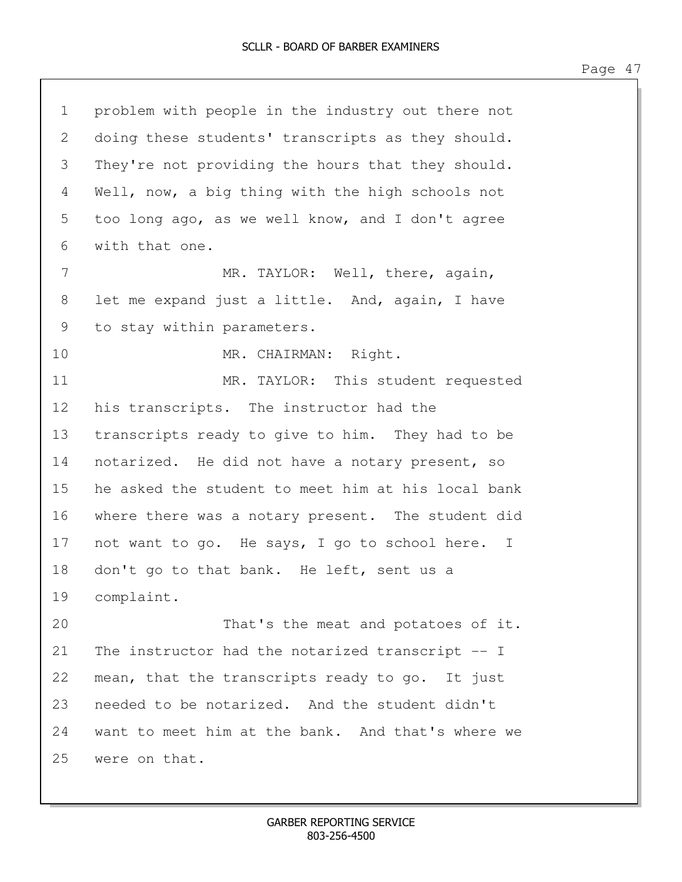problem with people in the industry out there not doing these students' transcripts as they should. They're not providing the hours that they should. Well, now, a big thing with the high schools not too long ago, as we well know, and I don't agree with that one.

MR. TAYLOR: Well, there, again, let me expand just a little. And, again, I have to stay within parameters.

MR. CHAIRMAN: Right.

MR. TAYLOR: This student requested his transcripts. The instructor had the transcripts ready to give to him. They had to be notarized. He did not have a notary present, so he asked the student to meet him at his local bank where there was a notary present. The student did not want to go. He says, I go to school here. I don't go to that bank. He left, sent us a complaint.

That's the meat and potatoes of it. The instructor had the notarized transcript -- I mean, that the transcripts ready to go. It just needed to be notarized. And the student didn't want to meet him at the bank. And that's where we were on that.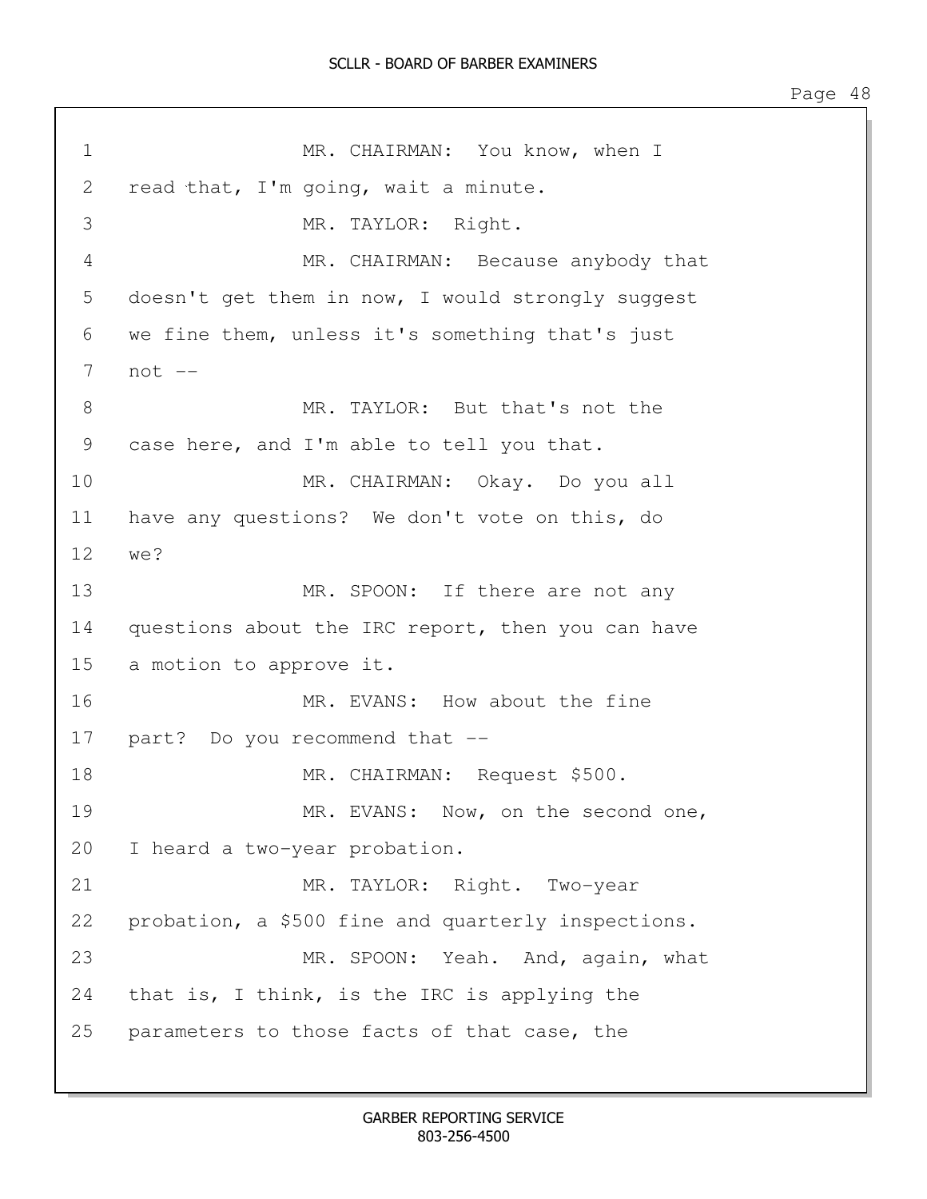1 MR. CHAIRMAN: You know, when I
2 read that, I'm going, wait a minute.
3 MR. TAYLOR: Right.
4 MR. CHAIRMAN: Because anybody that
5 doesn't get them in now, I would strongly suggest
6 we fine them, unless it's something that's just
7 not --
8 MR. TAYLOR: But that's not the
9 case here, and I'm able to tell you that.
10 MR. CHAIRMAN: Okay. Do you all
11 have any questions? We don't vote on this, do
12 we?
13 MR. SPOON: If there are not any
14 questions about the IRC report, then you can have
15 a motion to approve it.
16 MR. EVANS: How about the fine
17 part? Do you recommend that --
18 MR. CHAIRMAN: Request $500.
19 MR. EVANS: Now, on the second one,
20 I heard a two-year probation.
21 MR. TAYLOR: Right. Two-year
22 probation, a $500 fine and quarterly inspections.
23 MR. SPOON: Yeah. And, again, what
24 that is, I think, is the IRC is applying the
25 parameters to those facts of that case, the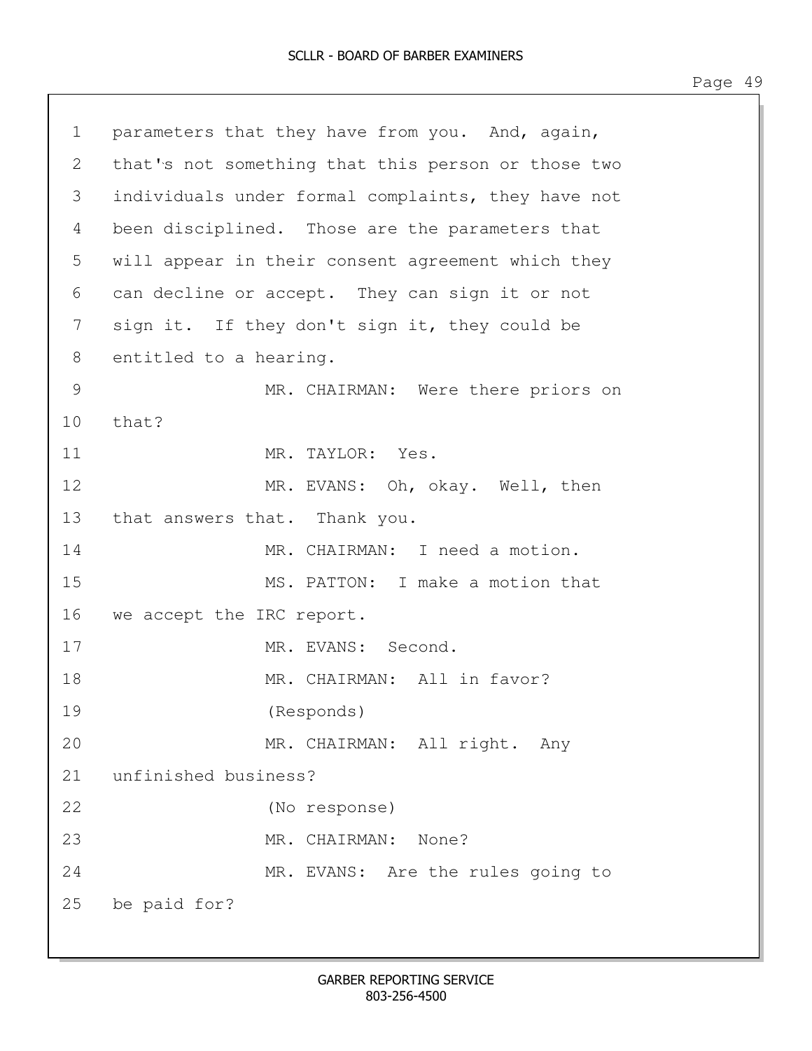parameters that they have from you. And, again, that's not something that this person or those two individuals under formal complaints, they have not been disciplined. Those are the parameters that will appear in their consent agreement which they can decline or accept. They can sign it or not sign it. If they don't sign it, they could be entitled to a hearing.

MR. CHAIRMAN: Were there priors on that?

MR. TAYLOR: Yes.

MR. EVANS: Oh, okay. Well, then that answers that. Thank you.

MR. CHAIRMAN: I need a motion.

MS. PATTON: I make a motion that we accept the IRC report.

MR. EVANS: Second.

MR. CHAIRMAN: All in favor?

(Responds)

MR. CHAIRMAN: All right. Any unfinished business?

(No response)

MR. CHAIRMAN: None?

MR. EVANS: Are the rules going to be paid for?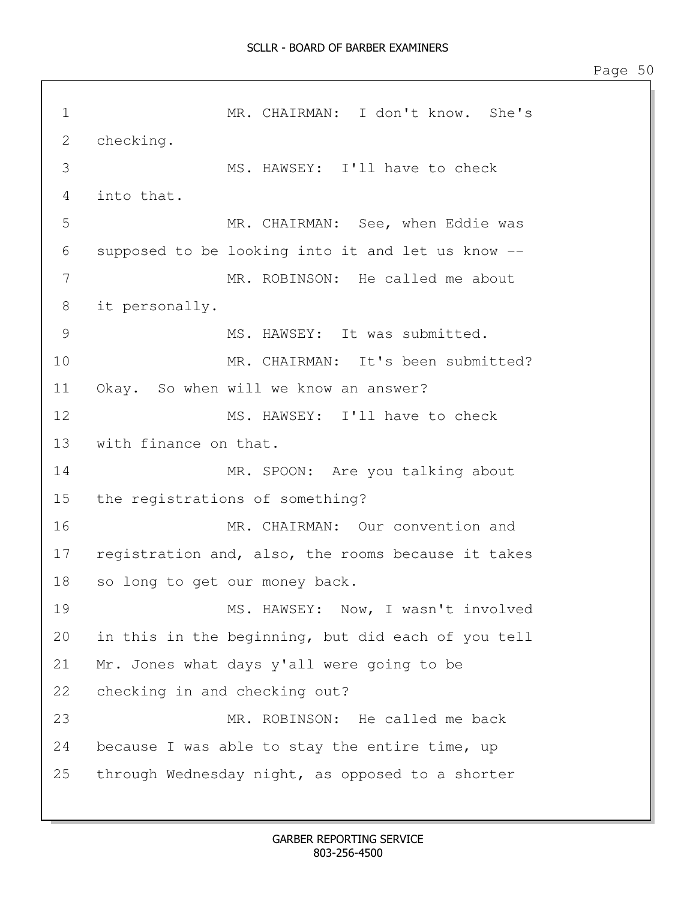MR. CHAIRMAN: I don't know. She's checking.

MS. HAWSEY: I'll have to check into that.

MR. CHAIRMAN: See, when Eddie was supposed to be looking into it and let us know --

MR. ROBINSON: He called me about it personally.

MS. HAWSEY: It was submitted.

MR. CHAIRMAN: It's been submitted? Okay. So when will we know an answer?

MS. HAWSEY: I'll have to check with finance on that.

MR. SPOON: Are you talking about the registrations of something?

MR. CHAIRMAN: Our convention and registration and, also, the rooms because it takes so long to get our money back.

MS. HAWSEY: Now, I wasn't involved in this in the beginning, but did each of you tell Mr. Jones what days y'all were going to be checking in and checking out?

MR. ROBINSON: He called me back because I was able to stay the entire time, up through Wednesday night, as opposed to a shorter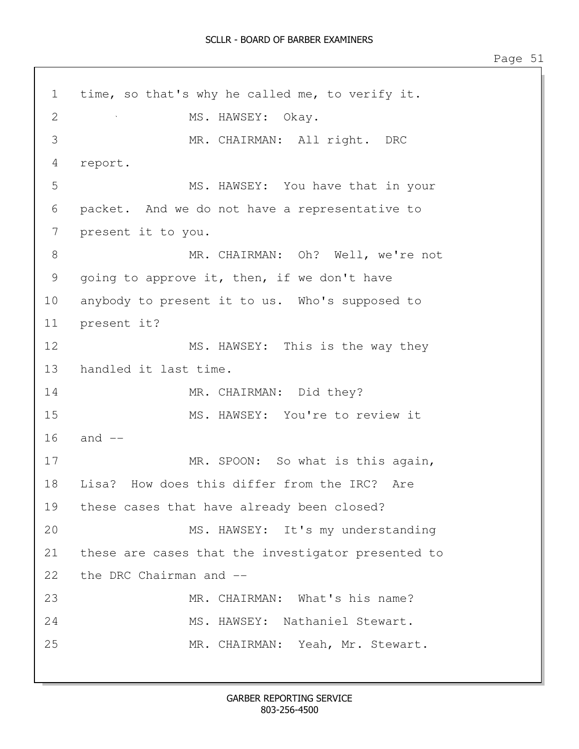1 time, so that's why he called me, to verify it.

2 MS. HAWSEY: Okay.

3 MR. CHAIRMAN: All right. DRC

4 report.

5 MS. HAWSEY: You have that in your

6 packet. And we do not have a representative to

7 present it to you.

8 MR. CHAIRMAN: Oh? Well, we're not

9 going to approve it, then, if we don't have

10 anybody to present it to us. Who's supposed to

11 present it?

12 MS. HAWSEY: This is the way they

13 handled it last time.

14 MR. CHAIRMAN: Did they?

15 MS. HAWSEY: You're to review it

16 and --

17 MR. SPOON: So what is this again,

18 Lisa? How does this differ from the IRC? Are

19 these cases that have already been closed?

20 MS. HAWSEY: It's my understanding

21 these are cases that the investigator presented to

22 the DRC Chairman and --

23 MR. CHAIRMAN: What's his name?

24 MS. HAWSEY: Nathaniel Stewart.

25 MR. CHAIRMAN: Yeah, Mr. Stewart.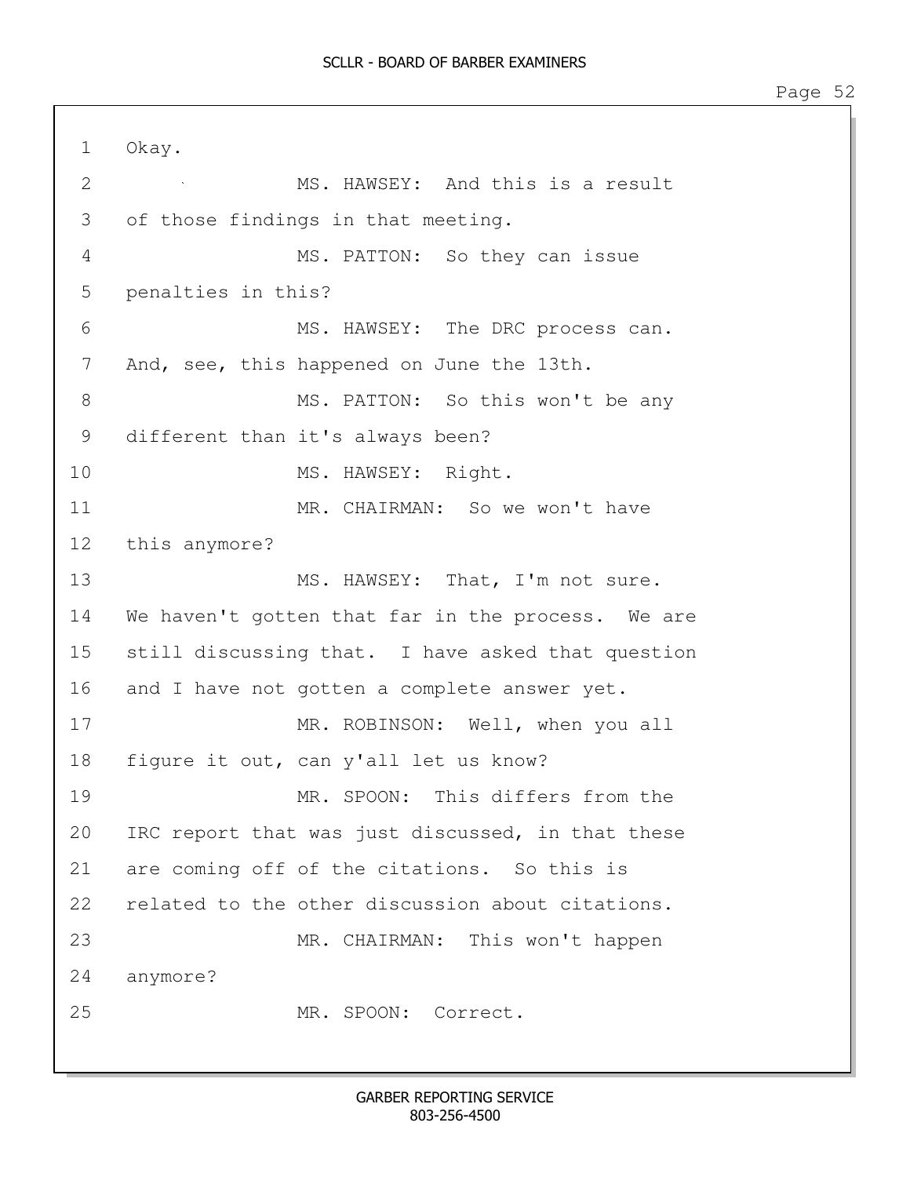Okay.

MS. HAWSEY: And this is a result of those findings in that meeting.

MS. PATTON: So they can issue penalties in this?

MS. HAWSEY: The DRC process can. And, see, this happened on June the 13th.

MS. PATTON: So this won't be any different than it's always been?

MS. HAWSEY: Right.

MR. CHAIRMAN: So we won't have this anymore?

MS. HAWSEY: That, I'm not sure. We haven't gotten that far in the process. We are still discussing that. I have asked that question and I have not gotten a complete answer yet.

MR. ROBINSON: Well, when you all figure it out, can y'all let us know?

MR. SPOON: This differs from the IRC report that was just discussed, in that these are coming off of the citations. So this is related to the other discussion about citations.

MR. CHAIRMAN: This won't happen anymore?

MR. SPOON: Correct.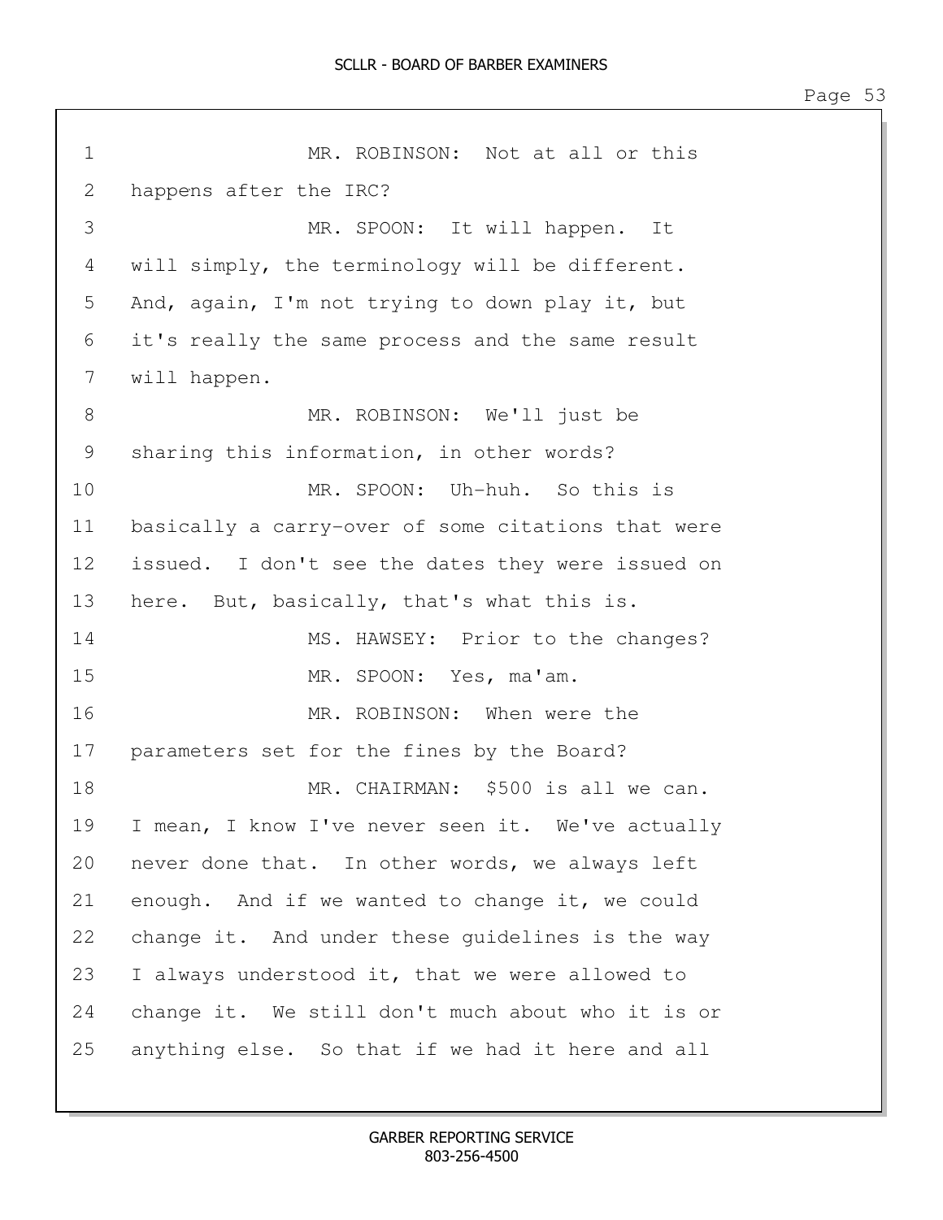1 MR. ROBINSON: Not at all or this
2 happens after the IRC?
3 MR. SPOON: It will happen. It
4 will simply, the terminology will be different.
5 And, again, I'm not trying to down play it, but
6 it's really the same process and the same result
7 will happen.
8 MR. ROBINSON: We'll just be
9 sharing this information, in other words?
10 MR. SPOON: Uh-huh. So this is
11 basically a carry-over of some citations that were
12 issued. I don't see the dates they were issued on
13 here. But, basically, that's what this is.
14 MS. HAWSEY: Prior to the changes?
15 MR. SPOON: Yes, ma'am.
16 MR. ROBINSON: When were the
17 parameters set for the fines by the Board?
18 MR. CHAIRMAN: $500 is all we can.
19 I mean, I know I've never seen it. We've actually
20 never done that. In other words, we always left
21 enough. And if we wanted to change it, we could
22 change it. And under these guidelines is the way
23 I always understood it, that we were allowed to
24 change it. We still don't much about who it is or
25 anything else. So that if we had it here and all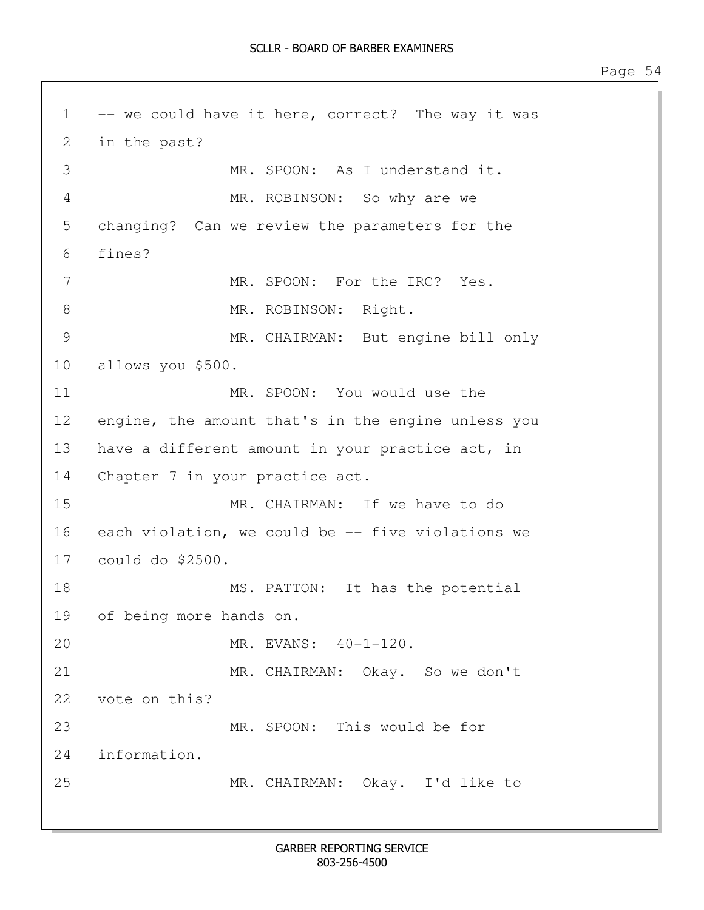-- we could have it here, correct? The way it was in the past?

MR. SPOON: As I understand it.

MR. ROBINSON: So why are we changing? Can we review the parameters for the fines?

MR. SPOON: For the IRC? Yes.

MR. ROBINSON: Right.

MR. CHAIRMAN: But engine bill only allows you $500.

MR. SPOON: You would use the engine, the amount that's in the engine unless you have a different amount in your practice act, in Chapter 7 in your practice act.

MR. CHAIRMAN: If we have to do each violation, we could be -- five violations we could do $2500.

MS. PATTON: It has the potential of being more hands on.

MR. EVANS: 40-1-120.

MR. CHAIRMAN: Okay. So we don't vote on this?

MR. SPOON: This would be for information.

MR. CHAIRMAN: Okay. I'd like to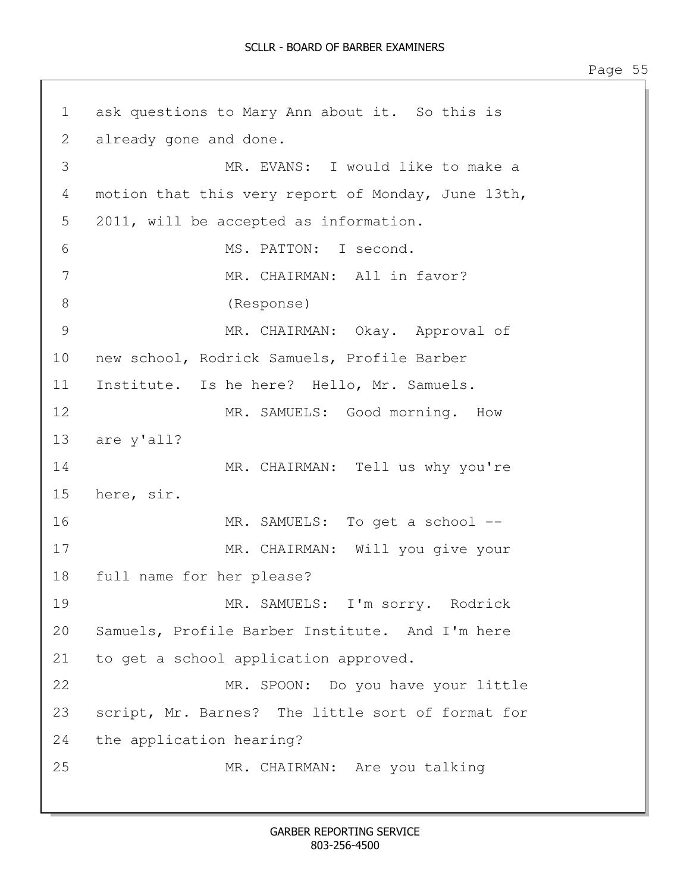1 ask questions to Mary Ann about it. So this is
2 already gone and done.
3 MR. EVANS: I would like to make a
4 motion that this very report of Monday, June 13th,
5 2011, will be accepted as information.
6 MS. PATTON: I second.
7 MR. CHAIRMAN: All in favor?
8 (Response)
9 MR. CHAIRMAN: Okay. Approval of
10 new school, Rodrick Samuels, Profile Barber
11 Institute. Is he here? Hello, Mr. Samuels.
12 MR. SAMUELS: Good morning. How
13 are y'all?
14 MR. CHAIRMAN: Tell us why you're
15 here, sir.
16 MR. SAMUELS: To get a school --
17 MR. CHAIRMAN: Will you give your
18 full name for her please?
19 MR. SAMUELS: I'm sorry. Rodrick
20 Samuels, Profile Barber Institute. And I'm here
21 to get a school application approved.
22 MR. SPOON: Do you have your little
23 script, Mr. Barnes? The little sort of format for
24 the application hearing?
25 MR. CHAIRMAN: Are you talking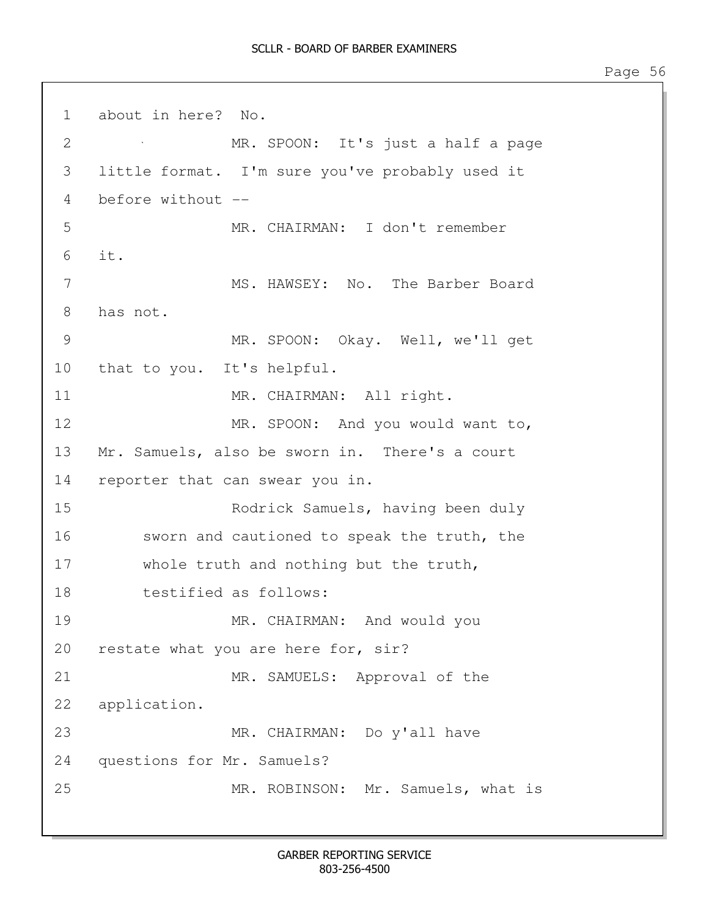1 about in here? No.

2 MR. SPOON: It's just a half a page

3 little format. I'm sure you've probably used it

4 before without --

5 MR. CHAIRMAN: I don't remember

6 it.

7 MS. HAWSEY: No. The Barber Board

8 has not.

9 MR. SPOON: Okay. Well, we'll get

10 that to you. It's helpful.

11 MR. CHAIRMAN: All right.

12 MR. SPOON: And you would want to,

13 Mr. Samuels, also be sworn in. There's a court

14 reporter that can swear you in.

15 Rodrick Samuels, having been duly

16 sworn and cautioned to speak the truth, the

17 whole truth and nothing but the truth,

18 testified as follows:

19 MR. CHAIRMAN: And would you

20 restate what you are here for, sir?

21 MR. SAMUELS: Approval of the

22 application.

23 MR. CHAIRMAN: Do y'all have

24 questions for Mr. Samuels?

25 MR. ROBINSON: Mr. Samuels, what is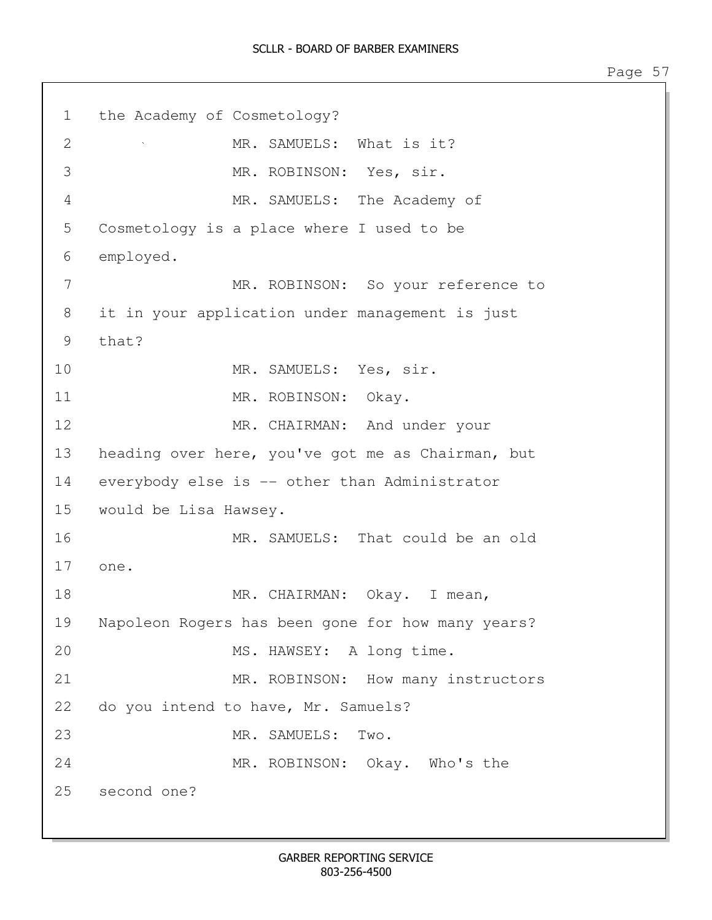1 the Academy of Cosmetology?

2 MR. SAMUELS: What is it?

3 MR. ROBINSON: Yes, sir.

4 MR. SAMUELS: The Academy of

5 Cosmetology is a place where I used to be

6 employed.

7 MR. ROBINSON: So your reference to

8 it in your application under management is just

9 that?

10 MR. SAMUELS: Yes, sir.

11 MR. ROBINSON: Okay.

12 MR. CHAIRMAN: And under your

13 heading over here, you've got me as Chairman, but

14 everybody else is -- other than Administrator

15 would be Lisa Hawsey.

16 MR. SAMUELS: That could be an old

17 one.

18 MR. CHAIRMAN: Okay. I mean,

19 Napoleon Rogers has been gone for how many years?

20 MS. HAWSEY: A long time.

21 MR. ROBINSON: How many instructors

22 do you intend to have, Mr. Samuels?

23 MR. SAMUELS: Two.

24 MR. ROBINSON: Okay. Who's the

25 second one?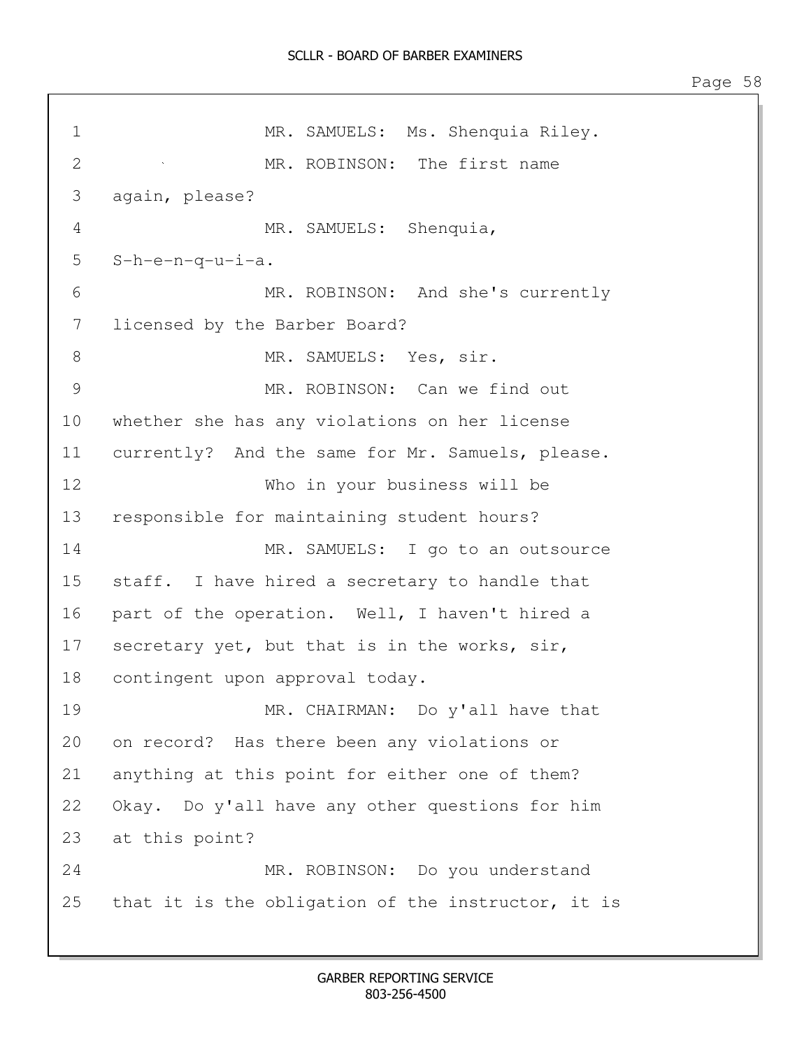1 MR. SAMUELS: Ms. Shenquia Riley.

2 MR. ROBINSON: The first name

3 again, please?

4 MR. SAMUELS: Shenquia,

5 S-h-e-n-q-u-i-a.

6 MR. ROBINSON: And she's currently

7 licensed by the Barber Board?

8 MR. SAMUELS: Yes, sir.

9 MR. ROBINSON: Can we find out

10 whether she has any violations on her license

11 currently? And the same for Mr. Samuels, please.

12 Who in your business will be

13 responsible for maintaining student hours?

14 MR. SAMUELS: I go to an outsource

15 staff. I have hired a secretary to handle that

16 part of the operation. Well, I haven't hired a

17 secretary yet, but that is in the works, sir,

18 contingent upon approval today.

19 MR. CHAIRMAN: Do y'all have that

20 on record? Has there been any violations or

21 anything at this point for either one of them?

22 Okay. Do y'all have any other questions for him

23 at this point?

24 MR. ROBINSON: Do you understand

25 that it is the obligation of the instructor, it is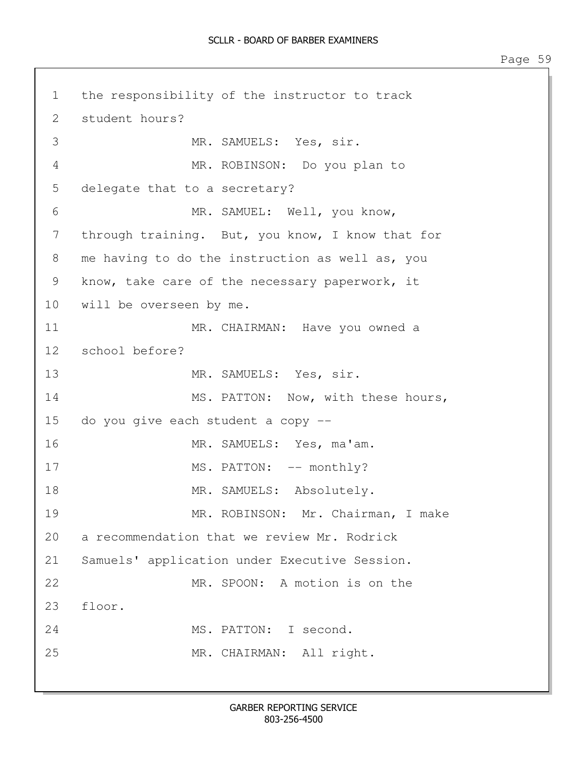1 the responsibility of the instructor to track
2 student hours?
3 MR. SAMUELS: Yes, sir.
4 MR. ROBINSON: Do you plan to
5 delegate that to a secretary?
6 MR. SAMUEL: Well, you know,
7 through training. But, you know, I know that for
8 me having to do the instruction as well as, you
9 know, take care of the necessary paperwork, it
10 will be overseen by me.
11 MR. CHAIRMAN: Have you owned a
12 school before?
13 MR. SAMUELS: Yes, sir.
14 MS. PATTON: Now, with these hours,
15 do you give each student a copy --
16 MR. SAMUELS: Yes, ma'am.
17 MS. PATTON: -- monthly?
18 MR. SAMUELS: Absolutely.
19 MR. ROBINSON: Mr. Chairman, I make
20 a recommendation that we review Mr. Rodrick
21 Samuels' application under Executive Session.
22 MR. SPOON: A motion is on the
23 floor.
24 MS. PATTON: I second.
25 MR. CHAIRMAN: All right.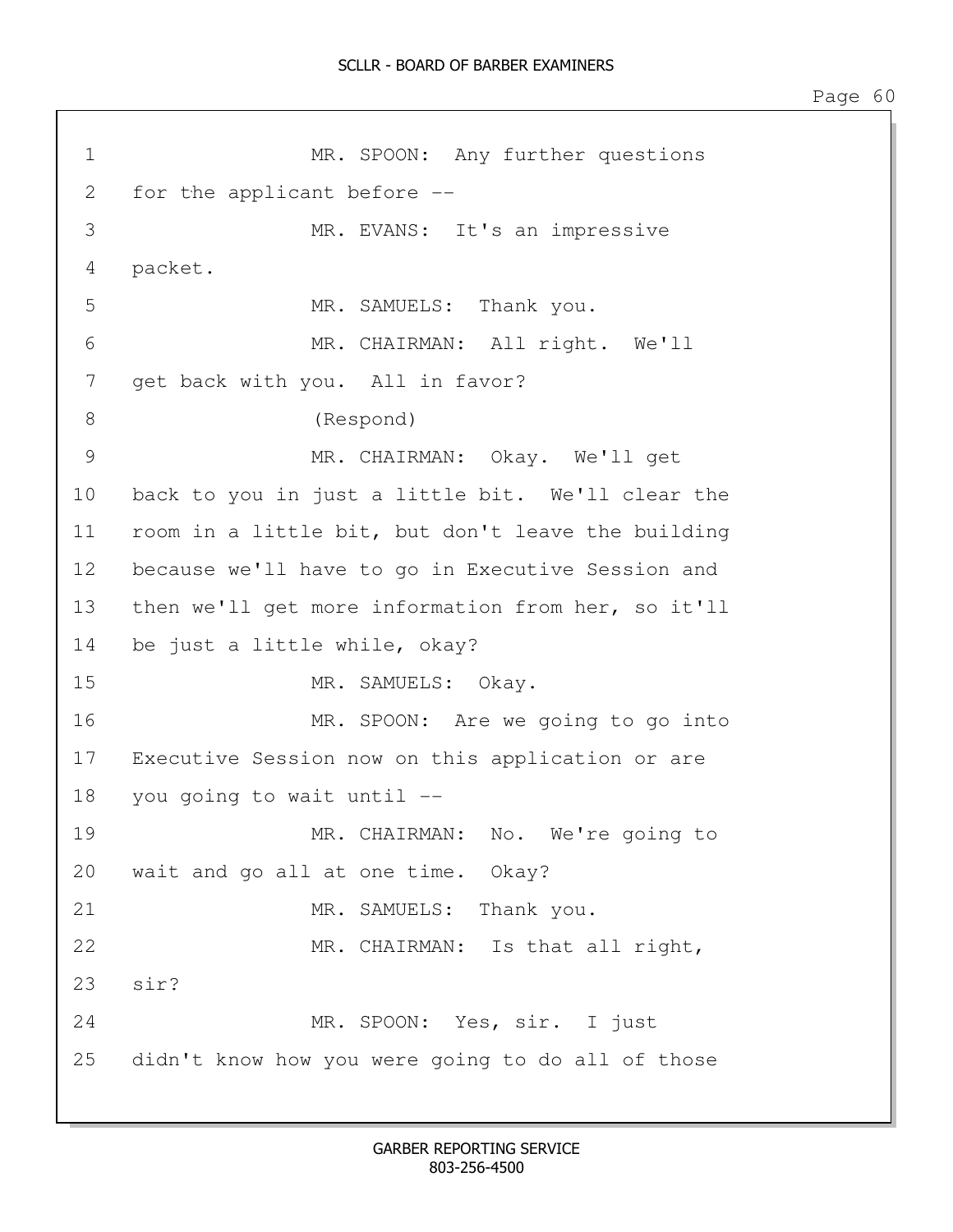MR. SPOON: Any further questions for the applicant before --

MR. EVANS: It's an impressive packet.

MR. SAMUELS: Thank you.

MR. CHAIRMAN: All right. We'll get back with you. All in favor?

(Respond)

MR. CHAIRMAN: Okay. We'll get back to you in just a little bit. We'll clear the room in a little bit, but don't leave the building because we'll have to go in Executive Session and then we'll get more information from her, so it'll be just a little while, okay?

MR. SAMUELS: Okay.

MR. SPOON: Are we going to go into Executive Session now on this application or are you going to wait until --

MR. CHAIRMAN: No. We're going to wait and go all at one time. Okay?

MR. SAMUELS: Thank you.

MR. CHAIRMAN: Is that all right, sir?

MR. SPOON: Yes, sir. I just didn't know how you were going to do all of those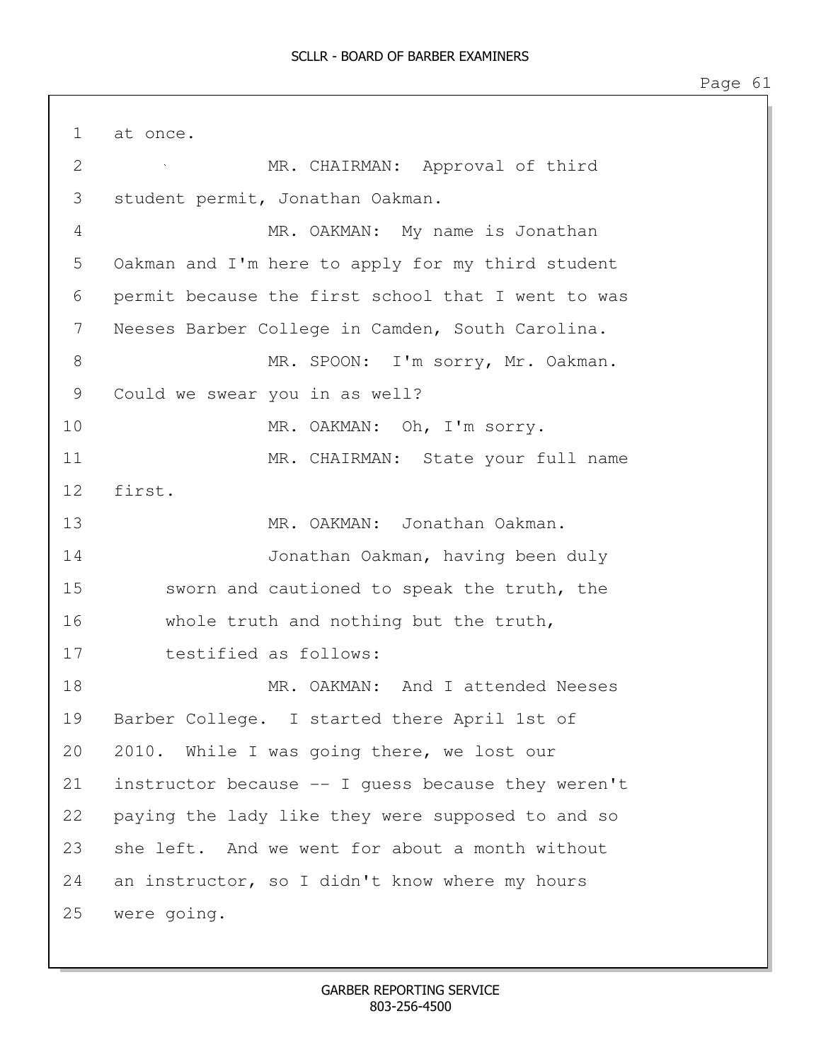at once.

MR. CHAIRMAN: Approval of third student permit, Jonathan Oakman.

MR. OAKMAN: My name is Jonathan Oakman and I'm here to apply for my third student permit because the first school that I went to was Neeses Barber College in Camden, South Carolina.

MR. SPOON: I'm sorry, Mr. Oakman. Could we swear you in as well?

MR. OAKMAN: Oh, I'm sorry.

MR. CHAIRMAN: State your full name first.

MR. OAKMAN: Jonathan Oakman.

Jonathan Oakman, having been duly sworn and cautioned to speak the truth, the whole truth and nothing but the truth, testified as follows:

MR. OAKMAN: And I attended Neeses Barber College. I started there April 1st of 2010. While I was going there, we lost our instructor because -- I guess because they weren't paying the lady like they were supposed to and so she left. And we went for about a month without an instructor, so I didn't know where my hours were going.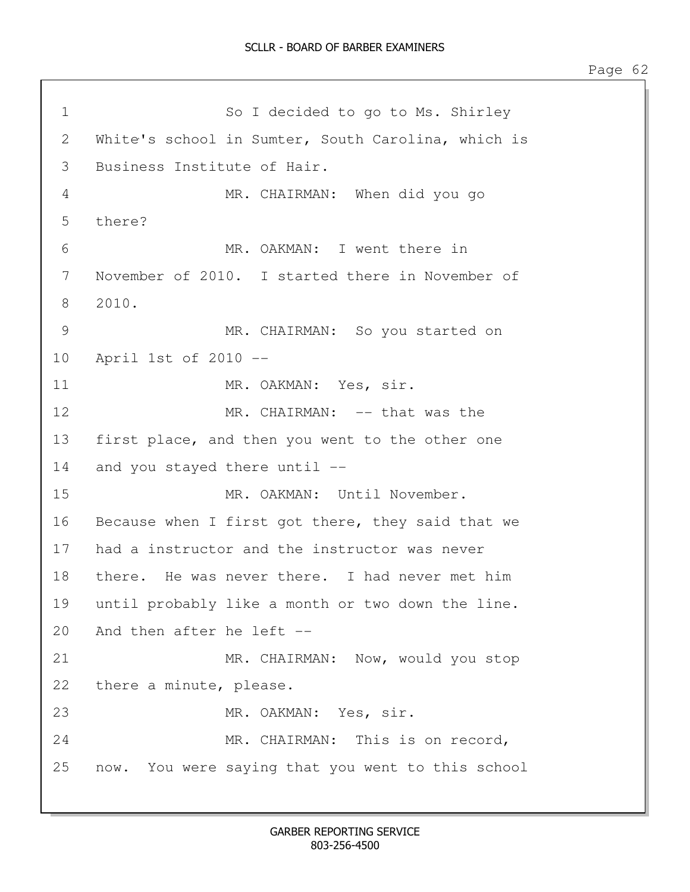So I decided to go to Ms. Shirley White's school in Sumter, South Carolina, which is Business Institute of Hair.

MR. CHAIRMAN: When did you go there?

MR. OAKMAN: I went there in November of 2010. I started there in November of 2010.

MR. CHAIRMAN: So you started on April 1st of 2010 --

MR. OAKMAN: Yes, sir.

MR. CHAIRMAN: -- that was the first place, and then you went to the other one and you stayed there until --

MR. OAKMAN: Until November. Because when I first got there, they said that we had a instructor and the instructor was never there. He was never there. I had never met him until probably like a month or two down the line. And then after he left --

MR. CHAIRMAN: Now, would you stop there a minute, please.

MR. OAKMAN: Yes, sir.

MR. CHAIRMAN: This is on record, now. You were saying that you went to this school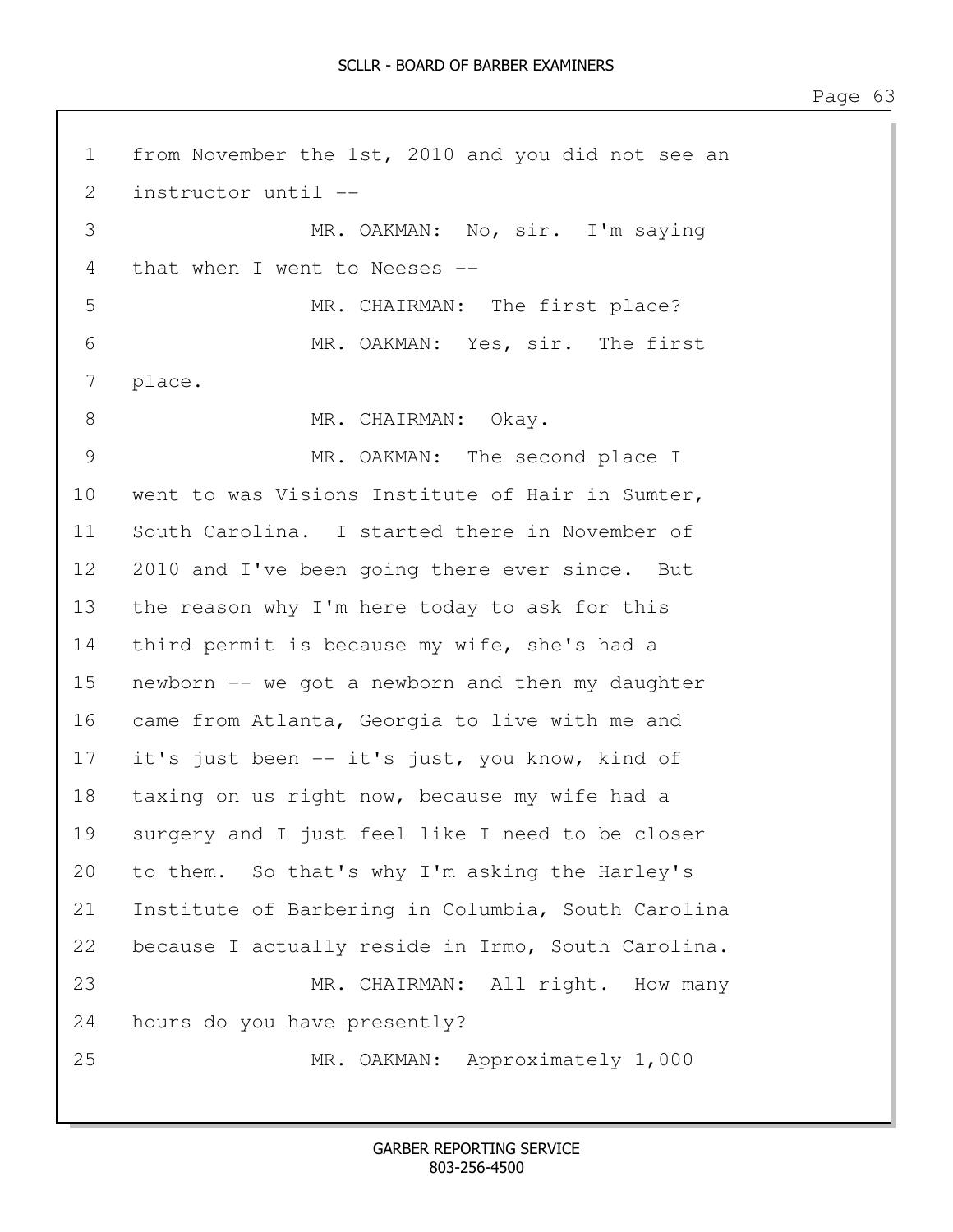from November the 1st, 2010 and you did not see an instructor until --

MR. OAKMAN: No, sir. I'm saying that when I went to Neeses --

MR. CHAIRMAN: The first place?

MR. OAKMAN: Yes, sir. The first place.

MR. CHAIRMAN: Okay.

MR. OAKMAN: The second place I went to was Visions Institute of Hair in Sumter, South Carolina. I started there in November of 2010 and I've been going there ever since. But the reason why I'm here today to ask for this third permit is because my wife, she's had a newborn -- we got a newborn and then my daughter came from Atlanta, Georgia to live with me and it's just been -- it's just, you know, kind of taxing on us right now, because my wife had a surgery and I just feel like I need to be closer to them. So that's why I'm asking the Harley's Institute of Barbering in Columbia, South Carolina because I actually reside in Irmo, South Carolina.

MR. CHAIRMAN: All right. How many hours do you have presently?

MR. OAKMAN: Approximately 1,000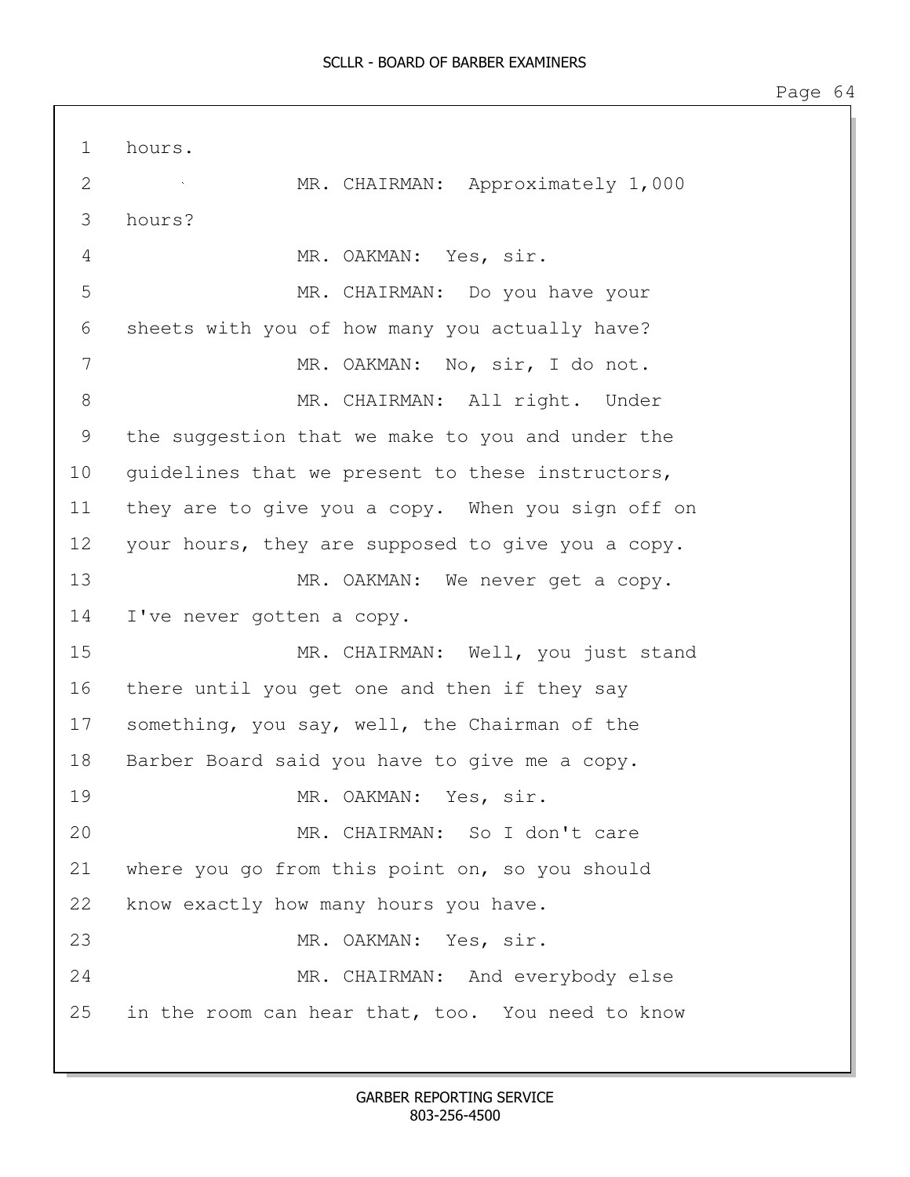hours.

MR. CHAIRMAN: Approximately 1,000 hours?

MR. OAKMAN: Yes, sir.

MR. CHAIRMAN: Do you have your sheets with you of how many you actually have?

MR. OAKMAN: No, sir, I do not.

MR. CHAIRMAN: All right. Under the suggestion that we make to you and under the guidelines that we present to these instructors, they are to give you a copy. When you sign off on your hours, they are supposed to give you a copy.

MR. OAKMAN: We never get a copy. I've never gotten a copy.

MR. CHAIRMAN: Well, you just stand there until you get one and then if they say something, you say, well, the Chairman of the Barber Board said you have to give me a copy.

MR. OAKMAN: Yes, sir.

MR. CHAIRMAN: So I don't care where you go from this point on, so you should know exactly how many hours you have.

MR. OAKMAN: Yes, sir.

MR. CHAIRMAN: And everybody else in the room can hear that, too. You need to know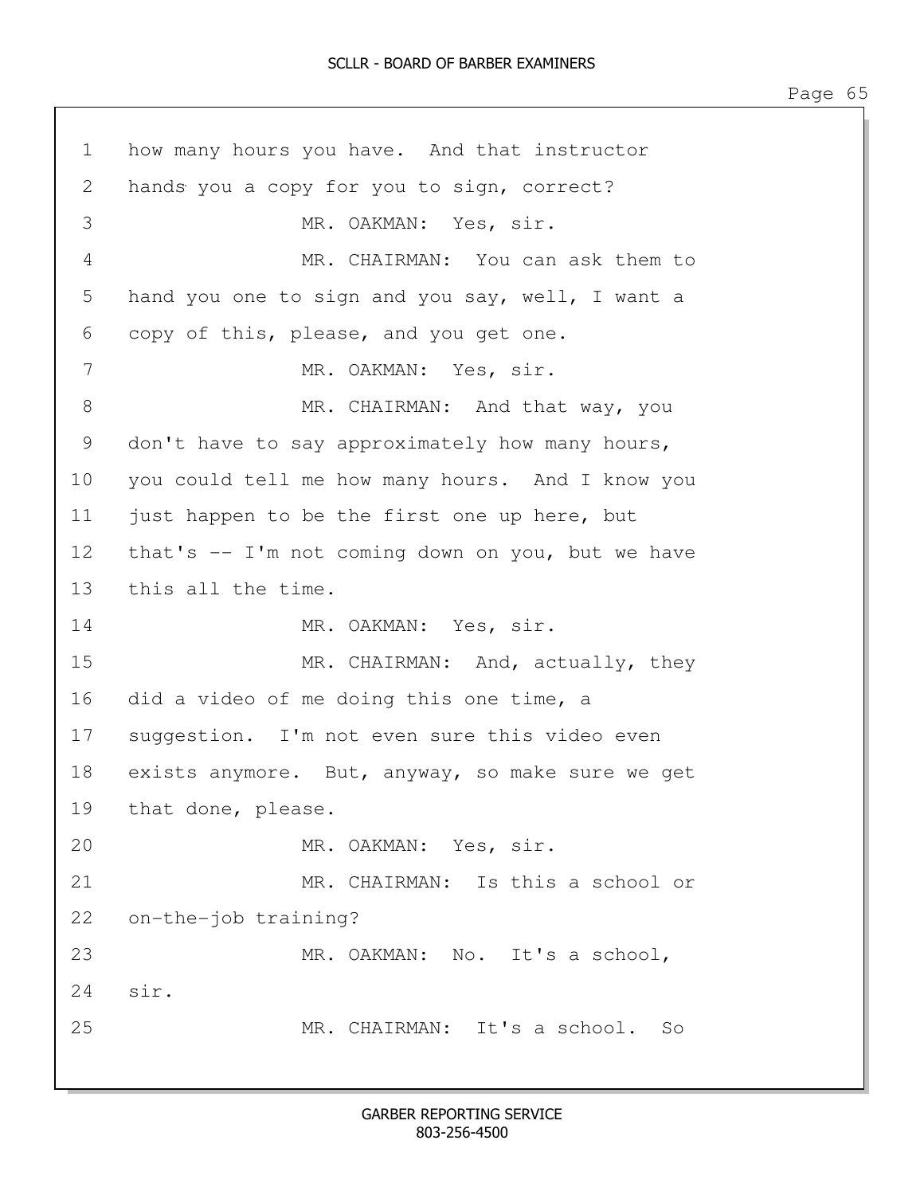1 how many hours you have. And that instructor
2 hands you a copy for you to sign, correct?
3 MR. OAKMAN: Yes, sir.
4 MR. CHAIRMAN: You can ask them to
5 hand you one to sign and you say, well, I want a
6 copy of this, please, and you get one.
7 MR. OAKMAN: Yes, sir.
8 MR. CHAIRMAN: And that way, you
9 don't have to say approximately how many hours,
10 you could tell me how many hours. And I know you
11 just happen to be the first one up here, but
12 that's -- I'm not coming down on you, but we have
13 this all the time.
14 MR. OAKMAN: Yes, sir.
15 MR. CHAIRMAN: And, actually, they
16 did a video of me doing this one time, a
17 suggestion. I'm not even sure this video even
18 exists anymore. But, anyway, so make sure we get
19 that done, please.
20 MR. OAKMAN: Yes, sir.
21 MR. CHAIRMAN: Is this a school or
22 on-the-job training?
23 MR. OAKMAN: No. It's a school,
24 sir.
25 MR. CHAIRMAN: It's a school. So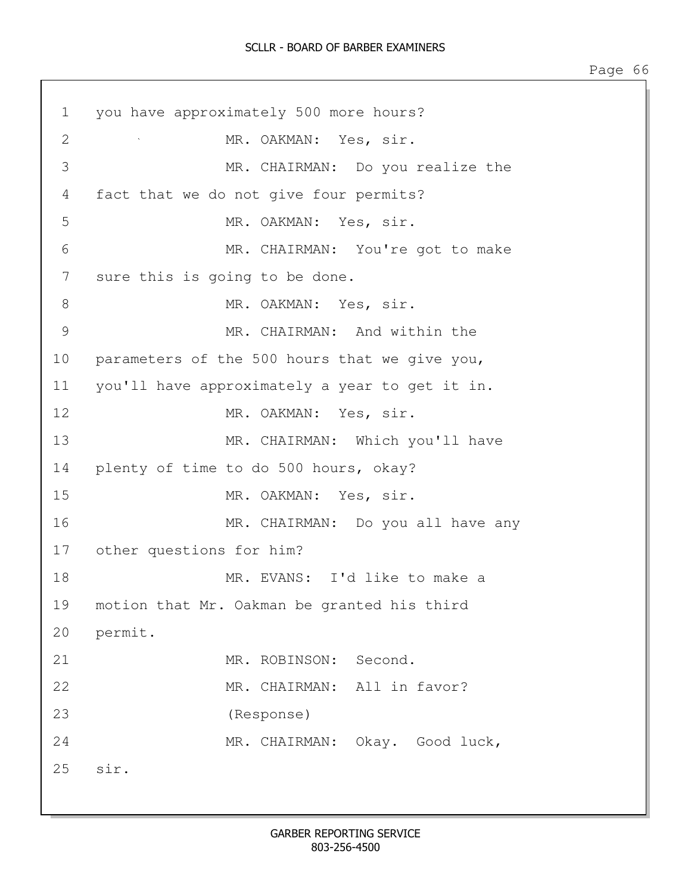1 you have approximately 500 more hours?

2 MR. OAKMAN: Yes, sir.

3 MR. CHAIRMAN: Do you realize the

4 fact that we do not give four permits?

5 MR. OAKMAN: Yes, sir.

6 MR. CHAIRMAN: You're got to make

7 sure this is going to be done.

8 MR. OAKMAN: Yes, sir.

9 MR. CHAIRMAN: And within the

10 parameters of the 500 hours that we give you,

11 you'll have approximately a year to get it in.

12 MR. OAKMAN: Yes, sir.

13 MR. CHAIRMAN: Which you'll have

14 plenty of time to do 500 hours, okay?

15 MR. OAKMAN: Yes, sir.

16 MR. CHAIRMAN: Do you all have any

17 other questions for him?

18 MR. EVANS: I'd like to make a

19 motion that Mr. Oakman be granted his third

20 permit.

21 MR. ROBINSON: Second.

22 MR. CHAIRMAN: All in favor?

23 (Response)

24 MR. CHAIRMAN: Okay. Good luck,

25 sir.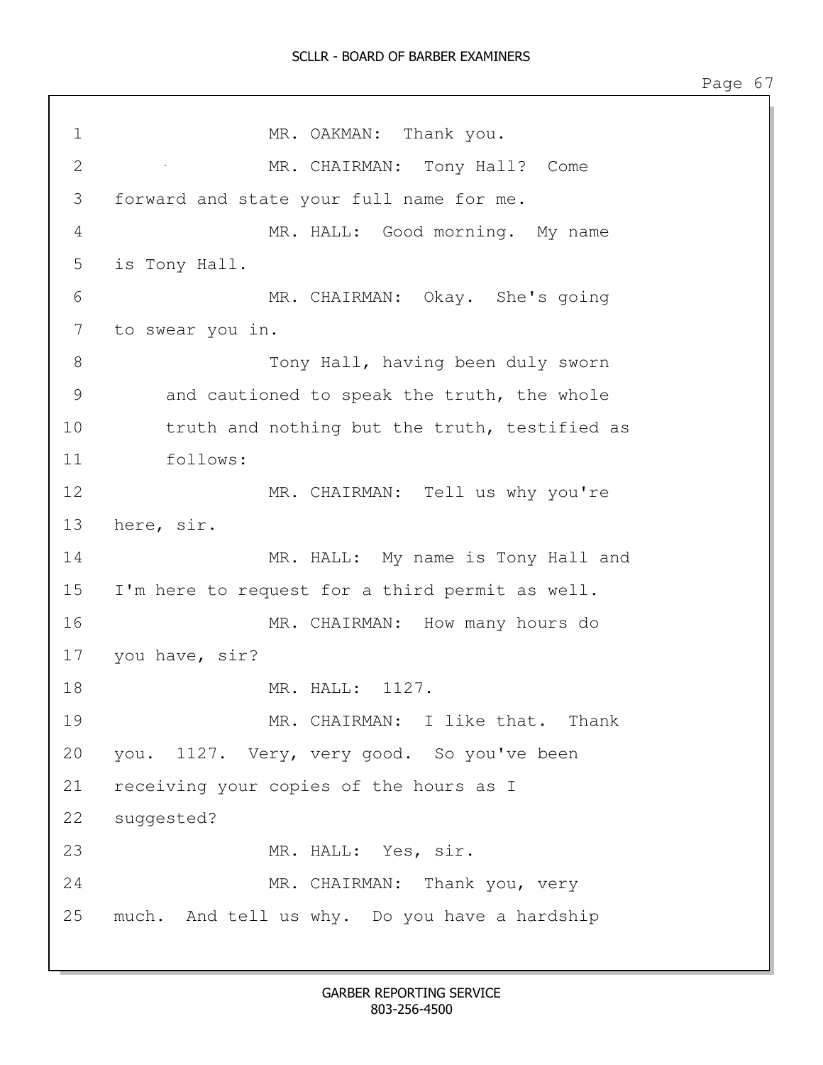1 MR. OAKMAN: Thank you.

2 MR. CHAIRMAN: Tony Hall? Come

3 forward and state your full name for me.

4 MR. HALL: Good morning. My name

5 is Tony Hall.

6 MR. CHAIRMAN: Okay. She's going

7 to swear you in.

8 Tony Hall, having been duly sworn

9 and cautioned to speak the truth, the whole

10 truth and nothing but the truth, testified as

11 follows:

12 MR. CHAIRMAN: Tell us why you're

13 here, sir.

14 MR. HALL: My name is Tony Hall and

15 I'm here to request for a third permit as well.

16 MR. CHAIRMAN: How many hours do

17 you have, sir?

18 MR. HALL: 1127.

19 MR. CHAIRMAN: I like that. Thank

20 you. 1127. Very, very good. So you've been

21 receiving your copies of the hours as I

22 suggested?

23 MR. HALL: Yes, sir.

24 MR. CHAIRMAN: Thank you, very

25 much. And tell us why. Do you have a hardship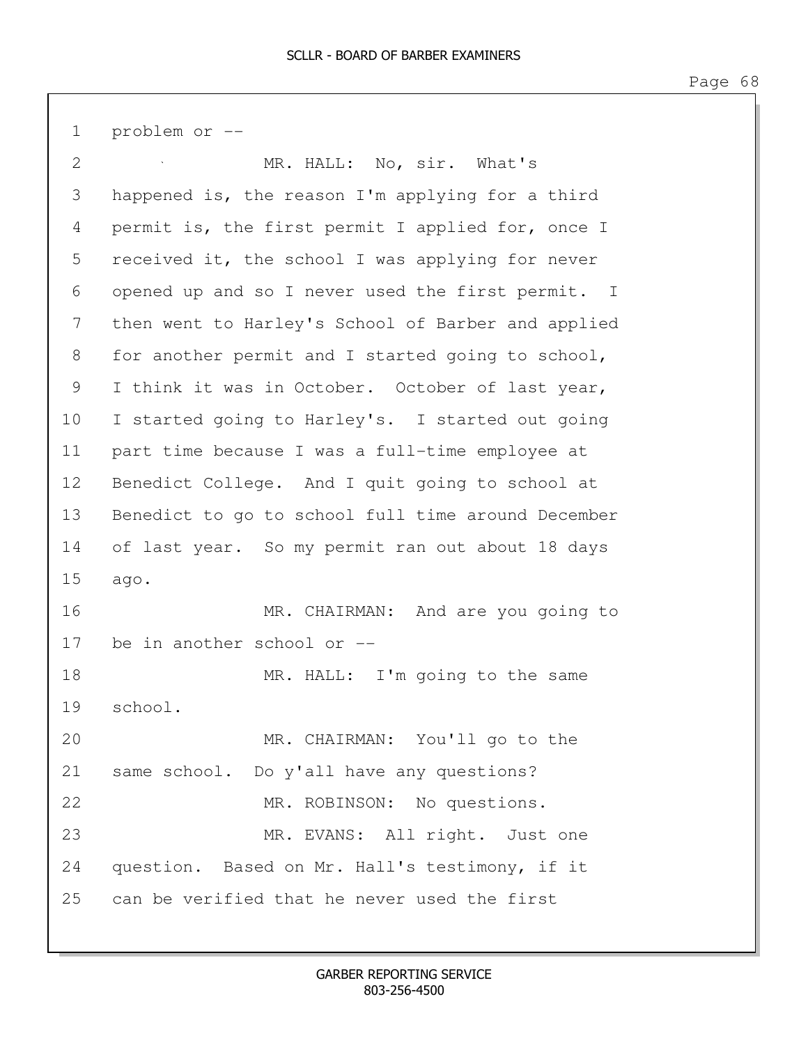1 problem or --

2 MR. HALL: No, sir. What's

3 happened is, the reason I'm applying for a third

4 permit is, the first permit I applied for, once I

5 received it, the school I was applying for never

6 opened up and so I never used the first permit. I

7 then went to Harley's School of Barber and applied

8 for another permit and I started going to school,

9 I think it was in October. October of last year,

10 I started going to Harley's. I started out going

11 part time because I was a full-time employee at

12 Benedict College. And I quit going to school at

13 Benedict to go to school full time around December

14 of last year. So my permit ran out about 18 days

15 ago.

16 MR. CHAIRMAN: And are you going to

17 be in another school or --

18 MR. HALL: I'm going to the same

19 school.

20 MR. CHAIRMAN: You'll go to the

21 same school. Do y'all have any questions?

22 MR. ROBINSON: No questions.

23 MR. EVANS: All right. Just one

24 question. Based on Mr. Hall's testimony, if it

25 can be verified that he never used the first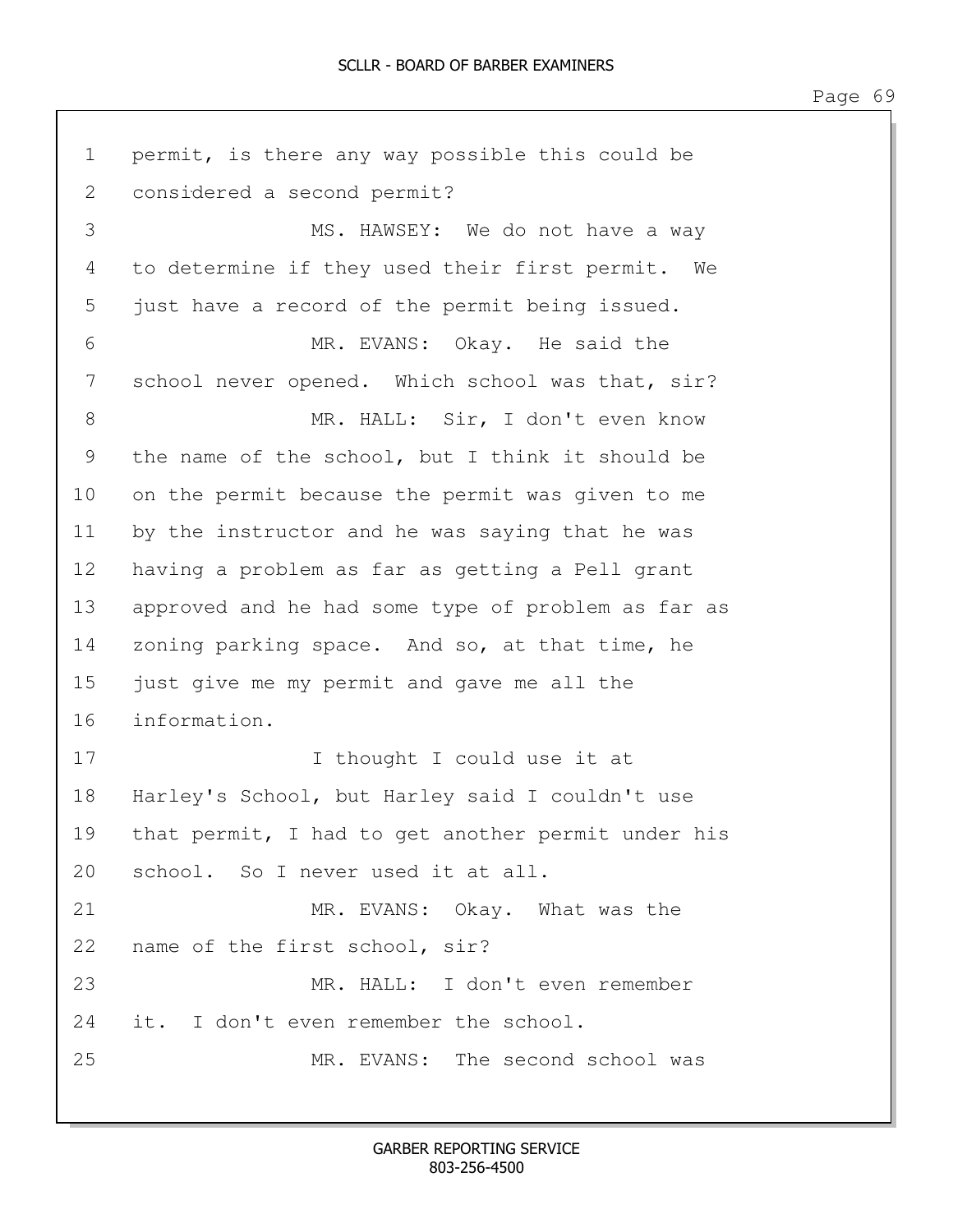permit, is there any way possible this could be considered a second permit?

MS. HAWSEY: We do not have a way to determine if they used their first permit. We just have a record of the permit being issued.

MR. EVANS: Okay. He said the school never opened. Which school was that, sir?

MR. HALL: Sir, I don't even know the name of the school, but I think it should be on the permit because the permit was given to me by the instructor and he was saying that he was having a problem as far as getting a Pell grant approved and he had some type of problem as far as zoning parking space. And so, at that time, he just give me my permit and gave me all the information.

I thought I could use it at Harley's School, but Harley said I couldn't use that permit, I had to get another permit under his school. So I never used it at all.

MR. EVANS: Okay. What was the name of the first school, sir?

MR. HALL: I don't even remember it. I don't even remember the school.

MR. EVANS: The second school was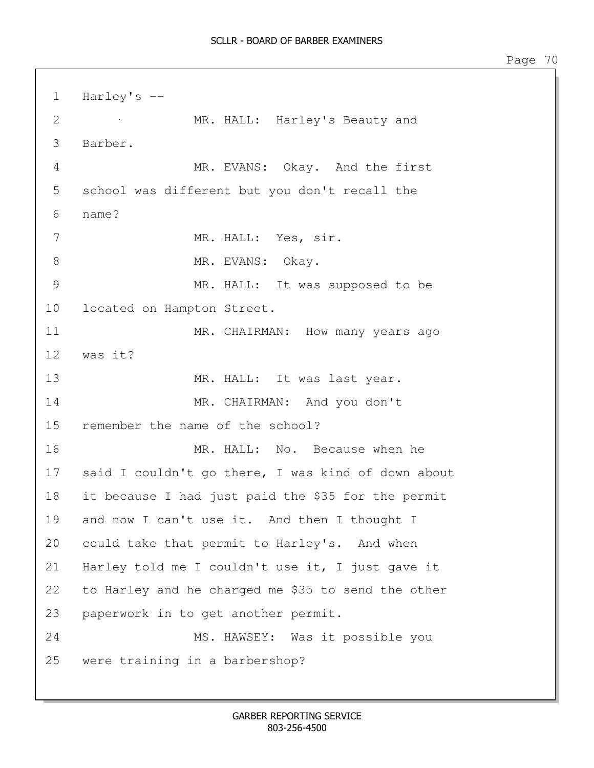Harley's --

MR. HALL: Harley's Beauty and Barber.

MR. EVANS: Okay. And the first school was different but you don't recall the name?

MR. HALL: Yes, sir.

MR. EVANS: Okay.

MR. HALL: It was supposed to be located on Hampton Street.

MR. CHAIRMAN: How many years ago was it?

MR. HALL: It was last year.

MR. CHAIRMAN: And you don't remember the name of the school?

MR. HALL: No. Because when he said I couldn't go there, I was kind of down about it because I had just paid the $35 for the permit and now I can't use it. And then I thought I could take that permit to Harley's. And when Harley told me I couldn't use it, I just gave it to Harley and he charged me $35 to send the other paperwork in to get another permit.

MS. HAWSEY: Was it possible you were training in a barbershop?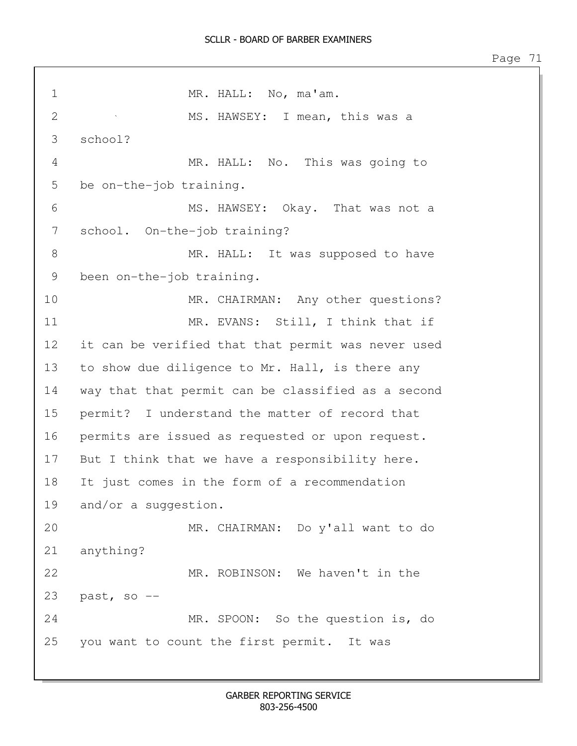MR. HALL: No, ma'am.

MS. HAWSEY: I mean, this was a school?

MR. HALL: No. This was going to be on-the-job training.

MS. HAWSEY: Okay. That was not a school. On-the-job training?

MR. HALL: It was supposed to have been on-the-job training.

MR. CHAIRMAN: Any other questions?

MR. EVANS: Still, I think that if it can be verified that that permit was never used to show due diligence to Mr. Hall, is there any way that that permit can be classified as a second permit? I understand the matter of record that permits are issued as requested or upon request. But I think that we have a responsibility here. It just comes in the form of a recommendation and/or a suggestion.

MR. CHAIRMAN: Do y'all want to do anything?

MR. ROBINSON: We haven't in the past, so --

MR. SPOON: So the question is, do you want to count the first permit. It was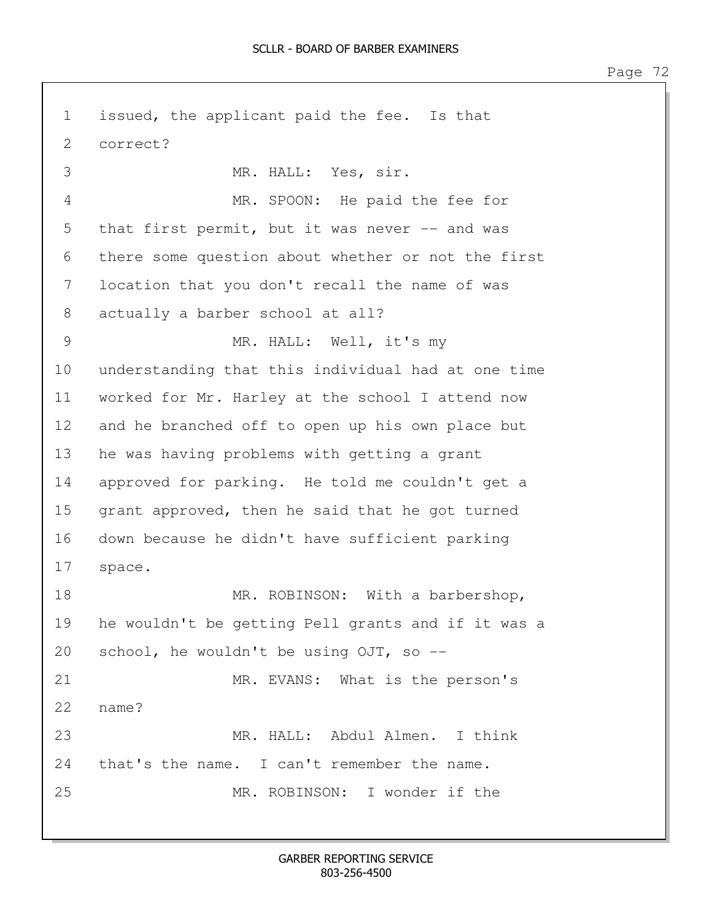issued, the applicant paid the fee. Is that correct?

MR. HALL: Yes, sir.

MR. SPOON: He paid the fee for that first permit, but it was never -- and was there some question about whether or not the first location that you don't recall the name of was actually a barber school at all?

MR. HALL: Well, it's my understanding that this individual had at one time worked for Mr. Harley at the school I attend now and he branched off to open up his own place but he was having problems with getting a grant approved for parking. He told me couldn't get a grant approved, then he said that he got turned down because he didn't have sufficient parking space.

MR. ROBINSON: With a barbershop, he wouldn't be getting Pell grants and if it was a school, he wouldn't be using OJT, so --

MR. EVANS: What is the person's name?

MR. HALL: Abdul Almen. I think that's the name. I can't remember the name.

MR. ROBINSON: I wonder if the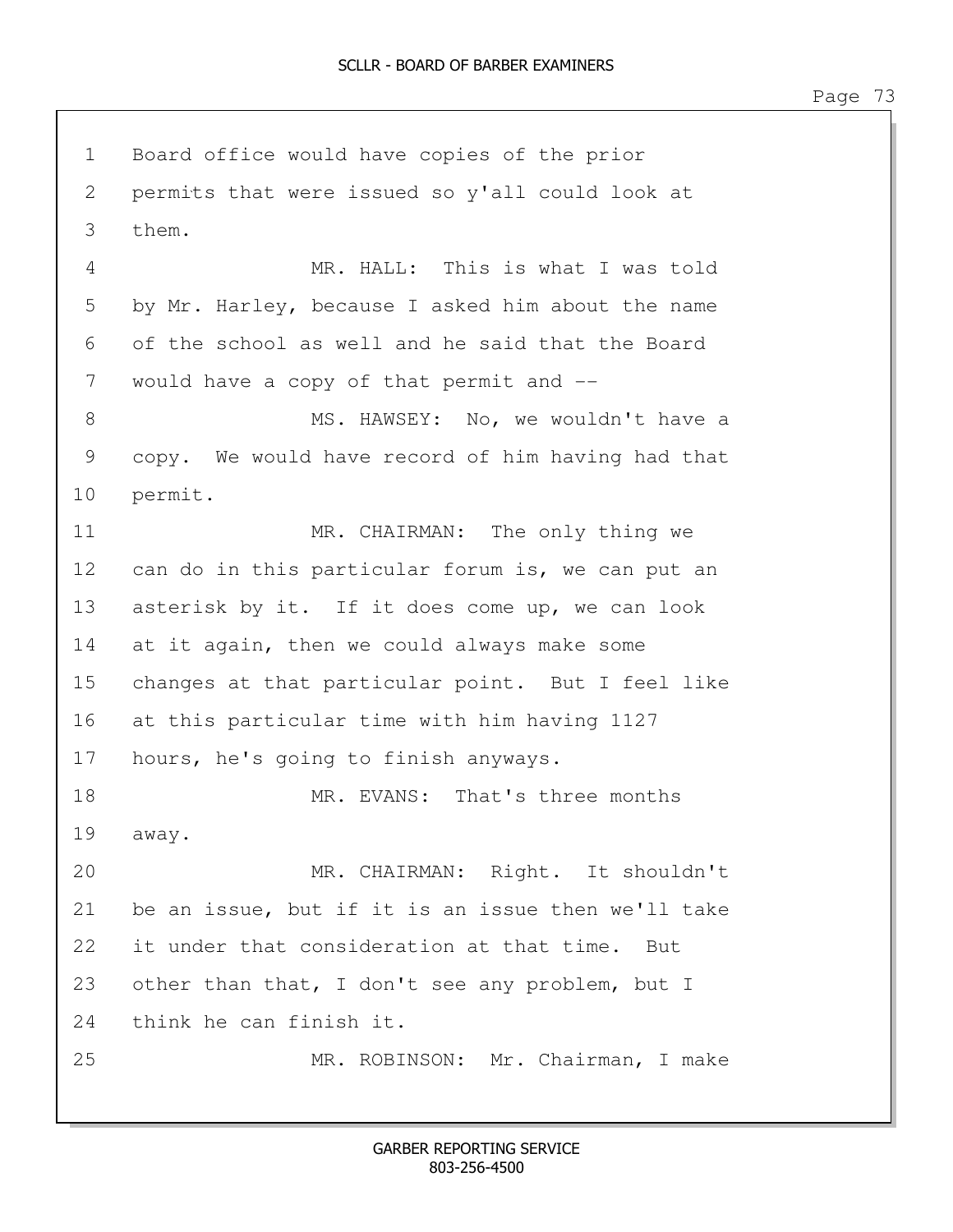1 Board office would have copies of the prior
2 permits that were issued so y'all could look at
3 them.

4 MR. HALL: This is what I was told
5 by Mr. Harley, because I asked him about the name
6 of the school as well and he said that the Board
7 would have a copy of that permit and --

8 MS. HAWSEY: No, we wouldn't have a
9 copy. We would have record of him having had that
10 permit.

11 MR. CHAIRMAN: The only thing we
12 can do in this particular forum is, we can put an
13 asterisk by it. If it does come up, we can look
14 at it again, then we could always make some
15 changes at that particular point. But I feel like
16 at this particular time with him having 1127
17 hours, he's going to finish anyways.

18 MR. EVANS: That's three months
19 away.

20 MR. CHAIRMAN: Right. It shouldn't
21 be an issue, but if it is an issue then we'll take
22 it under that consideration at that time. But
23 other than that, I don't see any problem, but I
24 think he can finish it.

25 MR. ROBINSON: Mr. Chairman, I make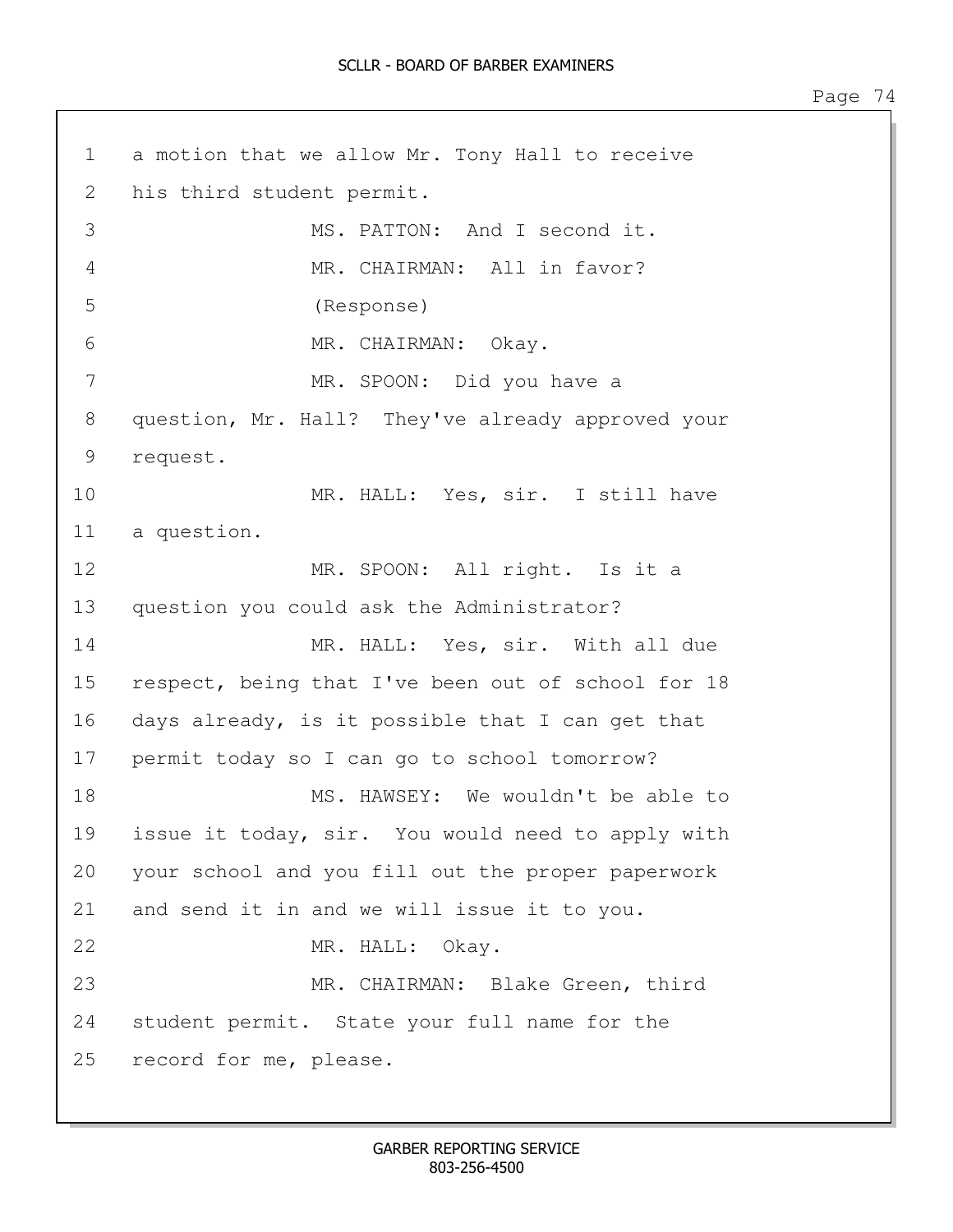1 a motion that we allow Mr. Tony Hall to receive
2 his third student permit.
3 MS. PATTON: And I second it.
4 MR. CHAIRMAN: All in favor?
5 (Response)
6 MR. CHAIRMAN: Okay.
7 MR. SPOON: Did you have a
8 question, Mr. Hall? They've already approved your
9 request.
10 MR. HALL: Yes, sir. I still have
11 a question.
12 MR. SPOON: All right. Is it a
13 question you could ask the Administrator?
14 MR. HALL: Yes, sir. With all due
15 respect, being that I've been out of school for 18
16 days already, is it possible that I can get that
17 permit today so I can go to school tomorrow?
18 MS. HAWSEY: We wouldn't be able to
19 issue it today, sir. You would need to apply with
20 your school and you fill out the proper paperwork
21 and send it in and we will issue it to you.
22 MR. HALL: Okay.
23 MR. CHAIRMAN: Blake Green, third
24 student permit. State your full name for the
25 record for me, please.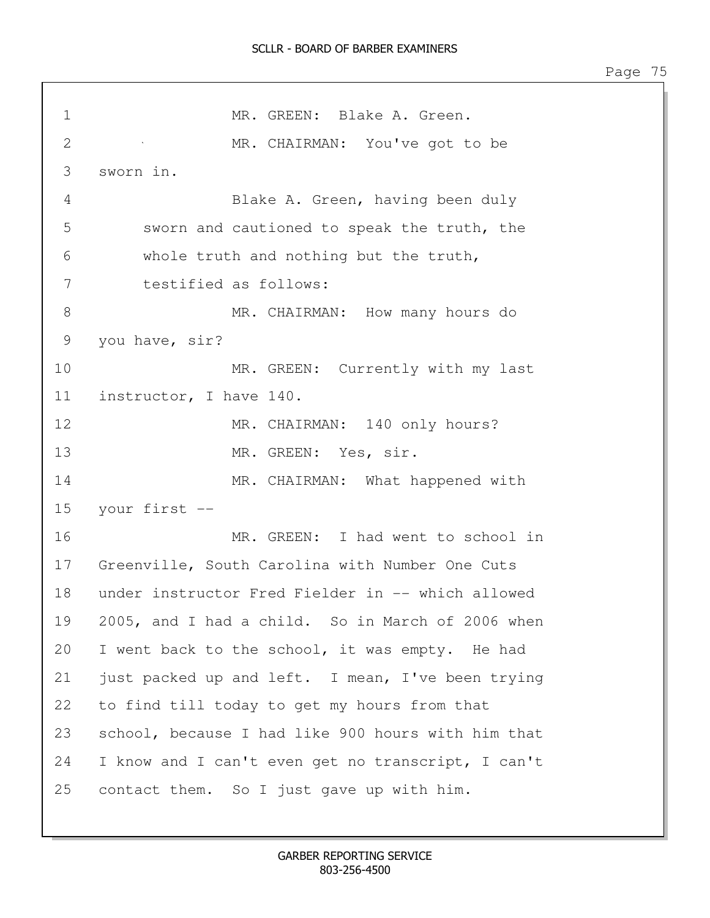MR. GREEN: Blake A. Green.

MR. CHAIRMAN: You've got to be sworn in.

Blake A. Green, having been duly sworn and cautioned to speak the truth, the whole truth and nothing but the truth, testified as follows:

MR. CHAIRMAN: How many hours do you have, sir?

MR. GREEN: Currently with my last instructor, I have 140.

MR. CHAIRMAN: 140 only hours?

MR. GREEN: Yes, sir.

MR. CHAIRMAN: What happened with your first --

MR. GREEN: I had went to school in Greenville, South Carolina with Number One Cuts under instructor Fred Fielder in -- which allowed 2005, and I had a child. So in March of 2006 when I went back to the school, it was empty. He had just packed up and left. I mean, I've been trying to find till today to get my hours from that school, because I had like 900 hours with him that I know and I can't even get no transcript, I can't contact them. So I just gave up with him.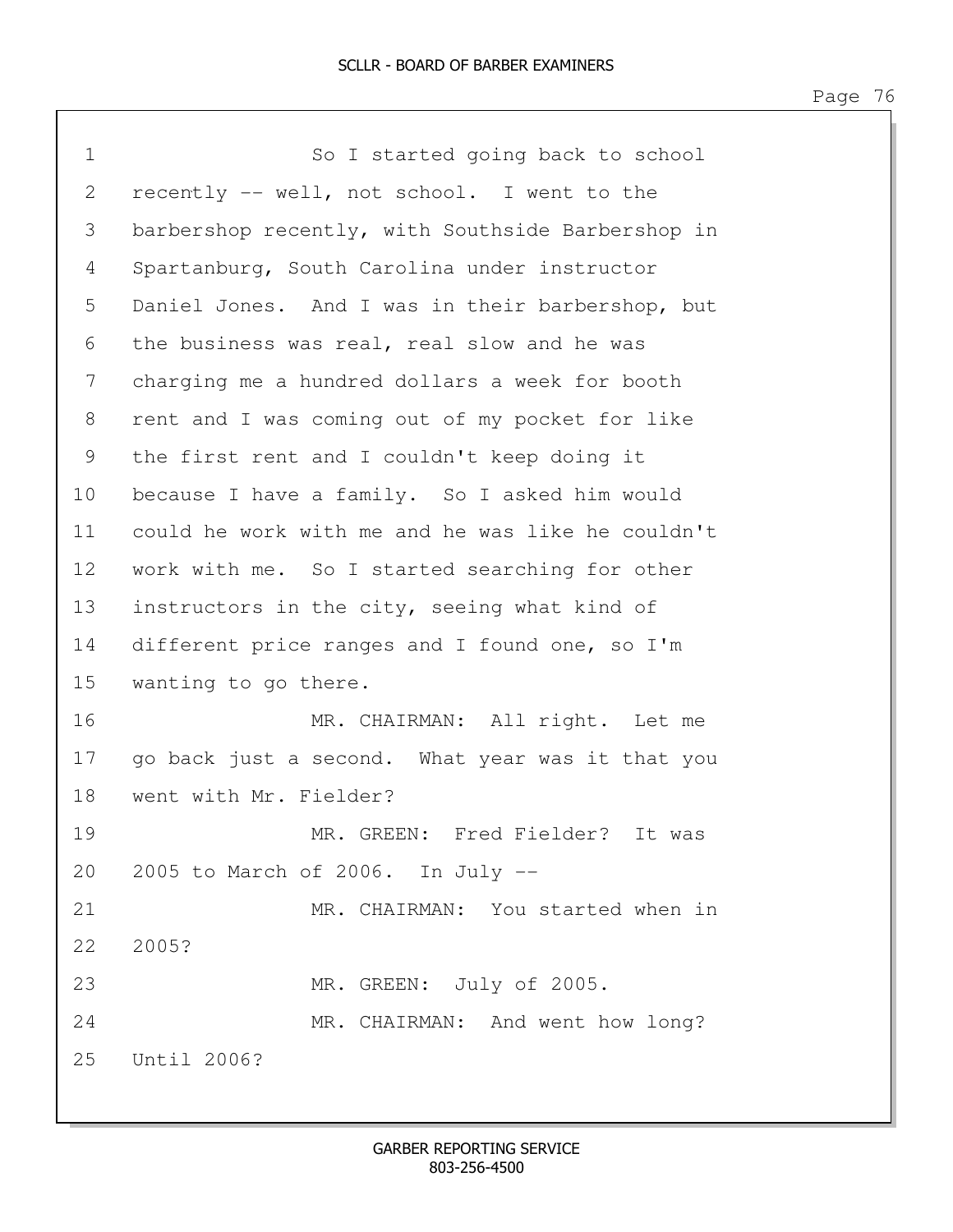So I started going back to school recently -- well, not school. I went to the barbershop recently, with Southside Barbershop in Spartanburg, South Carolina under instructor Daniel Jones. And I was in their barbershop, but the business was real, real slow and he was charging me a hundred dollars a week for booth rent and I was coming out of my pocket for like the first rent and I couldn't keep doing it because I have a family. So I asked him would could he work with me and he was like he couldn't work with me. So I started searching for other instructors in the city, seeing what kind of different price ranges and I found one, so I'm wanting to go there.

MR. CHAIRMAN: All right. Let me go back just a second. What year was it that you went with Mr. Fielder?

MR. GREEN: Fred Fielder? It was 2005 to March of 2006. In July --

MR. CHAIRMAN: You started when in 2005?

MR. GREEN: July of 2005.

MR. CHAIRMAN: And went how long? Until 2006?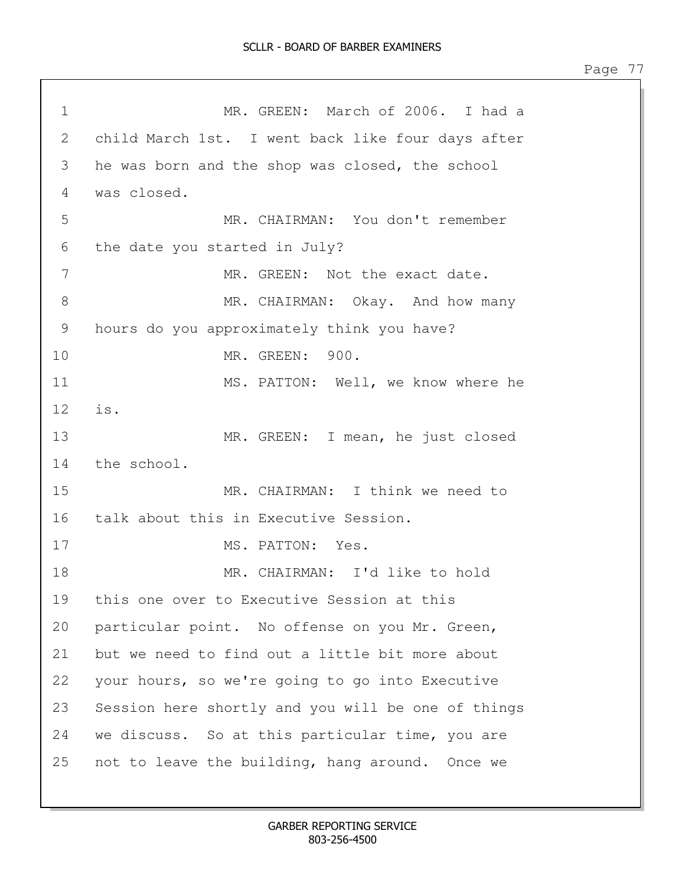MR. GREEN: March of 2006. I had a child March 1st. I went back like four days after he was born and the shop was closed, the school was closed.

MR. CHAIRMAN: You don't remember the date you started in July?

MR. GREEN: Not the exact date.

MR. CHAIRMAN: Okay. And how many hours do you approximately think you have?

MR. GREEN: 900.

MS. PATTON: Well, we know where he is.

MR. GREEN: I mean, he just closed the school.

MR. CHAIRMAN: I think we need to talk about this in Executive Session.

MS. PATTON: Yes.

MR. CHAIRMAN: I'd like to hold this one over to Executive Session at this particular point. No offense on you Mr. Green, but we need to find out a little bit more about your hours, so we're going to go into Executive Session here shortly and you will be one of things we discuss. So at this particular time, you are not to leave the building, hang around. Once we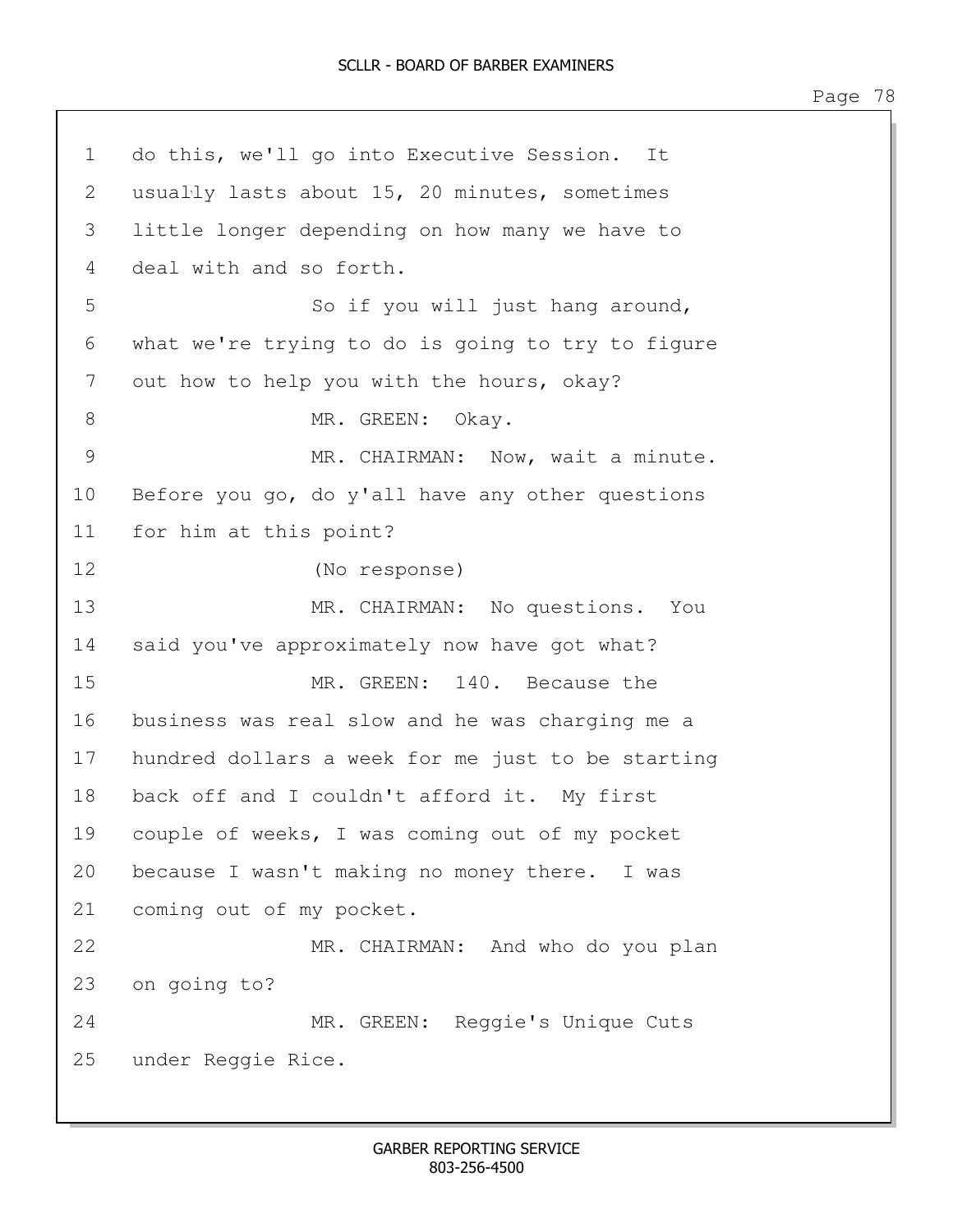do this, we'll go into Executive Session. It usually lasts about 15, 20 minutes, sometimes little longer depending on how many we have to deal with and so forth.

So if you will just hang around, what we're trying to do is going to try to figure out how to help you with the hours, okay?

MR. GREEN: Okay.

MR. CHAIRMAN: Now, wait a minute. Before you go, do y'all have any other questions for him at this point?

(No response)

MR. CHAIRMAN: No questions. You said you've approximately now have got what?

MR. GREEN: 140. Because the business was real slow and he was charging me a hundred dollars a week for me just to be starting back off and I couldn't afford it. My first couple of weeks, I was coming out of my pocket because I wasn't making no money there. I was coming out of my pocket.

MR. CHAIRMAN: And who do you plan on going to?

MR. GREEN: Reggie's Unique Cuts under Reggie Rice.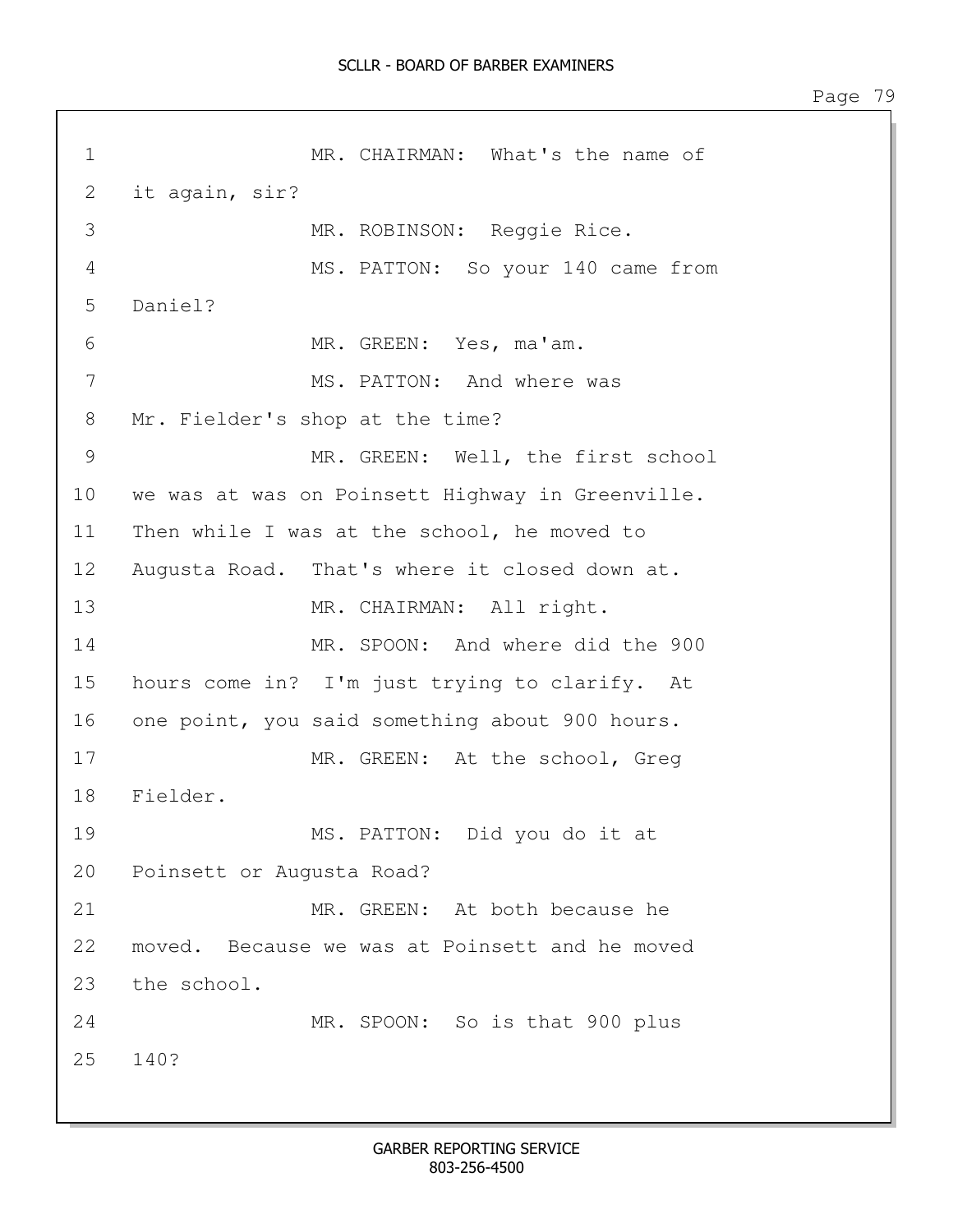MR. CHAIRMAN: What's the name of it again, sir?

MR. ROBINSON: Reggie Rice.

MS. PATTON: So your 140 came from Daniel?

MR. GREEN: Yes, ma'am.

MS. PATTON: And where was Mr. Fielder's shop at the time?

MR. GREEN: Well, the first school we was at was on Poinsett Highway in Greenville. Then while I was at the school, he moved to Augusta Road. That's where it closed down at.

MR. CHAIRMAN: All right.

MR. SPOON: And where did the 900 hours come in? I'm just trying to clarify. At one point, you said something about 900 hours.

MR. GREEN: At the school, Greg Fielder.

MS. PATTON: Did you do it at Poinsett or Augusta Road?

MR. GREEN: At both because he moved. Because we was at Poinsett and he moved the school.

MR. SPOON: So is that 900 plus 140?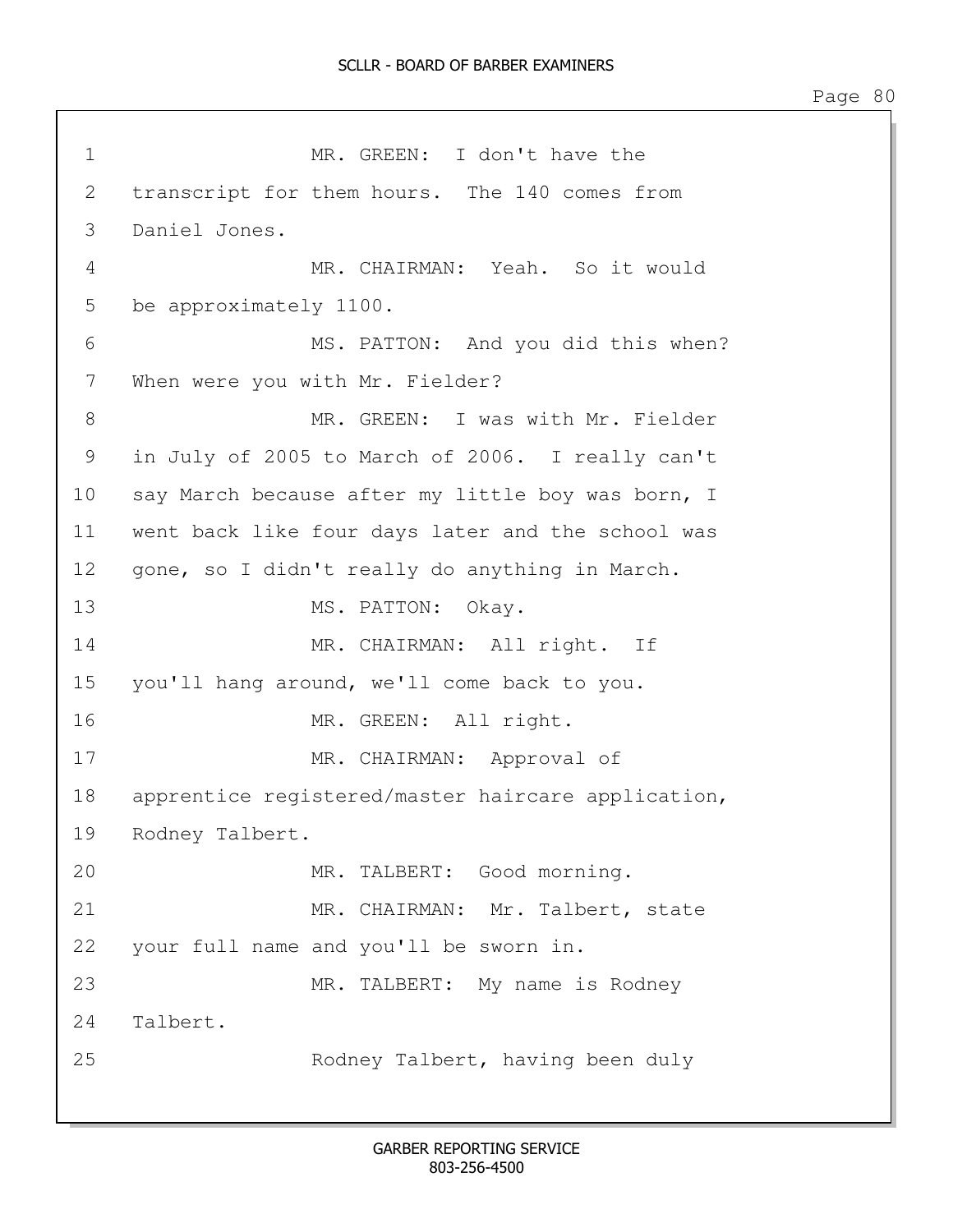MR. GREEN: I don't have the transcript for them hours. The 140 comes from Daniel Jones.

MR. CHAIRMAN: Yeah. So it would be approximately 1100.

MS. PATTON: And you did this when? When were you with Mr. Fielder?

MR. GREEN: I was with Mr. Fielder in July of 2005 to March of 2006. I really can't say March because after my little boy was born, I went back like four days later and the school was gone, so I didn't really do anything in March.

MS. PATTON: Okay.

MR. CHAIRMAN: All right. If you'll hang around, we'll come back to you.

MR. GREEN: All right.

MR. CHAIRMAN: Approval of apprentice registered/master haircare application, Rodney Talbert.

MR. TALBERT: Good morning.

MR. CHAIRMAN: Mr. Talbert, state your full name and you'll be sworn in.

MR. TALBERT: My name is Rodney Talbert.

Rodney Talbert, having been duly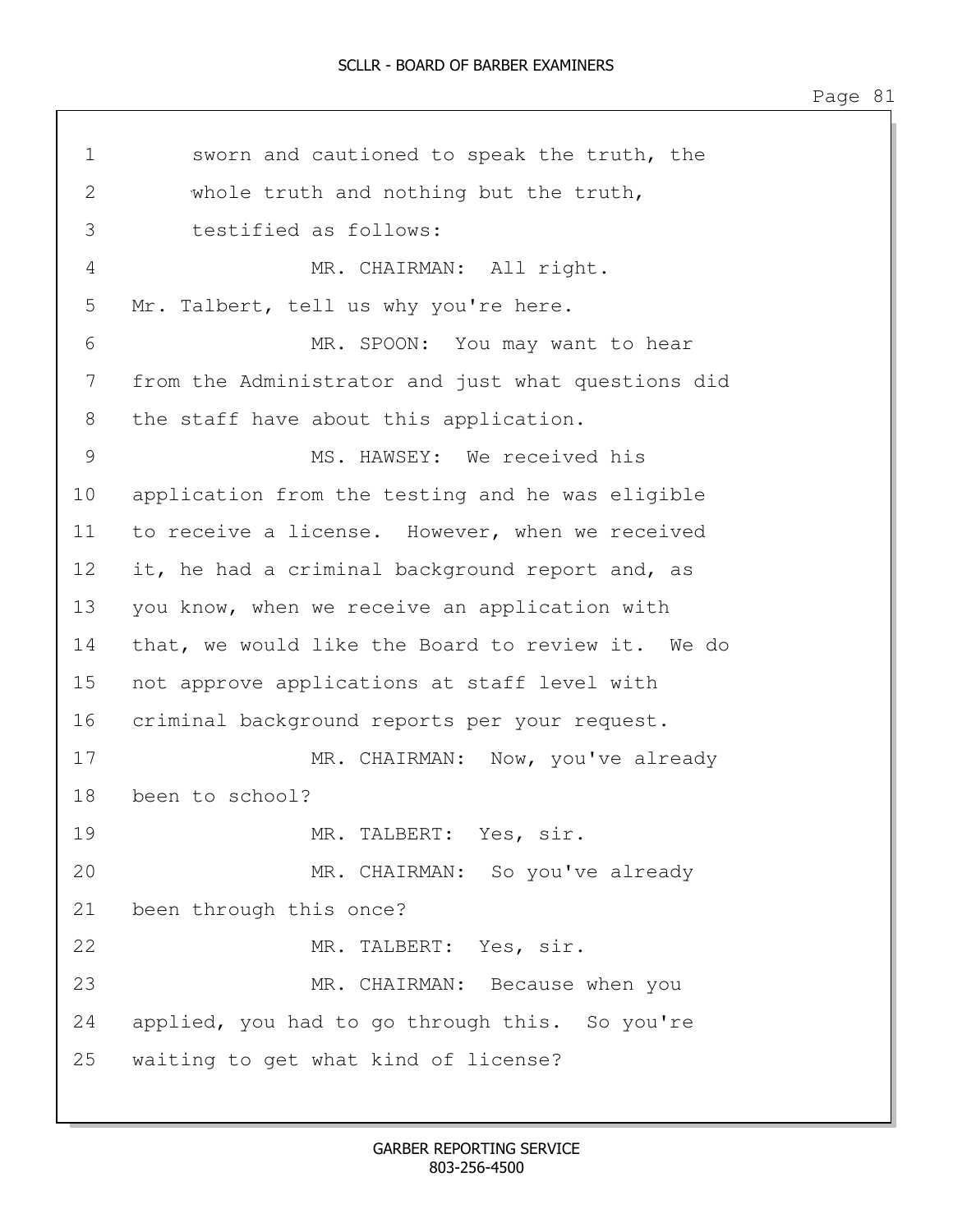1 sworn and cautioned to speak the truth, the
2 whole truth and nothing but the truth,
3 testified as follows:
4 MR. CHAIRMAN: All right.
5 Mr. Talbert, tell us why you're here.
6 MR. SPOON: You may want to hear
7 from the Administrator and just what questions did
8 the staff have about this application.
9 MS. HAWSEY: We received his
10 application from the testing and he was eligible
11 to receive a license. However, when we received
12 it, he had a criminal background report and, as
13 you know, when we receive an application with
14 that, we would like the Board to review it. We do
15 not approve applications at staff level with
16 criminal background reports per your request.
17 MR. CHAIRMAN: Now, you've already
18 been to school?
19 MR. TALBERT: Yes, sir.
20 MR. CHAIRMAN: So you've already
21 been through this once?
22 MR. TALBERT: Yes, sir.
23 MR. CHAIRMAN: Because when you
24 applied, you had to go through this. So you're
25 waiting to get what kind of license?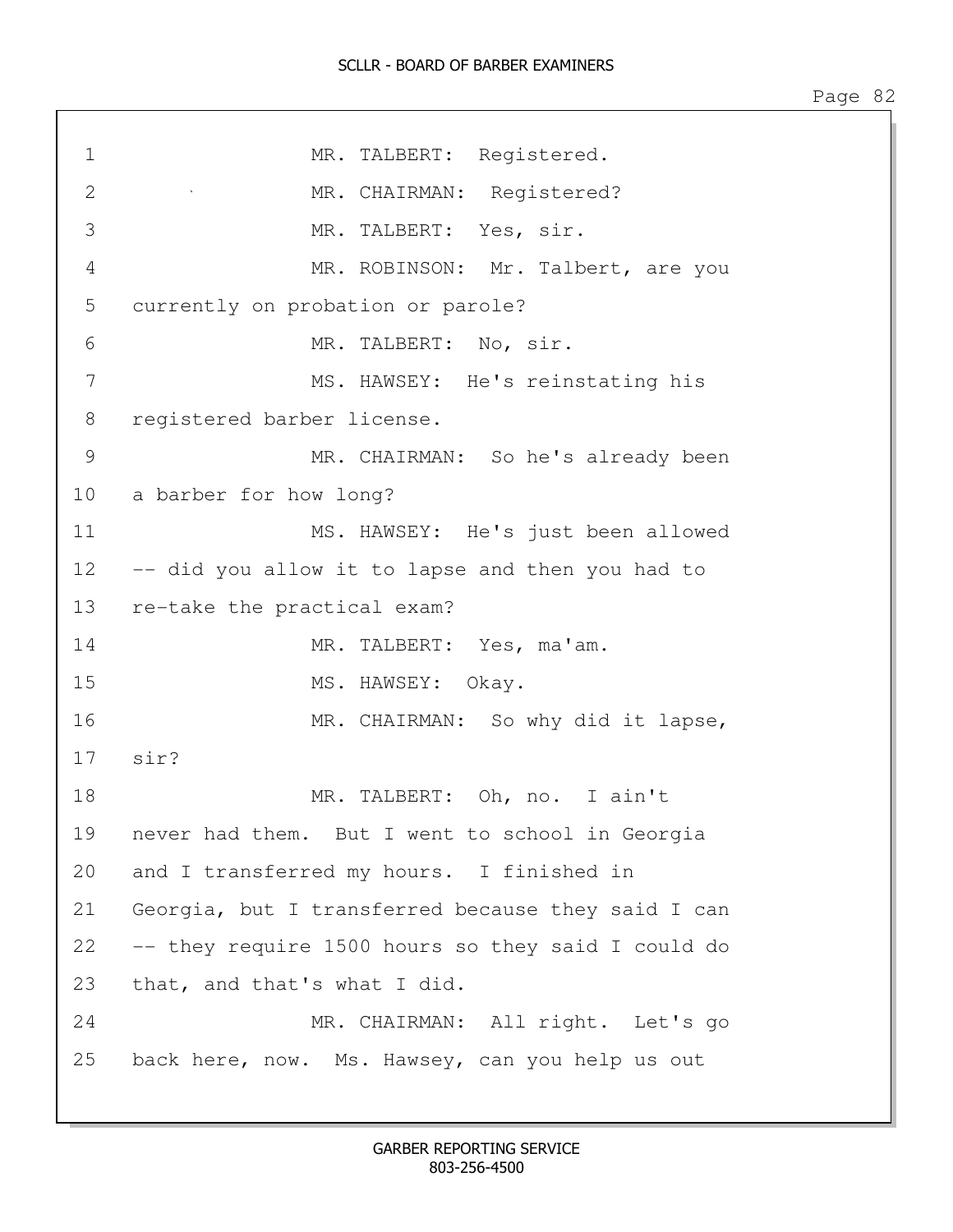1 MR. TALBERT: Registered.

2 MR. CHAIRMAN: Registered?

3 MR. TALBERT: Yes, sir.

4 MR. ROBINSON: Mr. Talbert, are you

5 currently on probation or parole?

6 MR. TALBERT: No, sir.

7 MS. HAWSEY: He's reinstating his

8 registered barber license.

9 MR. CHAIRMAN: So he's already been

10 a barber for how long?

11 MS. HAWSEY: He's just been allowed

12 -- did you allow it to lapse and then you had to

13 re-take the practical exam?

14 MR. TALBERT: Yes, ma'am.

15 MS. HAWSEY: Okay.

16 MR. CHAIRMAN: So why did it lapse,

17 sir?

18 MR. TALBERT: Oh, no. I ain't

19 never had them. But I went to school in Georgia

20 and I transferred my hours. I finished in

21 Georgia, but I transferred because they said I can

22 -- they require 1500 hours so they said I could do

23 that, and that's what I did.

24 MR. CHAIRMAN: All right. Let's go

25 back here, now. Ms. Hawsey, can you help us out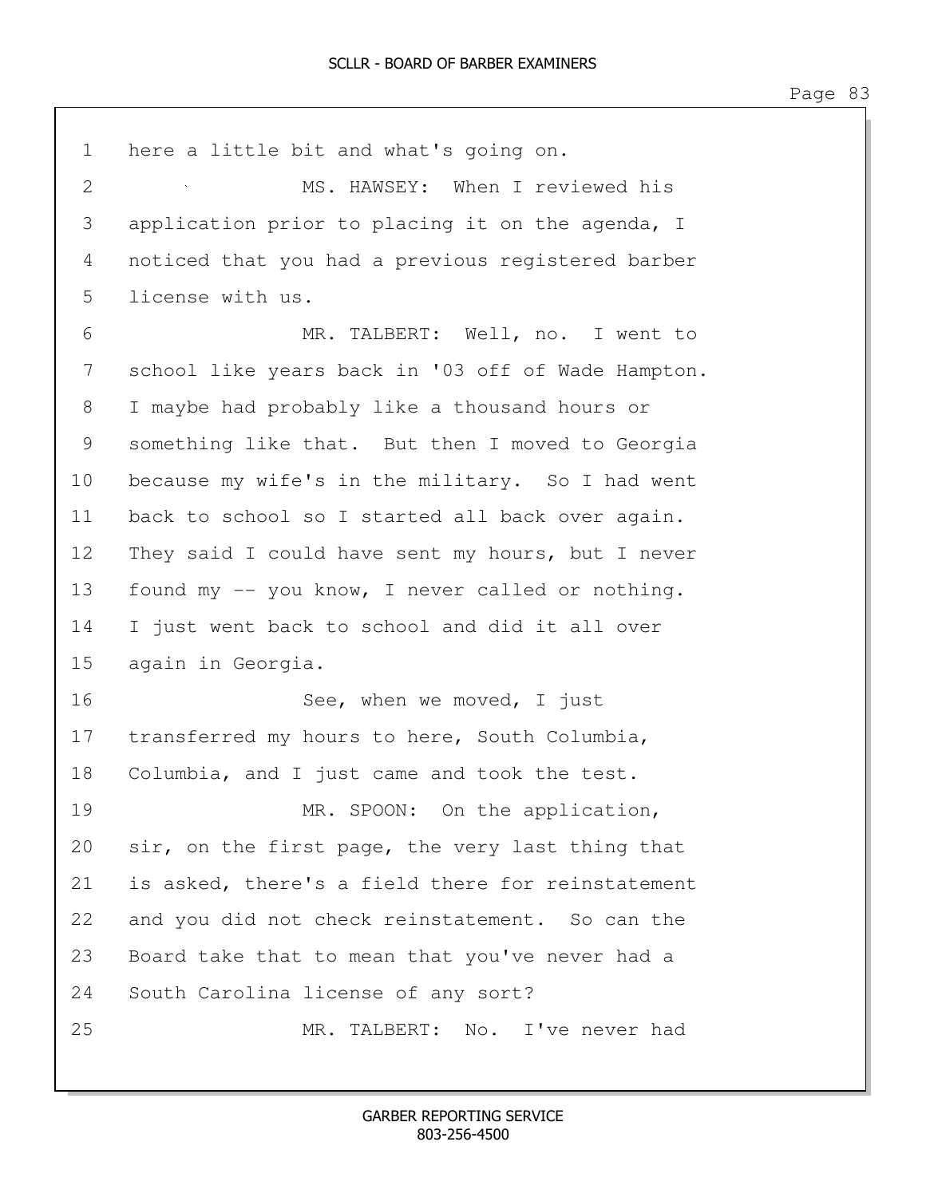here a little bit and what's going on.

MS. HAWSEY: When I reviewed his application prior to placing it on the agenda, I noticed that you had a previous registered barber license with us.

MR. TALBERT: Well, no. I went to school like years back in '03 off of Wade Hampton. I maybe had probably like a thousand hours or something like that. But then I moved to Georgia because my wife's in the military. So I had went back to school so I started all back over again. They said I could have sent my hours, but I never found my -- you know, I never called or nothing. I just went back to school and did it all over again in Georgia.

See, when we moved, I just transferred my hours to here, South Columbia, Columbia, and I just came and took the test.

MR. SPOON: On the application, sir, on the first page, the very last thing that is asked, there's a field there for reinstatement and you did not check reinstatement. So can the Board take that to mean that you've never had a South Carolina license of any sort?

MR. TALBERT: No. I've never had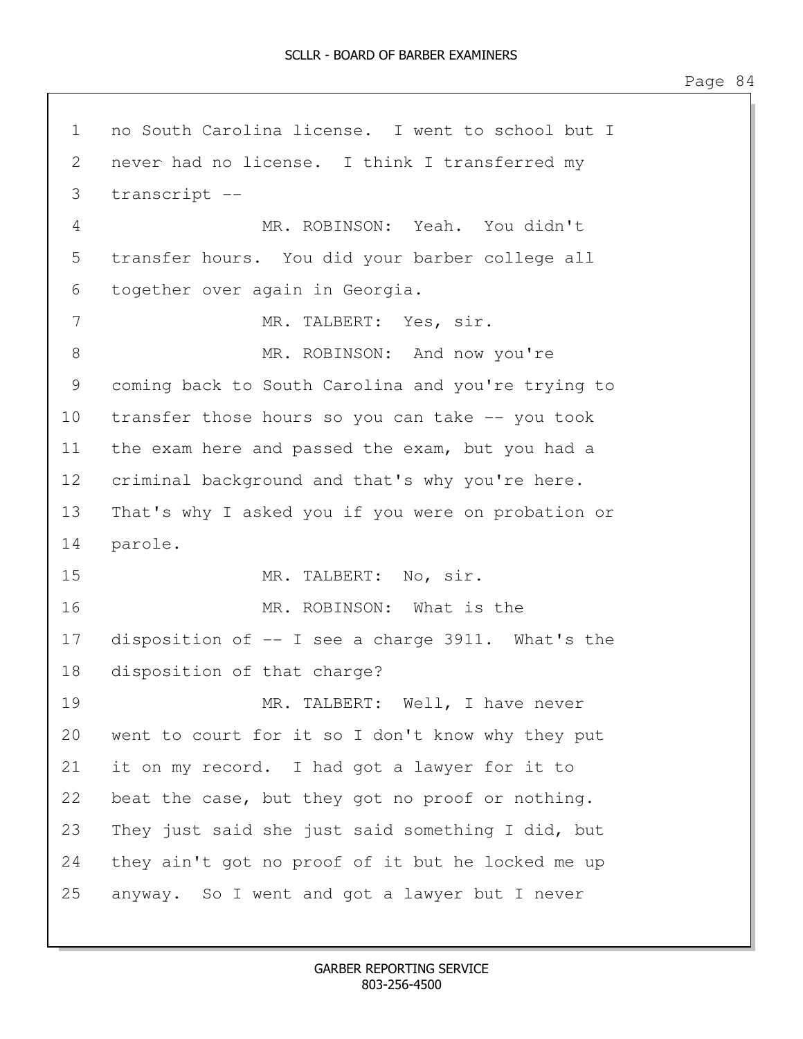no South Carolina license. I went to school but I never had no license. I think I transferred my transcript --

MR. ROBINSON: Yeah. You didn't transfer hours. You did your barber college all together over again in Georgia.

MR. TALBERT: Yes, sir.

MR. ROBINSON: And now you're coming back to South Carolina and you're trying to transfer those hours so you can take -- you took the exam here and passed the exam, but you had a criminal background and that's why you're here. That's why I asked you if you were on probation or parole.

MR. TALBERT: No, sir.

MR. ROBINSON: What is the disposition of -- I see a charge 3911. What's the disposition of that charge?

MR. TALBERT: Well, I have never went to court for it so I don't know why they put it on my record. I had got a lawyer for it to beat the case, but they got no proof or nothing. They just said she just said something I did, but they ain't got no proof of it but he locked me up anyway. So I went and got a lawyer but I never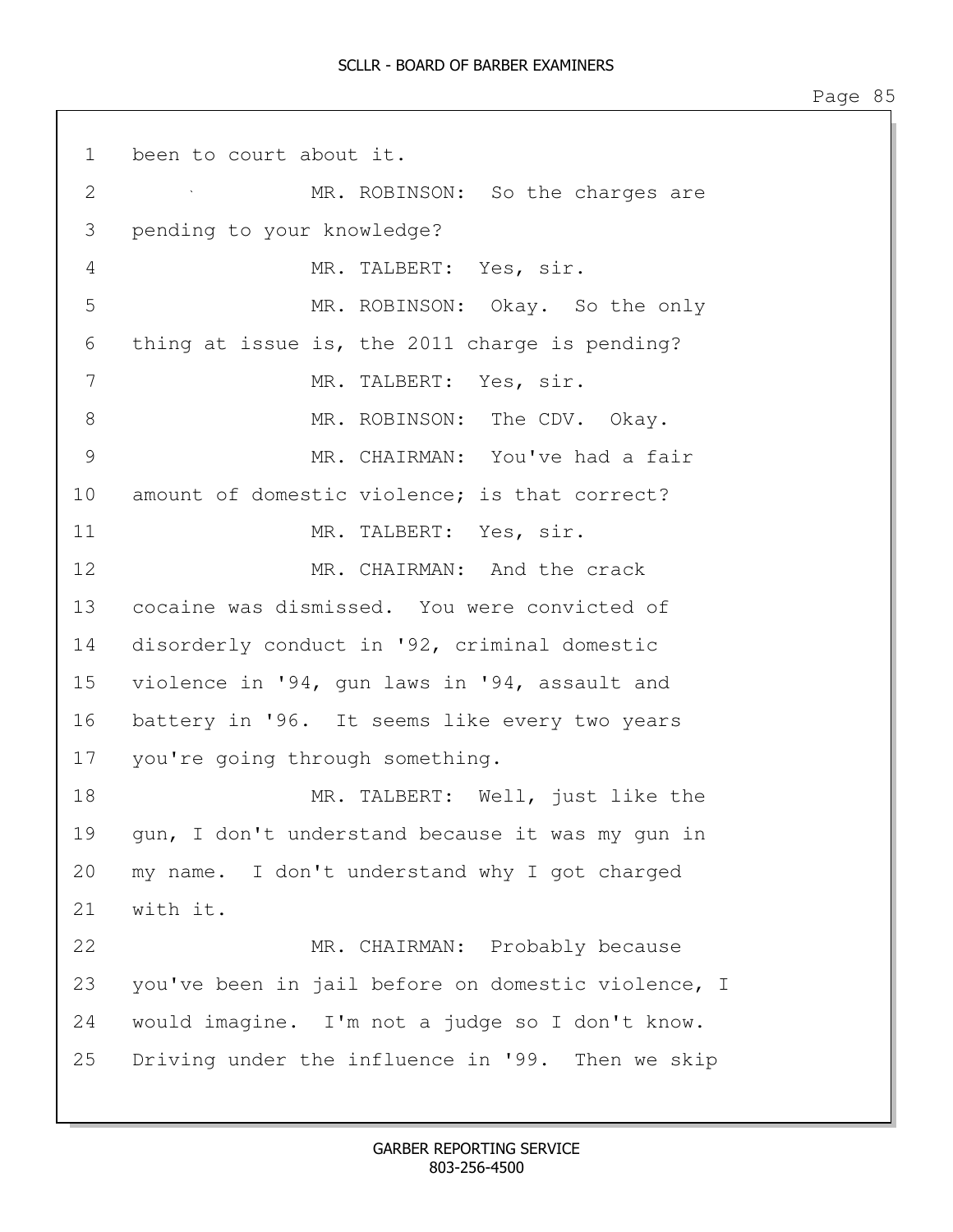been to court about it.

MR. ROBINSON: So the charges are pending to your knowledge?

MR. TALBERT: Yes, sir.

MR. ROBINSON: Okay. So the only thing at issue is, the 2011 charge is pending?

MR. TALBERT: Yes, sir.

MR. ROBINSON: The CDV. Okay.

MR. CHAIRMAN: You've had a fair amount of domestic violence; is that correct?

MR. TALBERT: Yes, sir.

MR. CHAIRMAN: And the crack cocaine was dismissed. You were convicted of disorderly conduct in '92, criminal domestic violence in '94, gun laws in '94, assault and battery in '96. It seems like every two years you're going through something.

MR. TALBERT: Well, just like the gun, I don't understand because it was my gun in my name. I don't understand why I got charged with it.

MR. CHAIRMAN: Probably because you've been in jail before on domestic violence, I would imagine. I'm not a judge so I don't know. Driving under the influence in '99. Then we skip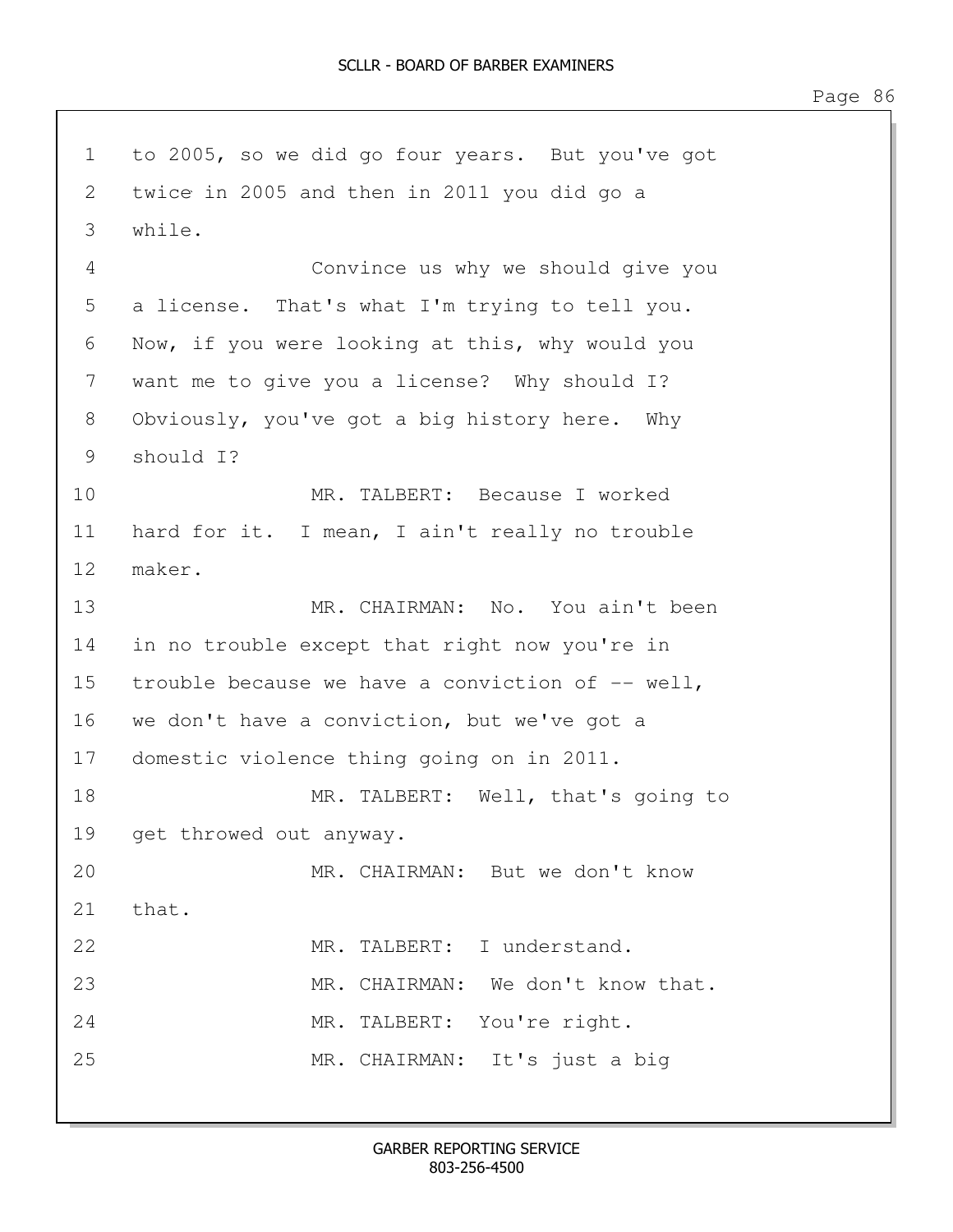to 2005, so we did go four years. But you've got twice in 2005 and then in 2011 you did go a while.

Convince us why we should give you a license. That's what I'm trying to tell you. Now, if you were looking at this, why would you want me to give you a license? Why should I? Obviously, you've got a big history here. Why should I?

MR. TALBERT: Because I worked hard for it. I mean, I ain't really no trouble maker.

MR. CHAIRMAN: No. You ain't been in no trouble except that right now you're in trouble because we have a conviction of -- well, we don't have a conviction, but we've got a domestic violence thing going on in 2011.

MR. TALBERT: Well, that's going to get throwed out anyway.

MR. CHAIRMAN: But we don't know that.

MR. TALBERT: I understand.

MR. CHAIRMAN: We don't know that.

MR. TALBERT: You're right.

MR. CHAIRMAN: It's just a big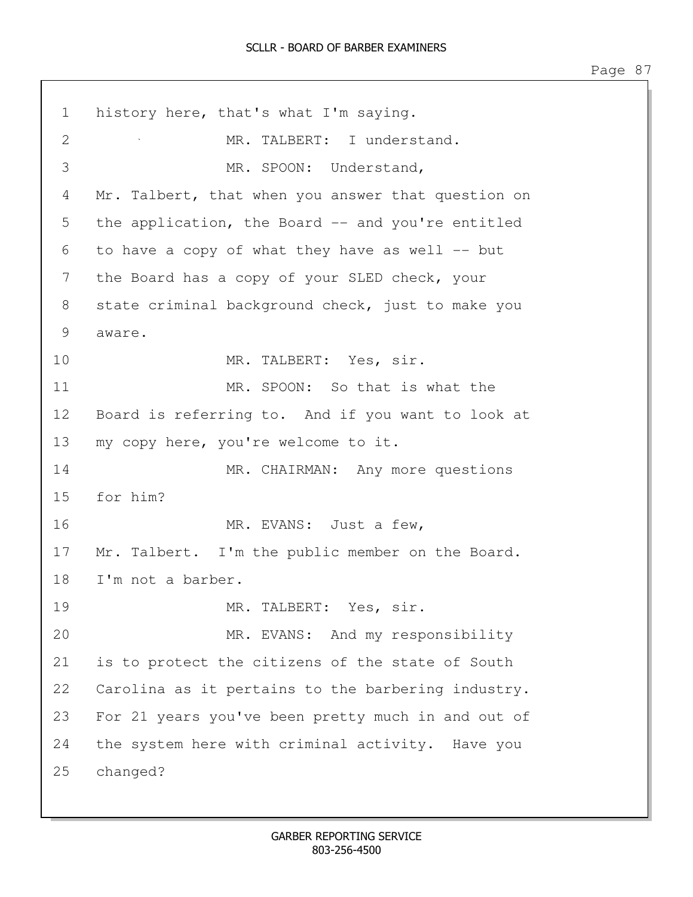1 history here, that's what I'm saying.

2 MR. TALBERT: I understand.

3 MR. SPOON: Understand,

4 Mr. Talbert, that when you answer that question on

5 the application, the Board -- and you're entitled

6 to have a copy of what they have as well -- but

7 the Board has a copy of your SLED check, your

8 state criminal background check, just to make you

9 aware.

10 MR. TALBERT: Yes, sir.

11 MR. SPOON: So that is what the

12 Board is referring to. And if you want to look at

13 my copy here, you're welcome to it.

14 MR. CHAIRMAN: Any more questions

15 for him?

16 MR. EVANS: Just a few,

17 Mr. Talbert. I'm the public member on the Board.

18 I'm not a barber.

19 MR. TALBERT: Yes, sir.

20 MR. EVANS: And my responsibility

21 is to protect the citizens of the state of South

22 Carolina as it pertains to the barbering industry.

23 For 21 years you've been pretty much in and out of

24 the system here with criminal activity. Have you

25 changed?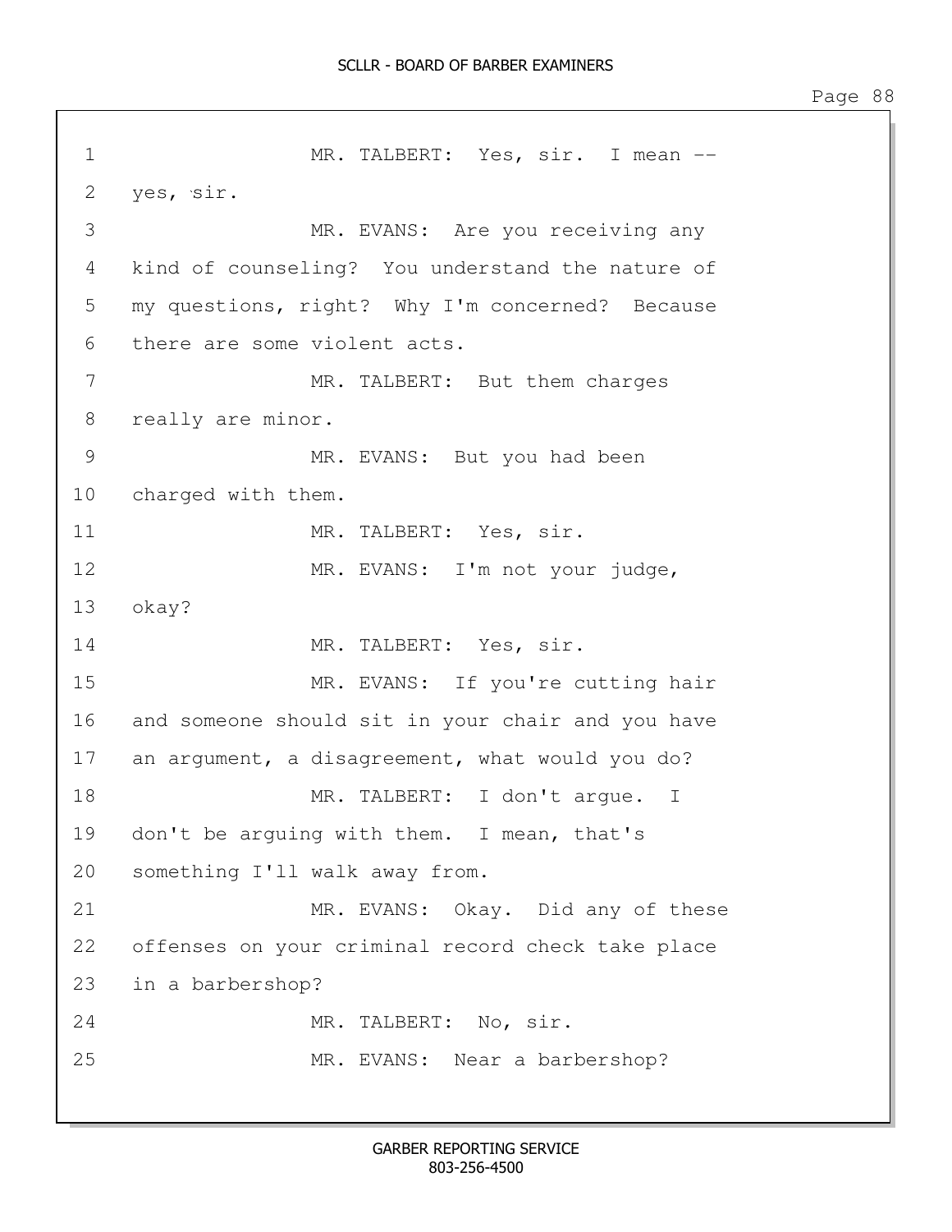MR. TALBERT: Yes, sir. I mean -- yes, sir.

MR. EVANS: Are you receiving any kind of counseling? You understand the nature of my questions, right? Why I'm concerned? Because there are some violent acts.

MR. TALBERT: But them charges really are minor.

MR. EVANS: But you had been charged with them.

MR. TALBERT: Yes, sir.

MR. EVANS: I'm not your judge, okay?

MR. TALBERT: Yes, sir.

MR. EVANS: If you're cutting hair and someone should sit in your chair and you have an argument, a disagreement, what would you do?

MR. TALBERT: I don't argue. I don't be arguing with them. I mean, that's something I'll walk away from.

MR. EVANS: Okay. Did any of these offenses on your criminal record check take place in a barbershop?

MR. TALBERT: No, sir.

MR. EVANS: Near a barbershop?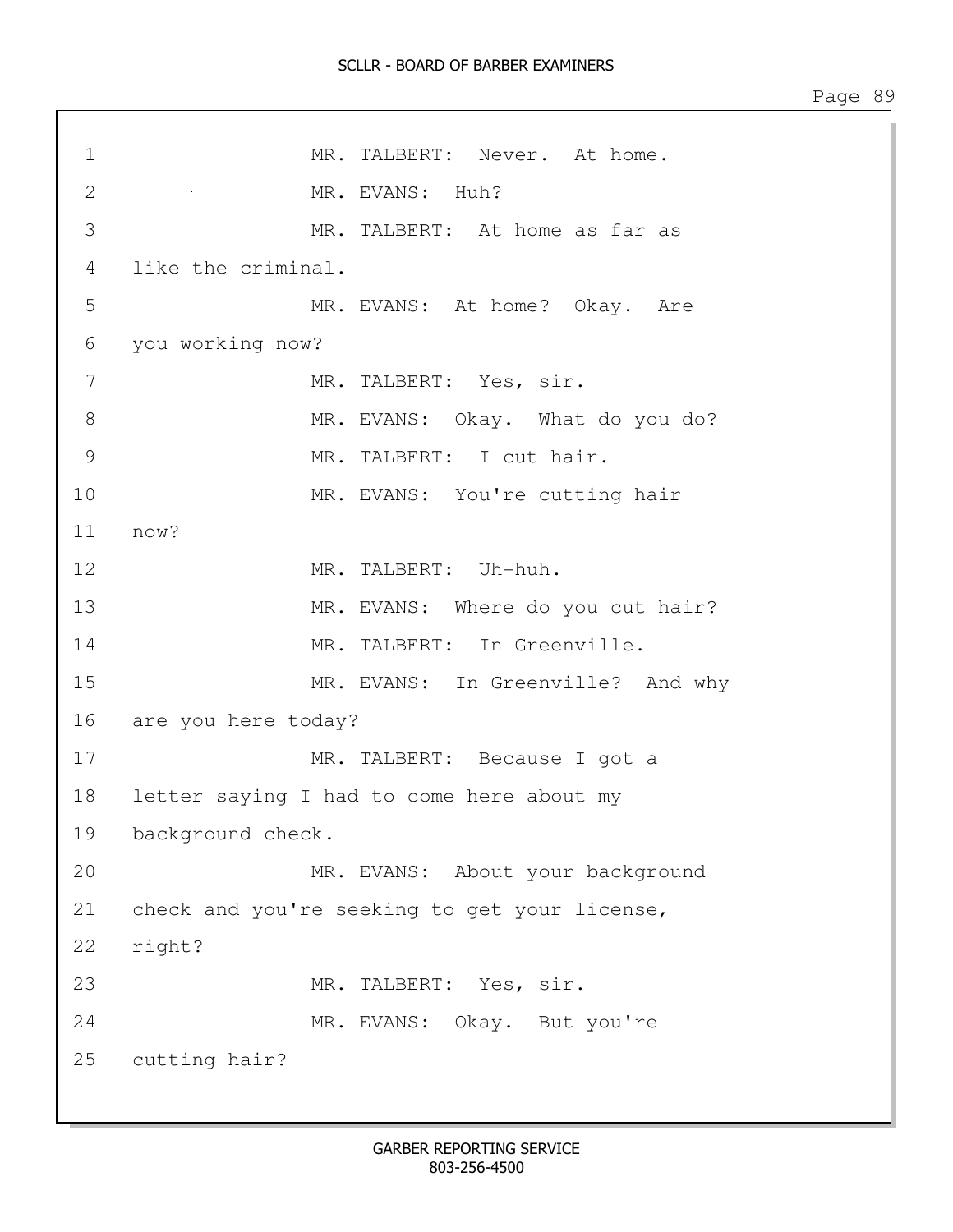1 MR. TALBERT: Never. At home.

2 MR. EVANS: Huh?

3 MR. TALBERT: At home as far as

4 like the criminal.

5 MR. EVANS: At home? Okay. Are

6 you working now?

7 MR. TALBERT: Yes, sir.

8 MR. EVANS: Okay. What do you do?

9 MR. TALBERT: I cut hair.

10 MR. EVANS: You're cutting hair

11 now?

12 MR. TALBERT: Uh-huh.

13 MR. EVANS: Where do you cut hair?

14 MR. TALBERT: In Greenville.

15 MR. EVANS: In Greenville? And why

16 are you here today?

17 MR. TALBERT: Because I got a

18 letter saying I had to come here about my

19 background check.

20 MR. EVANS: About your background

21 check and you're seeking to get your license,

22 right?

23 MR. TALBERT: Yes, sir.

24 MR. EVANS: Okay. But you're

25 cutting hair?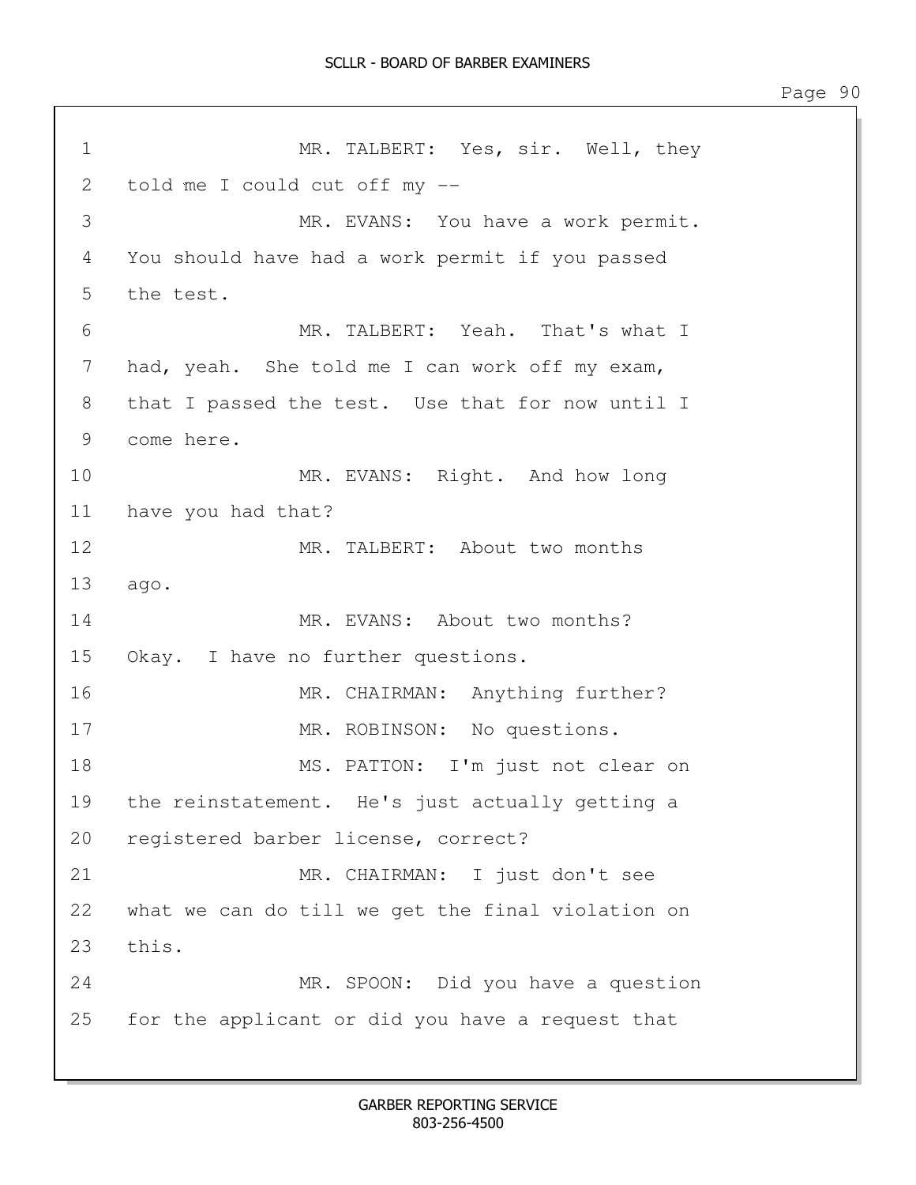MR. TALBERT: Yes, sir. Well, they told me I could cut off my --

MR. EVANS: You have a work permit. You should have had a work permit if you passed the test.

MR. TALBERT: Yeah. That's what I had, yeah. She told me I can work off my exam, that I passed the test. Use that for now until I come here.

MR. EVANS: Right. And how long have you had that?

MR. TALBERT: About two months ago.

MR. EVANS: About two months? Okay. I have no further questions.

MR. CHAIRMAN: Anything further?

MR. ROBINSON: No questions.

MS. PATTON: I'm just not clear on the reinstatement. He's just actually getting a registered barber license, correct?

MR. CHAIRMAN: I just don't see what we can do till we get the final violation on this.

MR. SPOON: Did you have a question for the applicant or did you have a request that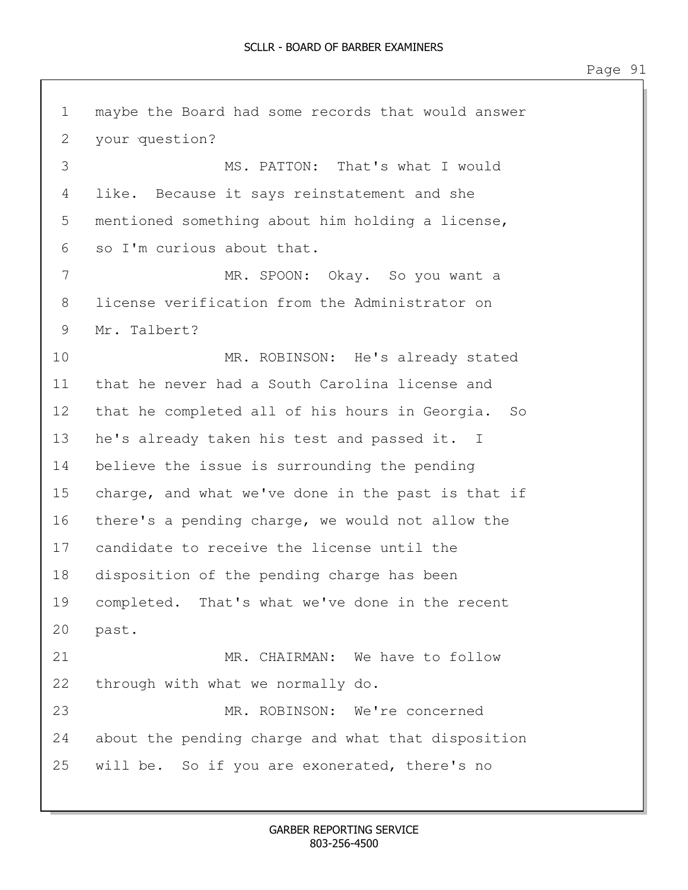1 maybe the Board had some records that would answer
2 your question?
3 MS. PATTON: That's what I would
4 like. Because it says reinstatement and she
5 mentioned something about him holding a license,
6 so I'm curious about that.
7 MR. SPOON: Okay. So you want a
8 license verification from the Administrator on
9 Mr. Talbert?
10 MR. ROBINSON: He's already stated
11 that he never had a South Carolina license and
12 that he completed all of his hours in Georgia. So
13 he's already taken his test and passed it. I
14 believe the issue is surrounding the pending
15 charge, and what we've done in the past is that if
16 there's a pending charge, we would not allow the
17 candidate to receive the license until the
18 disposition of the pending charge has been
19 completed. That's what we've done in the recent
20 past.
21 MR. CHAIRMAN: We have to follow
22 through with what we normally do.
23 MR. ROBINSON: We're concerned
24 about the pending charge and what that disposition
25 will be. So if you are exonerated, there's no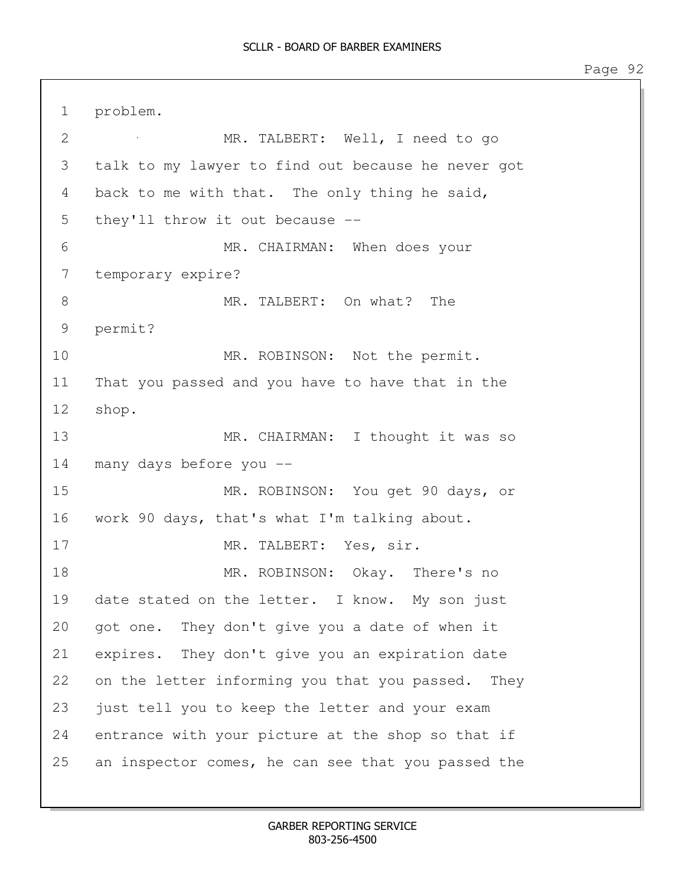1 problem.

2 MR. TALBERT: Well, I need to go

3 talk to my lawyer to find out because he never got

4 back to me with that. The only thing he said,

5 they'll throw it out because --

6 MR. CHAIRMAN: When does your

7 temporary expire?

8 MR. TALBERT: On what? The

9 permit?

10 MR. ROBINSON: Not the permit.

11 That you passed and you have to have that in the

12 shop.

13 MR. CHAIRMAN: I thought it was so

14 many days before you --

15 MR. ROBINSON: You get 90 days, or

16 work 90 days, that's what I'm talking about.

17 MR. TALBERT: Yes, sir.

18 MR. ROBINSON: Okay. There's no

19 date stated on the letter. I know. My son just

20 got one. They don't give you a date of when it

21 expires. They don't give you an expiration date

22 on the letter informing you that you passed. They

23 just tell you to keep the letter and your exam

24 entrance with your picture at the shop so that if

25 an inspector comes, he can see that you passed the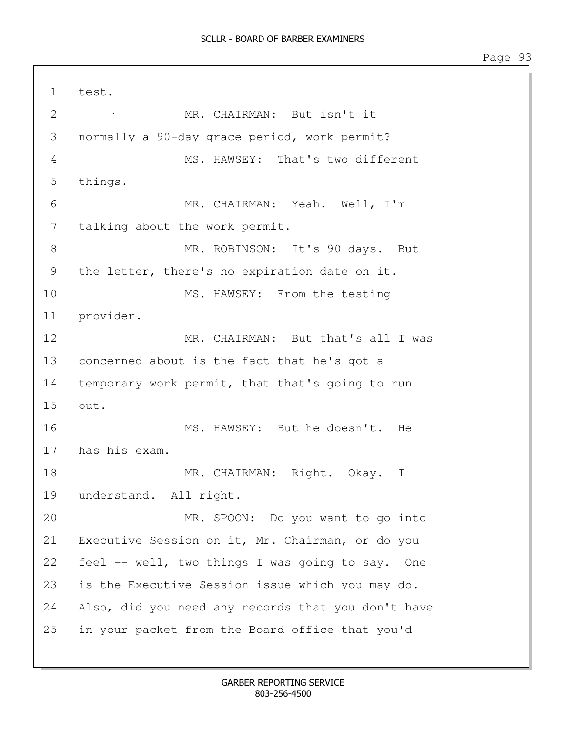1 test.

2 MR. CHAIRMAN: But isn't it

3 normally a 90-day grace period, work permit?

4 MS. HAWSEY: That's two different

5 things.

6 MR. CHAIRMAN: Yeah. Well, I'm

7 talking about the work permit.

8 MR. ROBINSON: It's 90 days. But

9 the letter, there's no expiration date on it.

10 MS. HAWSEY: From the testing

11 provider.

12 MR. CHAIRMAN: But that's all I was

13 concerned about is the fact that he's got a

14 temporary work permit, that that's going to run

15 out.

16 MS. HAWSEY: But he doesn't. He

17 has his exam.

18 MR. CHAIRMAN: Right. Okay. I

19 understand. All right.

20 MR. SPOON: Do you want to go into

21 Executive Session on it, Mr. Chairman, or do you

22 feel -- well, two things I was going to say. One

23 is the Executive Session issue which you may do.

24 Also, did you need any records that you don't have

25 in your packet from the Board office that you'd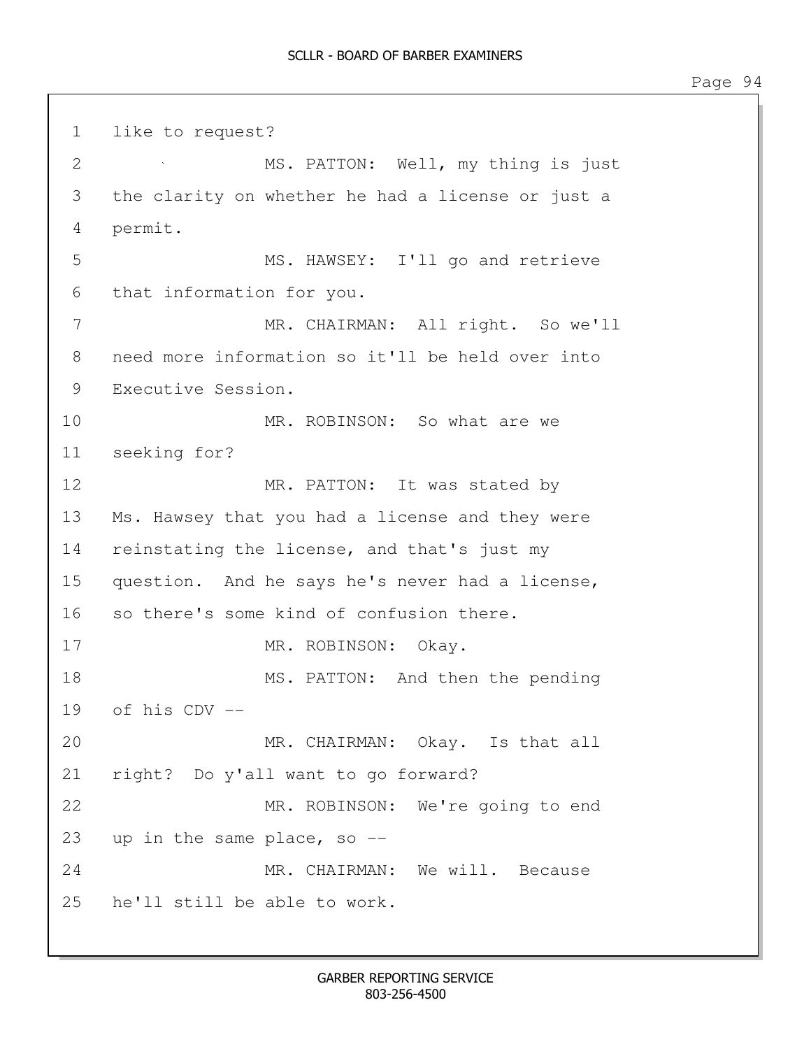like to request?

MS. PATTON: Well, my thing is just the clarity on whether he had a license or just a permit.

MS. HAWSEY: I'll go and retrieve that information for you.

MR. CHAIRMAN: All right. So we'll need more information so it'll be held over into Executive Session.

MR. ROBINSON: So what are we seeking for?

MR. PATTON: It was stated by Ms. Hawsey that you had a license and they were reinstating the license, and that's just my question. And he says he's never had a license, so there's some kind of confusion there.

MR. ROBINSON: Okay.

MS. PATTON: And then the pending of his CDV --

MR. CHAIRMAN: Okay. Is that all right? Do y'all want to go forward?

MR. ROBINSON: We're going to end up in the same place, so --

MR. CHAIRMAN: We will. Because he'll still be able to work.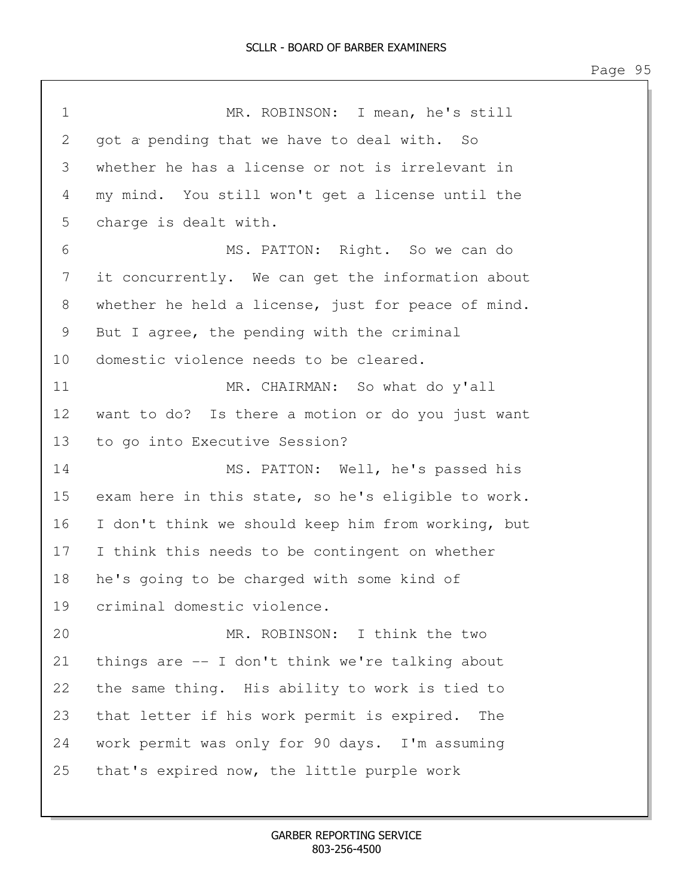MR. ROBINSON: I mean, he's still got a pending that we have to deal with. So whether he has a license or not is irrelevant in my mind. You still won't get a license until the charge is dealt with.

MS. PATTON: Right. So we can do it concurrently. We can get the information about whether he held a license, just for peace of mind. But I agree, the pending with the criminal domestic violence needs to be cleared.

MR. CHAIRMAN: So what do y'all want to do? Is there a motion or do you just want to go into Executive Session?

MS. PATTON: Well, he's passed his exam here in this state, so he's eligible to work. I don't think we should keep him from working, but I think this needs to be contingent on whether he's going to be charged with some kind of criminal domestic violence.

MR. ROBINSON: I think the two things are -- I don't think we're talking about the same thing. His ability to work is tied to that letter if his work permit is expired. The work permit was only for 90 days. I'm assuming that's expired now, the little purple work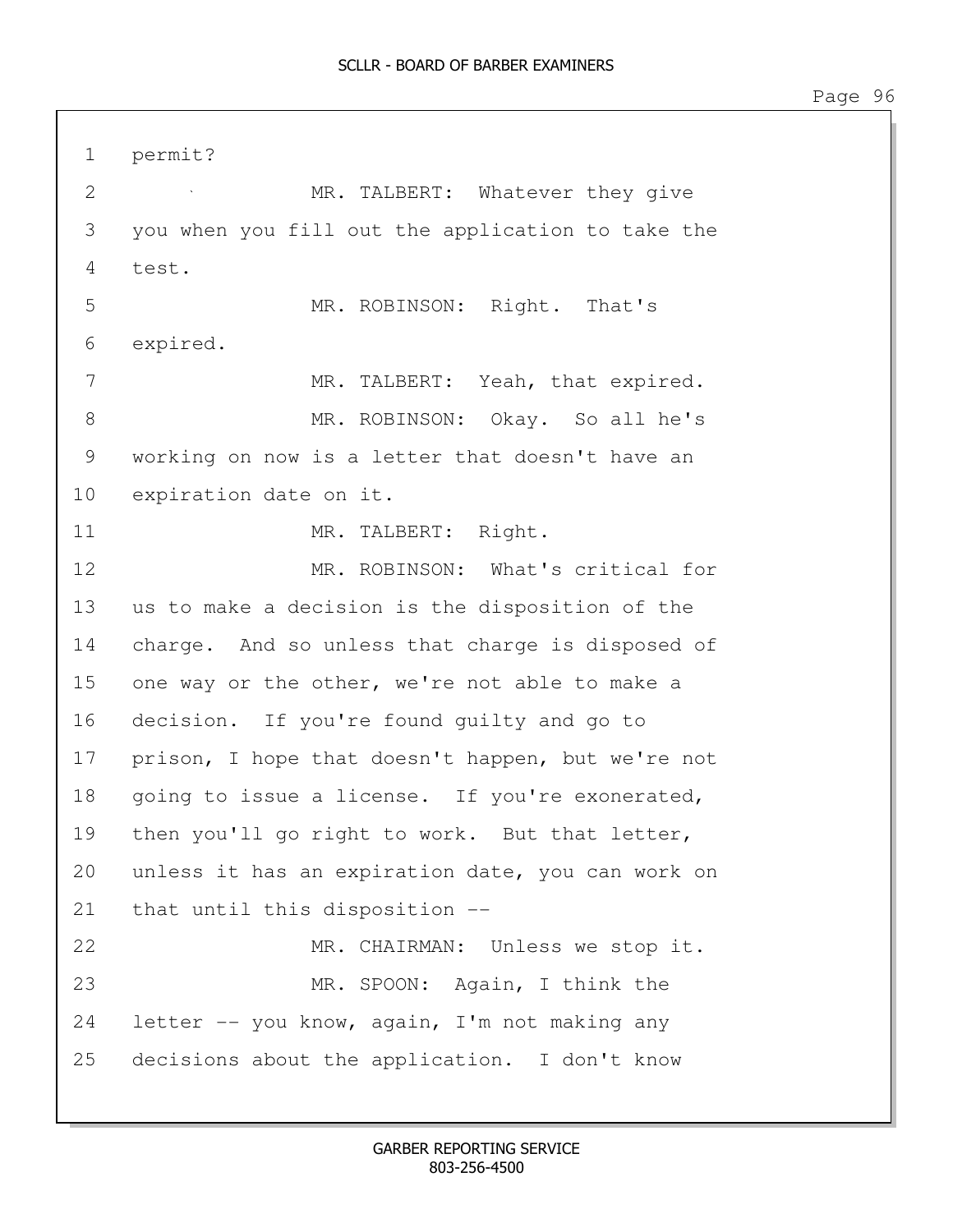1 permit?

2 MR. TALBERT: Whatever they give

3 you when you fill out the application to take the

4 test.

5 MR. ROBINSON: Right. That's

6 expired.

7 MR. TALBERT: Yeah, that expired.

8 MR. ROBINSON: Okay. So all he's

9 working on now is a letter that doesn't have an

10 expiration date on it.

11 MR. TALBERT: Right.

12 MR. ROBINSON: What's critical for

13 us to make a decision is the disposition of the

14 charge. And so unless that charge is disposed of

15 one way or the other, we're not able to make a

16 decision. If you're found guilty and go to

17 prison, I hope that doesn't happen, but we're not

18 going to issue a license. If you're exonerated,

19 then you'll go right to work. But that letter,

20 unless it has an expiration date, you can work on

21 that until this disposition --

22 MR. CHAIRMAN: Unless we stop it.

23 MR. SPOON: Again, I think the

24 letter -- you know, again, I'm not making any

25 decisions about the application. I don't know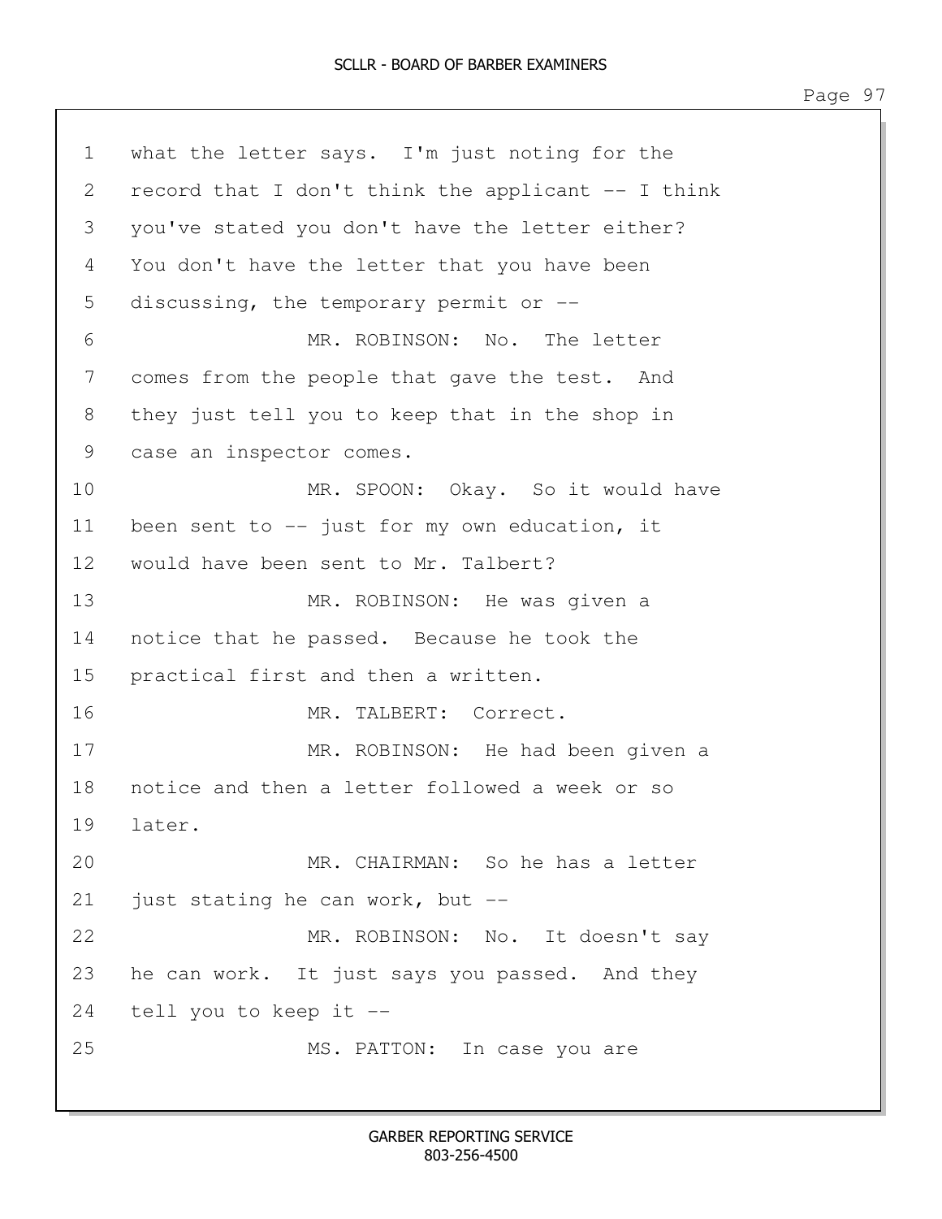1 what the letter says. I'm just noting for the
2 record that I don't think the applicant -- I think
3 you've stated you don't have the letter either?
4 You don't have the letter that you have been
5 discussing, the temporary permit or --
6 MR. ROBINSON: No. The letter
7 comes from the people that gave the test. And
8 they just tell you to keep that in the shop in
9 case an inspector comes.
10 MR. SPOON: Okay. So it would have
11 been sent to -- just for my own education, it
12 would have been sent to Mr. Talbert?
13 MR. ROBINSON: He was given a
14 notice that he passed. Because he took the
15 practical first and then a written.
16 MR. TALBERT: Correct.
17 MR. ROBINSON: He had been given a
18 notice and then a letter followed a week or so
19 later.
20 MR. CHAIRMAN: So he has a letter
21 just stating he can work, but --
22 MR. ROBINSON: No. It doesn't say
23 he can work. It just says you passed. And they
24 tell you to keep it --
25 MS. PATTON: In case you are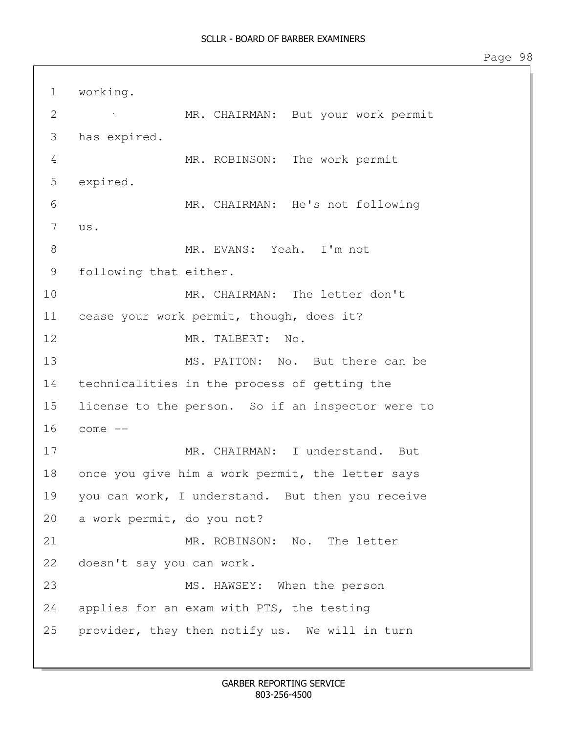working.

MR. CHAIRMAN: But your work permit has expired.

MR. ROBINSON: The work permit expired.

MR. CHAIRMAN: He's not following us.

MR. EVANS: Yeah. I'm not following that either.

MR. CHAIRMAN: The letter don't cease your work permit, though, does it?

MR. TALBERT: No.

MS. PATTON: No. But there can be technicalities in the process of getting the license to the person. So if an inspector were to come --

MR. CHAIRMAN: I understand. But once you give him a work permit, the letter says you can work, I understand. But then you receive a work permit, do you not?

MR. ROBINSON: No. The letter doesn't say you can work.

MS. HAWSEY: When the person applies for an exam with PTS, the testing provider, they then notify us. We will in turn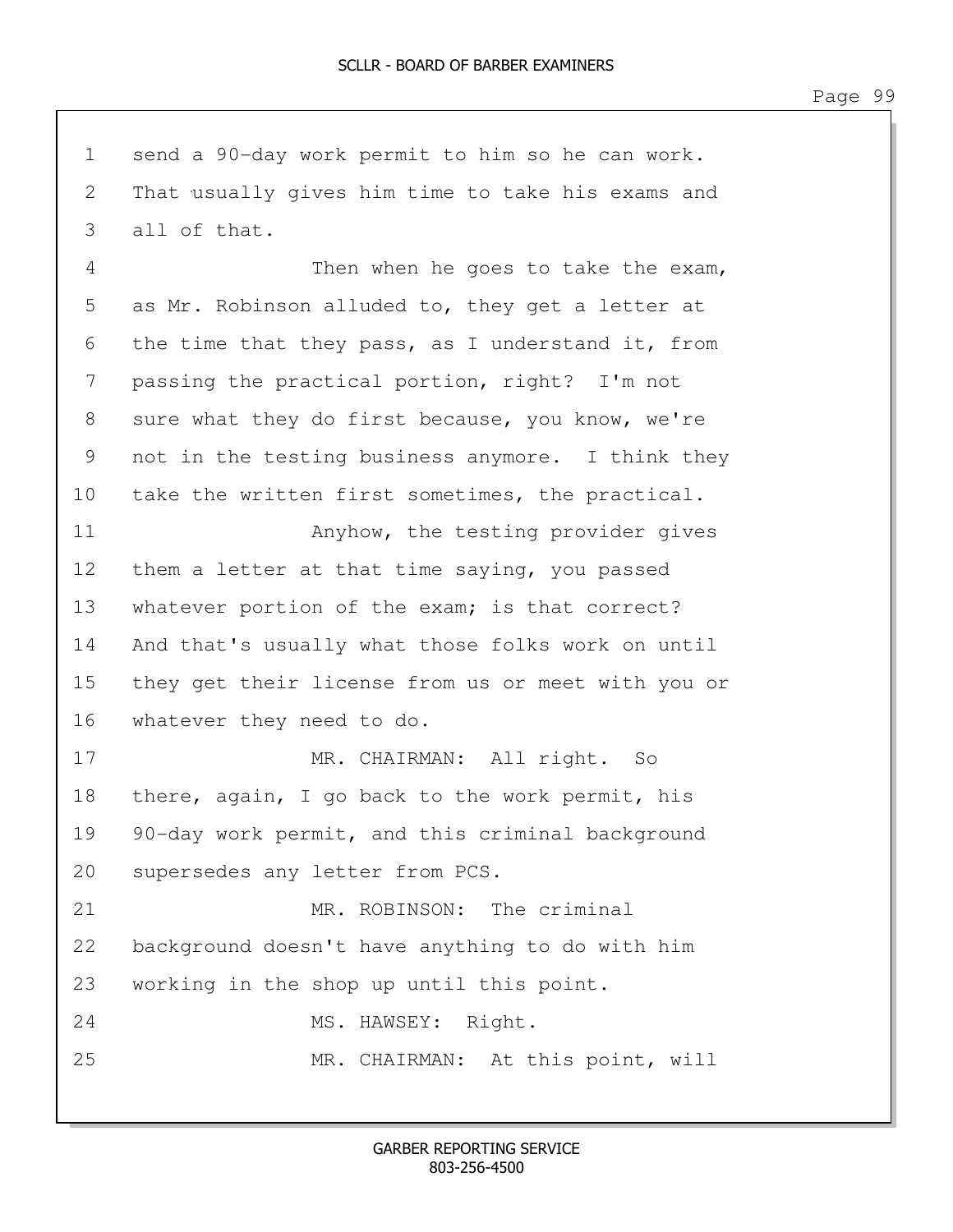1 send a 90-day work permit to him so he can work.
2 That usually gives him time to take his exams and
3 all of that.
4 Then when he goes to take the exam,
5 as Mr. Robinson alluded to, they get a letter at
6 the time that they pass, as I understand it, from
7 passing the practical portion, right? I'm not
8 sure what they do first because, you know, we're
9 not in the testing business anymore. I think they
10 take the written first sometimes, the practical.
11 Anyhow, the testing provider gives
12 them a letter at that time saying, you passed
13 whatever portion of the exam; is that correct?
14 And that's usually what those folks work on until
15 they get their license from us or meet with you or
16 whatever they need to do.
17 MR. CHAIRMAN: All right. So
18 there, again, I go back to the work permit, his
19 90-day work permit, and this criminal background
20 supersedes any letter from PCS.
21 MR. ROBINSON: The criminal
22 background doesn't have anything to do with him
23 working in the shop up until this point.
24 MS. HAWSEY: Right.
25 MR. CHAIRMAN: At this point, will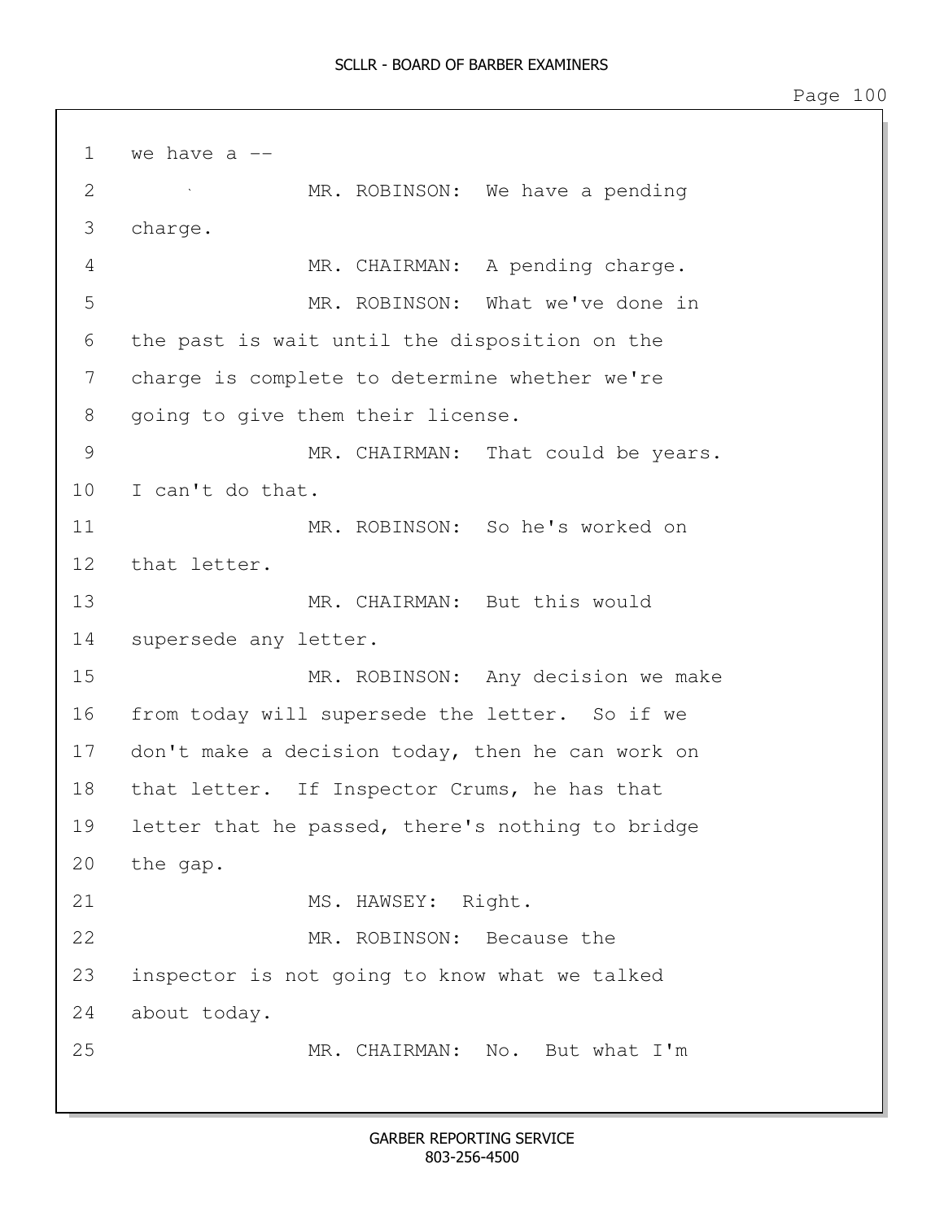we have a --

MR. ROBINSON: We have a pending charge.

MR. CHAIRMAN: A pending charge.

MR. ROBINSON: What we've done in the past is wait until the disposition on the charge is complete to determine whether we're going to give them their license.

MR. CHAIRMAN: That could be years. I can't do that.

MR. ROBINSON: So he's worked on that letter.

MR. CHAIRMAN: But this would supersede any letter.

MR. ROBINSON: Any decision we make from today will supersede the letter. So if we don't make a decision today, then he can work on that letter. If Inspector Crums, he has that letter that he passed, there's nothing to bridge the gap.

MS. HAWSEY: Right.

MR. ROBINSON: Because the inspector is not going to know what we talked about today.

MR. CHAIRMAN: No. But what I'm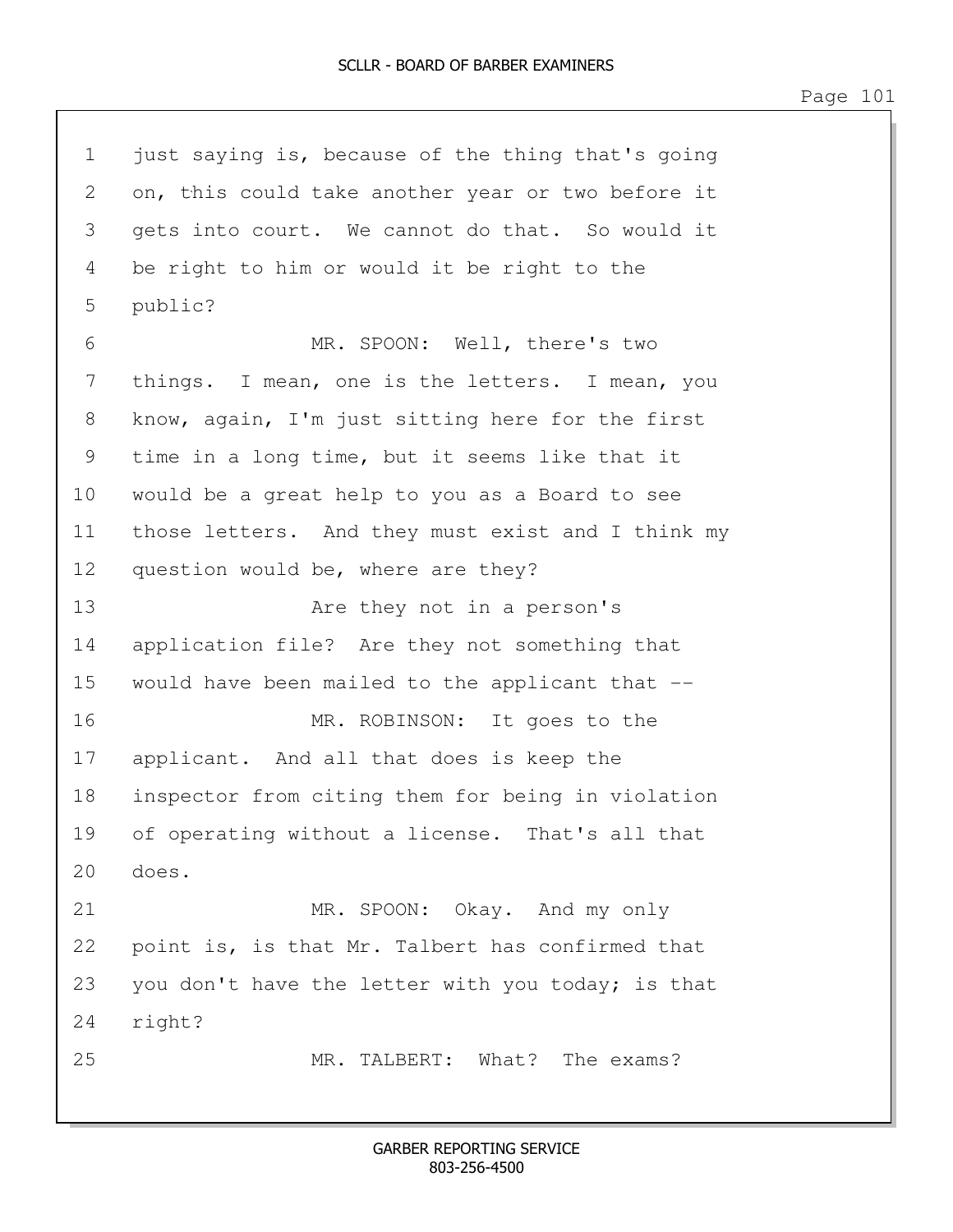1 just saying is, because of the thing that's going
2 on, this could take another year or two before it
3 gets into court. We cannot do that. So would it
4 be right to him or would it be right to the
5 public?

6 MR. SPOON: Well, there's two
7 things. I mean, one is the letters. I mean, you
8 know, again, I'm just sitting here for the first
9 time in a long time, but it seems like that it
10 would be a great help to you as a Board to see
11 those letters. And they must exist and I think my
12 question would be, where are they?

13 Are they not in a person's
14 application file? Are they not something that
15 would have been mailed to the applicant that --

16 MR. ROBINSON: It goes to the
17 applicant. And all that does is keep the
18 inspector from citing them for being in violation
19 of operating without a license. That's all that
20 does.

21 MR. SPOON: Okay. And my only
22 point is, is that Mr. Talbert has confirmed that
23 you don't have the letter with you today; is that
24 right?

25 MR. TALBERT: What? The exams?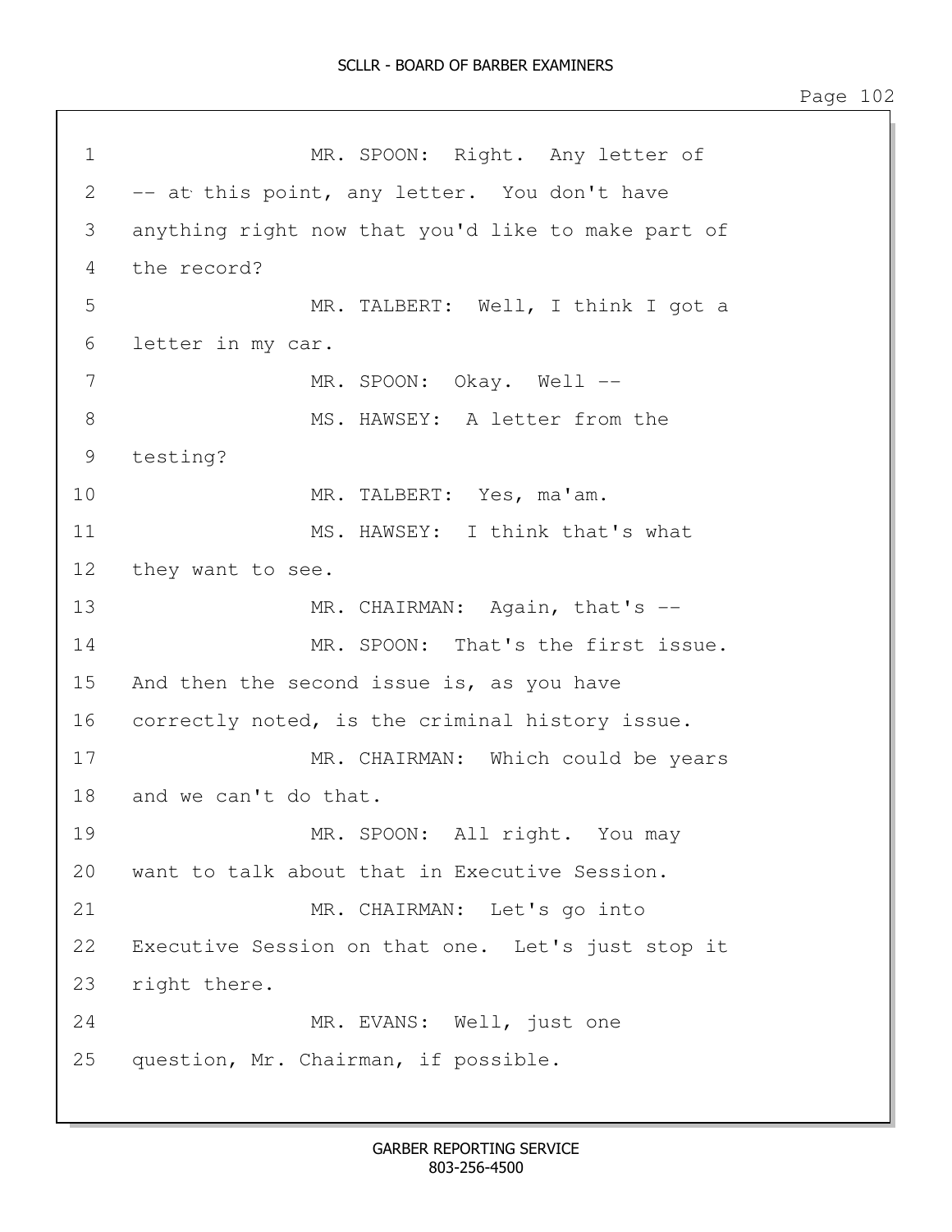1 MR. SPOON: Right. Any letter of
2 -- at this point, any letter. You don't have
3 anything right now that you'd like to make part of
4 the record?
5 MR. TALBERT: Well, I think I got a
6 letter in my car.
7 MR. SPOON: Okay. Well --
8 MS. HAWSEY: A letter from the
9 testing?
10 MR. TALBERT: Yes, ma'am.
11 MS. HAWSEY: I think that's what
12 they want to see.
13 MR. CHAIRMAN: Again, that's --
14 MR. SPOON: That's the first issue.
15 And then the second issue is, as you have
16 correctly noted, is the criminal history issue.
17 MR. CHAIRMAN: Which could be years
18 and we can't do that.
19 MR. SPOON: All right. You may
20 want to talk about that in Executive Session.
21 MR. CHAIRMAN: Let's go into
22 Executive Session on that one. Let's just stop it
23 right there.
24 MR. EVANS: Well, just one
25 question, Mr. Chairman, if possible.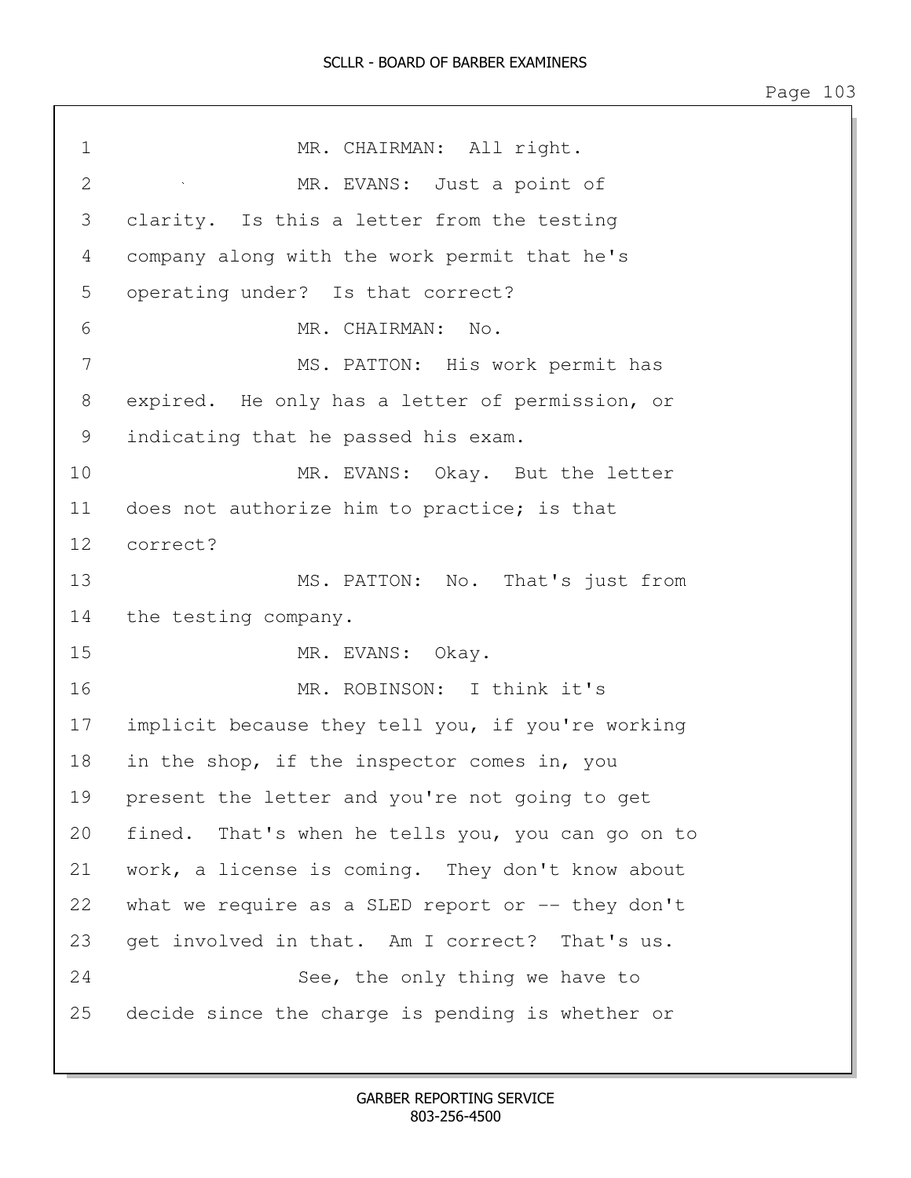MR. CHAIRMAN: All right.

MR. EVANS: Just a point of clarity. Is this a letter from the testing company along with the work permit that he's operating under? Is that correct?

MR. CHAIRMAN: No.

MS. PATTON: His work permit has expired. He only has a letter of permission, or indicating that he passed his exam.

MR. EVANS: Okay. But the letter does not authorize him to practice; is that correct?

MS. PATTON: No. That's just from the testing company.

MR. EVANS: Okay.

MR. ROBINSON: I think it's implicit because they tell you, if you're working in the shop, if the inspector comes in, you present the letter and you're not going to get fined. That's when he tells you, you can go on to work, a license is coming. They don't know about what we require as a SLED report or -- they don't get involved in that. Am I correct? That's us.

See, the only thing we have to decide since the charge is pending is whether or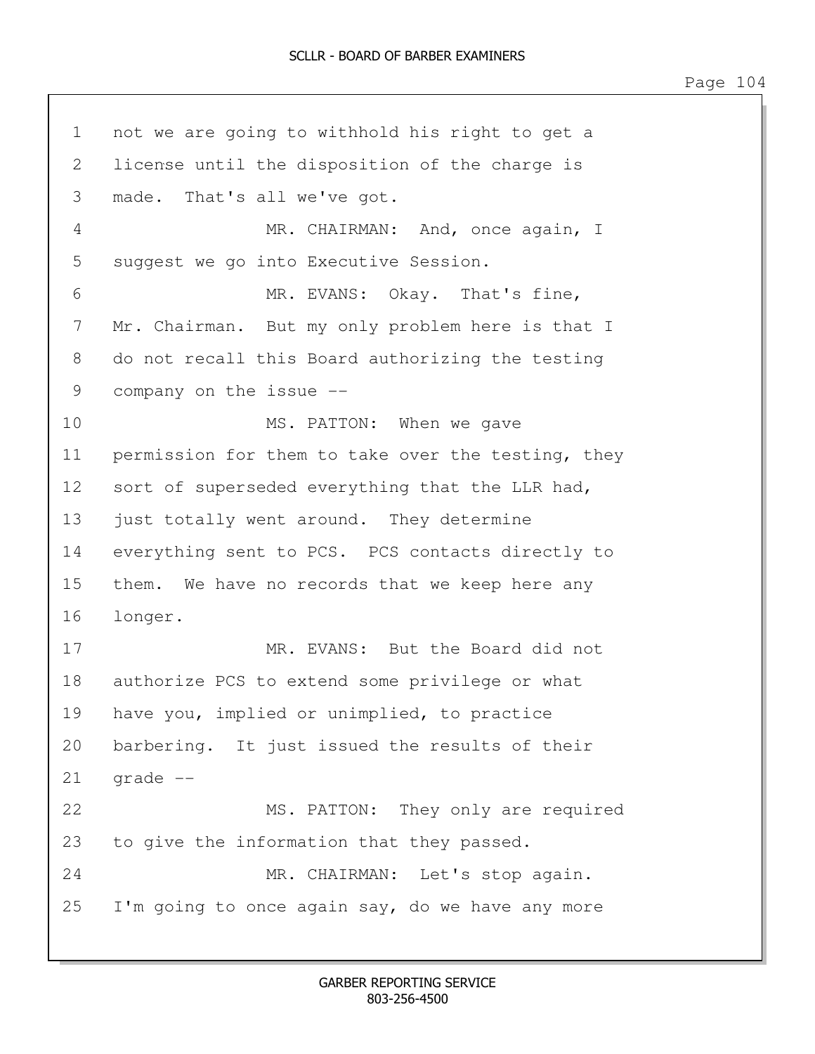not we are going to withhold his right to get a license until the disposition of the charge is made. That's all we've got.

MR. CHAIRMAN: And, once again, I suggest we go into Executive Session.

MR. EVANS: Okay. That's fine, Mr. Chairman. But my only problem here is that I do not recall this Board authorizing the testing company on the issue --

MS. PATTON: When we gave permission for them to take over the testing, they sort of superseded everything that the LLR had, just totally went around. They determine everything sent to PCS. PCS contacts directly to them. We have no records that we keep here any longer.

MR. EVANS: But the Board did not authorize PCS to extend some privilege or what have you, implied or unimplied, to practice barbering. It just issued the results of their grade --

MS. PATTON: They only are required to give the information that they passed.

MR. CHAIRMAN: Let's stop again. I'm going to once again say, do we have any more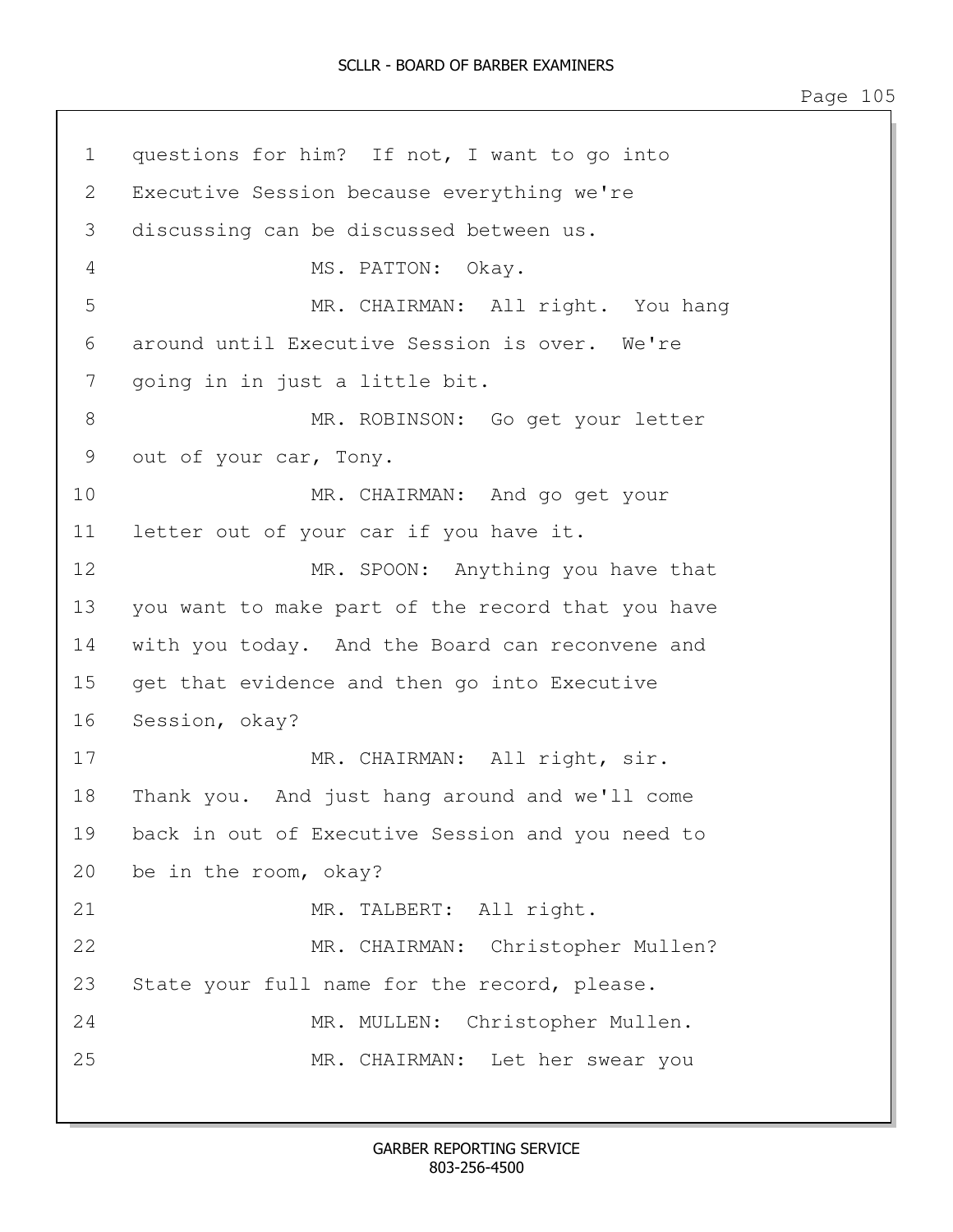1 questions for him? If not, I want to go into
2 Executive Session because everything we're
3 discussing can be discussed between us.
4 MS. PATTON: Okay.
5 MR. CHAIRMAN: All right. You hang
6 around until Executive Session is over. We're
7 going in in just a little bit.
8 MR. ROBINSON: Go get your letter
9 out of your car, Tony.
10 MR. CHAIRMAN: And go get your
11 letter out of your car if you have it.
12 MR. SPOON: Anything you have that
13 you want to make part of the record that you have
14 with you today. And the Board can reconvene and
15 get that evidence and then go into Executive
16 Session, okay?
17 MR. CHAIRMAN: All right, sir.
18 Thank you. And just hang around and we'll come
19 back in out of Executive Session and you need to
20 be in the room, okay?
21 MR. TALBERT: All right.
22 MR. CHAIRMAN: Christopher Mullen?
23 State your full name for the record, please.
24 MR. MULLEN: Christopher Mullen.
25 MR. CHAIRMAN: Let her swear you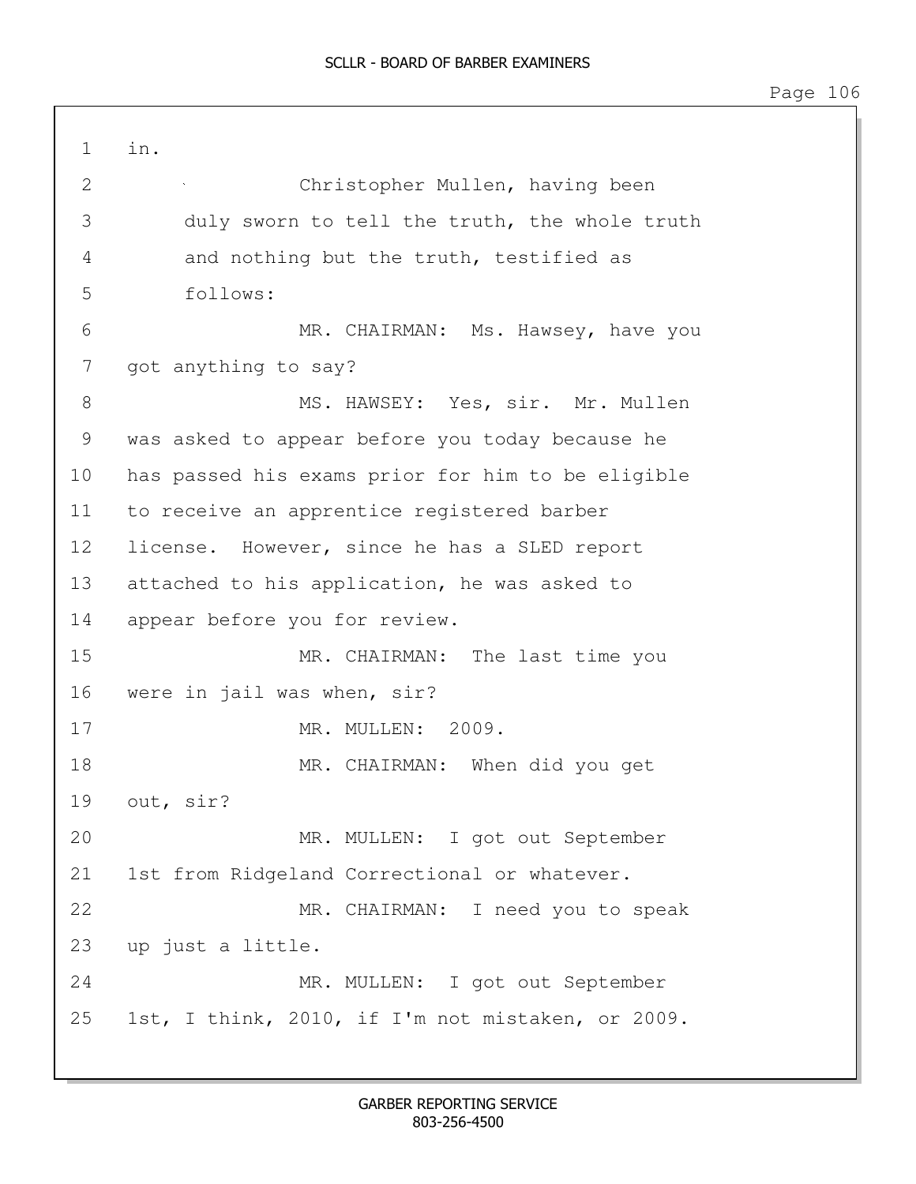in.

Christopher Mullen, having been duly sworn to tell the truth, the whole truth and nothing but the truth, testified as follows:

MR. CHAIRMAN: Ms. Hawsey, have you got anything to say?

MS. HAWSEY: Yes, sir. Mr. Mullen was asked to appear before you today because he has passed his exams prior for him to be eligible to receive an apprentice registered barber license. However, since he has a SLED report attached to his application, he was asked to appear before you for review.

MR. CHAIRMAN: The last time you were in jail was when, sir?

MR. MULLEN: 2009.

MR. CHAIRMAN: When did you get out, sir?

MR. MULLEN: I got out September 1st from Ridgeland Correctional or whatever.

MR. CHAIRMAN: I need you to speak up just a little.

MR. MULLEN: I got out September 1st, I think, 2010, if I'm not mistaken, or 2009.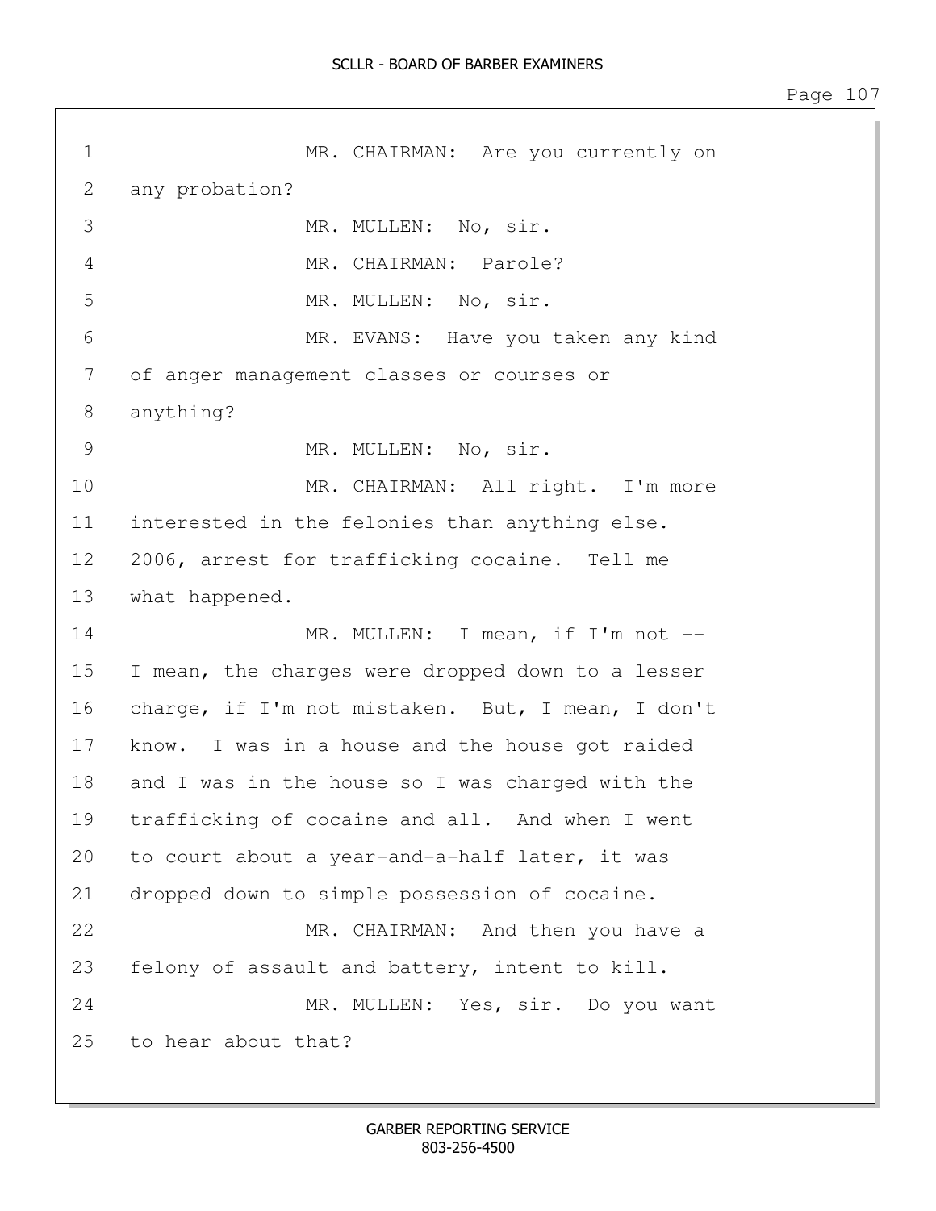MR. CHAIRMAN: Are you currently on any probation?

MR. MULLEN: No, sir.

MR. CHAIRMAN: Parole?

MR. MULLEN: No, sir.

MR. EVANS: Have you taken any kind of anger management classes or courses or anything?

MR. MULLEN: No, sir.

MR. CHAIRMAN: All right. I'm more interested in the felonies than anything else. 2006, arrest for trafficking cocaine. Tell me what happened.

MR. MULLEN: I mean, if I'm not -- I mean, the charges were dropped down to a lesser charge, if I'm not mistaken. But, I mean, I don't know. I was in a house and the house got raided and I was in the house so I was charged with the trafficking of cocaine and all. And when I went to court about a year-and-a-half later, it was dropped down to simple possession of cocaine.

MR. CHAIRMAN: And then you have a felony of assault and battery, intent to kill.

MR. MULLEN: Yes, sir. Do you want to hear about that?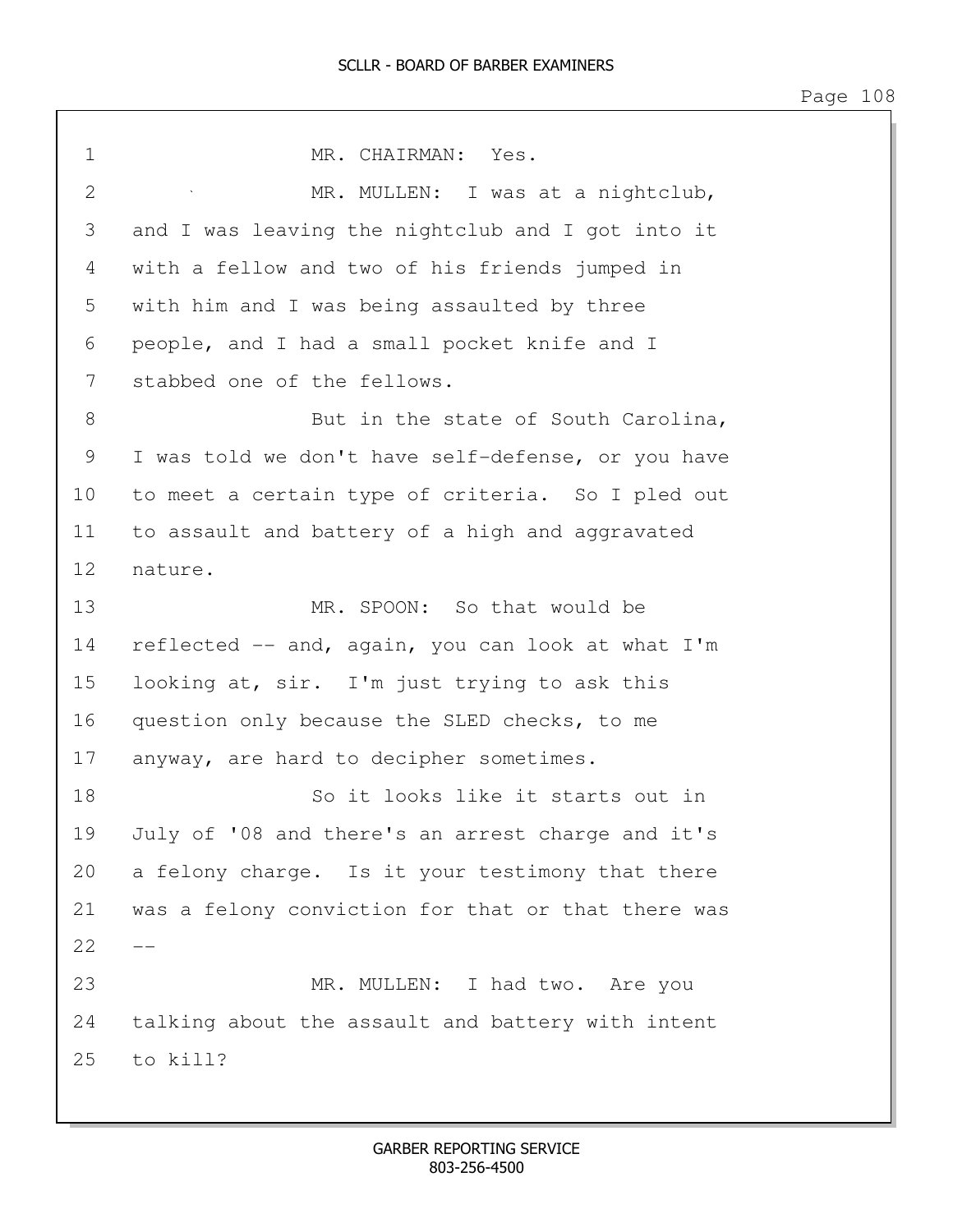MR. CHAIRMAN: Yes.

MR. MULLEN: I was at a nightclub, and I was leaving the nightclub and I got into it with a fellow and two of his friends jumped in with him and I was being assaulted by three people, and I had a small pocket knife and I stabbed one of the fellows.

But in the state of South Carolina, I was told we don't have self-defense, or you have to meet a certain type of criteria. So I pled out to assault and battery of a high and aggravated nature.

MR. SPOON: So that would be reflected -- and, again, you can look at what I'm looking at, sir. I'm just trying to ask this question only because the SLED checks, to me anyway, are hard to decipher sometimes.

So it looks like it starts out in July of '08 and there's an arrest charge and it's a felony charge. Is it your testimony that there was a felony conviction for that or that there was --

MR. MULLEN: I had two. Are you talking about the assault and battery with intent to kill?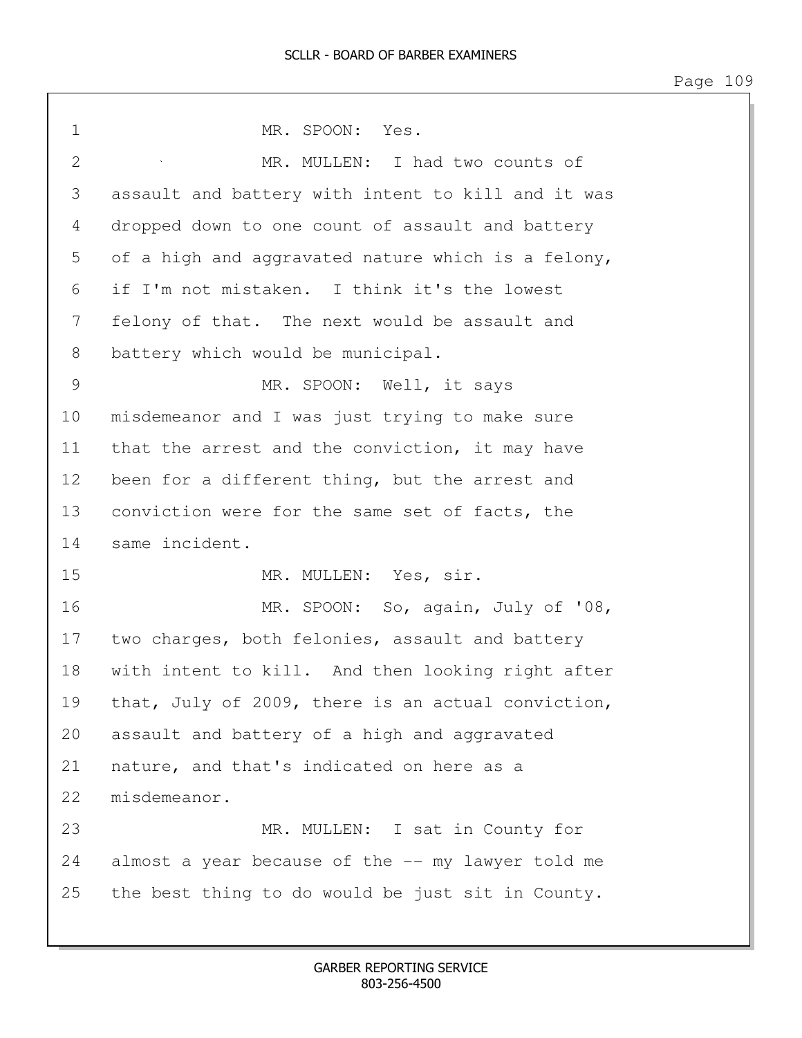MR. SPOON: Yes.

MR. MULLEN: I had two counts of assault and battery with intent to kill and it was dropped down to one count of assault and battery of a high and aggravated nature which is a felony, if I'm not mistaken. I think it's the lowest felony of that. The next would be assault and battery which would be municipal.

MR. SPOON: Well, it says misdemeanor and I was just trying to make sure that the arrest and the conviction, it may have been for a different thing, but the arrest and conviction were for the same set of facts, the same incident.

MR. MULLEN: Yes, sir.

MR. SPOON: So, again, July of '08, two charges, both felonies, assault and battery with intent to kill. And then looking right after that, July of 2009, there is an actual conviction, assault and battery of a high and aggravated nature, and that's indicated on here as a misdemeanor.

MR. MULLEN: I sat in County for almost a year because of the -- my lawyer told me the best thing to do would be just sit in County.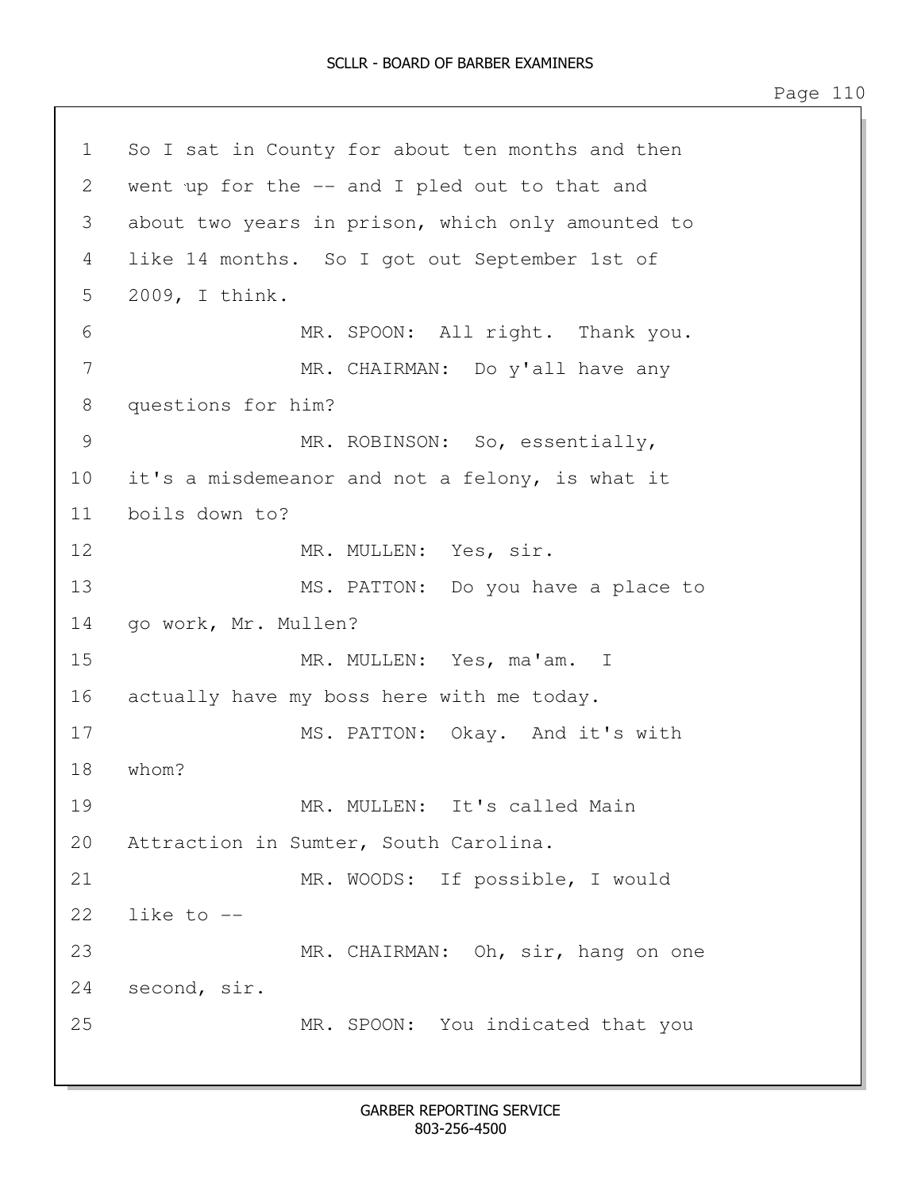1 So I sat in County for about ten months and then
2 went up for the -- and I pled out to that and
3 about two years in prison, which only amounted to
4 like 14 months. So I got out September 1st of
5 2009, I think.
6 MR. SPOON: All right. Thank you.
7 MR. CHAIRMAN: Do y'all have any
8 questions for him?
9 MR. ROBINSON: So, essentially,
10 it's a misdemeanor and not a felony, is what it
11 boils down to?
12 MR. MULLEN: Yes, sir.
13 MS. PATTON: Do you have a place to
14 go work, Mr. Mullen?
15 MR. MULLEN: Yes, ma'am. I
16 actually have my boss here with me today.
17 MS. PATTON: Okay. And it's with
18 whom?
19 MR. MULLEN: It's called Main
20 Attraction in Sumter, South Carolina.
21 MR. WOODS: If possible, I would
22 like to --
23 MR. CHAIRMAN: Oh, sir, hang on one
24 second, sir.
25 MR. SPOON: You indicated that you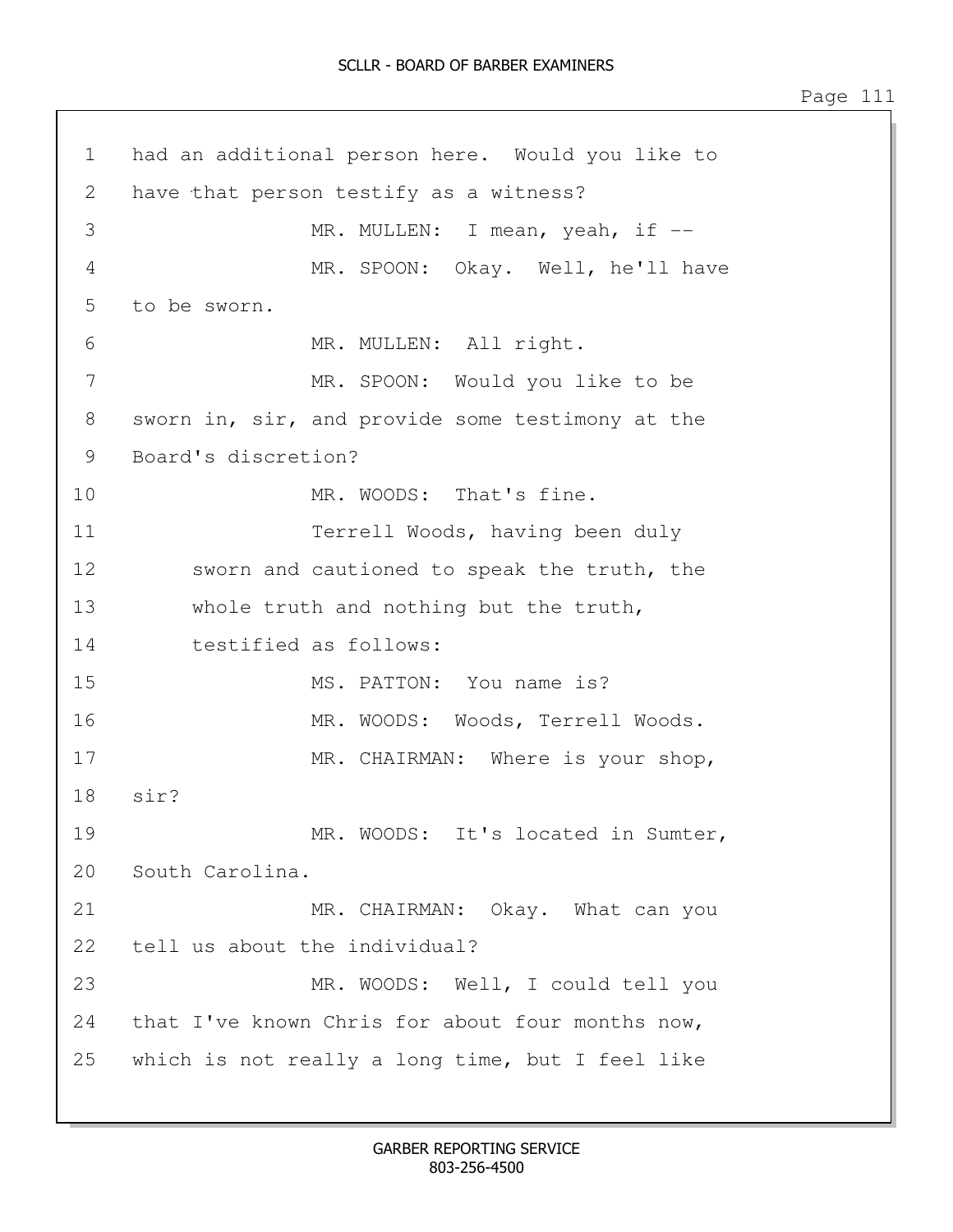had an additional person here. Would you like to have that person testify as a witness?

MR. MULLEN: I mean, yeah, if --

MR. SPOON: Okay. Well, he'll have to be sworn.

MR. MULLEN: All right.

MR. SPOON: Would you like to be sworn in, sir, and provide some testimony at the Board's discretion?

MR. WOODS: That's fine.

Terrell Woods, having been duly sworn and cautioned to speak the truth, the whole truth and nothing but the truth, testified as follows:

MS. PATTON: You name is?

MR. WOODS: Woods, Terrell Woods.

MR. CHAIRMAN: Where is your shop, sir?

MR. WOODS: It's located in Sumter, South Carolina.

MR. CHAIRMAN: Okay. What can you tell us about the individual?

MR. WOODS: Well, I could tell you that I've known Chris for about four months now, which is not really a long time, but I feel like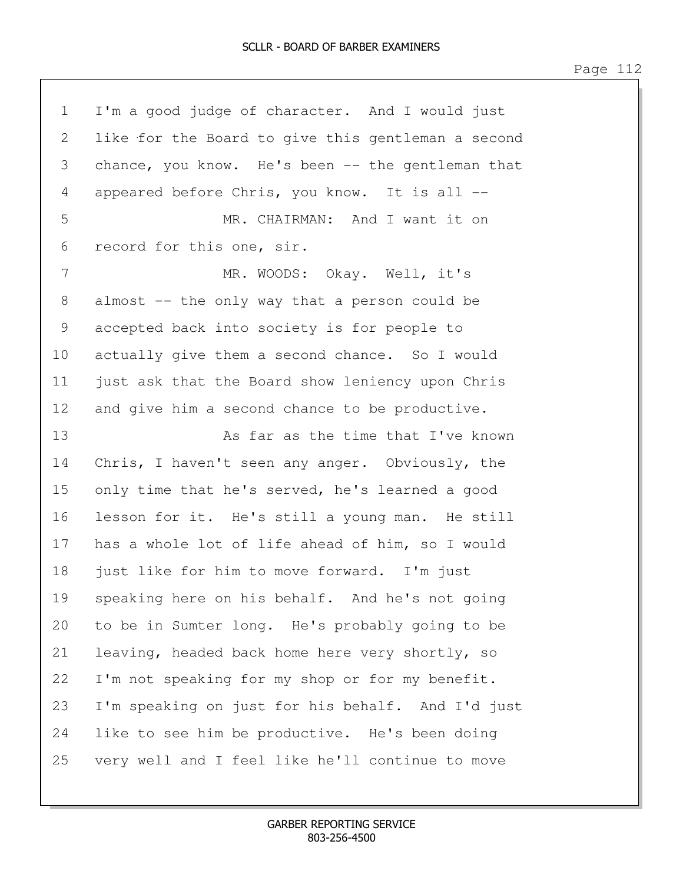1 I'm a good judge of character. And I would just
2 like for the Board to give this gentleman a second
3 chance, you know. He's been -- the gentleman that
4 appeared before Chris, you know. It is all --
5 MR. CHAIRMAN: And I want it on
6 record for this one, sir.
7 MR. WOODS: Okay. Well, it's
8 almost -- the only way that a person could be
9 accepted back into society is for people to
10 actually give them a second chance. So I would
11 just ask that the Board show leniency upon Chris
12 and give him a second chance to be productive.
13 As far as the time that I've known
14 Chris, I haven't seen any anger. Obviously, the
15 only time that he's served, he's learned a good
16 lesson for it. He's still a young man. He still
17 has a whole lot of life ahead of him, so I would
18 just like for him to move forward. I'm just
19 speaking here on his behalf. And he's not going
20 to be in Sumter long. He's probably going to be
21 leaving, headed back home here very shortly, so
22 I'm not speaking for my shop or for my benefit.
23 I'm speaking on just for his behalf. And I'd just
24 like to see him be productive. He's been doing
25 very well and I feel like he'll continue to move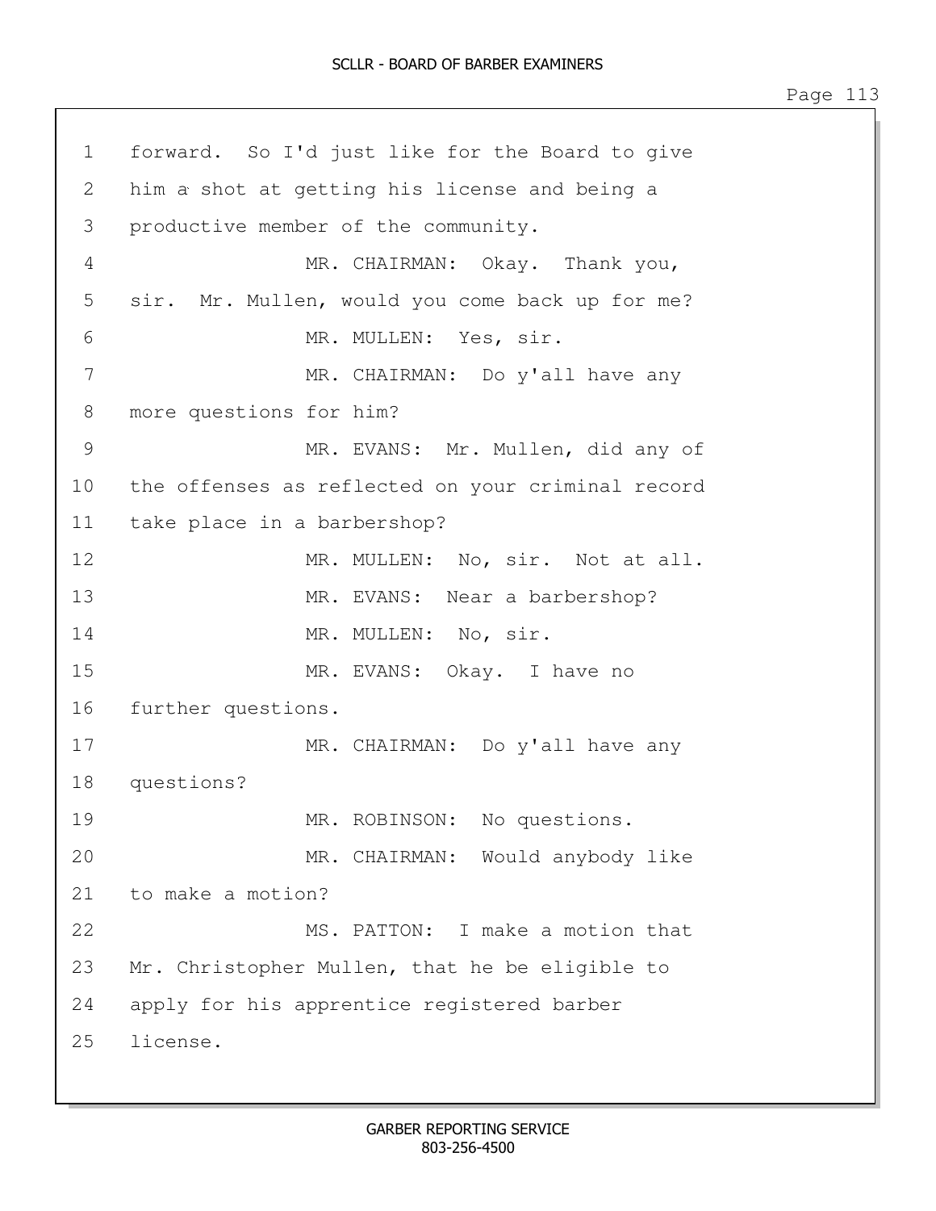1 forward. So I'd just like for the Board to give
2 him a shot at getting his license and being a
3 productive member of the community.
4 MR. CHAIRMAN: Okay. Thank you,
5 sir. Mr. Mullen, would you come back up for me?
6 MR. MULLEN: Yes, sir.
7 MR. CHAIRMAN: Do y'all have any
8 more questions for him?
9 MR. EVANS: Mr. Mullen, did any of
10 the offenses as reflected on your criminal record
11 take place in a barbershop?
12 MR. MULLEN: No, sir. Not at all.
13 MR. EVANS: Near a barbershop?
14 MR. MULLEN: No, sir.
15 MR. EVANS: Okay. I have no
16 further questions.
17 MR. CHAIRMAN: Do y'all have any
18 questions?
19 MR. ROBINSON: No questions.
20 MR. CHAIRMAN: Would anybody like
21 to make a motion?
22 MS. PATTON: I make a motion that
23 Mr. Christopher Mullen, that he be eligible to
24 apply for his apprentice registered barber
25 license.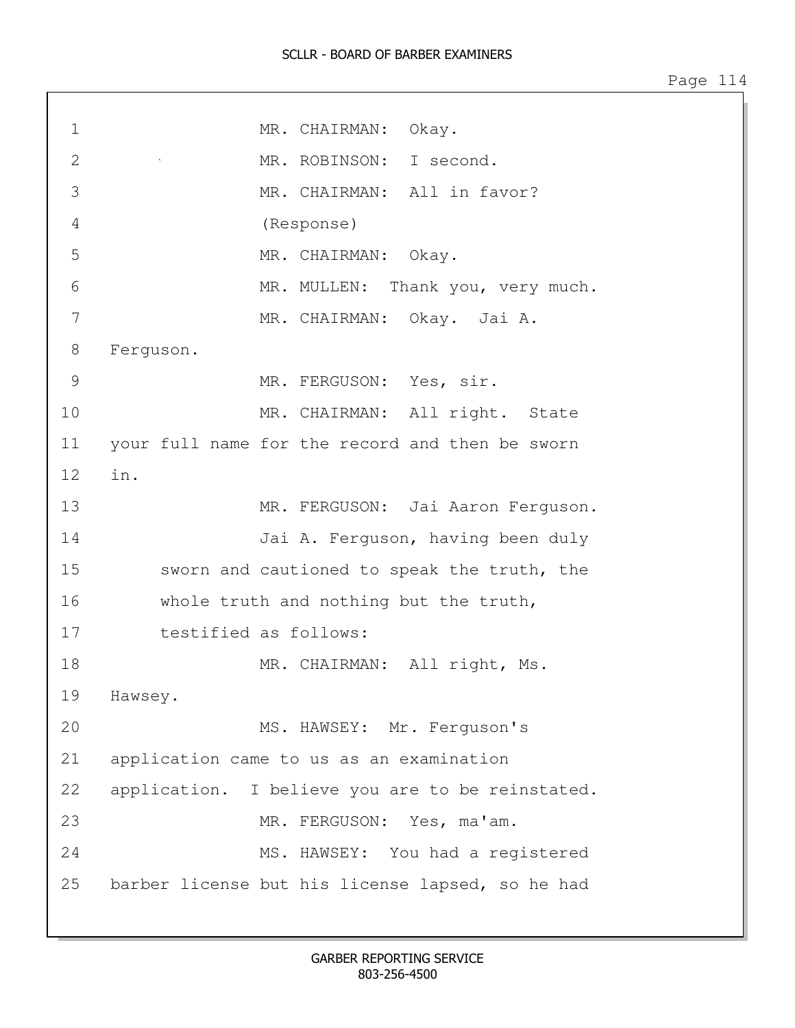MR. CHAIRMAN: Okay.

MR. ROBINSON: I second.

MR. CHAIRMAN: All in favor?

(Response)

MR. CHAIRMAN: Okay.

MR. MULLEN: Thank you, very much.

MR. CHAIRMAN: Okay. Jai A. Ferguson.

MR. FERGUSON: Yes, sir.

MR. CHAIRMAN: All right. State your full name for the record and then be sworn in.

MR. FERGUSON: Jai Aaron Ferguson.

Jai A. Ferguson, having been duly sworn and cautioned to speak the truth, the whole truth and nothing but the truth, testified as follows:

MR. CHAIRMAN: All right, Ms. Hawsey.

MS. HAWSEY: Mr. Ferguson's application came to us as an examination application. I believe you are to be reinstated.

MR. FERGUSON: Yes, ma'am.

MS. HAWSEY: You had a registered barber license but his license lapsed, so he had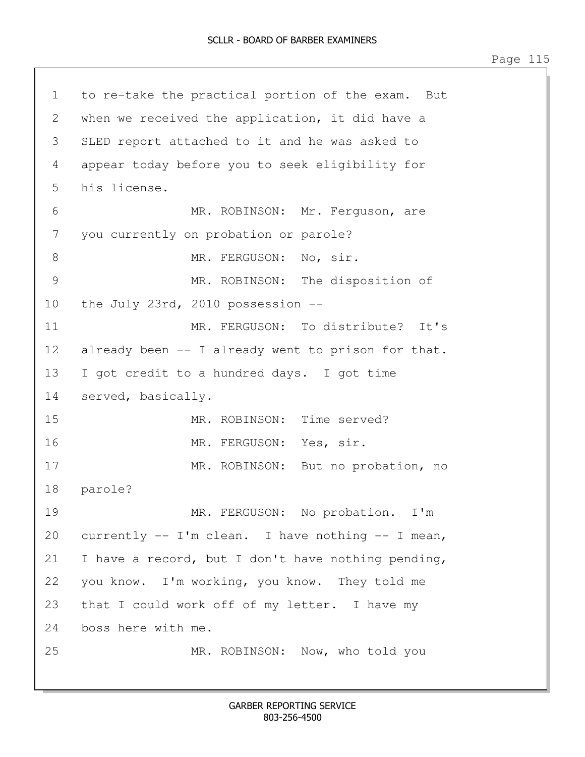1 to re-take the practical portion of the exam. But
2 when we received the application, it did have a
3 SLED report attached to it and he was asked to
4 appear today before you to seek eligibility for
5 his license.

6 MR. ROBINSON: Mr. Ferguson, are
7 you currently on probation or parole?

8 MR. FERGUSON: No, sir.

9 MR. ROBINSON: The disposition of
10 the July 23rd, 2010 possession --

11 MR. FERGUSON: To distribute? It's
12 already been -- I already went to prison for that.
13 I got credit to a hundred days. I got time
14 served, basically.

15 MR. ROBINSON: Time served?

16 MR. FERGUSON: Yes, sir.

17 MR. ROBINSON: But no probation, no
18 parole?

19 MR. FERGUSON: No probation. I'm
20 currently -- I'm clean. I have nothing -- I mean,
21 I have a record, but I don't have nothing pending,
22 you know. I'm working, you know. They told me
23 that I could work off of my letter. I have my
24 boss here with me.

25 MR. ROBINSON: Now, who told you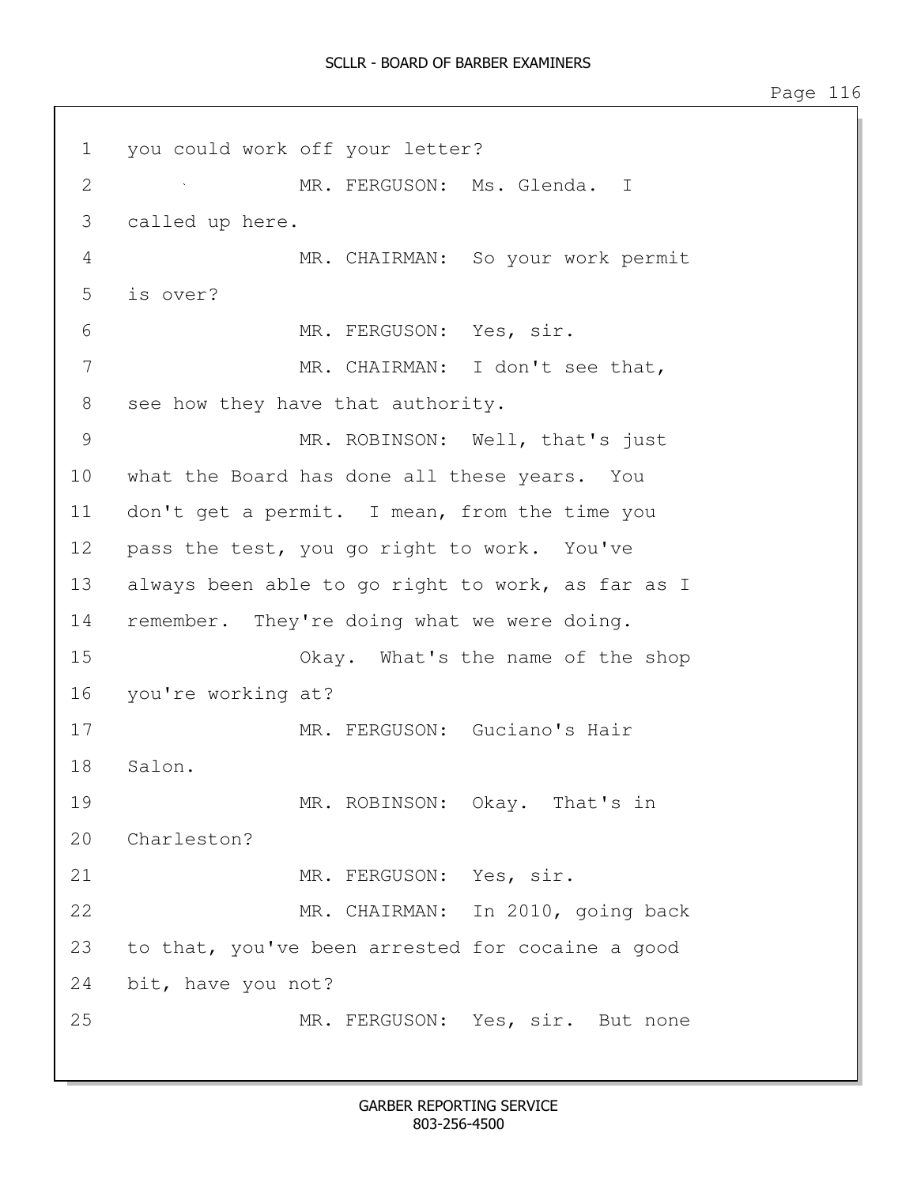1 you could work off your letter?

2 MR. FERGUSON: Ms. Glenda. I

3 called up here.

4 MR. CHAIRMAN: So your work permit

5 is over?

6 MR. FERGUSON: Yes, sir.

7 MR. CHAIRMAN: I don't see that,

8 see how they have that authority.

9 MR. ROBINSON: Well, that's just

10 what the Board has done all these years. You

11 don't get a permit. I mean, from the time you

12 pass the test, you go right to work. You've

13 always been able to go right to work, as far as I

14 remember. They're doing what we were doing.

15 Okay. What's the name of the shop

16 you're working at?

17 MR. FERGUSON: Guciano's Hair

18 Salon.

19 MR. ROBINSON: Okay. That's in

20 Charleston?

21 MR. FERGUSON: Yes, sir.

22 MR. CHAIRMAN: In 2010, going back

23 to that, you've been arrested for cocaine a good

24 bit, have you not?

25 MR. FERGUSON: Yes, sir. But none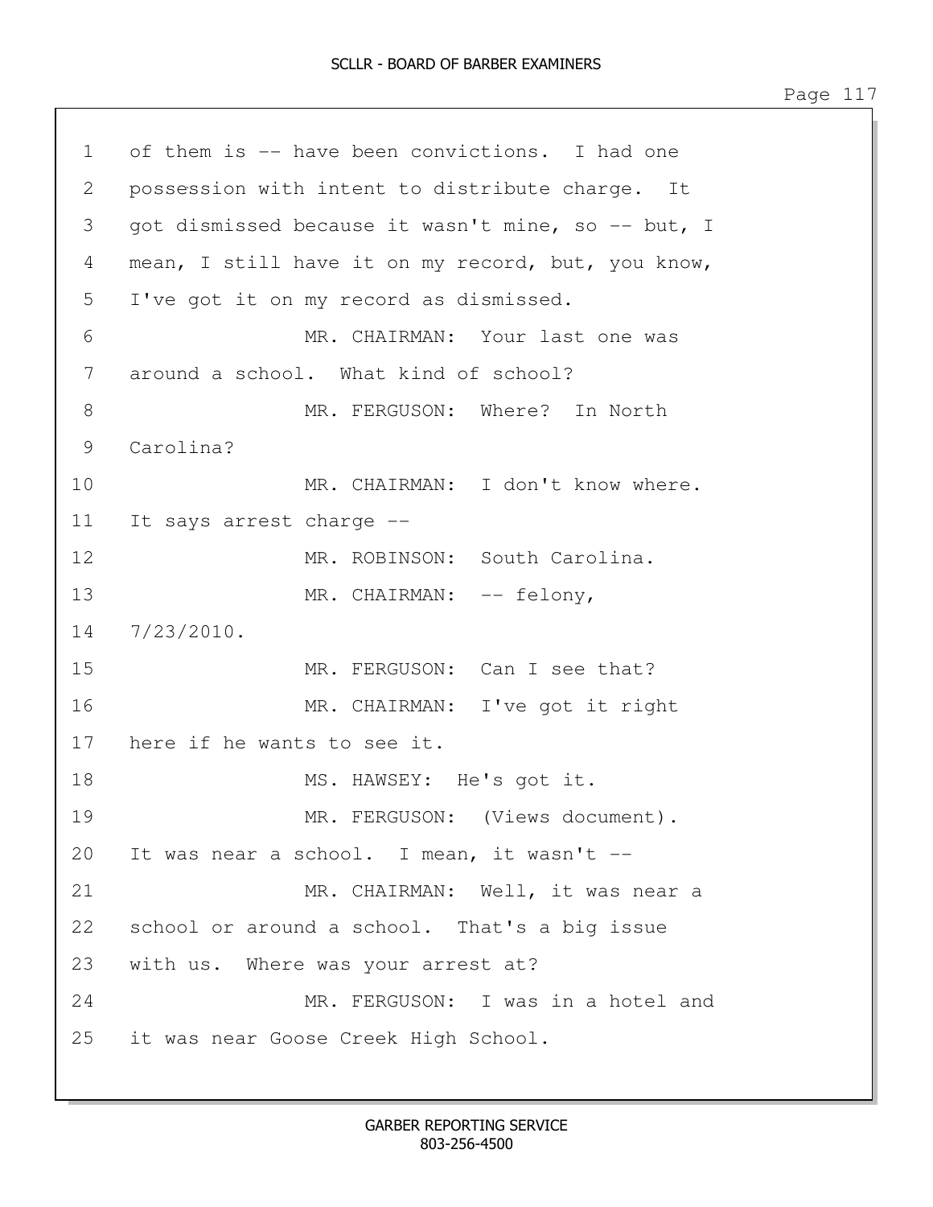1 of them is -- have been convictions. I had one
2 possession with intent to distribute charge. It
3 got dismissed because it wasn't mine, so -- but, I
4 mean, I still have it on my record, but, you know,
5 I've got it on my record as dismissed.
6 MR. CHAIRMAN: Your last one was
7 around a school. What kind of school?
8 MR. FERGUSON: Where? In North
9 Carolina?
10 MR. CHAIRMAN: I don't know where.
11 It says arrest charge --
12 MR. ROBINSON: South Carolina.
13 MR. CHAIRMAN: -- felony,
14 7/23/2010.
15 MR. FERGUSON: Can I see that?
16 MR. CHAIRMAN: I've got it right
17 here if he wants to see it.
18 MS. HAWSEY: He's got it.
19 MR. FERGUSON: (Views document).
20 It was near a school. I mean, it wasn't --
21 MR. CHAIRMAN: Well, it was near a
22 school or around a school. That's a big issue
23 with us. Where was your arrest at?
24 MR. FERGUSON: I was in a hotel and
25 it was near Goose Creek High School.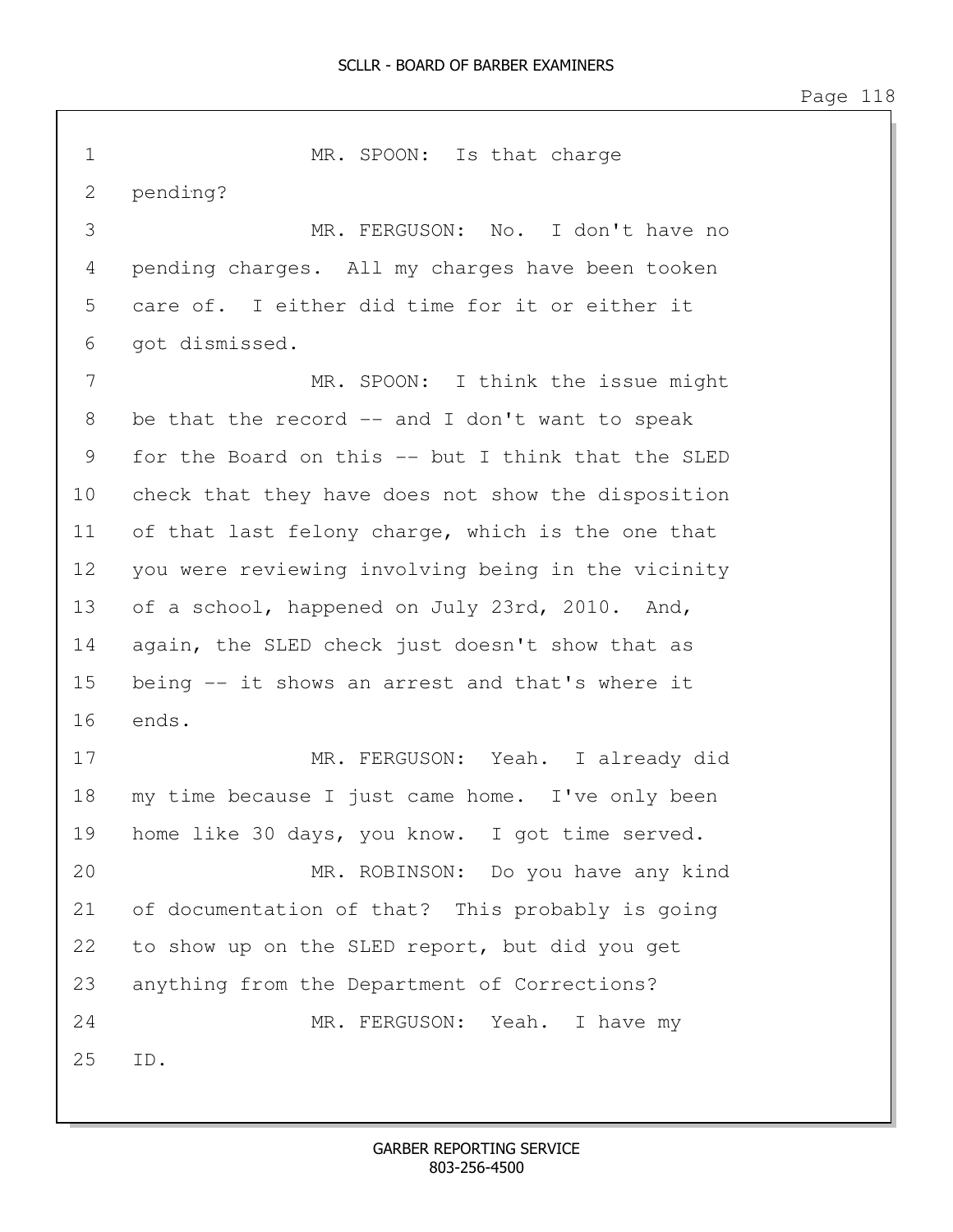MR. SPOON: Is that charge pending?

MR. FERGUSON: No. I don't have no pending charges. All my charges have been tooken care of. I either did time for it or either it got dismissed.

MR. SPOON: I think the issue might be that the record -- and I don't want to speak for the Board on this -- but I think that the SLED check that they have does not show the disposition of that last felony charge, which is the one that you were reviewing involving being in the vicinity of a school, happened on July 23rd, 2010. And, again, the SLED check just doesn't show that as being -- it shows an arrest and that's where it ends.

MR. FERGUSON: Yeah. I already did my time because I just came home. I've only been home like 30 days, you know. I got time served.

MR. ROBINSON: Do you have any kind of documentation of that? This probably is going to show up on the SLED report, but did you get anything from the Department of Corrections?

MR. FERGUSON: Yeah. I have my ID.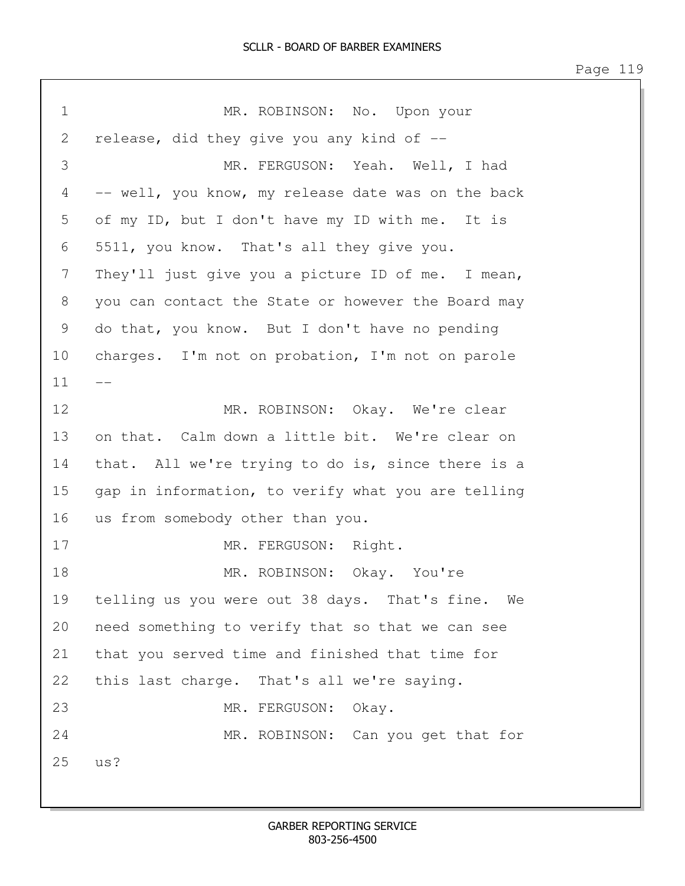MR. ROBINSON: No. Upon your release, did they give you any kind of --

MR. FERGUSON: Yeah. Well, I had -- well, you know, my release date was on the back of my ID, but I don't have my ID with me. It is 5511, you know. That's all they give you. They'll just give you a picture ID of me. I mean, you can contact the State or however the Board may do that, you know. But I don't have no pending charges. I'm not on probation, I'm not on parole --

MR. ROBINSON: Okay. We're clear on that. Calm down a little bit. We're clear on that. All we're trying to do is, since there is a gap in information, to verify what you are telling us from somebody other than you.

MR. FERGUSON: Right.

MR. ROBINSON: Okay. You're telling us you were out 38 days. That's fine. We need something to verify that so that we can see that you served time and finished that time for this last charge. That's all we're saying.

MR. FERGUSON: Okay.

MR. ROBINSON: Can you get that for us?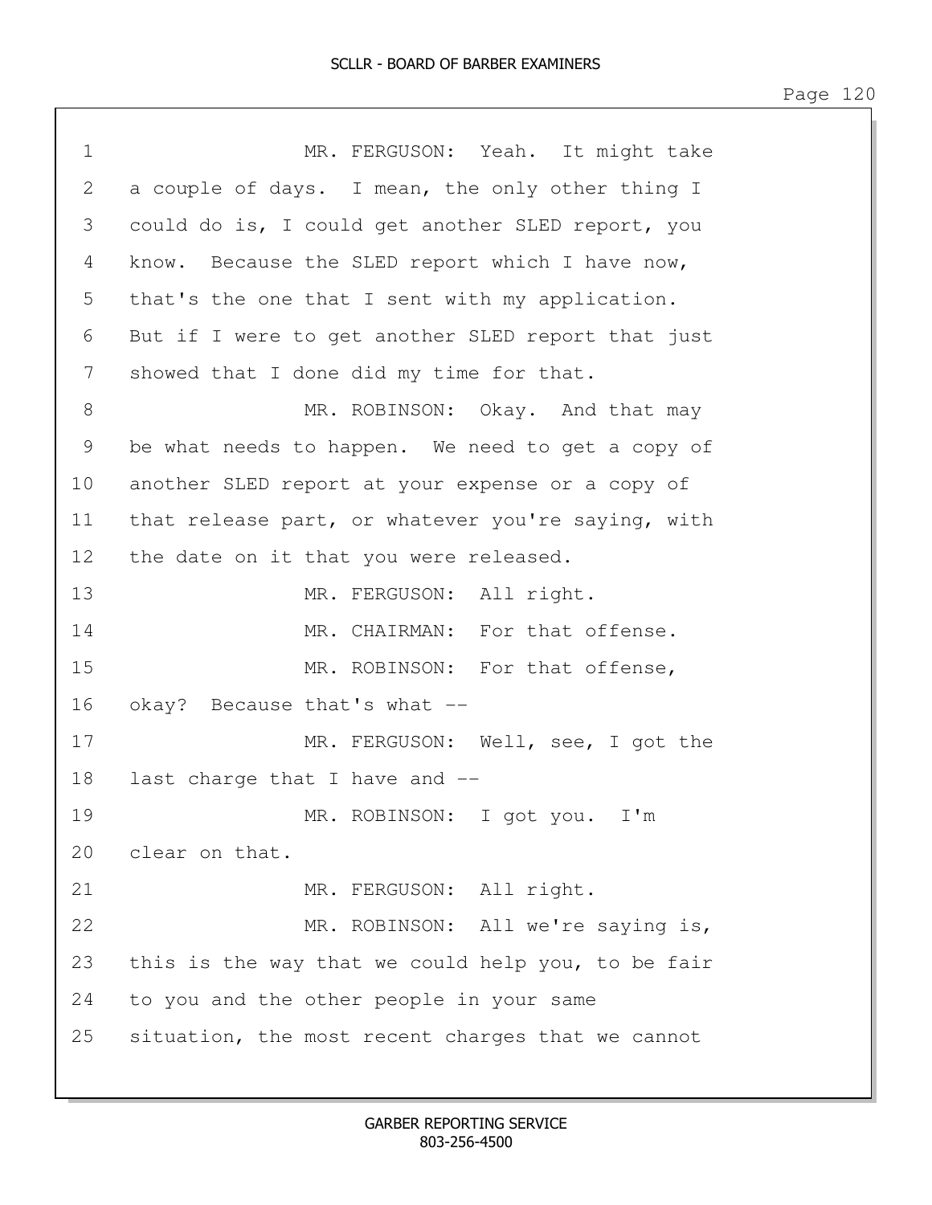MR. FERGUSON: Yeah. It might take a couple of days. I mean, the only other thing I could do is, I could get another SLED report, you know. Because the SLED report which I have now, that's the one that I sent with my application. But if I were to get another SLED report that just showed that I done did my time for that.

MR. ROBINSON: Okay. And that may be what needs to happen. We need to get a copy of another SLED report at your expense or a copy of that release part, or whatever you're saying, with the date on it that you were released.

MR. FERGUSON: All right.

MR. CHAIRMAN: For that offense.

MR. ROBINSON: For that offense, okay? Because that's what --

MR. FERGUSON: Well, see, I got the last charge that I have and --

MR. ROBINSON: I got you. I'm clear on that.

MR. FERGUSON: All right.

MR. ROBINSON: All we're saying is, this is the way that we could help you, to be fair to you and the other people in your same situation, the most recent charges that we cannot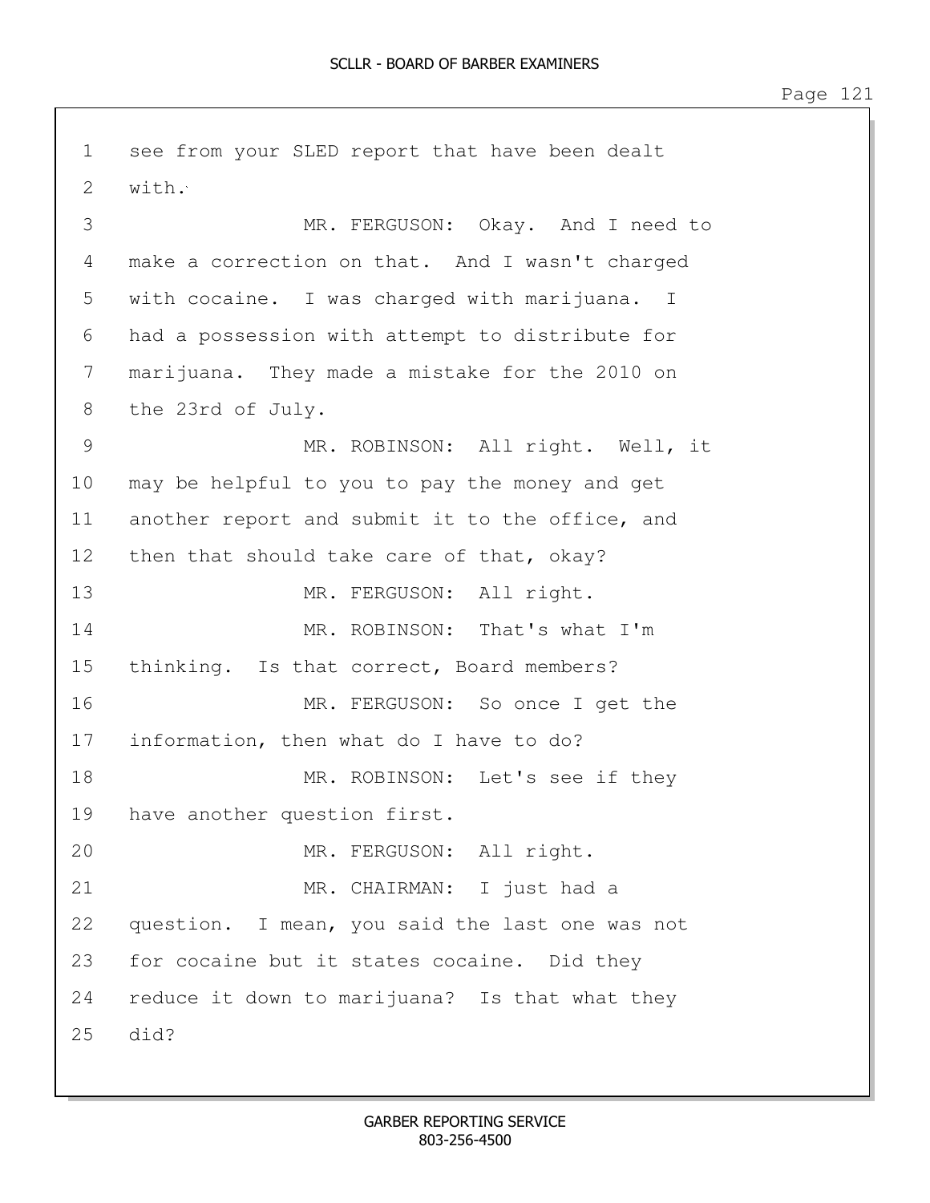see from your SLED report that have been dealt with.

MR. FERGUSON: Okay. And I need to make a correction on that. And I wasn't charged with cocaine. I was charged with marijuana. I had a possession with attempt to distribute for marijuana. They made a mistake for the 2010 on the 23rd of July.

MR. ROBINSON: All right. Well, it may be helpful to you to pay the money and get another report and submit it to the office, and then that should take care of that, okay?

MR. FERGUSON: All right.

MR. ROBINSON: That's what I'm thinking. Is that correct, Board members?

MR. FERGUSON: So once I get the information, then what do I have to do?

MR. ROBINSON: Let's see if they have another question first.

MR. FERGUSON: All right.

MR. CHAIRMAN: I just had a question. I mean, you said the last one was not for cocaine but it states cocaine. Did they reduce it down to marijuana? Is that what they did?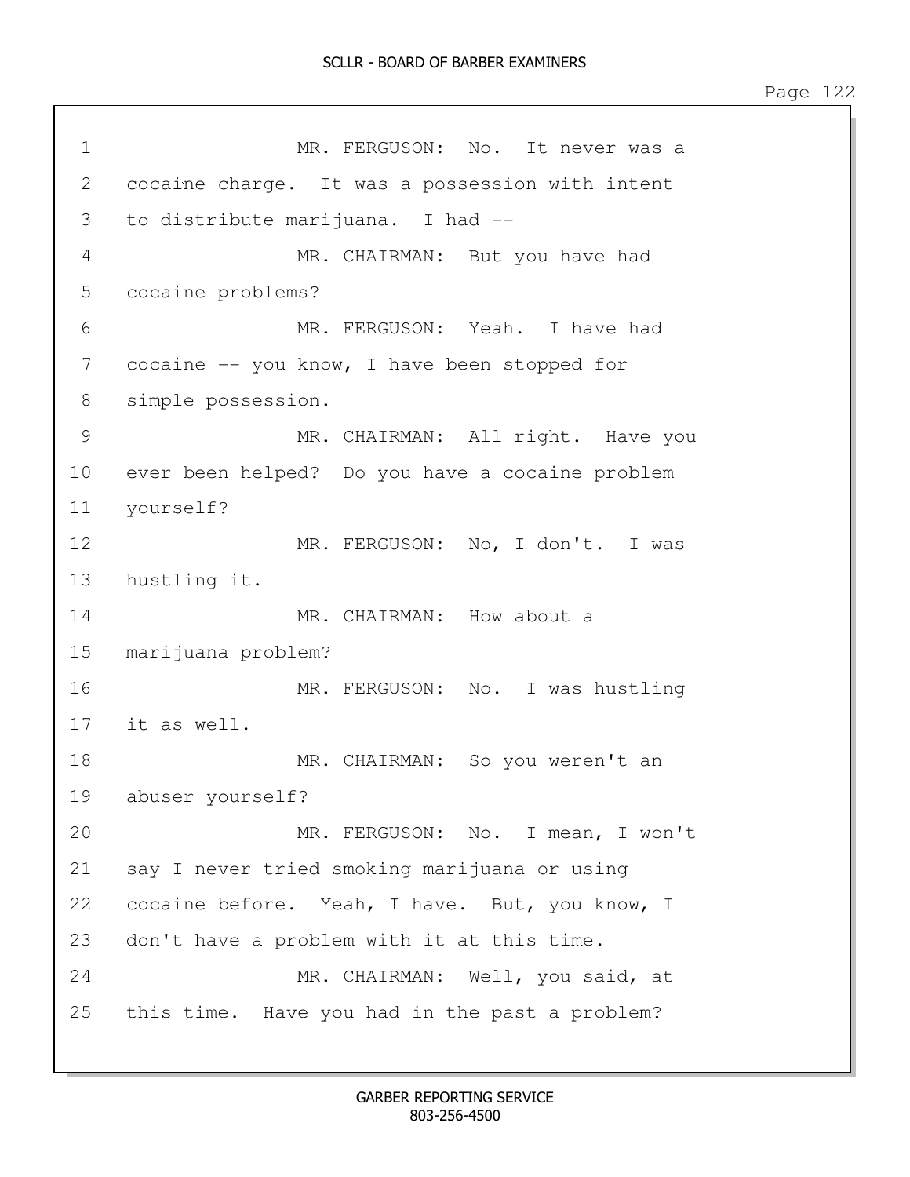MR. FERGUSON: No. It never was a cocaine charge. It was a possession with intent to distribute marijuana. I had --

MR. CHAIRMAN: But you have had cocaine problems?

MR. FERGUSON: Yeah. I have had cocaine -- you know, I have been stopped for simple possession.

MR. CHAIRMAN: All right. Have you ever been helped? Do you have a cocaine problem yourself?

MR. FERGUSON: No, I don't. I was hustling it.

MR. CHAIRMAN: How about a marijuana problem?

MR. FERGUSON: No. I was hustling it as well.

MR. CHAIRMAN: So you weren't an abuser yourself?

MR. FERGUSON: No. I mean, I won't say I never tried smoking marijuana or using cocaine before. Yeah, I have. But, you know, I don't have a problem with it at this time.

MR. CHAIRMAN: Well, you said, at this time. Have you had in the past a problem?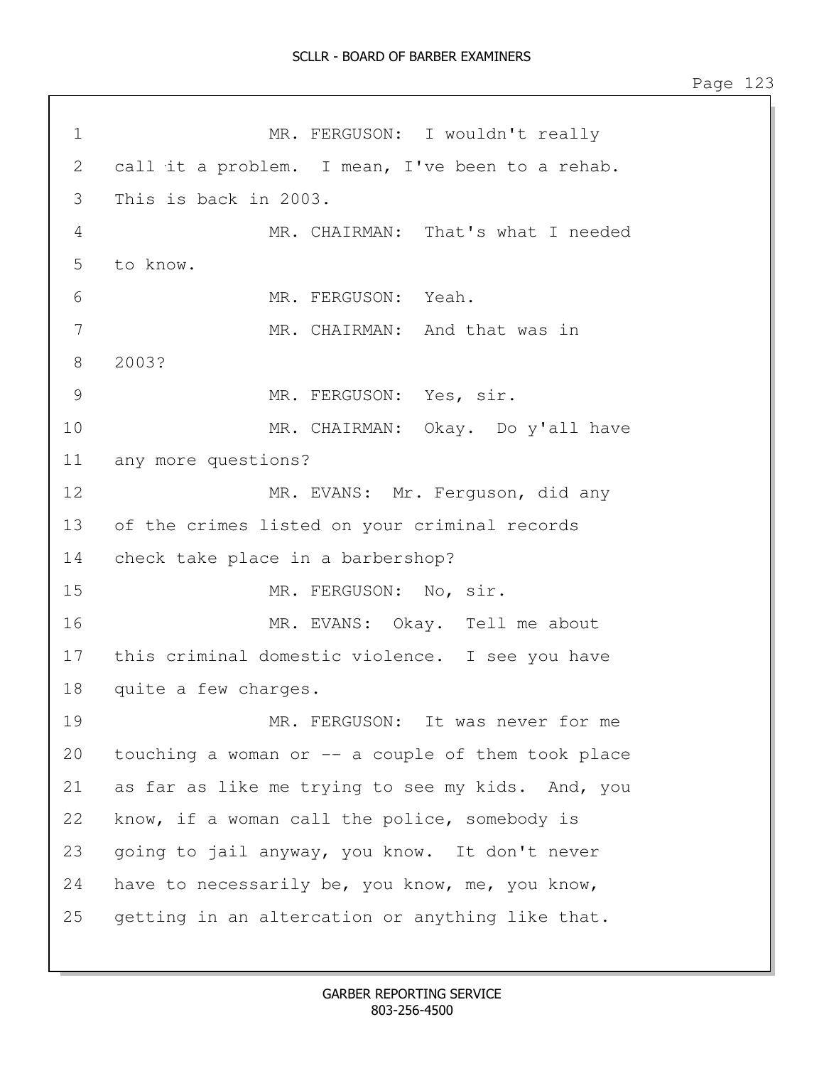MR. FERGUSON: I wouldn't really call it a problem. I mean, I've been to a rehab. This is back in 2003.

MR. CHAIRMAN: That's what I needed to know.

MR. FERGUSON: Yeah.

MR. CHAIRMAN: And that was in 2003?

MR. FERGUSON: Yes, sir.

MR. CHAIRMAN: Okay. Do y'all have any more questions?

MR. EVANS: Mr. Ferguson, did any of the crimes listed on your criminal records check take place in a barbershop?

MR. FERGUSON: No, sir.

MR. EVANS: Okay. Tell me about this criminal domestic violence. I see you have quite a few charges.

MR. FERGUSON: It was never for me touching a woman or -- a couple of them took place as far as like me trying to see my kids. And, you know, if a woman call the police, somebody is going to jail anyway, you know. It don't never have to necessarily be, you know, me, you know, getting in an altercation or anything like that.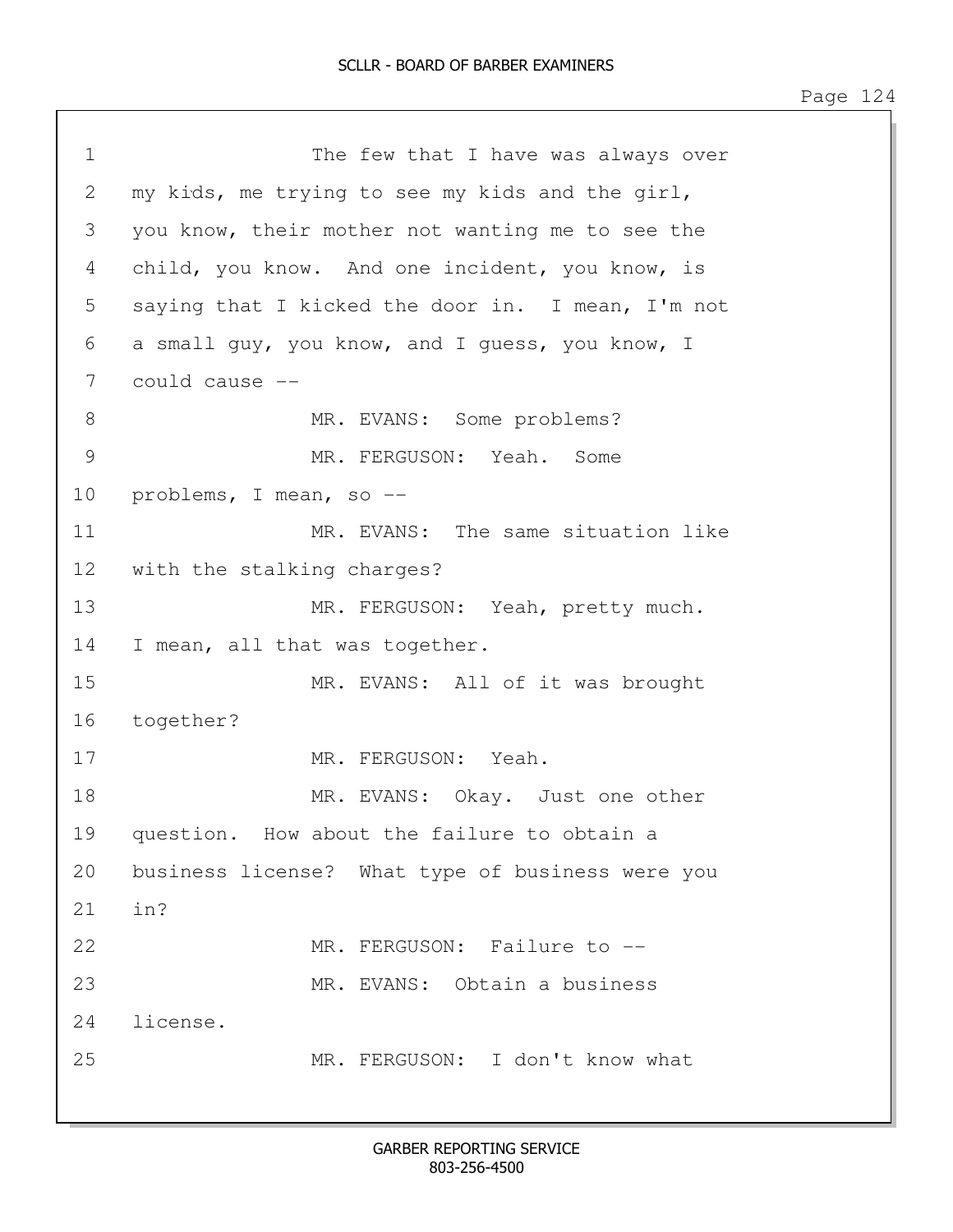The few that I have was always over my kids, me trying to see my kids and the girl, you know, their mother not wanting me to see the child, you know. And one incident, you know, is saying that I kicked the door in. I mean, I'm not a small guy, you know, and I guess, you know, I could cause --

MR. EVANS: Some problems?

MR. FERGUSON: Yeah. Some problems, I mean, so --

MR. EVANS: The same situation like with the stalking charges?

MR. FERGUSON: Yeah, pretty much. I mean, all that was together.

MR. EVANS: All of it was brought together?

MR. FERGUSON: Yeah.

MR. EVANS: Okay. Just one other question. How about the failure to obtain a business license? What type of business were you in?

MR. FERGUSON: Failure to --

MR. EVANS: Obtain a business license.

MR. FERGUSON: I don't know what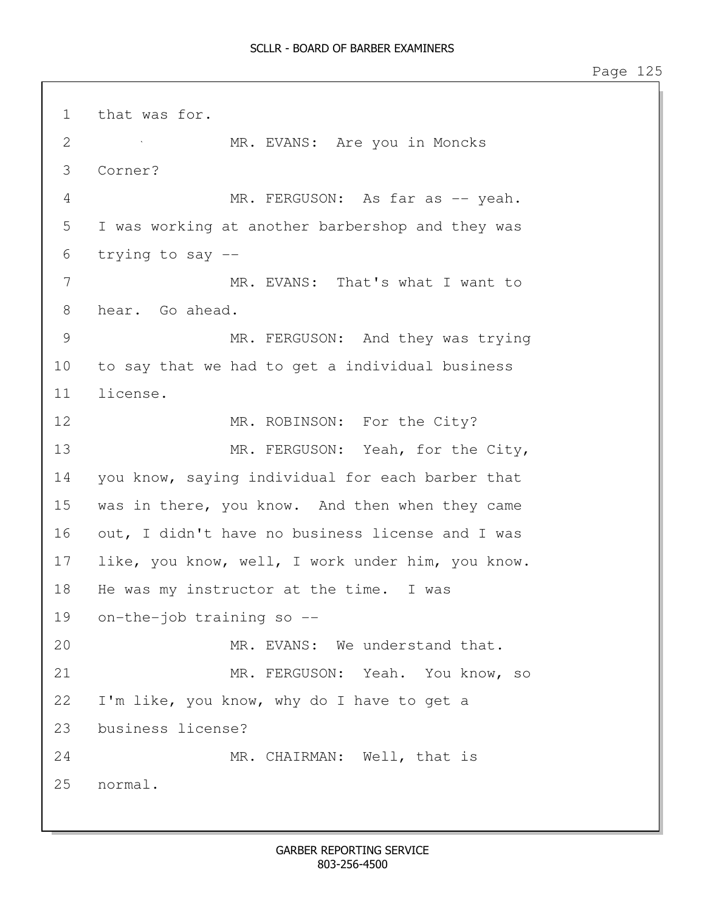1 that was for.

2 MR. EVANS: Are you in Moncks

3 Corner?

4 MR. FERGUSON: As far as -- yeah.

5 I was working at another barbershop and they was

6 trying to say --

7 MR. EVANS: That's what I want to

8 hear. Go ahead.

9 MR. FERGUSON: And they was trying

10 to say that we had to get a individual business

11 license.

12 MR. ROBINSON: For the City?

13 MR. FERGUSON: Yeah, for the City,

14 you know, saying individual for each barber that

15 was in there, you know. And then when they came

16 out, I didn't have no business license and I was

17 like, you know, well, I work under him, you know.

18 He was my instructor at the time. I was

19 on-the-job training so --

20 MR. EVANS: We understand that.

21 MR. FERGUSON: Yeah. You know, so

22 I'm like, you know, why do I have to get a

23 business license?

24 MR. CHAIRMAN: Well, that is

25 normal.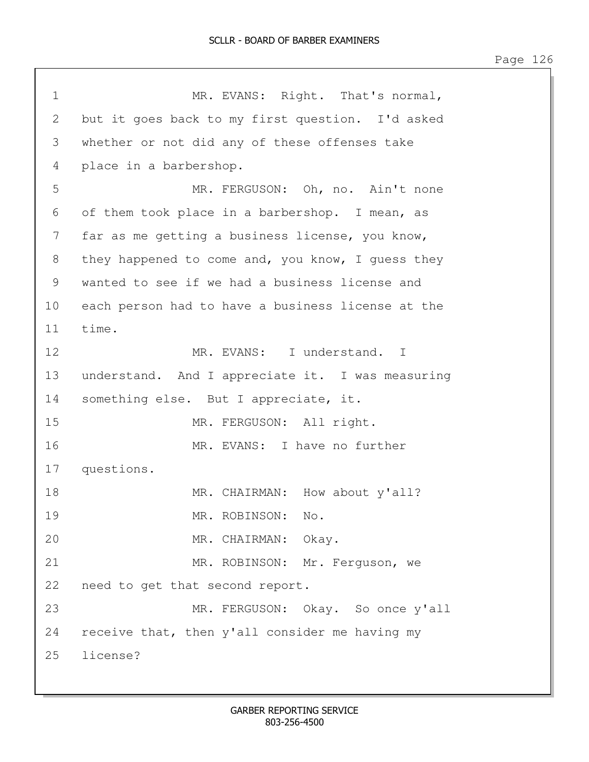MR. EVANS: Right. That's normal, but it goes back to my first question. I'd asked whether or not did any of these offenses take place in a barbershop.

MR. FERGUSON: Oh, no. Ain't none of them took place in a barbershop. I mean, as far as me getting a business license, you know, they happened to come and, you know, I guess they wanted to see if we had a business license and each person had to have a business license at the time.

MR. EVANS: I understand. I understand. And I appreciate it. I was measuring something else. But I appreciate, it.

MR. FERGUSON: All right.

MR. EVANS: I have no further questions.

MR. CHAIRMAN: How about y'all?

MR. ROBINSON: No.

MR. CHAIRMAN: Okay.

MR. ROBINSON: Mr. Ferguson, we need to get that second report.

MR. FERGUSON: Okay. So once y'all receive that, then y'all consider me having my license?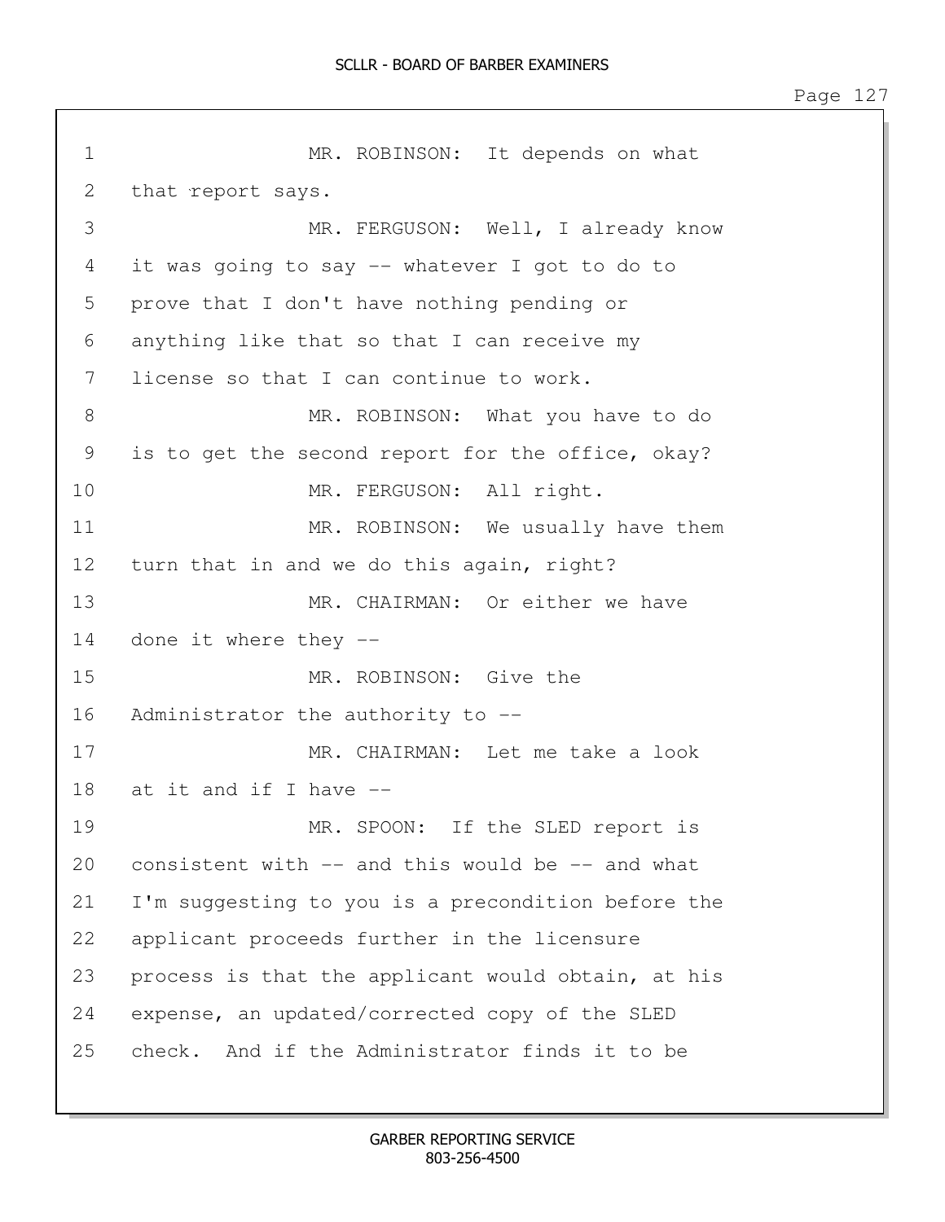1 MR. ROBINSON: It depends on what
2 that report says.
3 MR. FERGUSON: Well, I already know
4 it was going to say -- whatever I got to do to
5 prove that I don't have nothing pending or
6 anything like that so that I can receive my
7 license so that I can continue to work.
8 MR. ROBINSON: What you have to do
9 is to get the second report for the office, okay?
10 MR. FERGUSON: All right.
11 MR. ROBINSON: We usually have them
12 turn that in and we do this again, right?
13 MR. CHAIRMAN: Or either we have
14 done it where they --
15 MR. ROBINSON: Give the
16 Administrator the authority to --
17 MR. CHAIRMAN: Let me take a look
18 at it and if I have --
19 MR. SPOON: If the SLED report is
20 consistent with -- and this would be -- and what
21 I'm suggesting to you is a precondition before the
22 applicant proceeds further in the licensure
23 process is that the applicant would obtain, at his
24 expense, an updated/corrected copy of the SLED
25 check. And if the Administrator finds it to be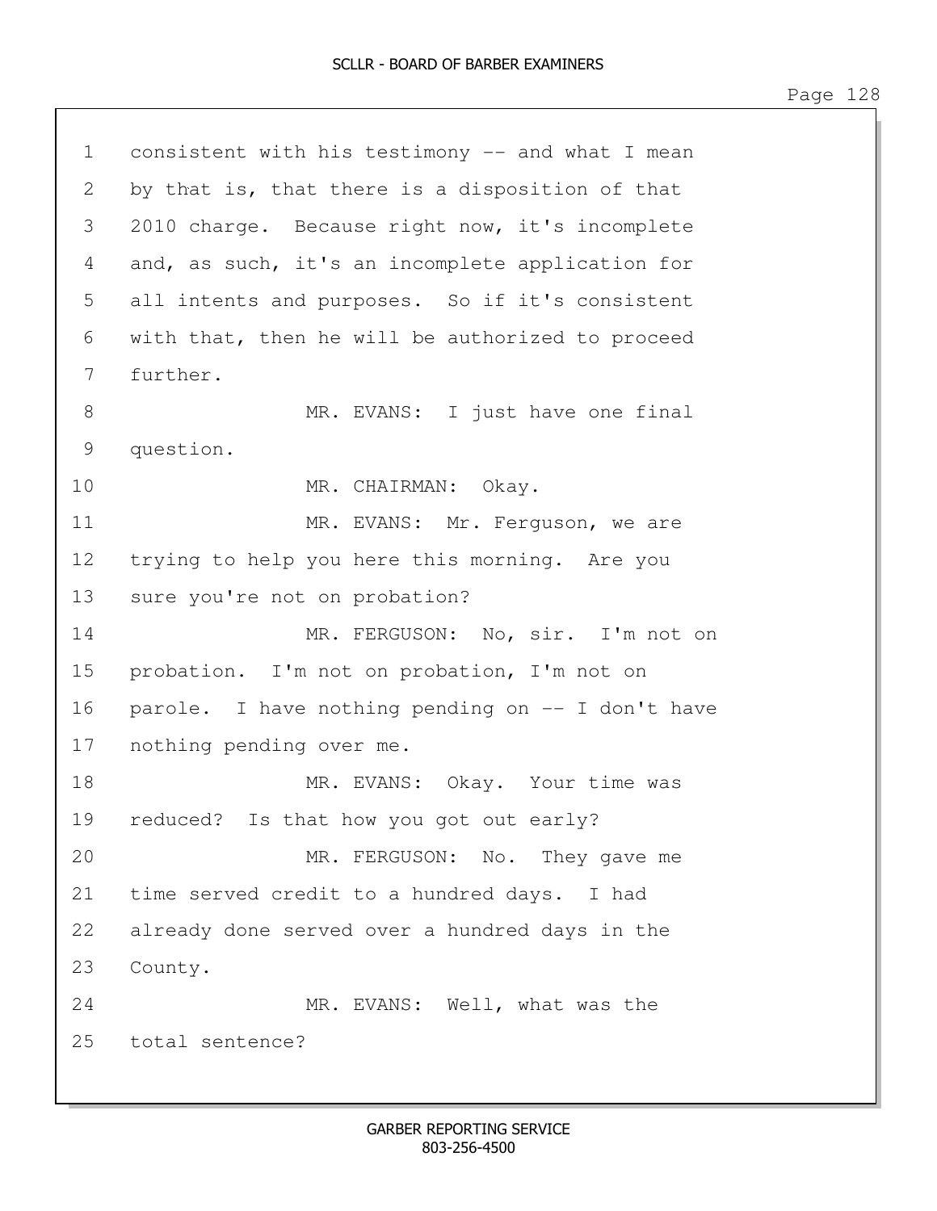consistent with his testimony -- and what I mean by that is, that there is a disposition of that 2010 charge. Because right now, it's incomplete and, as such, it's an incomplete application for all intents and purposes. So if it's consistent with that, then he will be authorized to proceed further.

MR. EVANS: I just have one final question.

MR. CHAIRMAN: Okay.

MR. EVANS: Mr. Ferguson, we are trying to help you here this morning. Are you sure you're not on probation?

MR. FERGUSON: No, sir. I'm not on probation. I'm not on probation, I'm not on parole. I have nothing pending on -- I don't have nothing pending over me.

MR. EVANS: Okay. Your time was reduced? Is that how you got out early?

MR. FERGUSON: No. They gave me time served credit to a hundred days. I had already done served over a hundred days in the County.

MR. EVANS: Well, what was the total sentence?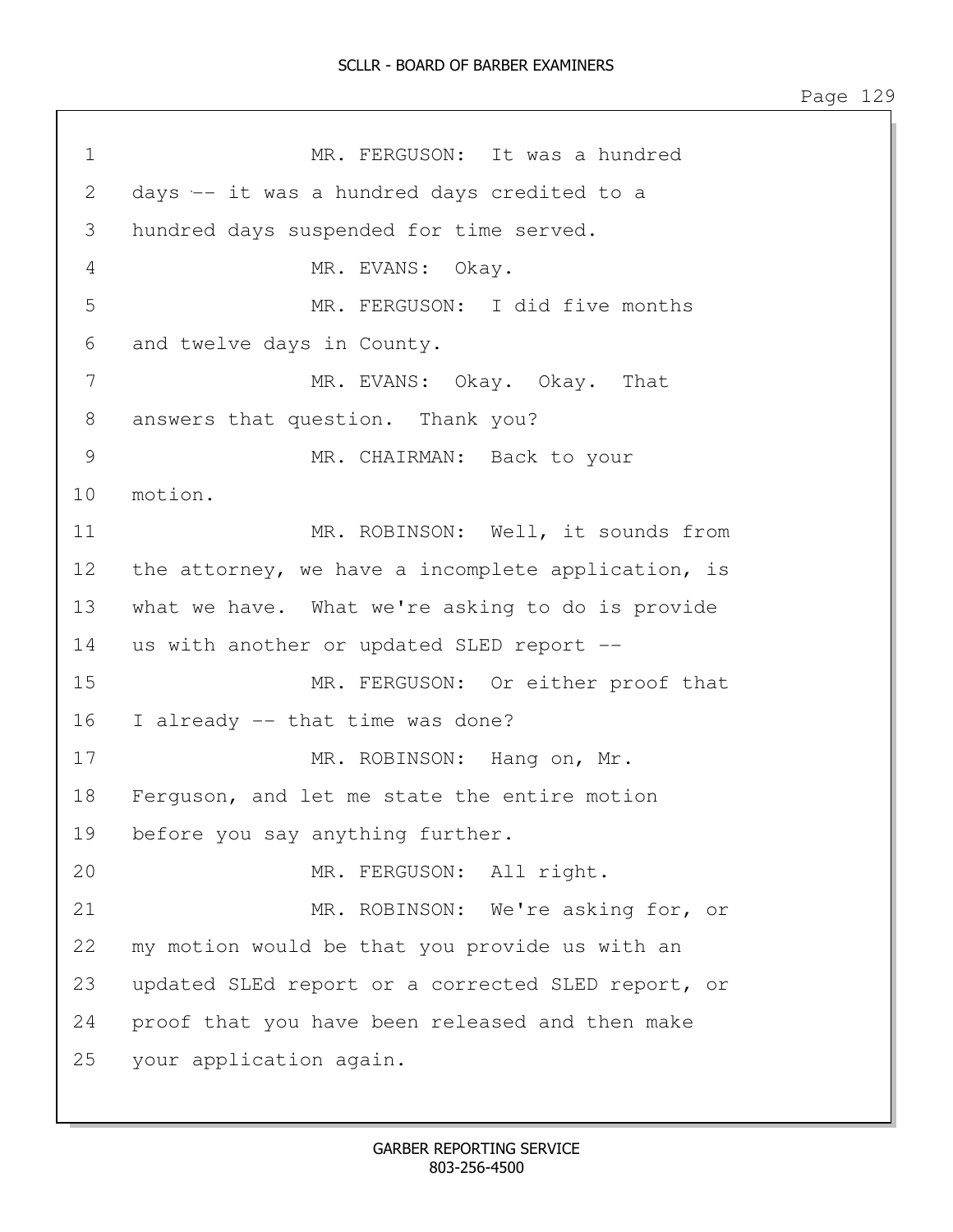MR. FERGUSON: It was a hundred days -- it was a hundred days credited to a hundred days suspended for time served.

MR. EVANS: Okay.

MR. FERGUSON: I did five months and twelve days in County.

MR. EVANS: Okay. Okay. That answers that question. Thank you?

MR. CHAIRMAN: Back to your motion.

MR. ROBINSON: Well, it sounds from the attorney, we have a incomplete application, is what we have. What we're asking to do is provide us with another or updated SLED report --

MR. FERGUSON: Or either proof that I already -- that time was done?

MR. ROBINSON: Hang on, Mr. Ferguson, and let me state the entire motion before you say anything further.

MR. FERGUSON: All right.

MR. ROBINSON: We're asking for, or my motion would be that you provide us with an updated SLEd report or a corrected SLED report, or proof that you have been released and then make your application again.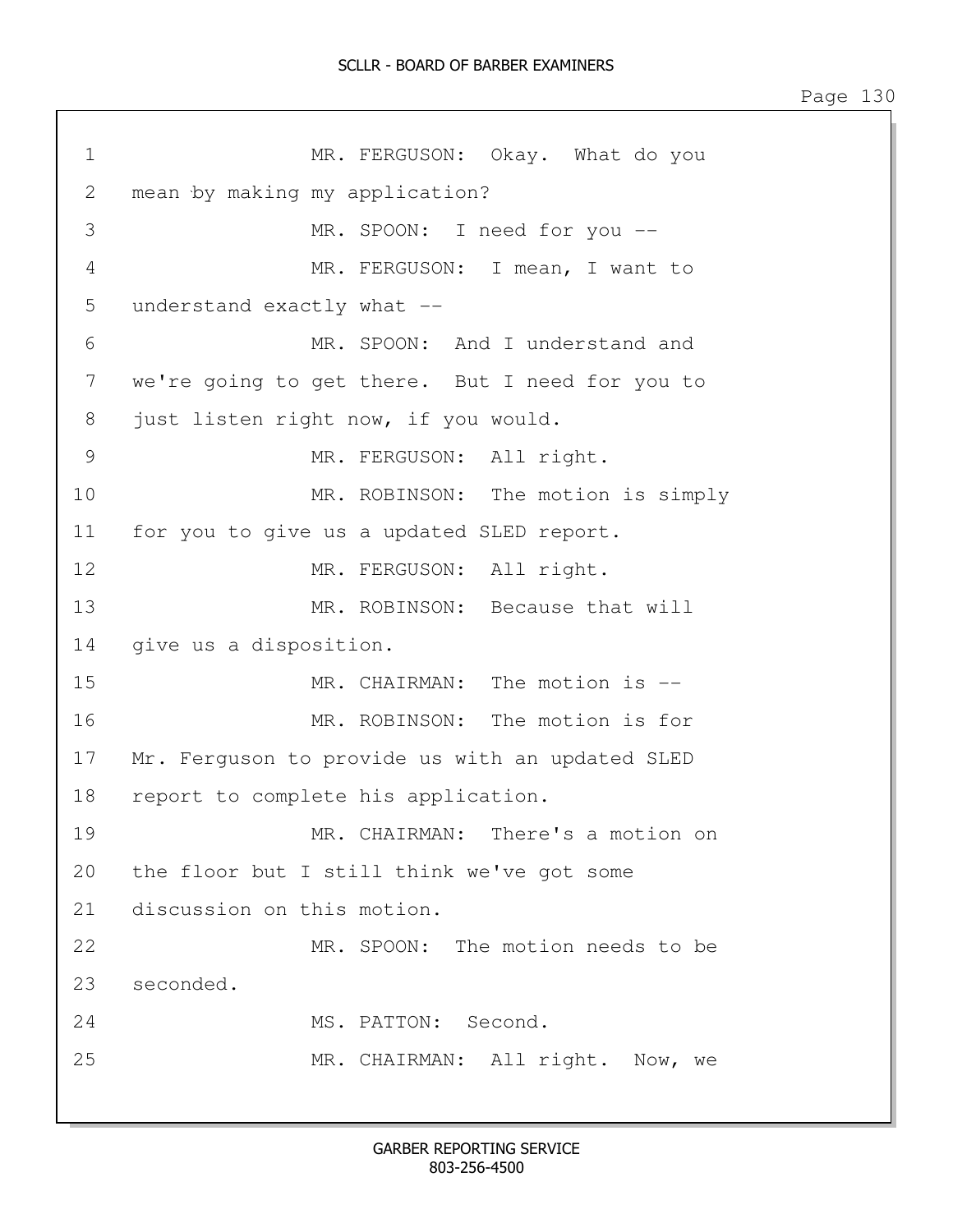1 MR. FERGUSON: Okay. What do you
2 mean by making my application?
3 MR. SPOON: I need for you --
4 MR. FERGUSON: I mean, I want to
5 understand exactly what --
6 MR. SPOON: And I understand and
7 we're going to get there. But I need for you to
8 just listen right now, if you would.
9 MR. FERGUSON: All right.
10 MR. ROBINSON: The motion is simply
11 for you to give us a updated SLED report.
12 MR. FERGUSON: All right.
13 MR. ROBINSON: Because that will
14 give us a disposition.
15 MR. CHAIRMAN: The motion is --
16 MR. ROBINSON: The motion is for
17 Mr. Ferguson to provide us with an updated SLED
18 report to complete his application.
19 MR. CHAIRMAN: There's a motion on
20 the floor but I still think we've got some
21 discussion on this motion.
22 MR. SPOON: The motion needs to be
23 seconded.
24 MS. PATTON: Second.
25 MR. CHAIRMAN: All right. Now, we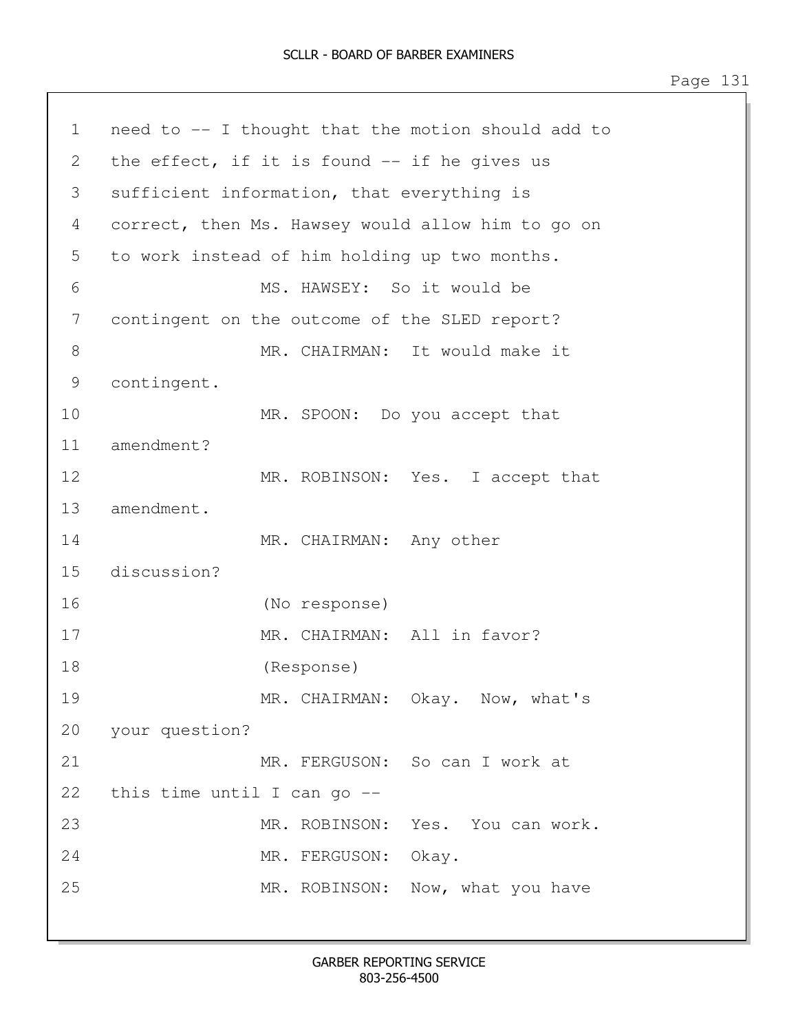1 need to -- I thought that the motion should add to
2 the effect, if it is found -- if he gives us
3 sufficient information, that everything is
4 correct, then Ms. Hawsey would allow him to go on
5 to work instead of him holding up two months.
6 MS. HAWSEY: So it would be
7 contingent on the outcome of the SLED report?
8 MR. CHAIRMAN: It would make it
9 contingent.
10 MR. SPOON: Do you accept that
11 amendment?
12 MR. ROBINSON: Yes. I accept that
13 amendment.
14 MR. CHAIRMAN: Any other
15 discussion?
16 (No response)
17 MR. CHAIRMAN: All in favor?
18 (Response)
19 MR. CHAIRMAN: Okay. Now, what's
20 your question?
21 MR. FERGUSON: So can I work at
22 this time until I can go --
23 MR. ROBINSON: Yes. You can work.
24 MR. FERGUSON: Okay.
25 MR. ROBINSON: Now, what you have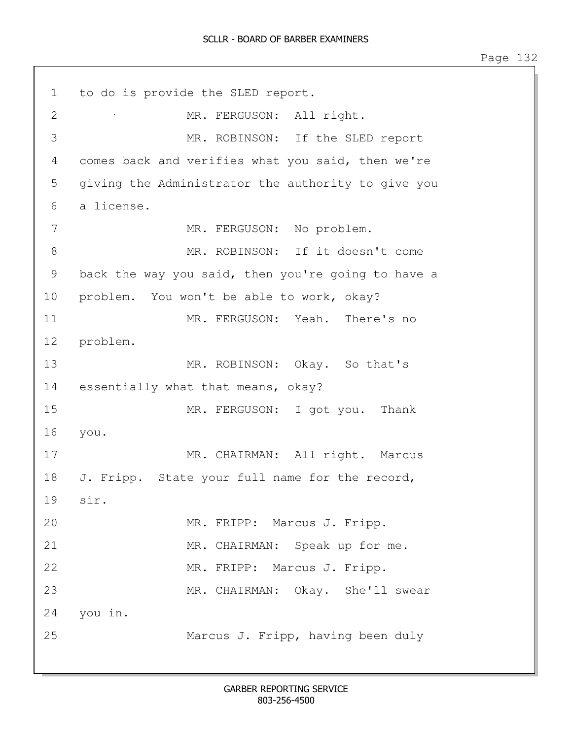1 to do is provide the SLED report.

2 MR. FERGUSON: All right.

3 MR. ROBINSON: If the SLED report

4 comes back and verifies what you said, then we're

5 giving the Administrator the authority to give you

6 a license.

7 MR. FERGUSON: No problem.

8 MR. ROBINSON: If it doesn't come

9 back the way you said, then you're going to have a

10 problem. You won't be able to work, okay?

11 MR. FERGUSON: Yeah. There's no

12 problem.

13 MR. ROBINSON: Okay. So that's

14 essentially what that means, okay?

15 MR. FERGUSON: I got you. Thank

16 you.

17 MR. CHAIRMAN: All right. Marcus

18 J. Fripp. State your full name for the record,

19 sir.

20 MR. FRIPP: Marcus J. Fripp.

21 MR. CHAIRMAN: Speak up for me.

22 MR. FRIPP: Marcus J. Fripp.

23 MR. CHAIRMAN: Okay. She'll swear

24 you in.

25 Marcus J. Fripp, having been duly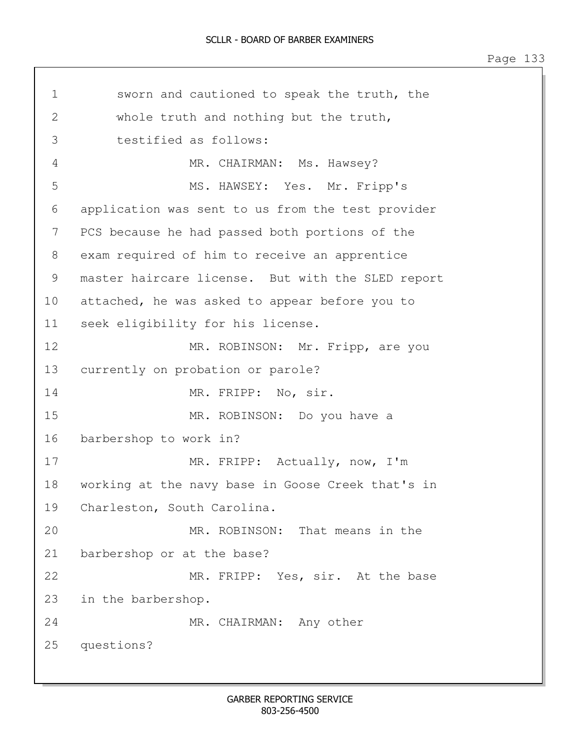sworn and cautioned to speak the truth, the whole truth and nothing but the truth, testified as follows:

MR. CHAIRMAN: Ms. Hawsey?

MS. HAWSEY: Yes. Mr. Fripp's application was sent to us from the test provider PCS because he had passed both portions of the exam required of him to receive an apprentice master haircare license. But with the SLED report attached, he was asked to appear before you to seek eligibility for his license.

MR. ROBINSON: Mr. Fripp, are you currently on probation or parole?

MR. FRIPP: No, sir.

MR. ROBINSON: Do you have a barbershop to work in?

MR. FRIPP: Actually, now, I'm working at the navy base in Goose Creek that's in Charleston, South Carolina.

MR. ROBINSON: That means in the barbershop or at the base?

MR. FRIPP: Yes, sir. At the base in the barbershop.

MR. CHAIRMAN: Any other questions?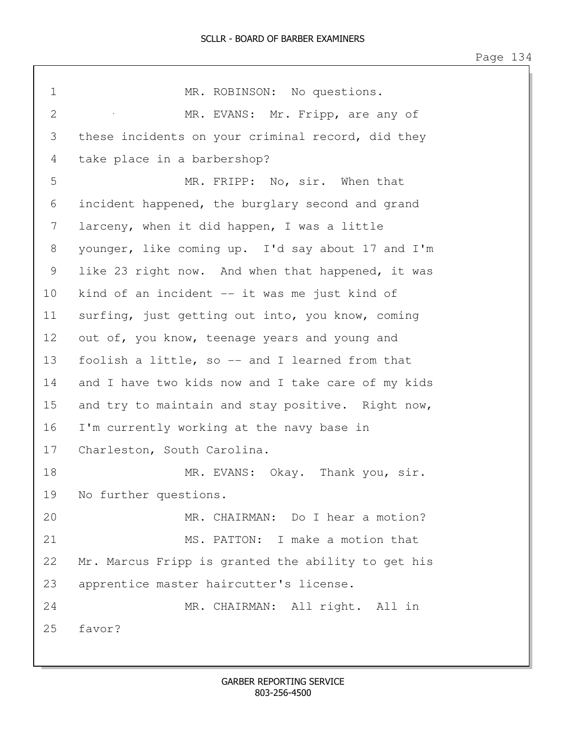1 MR. ROBINSON: No questions.

2 MR. EVANS: Mr. Fripp, are any of

3 these incidents on your criminal record, did they

4 take place in a barbershop?

5 MR. FRIPP: No, sir. When that

6 incident happened, the burglary second and grand

7 larceny, when it did happen, I was a little

8 younger, like coming up. I'd say about 17 and I'm

9 like 23 right now. And when that happened, it was

10 kind of an incident -- it was me just kind of

11 surfing, just getting out into, you know, coming

12 out of, you know, teenage years and young and

13 foolish a little, so -- and I learned from that

14 and I have two kids now and I take care of my kids

15 and try to maintain and stay positive. Right now,

16 I'm currently working at the navy base in

17 Charleston, South Carolina.

18 MR. EVANS: Okay. Thank you, sir.

19 No further questions.

20 MR. CHAIRMAN: Do I hear a motion?

21 MS. PATTON: I make a motion that

22 Mr. Marcus Fripp is granted the ability to get his

23 apprentice master haircutter's license.

24 MR. CHAIRMAN: All right. All in

25 favor?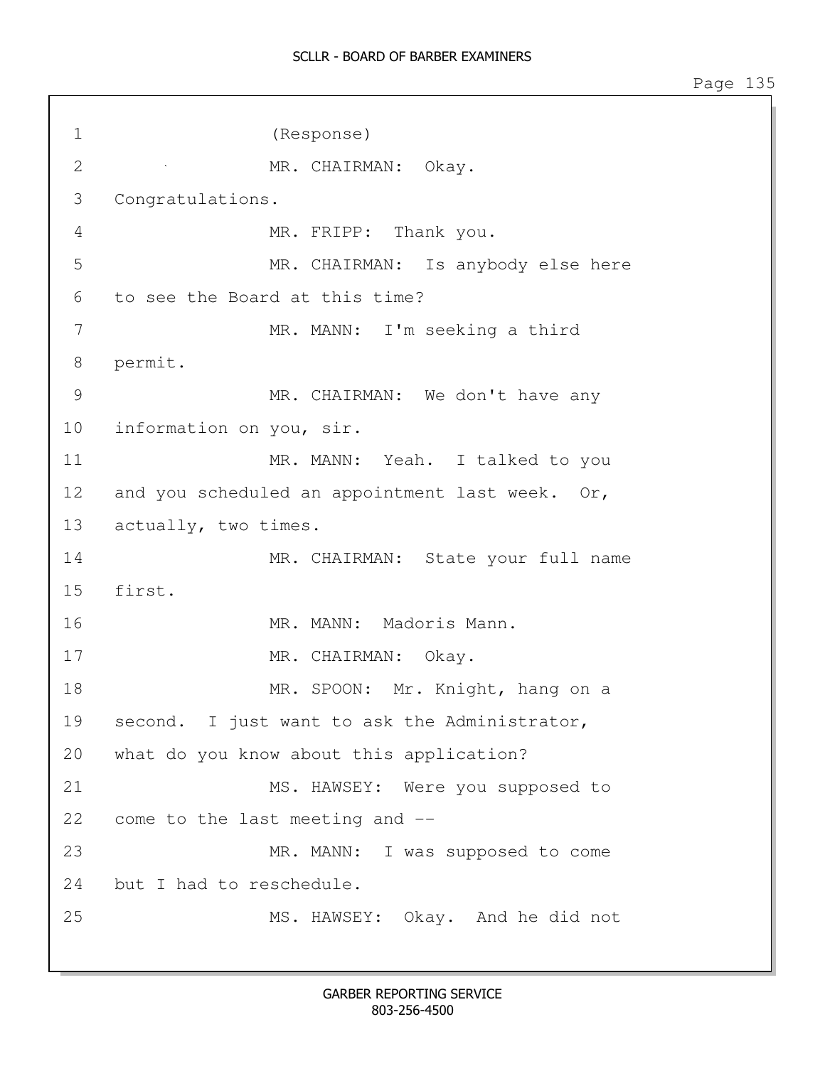1 (Response)

2 MR. CHAIRMAN: Okay.

3 Congratulations.

4 MR. FRIPP: Thank you.

5 MR. CHAIRMAN: Is anybody else here

6 to see the Board at this time?

7 MR. MANN: I'm seeking a third

8 permit.

9 MR. CHAIRMAN: We don't have any

10 information on you, sir.

11 MR. MANN: Yeah. I talked to you

12 and you scheduled an appointment last week. Or,

13 actually, two times.

14 MR. CHAIRMAN: State your full name

15 first.

16 MR. MANN: Madoris Mann.

17 MR. CHAIRMAN: Okay.

18 MR. SPOON: Mr. Knight, hang on a

19 second. I just want to ask the Administrator,

20 what do you know about this application?

21 MS. HAWSEY: Were you supposed to

22 come to the last meeting and --

23 MR. MANN: I was supposed to come

24 but I had to reschedule.

25 MS. HAWSEY: Okay. And he did not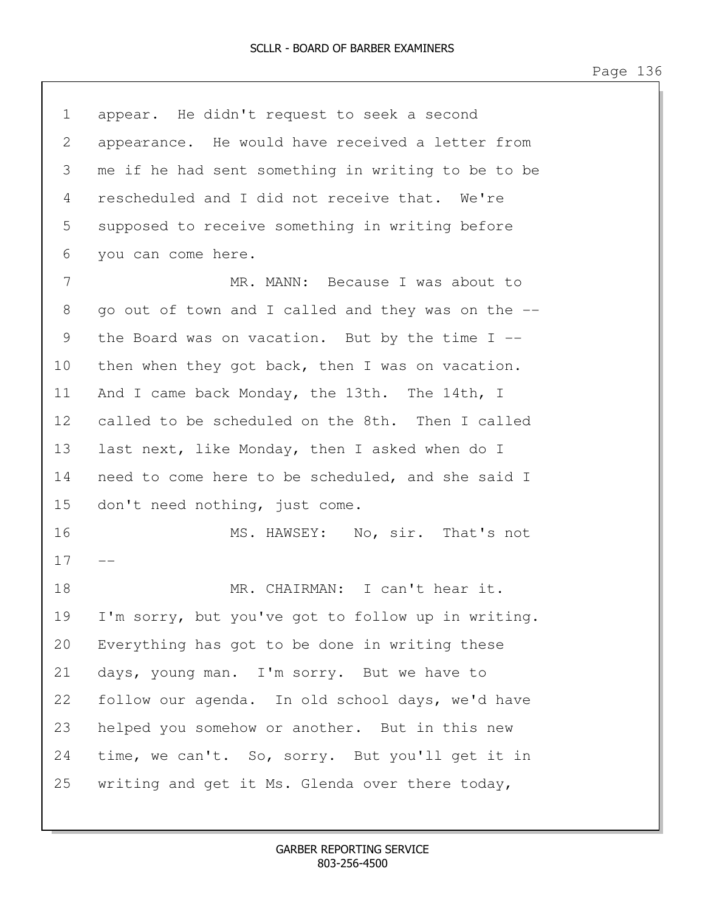1 appear. He didn't request to seek a second
2 appearance. He would have received a letter from
3 me if he had sent something in writing to be to be
4 rescheduled and I did not receive that. We're
5 supposed to receive something in writing before
6 you can come here.
7 MR. MANN: Because I was about to
8 go out of town and I called and they was on the --
9 the Board was on vacation. But by the time I --
10 then when they got back, then I was on vacation.
11 And I came back Monday, the 13th. The 14th, I
12 called to be scheduled on the 8th. Then I called
13 last next, like Monday, then I asked when do I
14 need to come here to be scheduled, and she said I
15 don't need nothing, just come.
16 MS. HAWSEY: No, sir. That's not
17 --
18 MR. CHAIRMAN: I can't hear it.
19 I'm sorry, but you've got to follow up in writing.
20 Everything has got to be done in writing these
21 days, young man. I'm sorry. But we have to
22 follow our agenda. In old school days, we'd have
23 helped you somehow or another. But in this new
24 time, we can't. So, sorry. But you'll get it in
25 writing and get it Ms. Glenda over there today,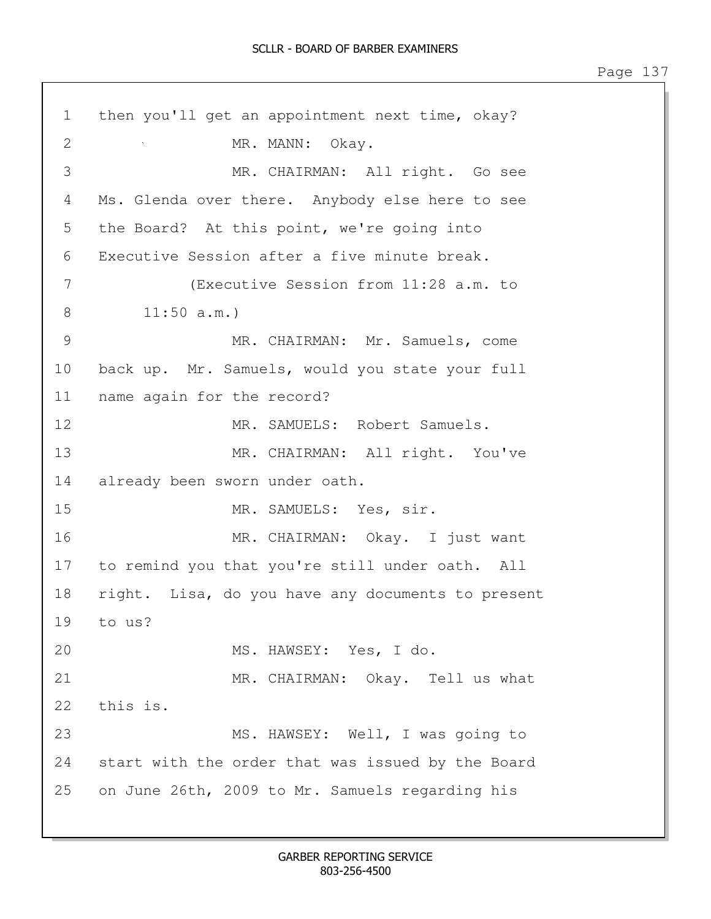1 then you'll get an appointment next time, okay?

2 MR. MANN: Okay.

3 MR. CHAIRMAN: All right. Go see

4 Ms. Glenda over there. Anybody else here to see

5 the Board? At this point, we're going into

6 Executive Session after a five minute break.

7 (Executive Session from 11:28 a.m. to

8 11:50 a.m.)

9 MR. CHAIRMAN: Mr. Samuels, come

10 back up. Mr. Samuels, would you state your full

11 name again for the record?

12 MR. SAMUELS: Robert Samuels.

13 MR. CHAIRMAN: All right. You've

14 already been sworn under oath.

15 MR. SAMUELS: Yes, sir.

16 MR. CHAIRMAN: Okay. I just want

17 to remind you that you're still under oath. All

18 right. Lisa, do you have any documents to present

19 to us?

20 MS. HAWSEY: Yes, I do.

21 MR. CHAIRMAN: Okay. Tell us what

22 this is.

23 MS. HAWSEY: Well, I was going to

24 start with the order that was issued by the Board

25 on June 26th, 2009 to Mr. Samuels regarding his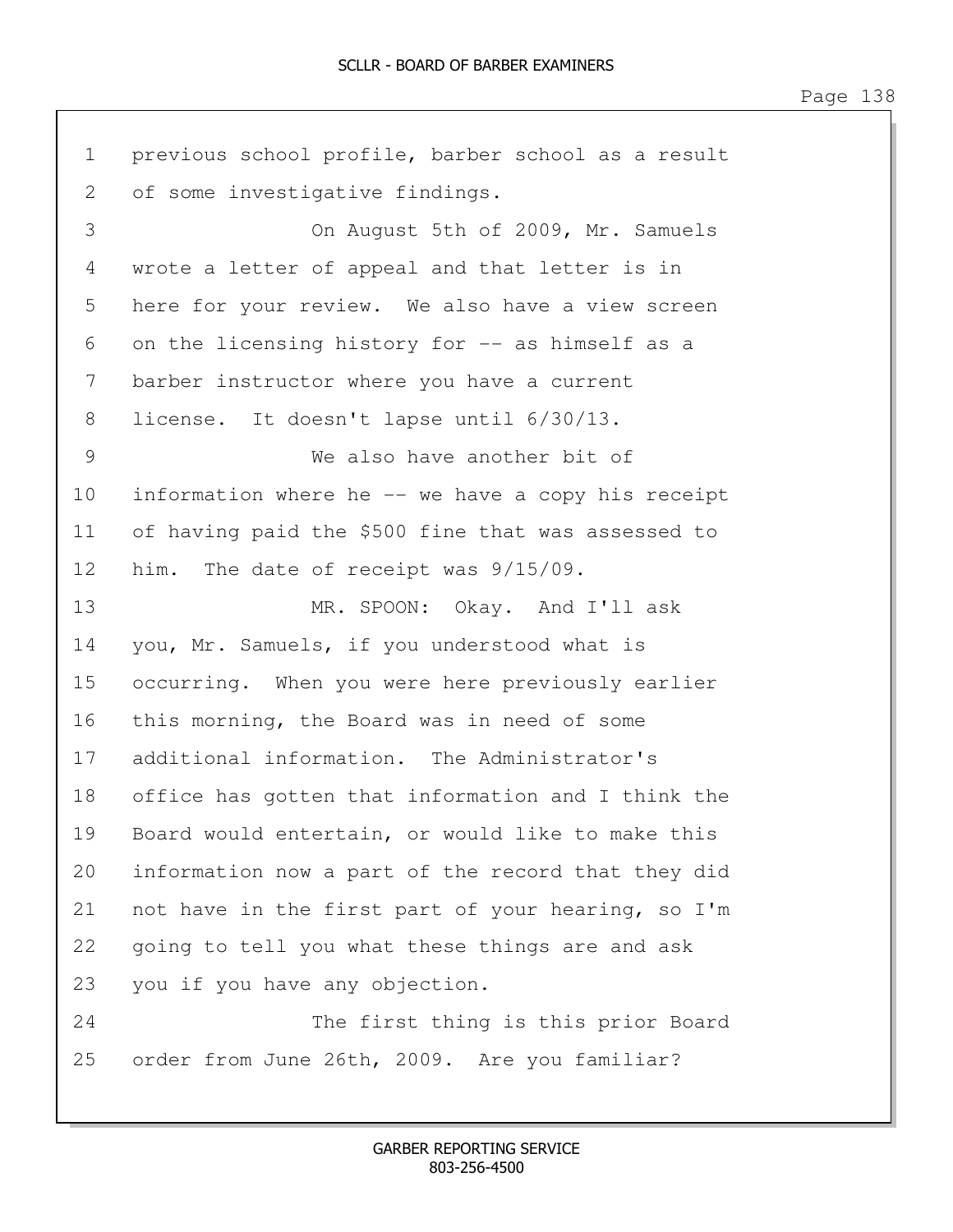previous school profile, barber school as a result of some investigative findings.

On August 5th of 2009, Mr. Samuels wrote a letter of appeal and that letter is in here for your review. We also have a view screen on the licensing history for -- as himself as a barber instructor where you have a current license. It doesn't lapse until 6/30/13.

We also have another bit of information where he -- we have a copy his receipt of having paid the $500 fine that was assessed to him. The date of receipt was 9/15/09.

MR. SPOON: Okay. And I'll ask you, Mr. Samuels, if you understood what is occurring. When you were here previously earlier this morning, the Board was in need of some additional information. The Administrator's office has gotten that information and I think the Board would entertain, or would like to make this information now a part of the record that they did not have in the first part of your hearing, so I'm going to tell you what these things are and ask you if you have any objection.

The first thing is this prior Board order from June 26th, 2009. Are you familiar?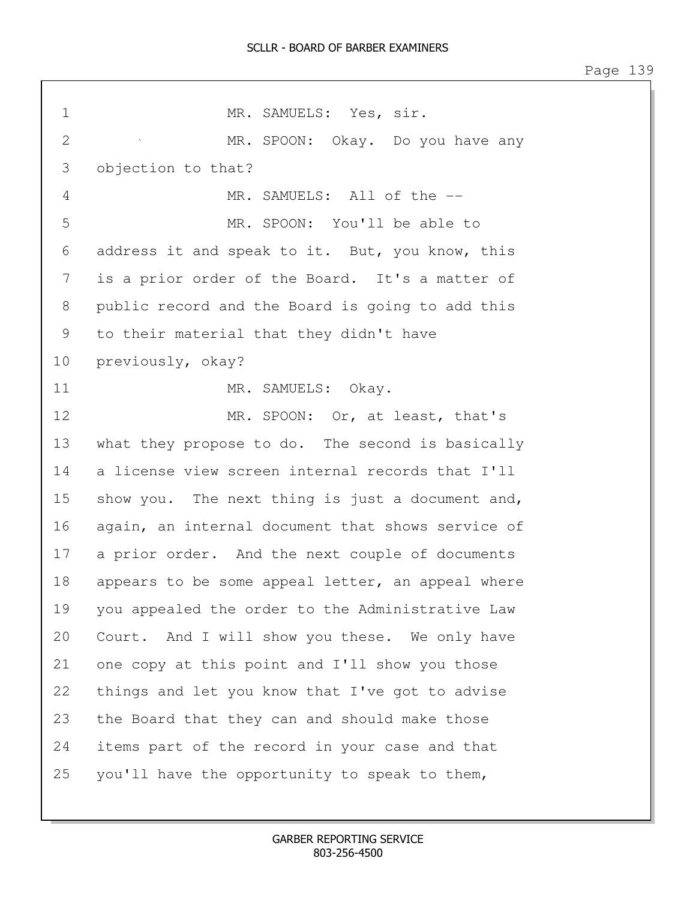1 MR. SAMUELS: Yes, sir.

2 MR. SPOON: Okay. Do you have any

3 objection to that?

4 MR. SAMUELS: All of the --

5 MR. SPOON: You'll be able to

6 address it and speak to it. But, you know, this

7 is a prior order of the Board. It's a matter of

8 public record and the Board is going to add this

9 to their material that they didn't have

10 previously, okay?

11 MR. SAMUELS: Okay.

12 MR. SPOON: Or, at least, that's

13 what they propose to do. The second is basically

14 a license view screen internal records that I'll

15 show you. The next thing is just a document and,

16 again, an internal document that shows service of

17 a prior order. And the next couple of documents

18 appears to be some appeal letter, an appeal where

19 you appealed the order to the Administrative Law

20 Court. And I will show you these. We only have

21 one copy at this point and I'll show you those

22 things and let you know that I've got to advise

23 the Board that they can and should make those

24 items part of the record in your case and that

25 you'll have the opportunity to speak to them,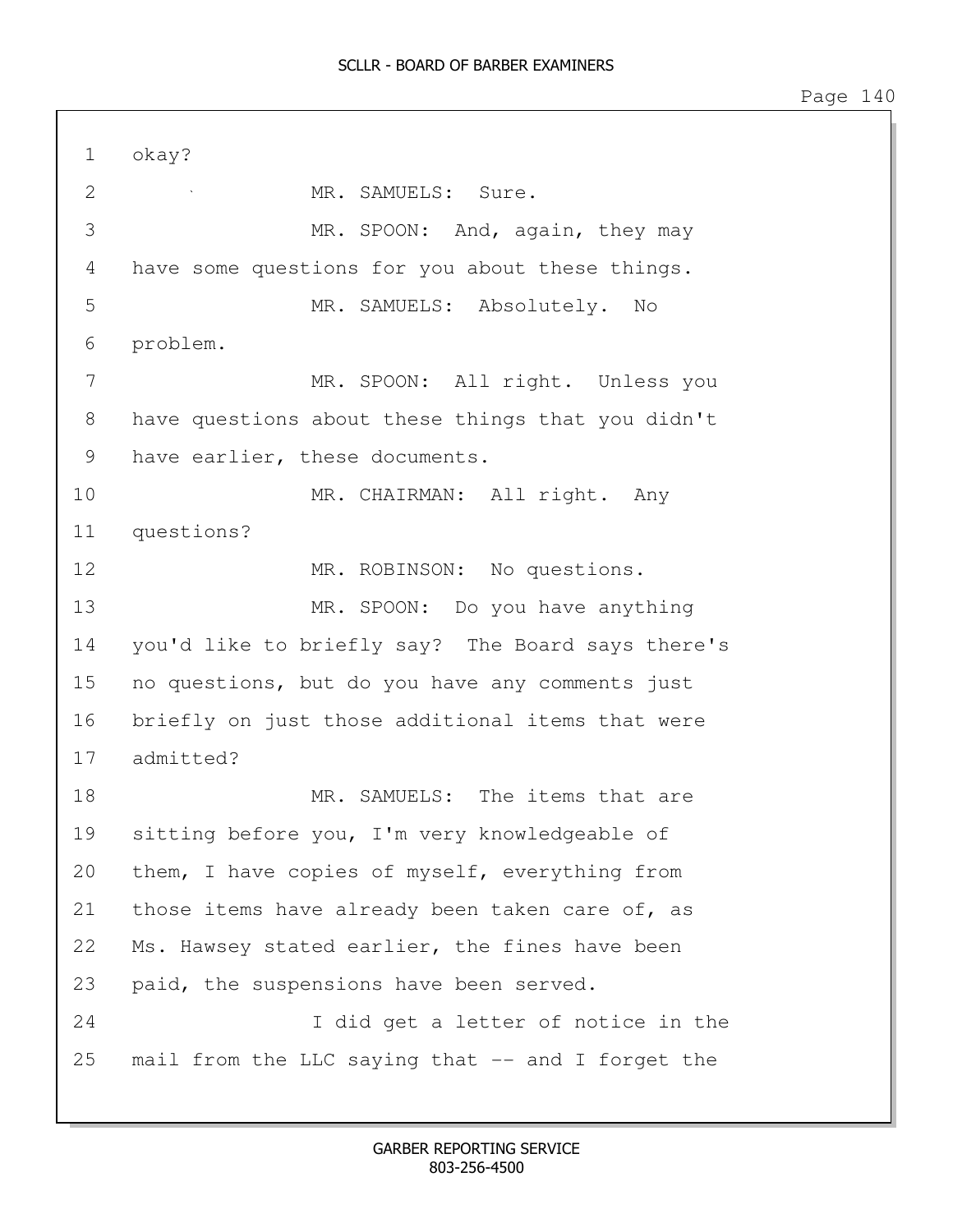1 okay?

2 MR. SAMUELS: Sure.

3 MR. SPOON: And, again, they may

4 have some questions for you about these things.

5 MR. SAMUELS: Absolutely. No

6 problem.

7 MR. SPOON: All right. Unless you

8 have questions about these things that you didn't

9 have earlier, these documents.

10 MR. CHAIRMAN: All right. Any

11 questions?

12 MR. ROBINSON: No questions.

13 MR. SPOON: Do you have anything

14 you'd like to briefly say? The Board says there's

15 no questions, but do you have any comments just

16 briefly on just those additional items that were

17 admitted?

18 MR. SAMUELS: The items that are

19 sitting before you, I'm very knowledgeable of

20 them, I have copies of myself, everything from

21 those items have already been taken care of, as

22 Ms. Hawsey stated earlier, the fines have been

23 paid, the suspensions have been served.

24 I did get a letter of notice in the

25 mail from the LLC saying that -- and I forget the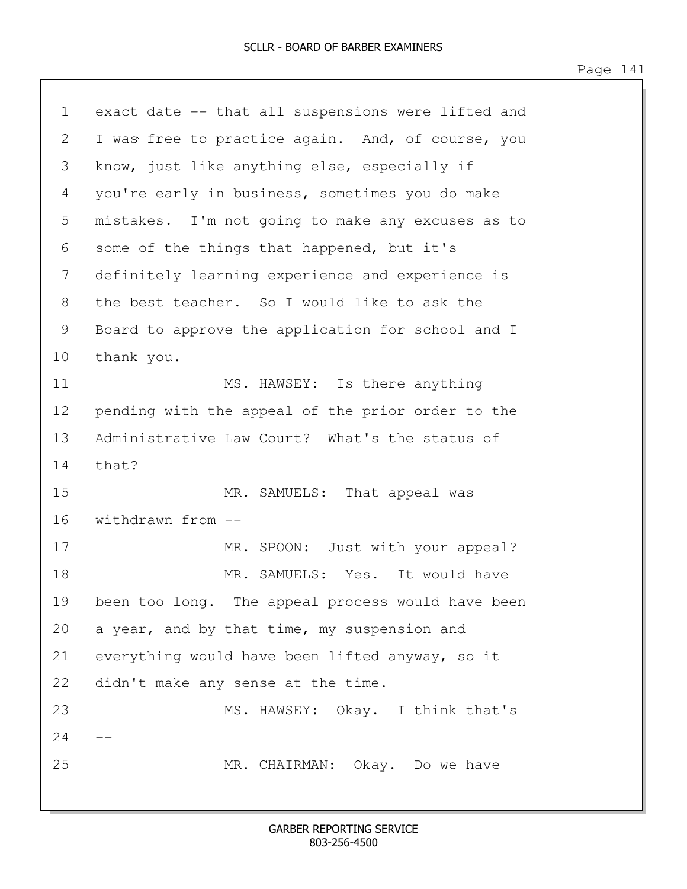1 exact date -- that all suspensions were lifted and
2 I was free to practice again. And, of course, you
3 know, just like anything else, especially if
4 you're early in business, sometimes you do make
5 mistakes. I'm not going to make any excuses as to
6 some of the things that happened, but it's
7 definitely learning experience and experience is
8 the best teacher. So I would like to ask the
9 Board to approve the application for school and I
10 thank you.
11 MS. HAWSEY: Is there anything
12 pending with the appeal of the prior order to the
13 Administrative Law Court? What's the status of
14 that?
15 MR. SAMUELS: That appeal was
16 withdrawn from --
17 MR. SPOON: Just with your appeal?
18 MR. SAMUELS: Yes. It would have
19 been too long. The appeal process would have been
20 a year, and by that time, my suspension and
21 everything would have been lifted anyway, so it
22 didn't make any sense at the time.
23 MS. HAWSEY: Okay. I think that's
24 --
25 MR. CHAIRMAN: Okay. Do we have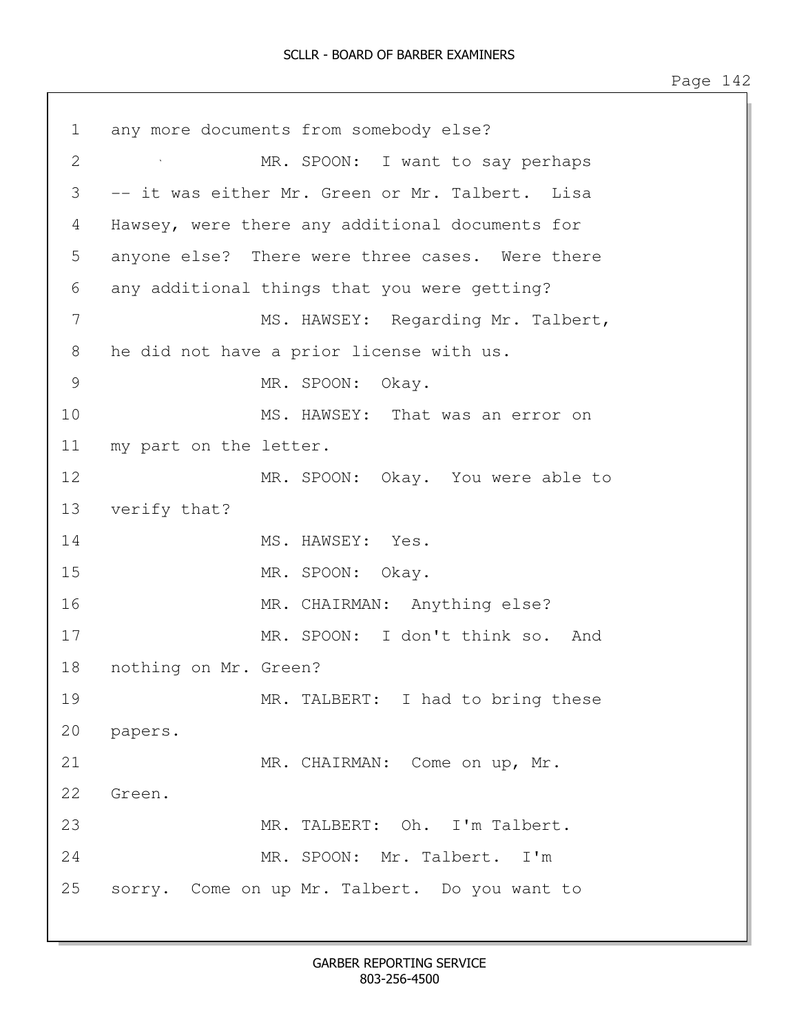1 any more documents from somebody else?

2 MR. SPOON: I want to say perhaps

3 -- it was either Mr. Green or Mr. Talbert. Lisa

4 Hawsey, were there any additional documents for

5 anyone else? There were three cases. Were there

6 any additional things that you were getting?

7 MS. HAWSEY: Regarding Mr. Talbert,

8 he did not have a prior license with us.

9 MR. SPOON: Okay.

10 MS. HAWSEY: That was an error on

11 my part on the letter.

12 MR. SPOON: Okay. You were able to

13 verify that?

14 MS. HAWSEY: Yes.

15 MR. SPOON: Okay.

16 MR. CHAIRMAN: Anything else?

17 MR. SPOON: I don't think so. And

18 nothing on Mr. Green?

19 MR. TALBERT: I had to bring these

20 papers.

21 MR. CHAIRMAN: Come on up, Mr.

22 Green.

23 MR. TALBERT: Oh. I'm Talbert.

24 MR. SPOON: Mr. Talbert. I'm

25 sorry. Come on up Mr. Talbert. Do you want to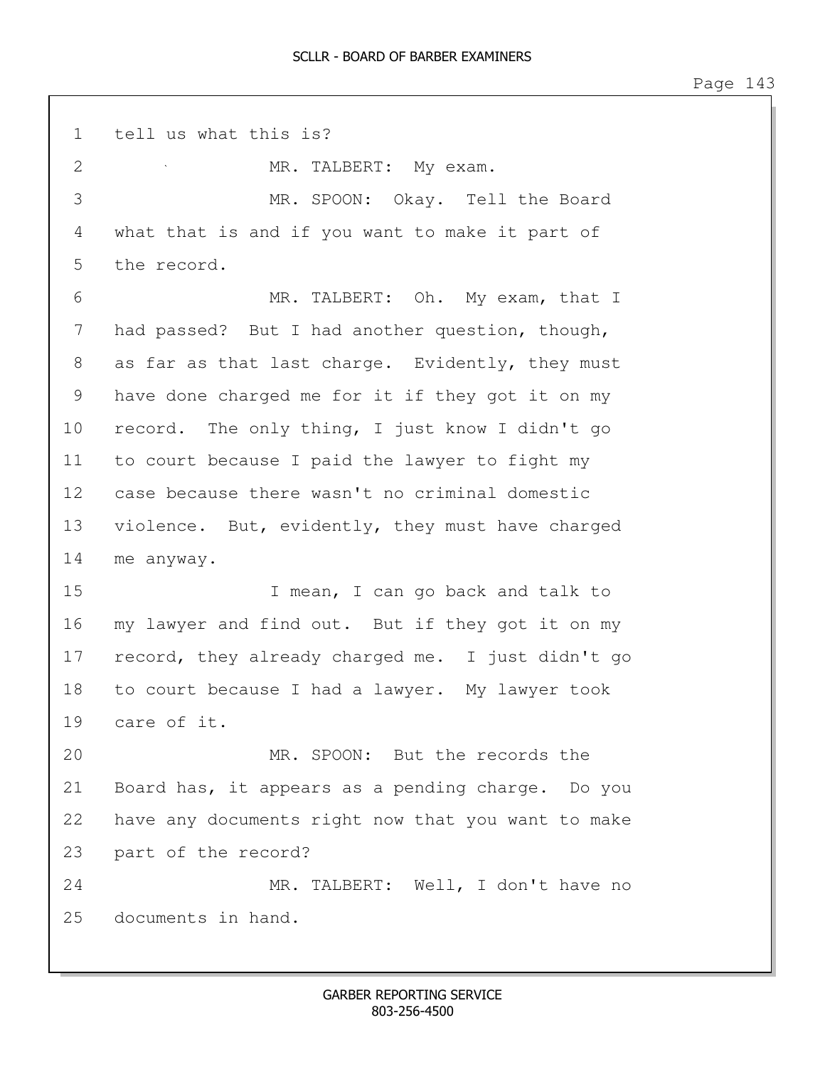1 tell us what this is?

2 MR. TALBERT: My exam.

3 MR. SPOON: Okay. Tell the Board

4 what that is and if you want to make it part of

5 the record.

6 MR. TALBERT: Oh. My exam, that I

7 had passed? But I had another question, though,

8 as far as that last charge. Evidently, they must

9 have done charged me for it if they got it on my

10 record. The only thing, I just know I didn't go

11 to court because I paid the lawyer to fight my

12 case because there wasn't no criminal domestic

13 violence. But, evidently, they must have charged

14 me anyway.

15 I mean, I can go back and talk to

16 my lawyer and find out. But if they got it on my

17 record, they already charged me. I just didn't go

18 to court because I had a lawyer. My lawyer took

19 care of it.

20 MR. SPOON: But the records the

21 Board has, it appears as a pending charge. Do you

22 have any documents right now that you want to make

23 part of the record?

24 MR. TALBERT: Well, I don't have no

25 documents in hand.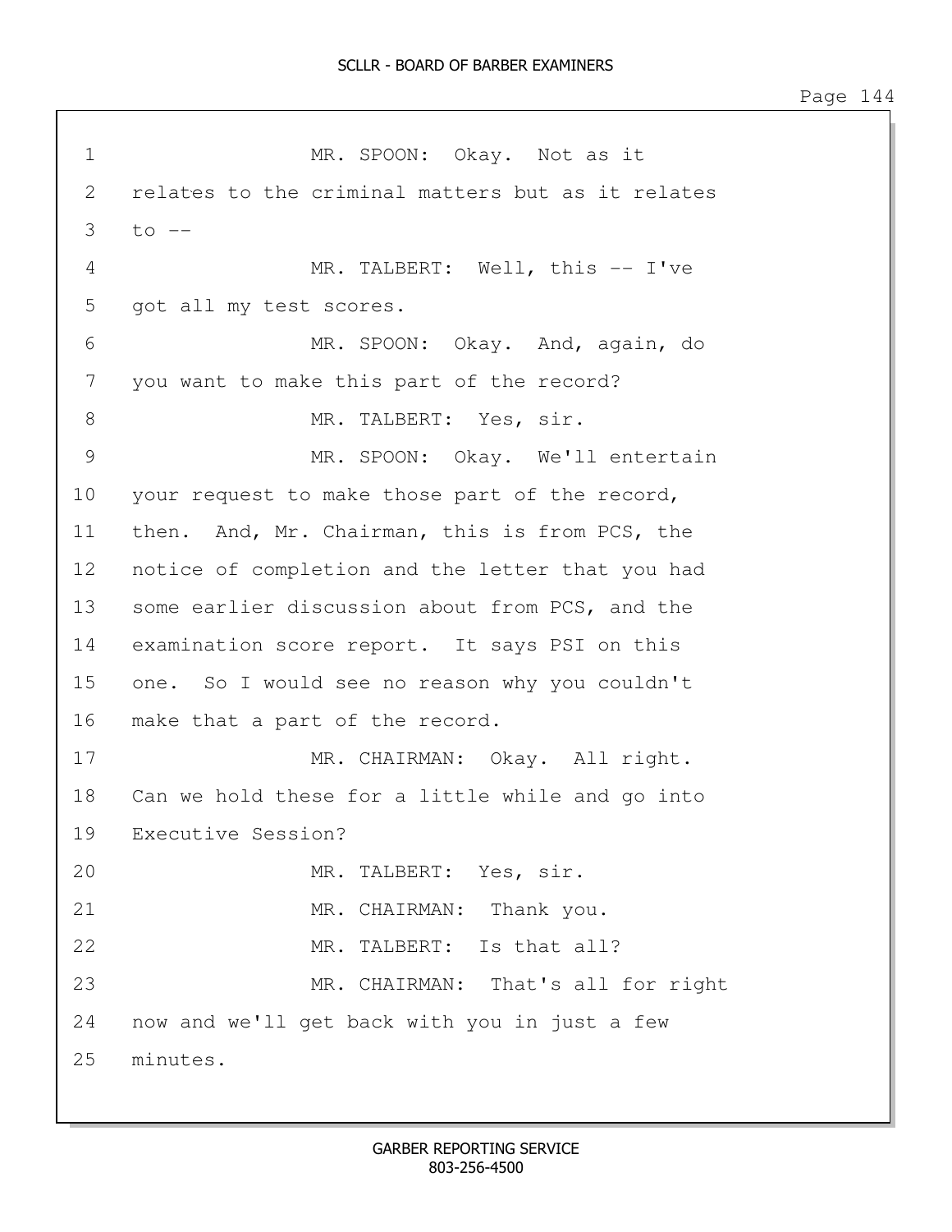MR. SPOON: Okay. Not as it relates to the criminal matters but as it relates to --

MR. TALBERT: Well, this -- I've got all my test scores.

MR. SPOON: Okay. And, again, do you want to make this part of the record?

MR. TALBERT: Yes, sir.

MR. SPOON: Okay. We'll entertain your request to make those part of the record, then. And, Mr. Chairman, this is from PCS, the notice of completion and the letter that you had some earlier discussion about from PCS, and the examination score report. It says PSI on this one. So I would see no reason why you couldn't make that a part of the record.

MR. CHAIRMAN: Okay. All right. Can we hold these for a little while and go into Executive Session?

MR. TALBERT: Yes, sir.

MR. CHAIRMAN: Thank you.

MR. TALBERT: Is that all?

MR. CHAIRMAN: That's all for right now and we'll get back with you in just a few minutes.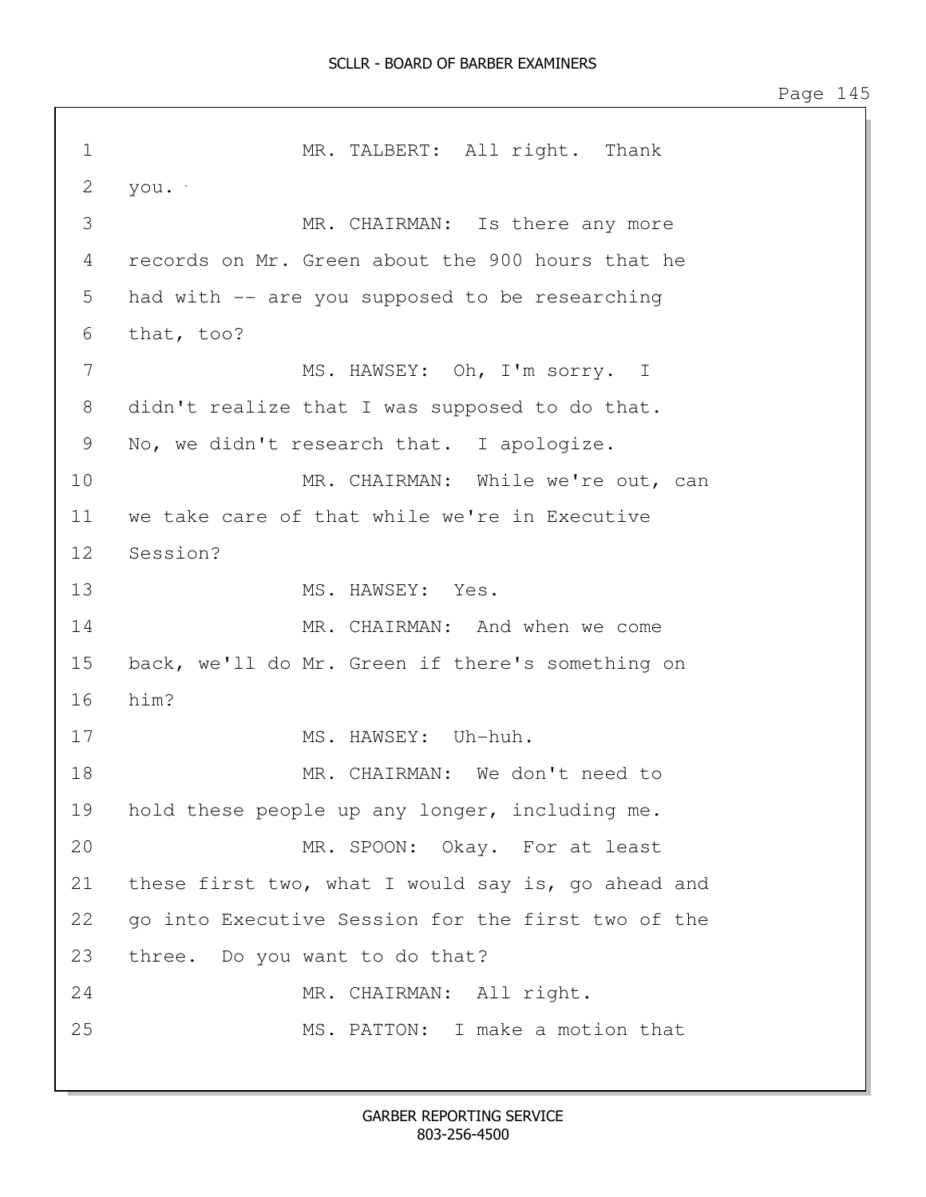1 MR. TALBERT: All right. Thank
2 you.
3 MR. CHAIRMAN: Is there any more
4 records on Mr. Green about the 900 hours that he
5 had with -- are you supposed to be researching
6 that, too?
7 MS. HAWSEY: Oh, I'm sorry. I
8 didn't realize that I was supposed to do that.
9 No, we didn't research that. I apologize.
10 MR. CHAIRMAN: While we're out, can
11 we take care of that while we're in Executive
12 Session?
13 MS. HAWSEY: Yes.
14 MR. CHAIRMAN: And when we come
15 back, we'll do Mr. Green if there's something on
16 him?
17 MS. HAWSEY: Uh-huh.
18 MR. CHAIRMAN: We don't need to
19 hold these people up any longer, including me.
20 MR. SPOON: Okay. For at least
21 these first two, what I would say is, go ahead and
22 go into Executive Session for the first two of the
23 three. Do you want to do that?
24 MR. CHAIRMAN: All right.
25 MS. PATTON: I make a motion that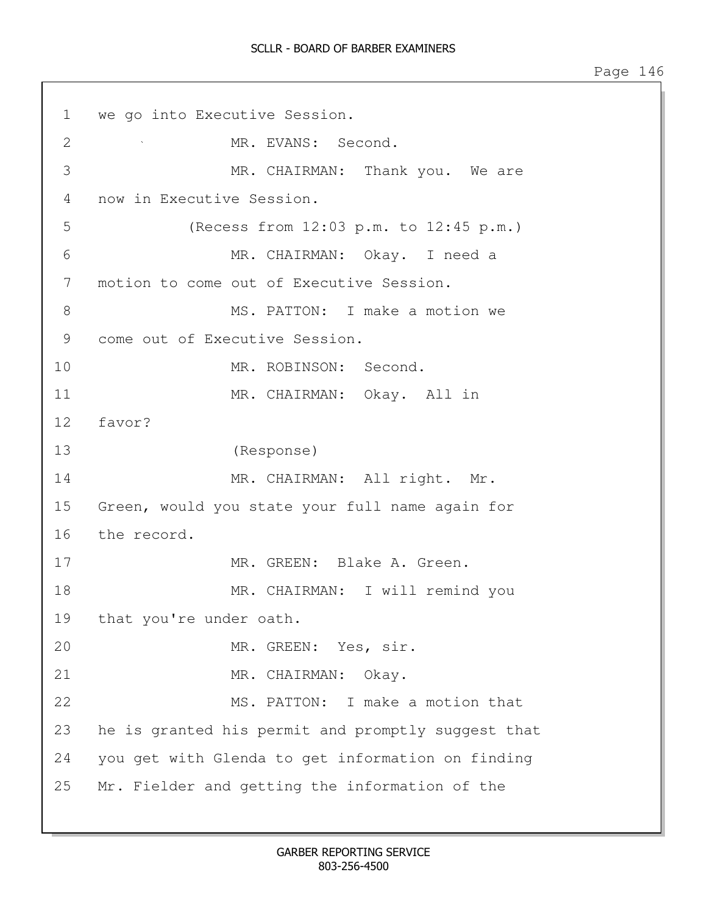1 we go into Executive Session.

2 MR. EVANS: Second.

3 MR. CHAIRMAN: Thank you. We are

4 now in Executive Session.

5 (Recess from 12:03 p.m. to 12:45 p.m.)

6 MR. CHAIRMAN: Okay. I need a

7 motion to come out of Executive Session.

8 MS. PATTON: I make a motion we

9 come out of Executive Session.

10 MR. ROBINSON: Second.

11 MR. CHAIRMAN: Okay. All in

12 favor?

13 (Response)

14 MR. CHAIRMAN: All right. Mr.

15 Green, would you state your full name again for

16 the record.

17 MR. GREEN: Blake A. Green.

18 MR. CHAIRMAN: I will remind you

19 that you're under oath.

20 MR. GREEN: Yes, sir.

21 MR. CHAIRMAN: Okay.

22 MS. PATTON: I make a motion that

23 he is granted his permit and promptly suggest that

24 you get with Glenda to get information on finding

25 Mr. Fielder and getting the information of the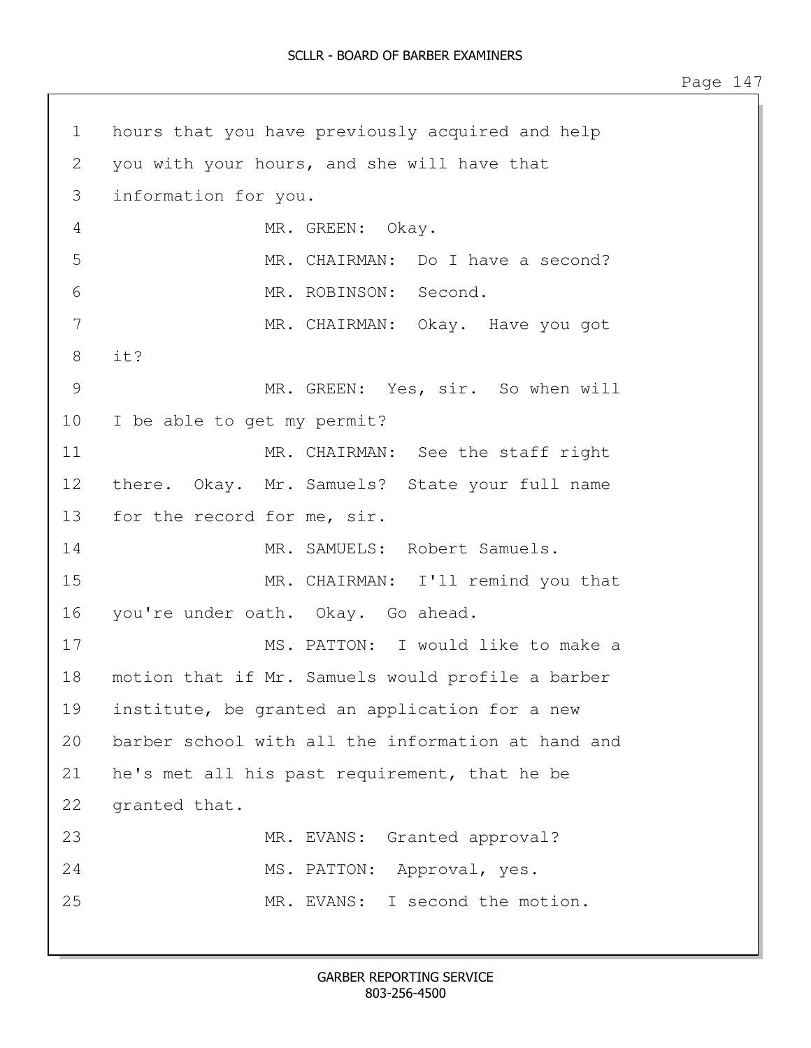1 hours that you have previously acquired and help
2 you with your hours, and she will have that
3 information for you.
4 MR. GREEN: Okay.
5 MR. CHAIRMAN: Do I have a second?
6 MR. ROBINSON: Second.
7 MR. CHAIRMAN: Okay. Have you got
8 it?
9 MR. GREEN: Yes, sir. So when will
10 I be able to get my permit?
11 MR. CHAIRMAN: See the staff right
12 there. Okay. Mr. Samuels? State your full name
13 for the record for me, sir.
14 MR. SAMUELS: Robert Samuels.
15 MR. CHAIRMAN: I'll remind you that
16 you're under oath. Okay. Go ahead.
17 MS. PATTON: I would like to make a
18 motion that if Mr. Samuels would profile a barber
19 institute, be granted an application for a new
20 barber school with all the information at hand and
21 he's met all his past requirement, that he be
22 granted that.
23 MR. EVANS: Granted approval?
24 MS. PATTON: Approval, yes.
25 MR. EVANS: I second the motion.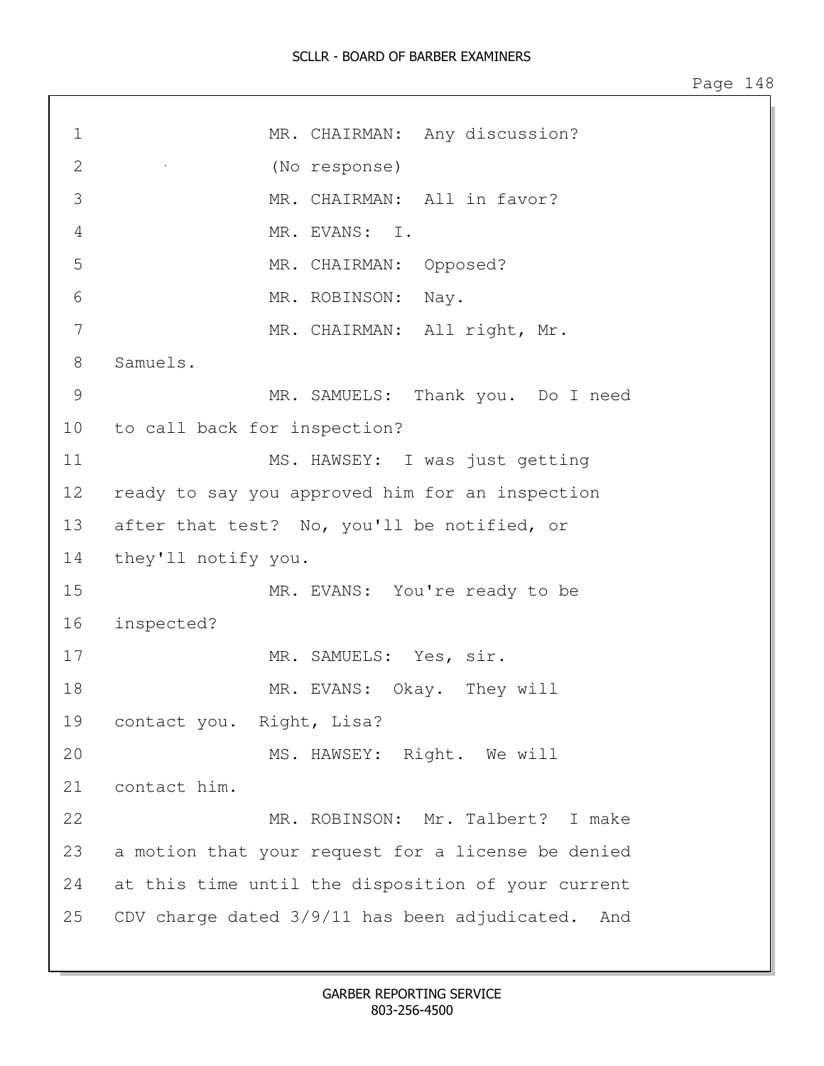MR. CHAIRMAN: Any discussion?

(No response)

MR. CHAIRMAN: All in favor?

MR. EVANS: I.

MR. CHAIRMAN: Opposed?

MR. ROBINSON: Nay.

MR. CHAIRMAN: All right, Mr. Samuels.

MR. SAMUELS: Thank you. Do I need to call back for inspection?

MS. HAWSEY: I was just getting ready to say you approved him for an inspection after that test? No, you'll be notified, or they'll notify you.

MR. EVANS: You're ready to be inspected?

MR. SAMUELS: Yes, sir.

MR. EVANS: Okay. They will contact you. Right, Lisa?

MS. HAWSEY: Right. We will contact him.

MR. ROBINSON: Mr. Talbert? I make a motion that your request for a license be denied at this time until the disposition of your current CDV charge dated 3/9/11 has been adjudicated. And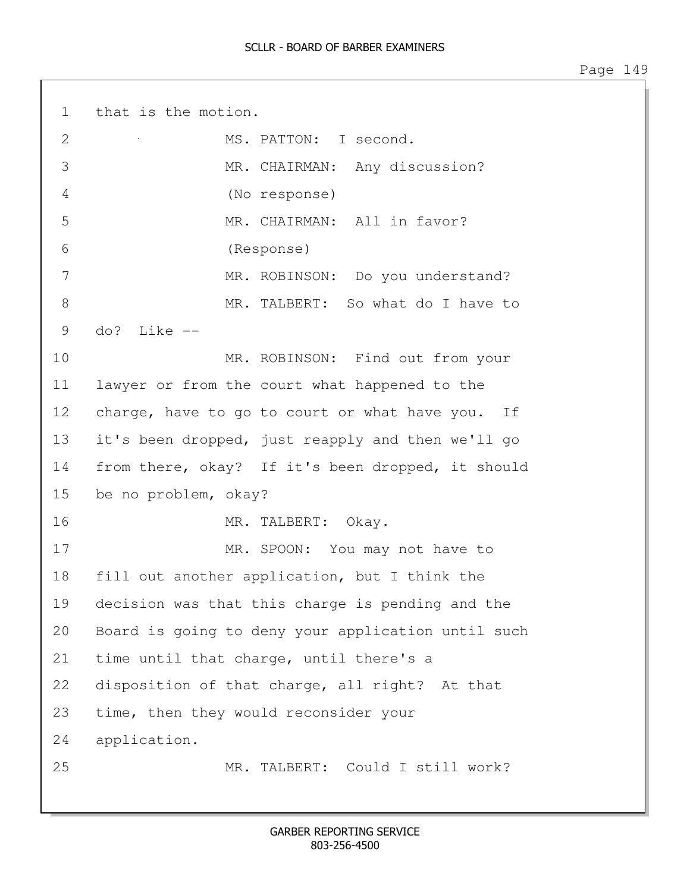1 that is the motion.

2 MS. PATTON: I second.

3 MR. CHAIRMAN: Any discussion?

4 (No response)

5 MR. CHAIRMAN: All in favor?

6 (Response)

7 MR. ROBINSON: Do you understand?

8 MR. TALBERT: So what do I have to

9 do? Like --

10 MR. ROBINSON: Find out from your

11 lawyer or from the court what happened to the

12 charge, have to go to court or what have you. If

13 it's been dropped, just reapply and then we'll go

14 from there, okay? If it's been dropped, it should

15 be no problem, okay?

16 MR. TALBERT: Okay.

17 MR. SPOON: You may not have to

18 fill out another application, but I think the

19 decision was that this charge is pending and the

20 Board is going to deny your application until such

21 time until that charge, until there's a

22 disposition of that charge, all right? At that

23 time, then they would reconsider your

24 application.

25 MR. TALBERT: Could I still work?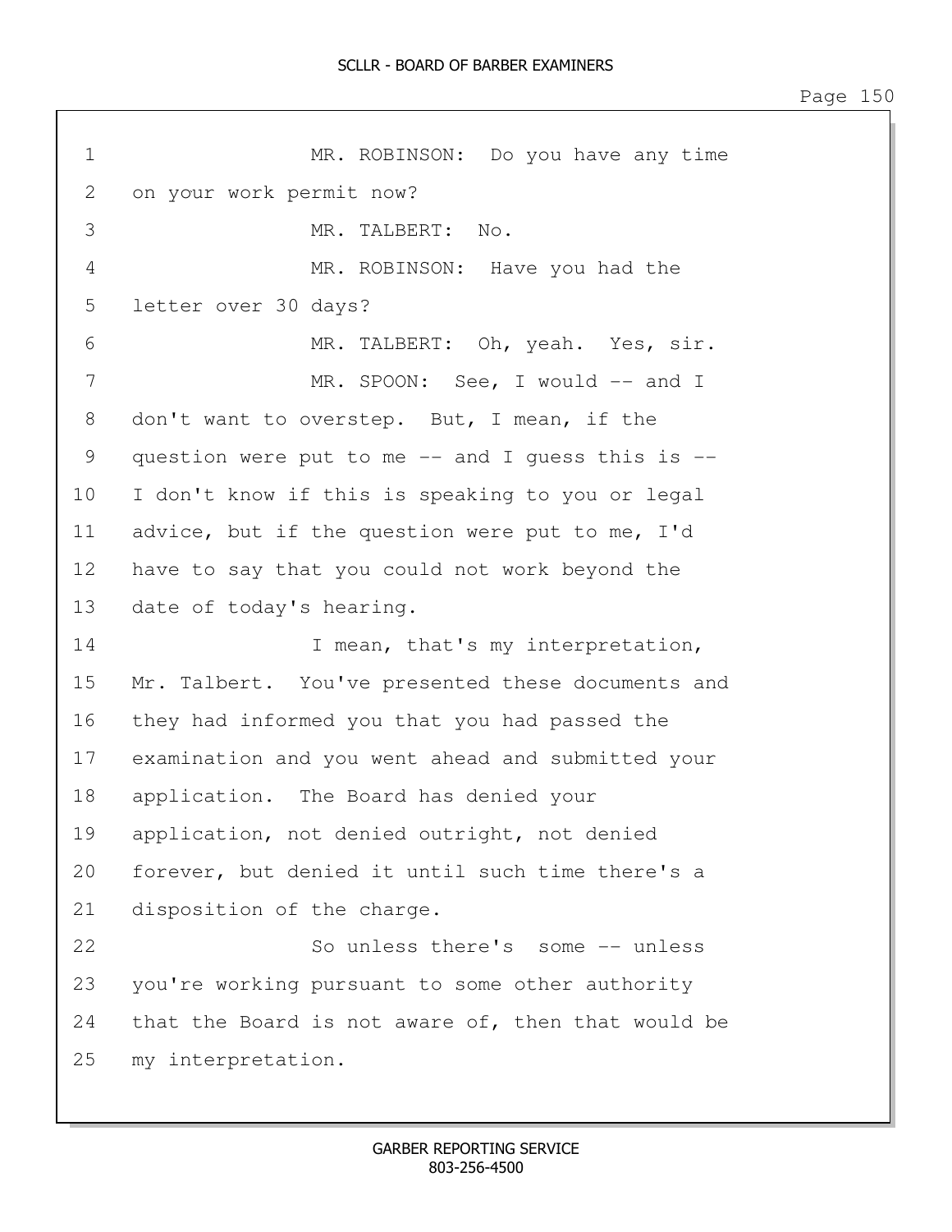1 MR. ROBINSON: Do you have any time
2 on your work permit now?
3 MR. TALBERT: No.
4 MR. ROBINSON: Have you had the
5 letter over 30 days?
6 MR. TALBERT: Oh, yeah. Yes, sir.
7 MR. SPOON: See, I would -- and I
8 don't want to overstep. But, I mean, if the
9 question were put to me -- and I guess this is --
10 I don't know if this is speaking to you or legal
11 advice, but if the question were put to me, I'd
12 have to say that you could not work beyond the
13 date of today's hearing.
14 I mean, that's my interpretation,
15 Mr. Talbert. You've presented these documents and
16 they had informed you that you had passed the
17 examination and you went ahead and submitted your
18 application. The Board has denied your
19 application, not denied outright, not denied
20 forever, but denied it until such time there's a
21 disposition of the charge.
22 So unless there's some -- unless
23 you're working pursuant to some other authority
24 that the Board is not aware of, then that would be
25 my interpretation.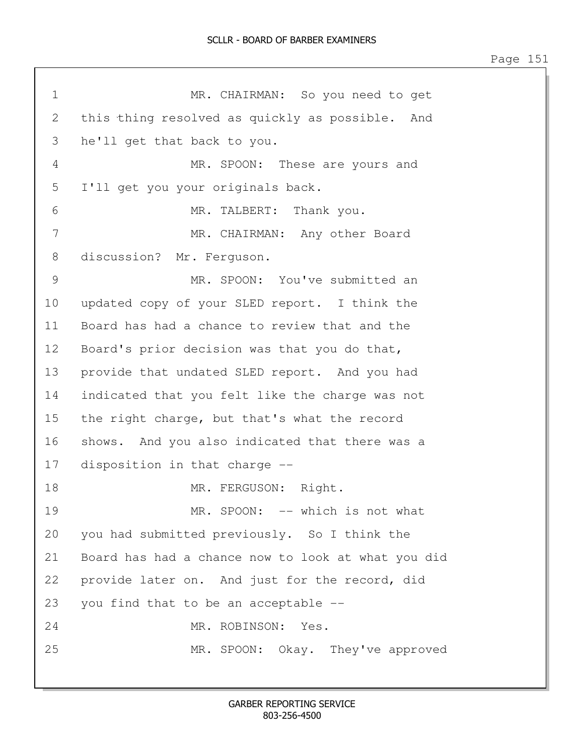1 MR. CHAIRMAN: So you need to get
2 this thing resolved as quickly as possible. And
3 he'll get that back to you.
4 MR. SPOON: These are yours and
5 I'll get you your originals back.
6 MR. TALBERT: Thank you.
7 MR. CHAIRMAN: Any other Board
8 discussion? Mr. Ferguson.
9 MR. SPOON: You've submitted an
10 updated copy of your SLED report. I think the
11 Board has had a chance to review that and the
12 Board's prior decision was that you do that,
13 provide that undated SLED report. And you had
14 indicated that you felt like the charge was not
15 the right charge, but that's what the record
16 shows. And you also indicated that there was a
17 disposition in that charge --
18 MR. FERGUSON: Right.
19 MR. SPOON: -- which is not what
20 you had submitted previously. So I think the
21 Board has had a chance now to look at what you did
22 provide later on. And just for the record, did
23 you find that to be an acceptable --
24 MR. ROBINSON: Yes.
25 MR. SPOON: Okay. They've approved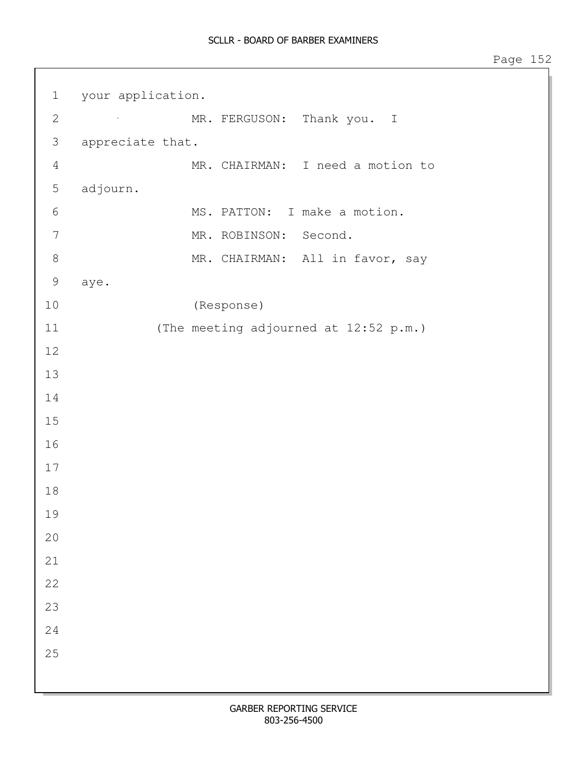your application.

MR. FERGUSON: Thank you. I appreciate that.

MR. CHAIRMAN: I need a motion to adjourn.

MS. PATTON: I make a motion.

MR. ROBINSON: Second.

MR. CHAIRMAN: All in favor, say aye.

(Response)

(The meeting adjourned at 12:52 p.m.)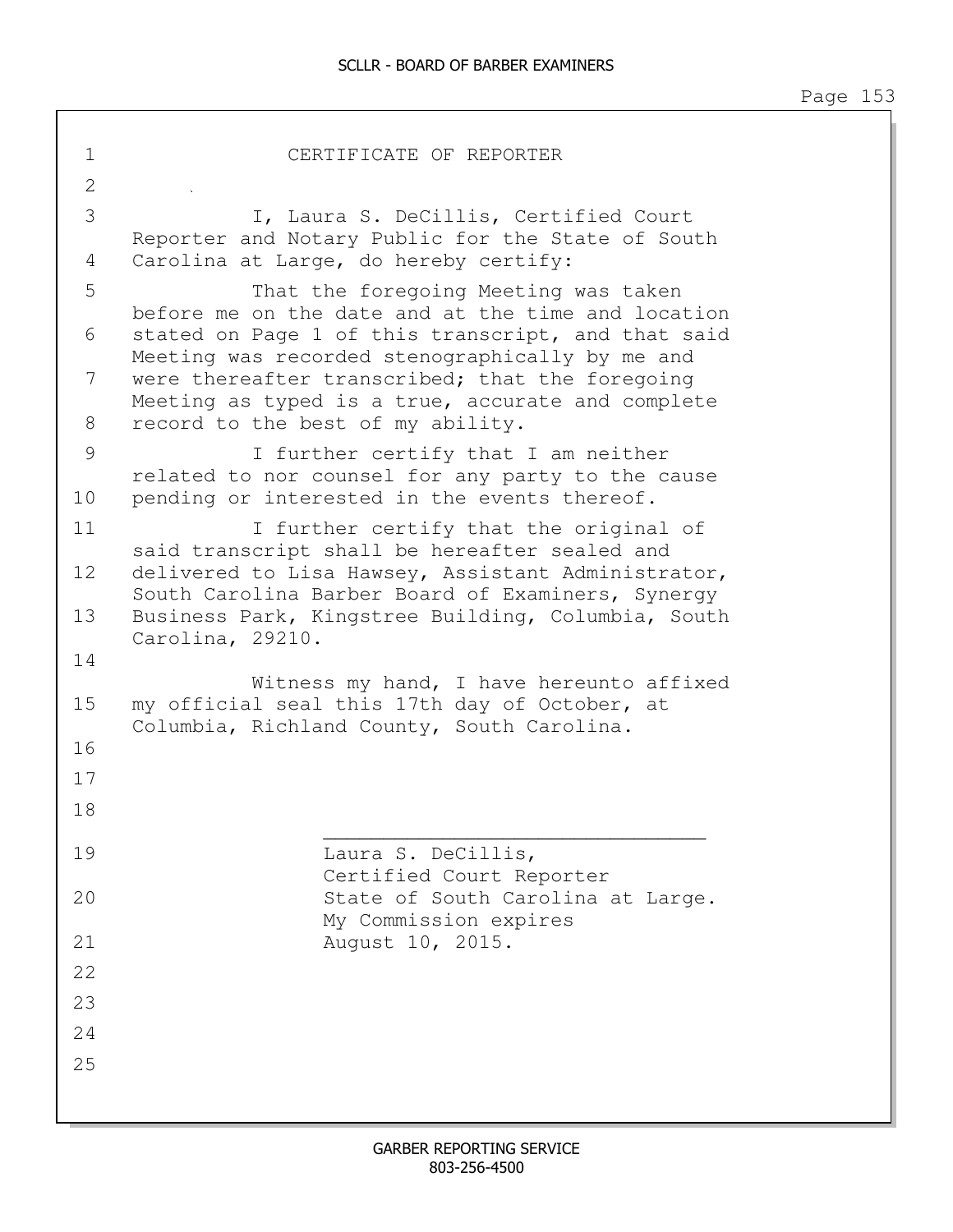# CERTIFICATE OF REPORTER

I, Laura S. DeCillis, Certified Court Reporter and Notary Public for the State of South Carolina at Large, do hereby certify:

That the foregoing Meeting was taken before me on the date and at the time and location stated on Page 1 of this transcript, and that said Meeting was recorded stenographically by me and were thereafter transcribed; that the foregoing Meeting as typed is a true, accurate and complete record to the best of my ability.

I further certify that I am neither related to nor counsel for any party to the cause pending or interested in the events thereof.

I further certify that the original of said transcript shall be hereafter sealed and delivered to Lisa Hawsey, Assistant Administrator, South Carolina Barber Board of Examiners, Synergy Business Park, Kingstree Building, Columbia, South Carolina, 29210.

Witness my hand, I have hereunto affixed my official seal this 17th day of October, at Columbia, Richland County, South Carolina.

\_\_\_\_\_\_\_\_\_\_\_\_\_\_\_\_\_\_\_\_\_\_\_\_\_\_\_\_\_\_\_\_

Laura S. DeCillis,
Certified Court Reporter
State of South Carolina at Large.
My Commission expires
August 10, 2015.